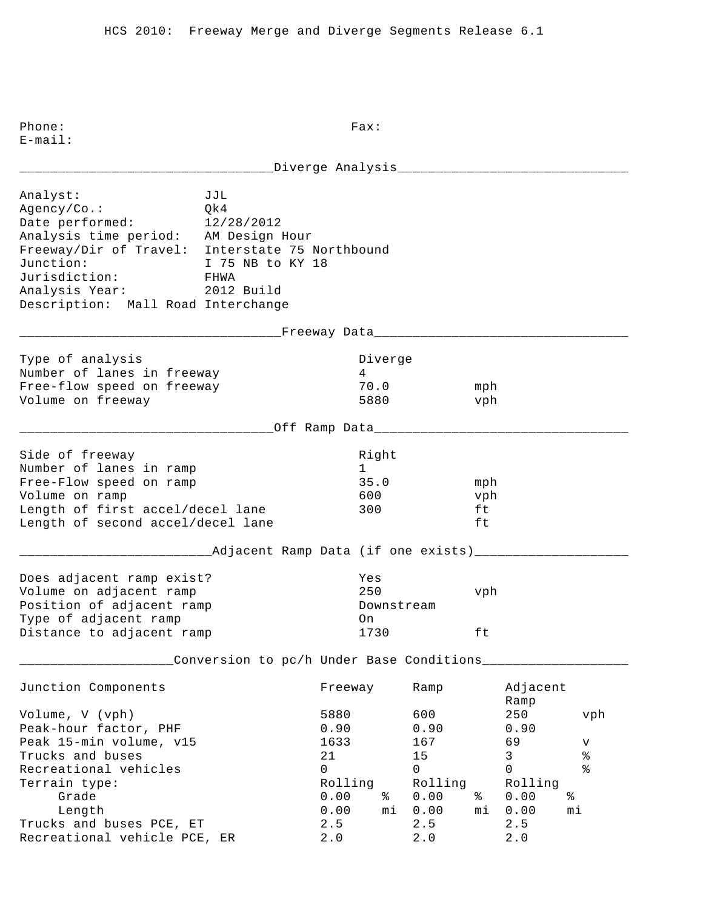# HCS 2010: Freeway Merge and Diverge Segments Release 6.1

Phone: Fax:
E-mail:

## Diverge Analysis

Analyst: JJL
Agency/Co.: Qk4
Date performed: 12/28/2012
Analysis time period: AM Design Hour
Freeway/Dir of Travel: Interstate 75 Northbound
Junction: I 75 NB to KY 18
Jurisdiction: FHWA
Analysis Year: 2012 Build
Description: Mall Road Interchange

## Freeway Data

| | | |
|---|---|---|
| Type of analysis | Diverge | |
| Number of lanes in freeway | 4 | |
| Free-flow speed on freeway | 70.0 | mph |
| Volume on freeway | 5880 | vph |

## Off Ramp Data

| | | |
|---|---|---|
| Side of freeway | Right | |
| Number of lanes in ramp | 1 | |
| Free-Flow speed on ramp | 35.0 | mph |
| Volume on ramp | 600 | vph |
| Length of first accel/decel lane | 300 | ft |
| Length of second accel/decel lane | | ft |

## Adjacent Ramp Data (if one exists)

| | | |
|---|---|---|
| Does adjacent ramp exist? | Yes | |
| Volume on adjacent ramp | 250 | vph |
| Position of adjacent ramp | Downstream | |
| Type of adjacent ramp | On | |
| Distance to adjacent ramp | 1730 | ft |

## Conversion to pc/h Under Base Conditions

| Junction Components | Freeway | | Ramp | | Adjacent Ramp | |
|---|---|---|---|---|---|---|
| Volume, V (vph) | 5880 | | 600 | | 250 | vph |
| Peak-hour factor, PHF | 0.90 | | 0.90 | | 0.90 | |
| Peak 15-min volume, v15 | 1633 | | 167 | | 69 | v |
| Trucks and buses | 21 | | 15 | | 3 | % |
| Recreational vehicles | 0 | | 0 | | 0 | % |
| Terrain type: | Rolling | | Rolling | | Rolling | |
| Grade | 0.00 | % | 0.00 | % | 0.00 | % |
| Length | 0.00 | mi | 0.00 | mi | 0.00 | mi |
| Trucks and buses PCE, ET | 2.5 | | 2.5 | | 2.5 | |
| Recreational vehicle PCE, ER | 2.0 | | 2.0 | | 2.0 | |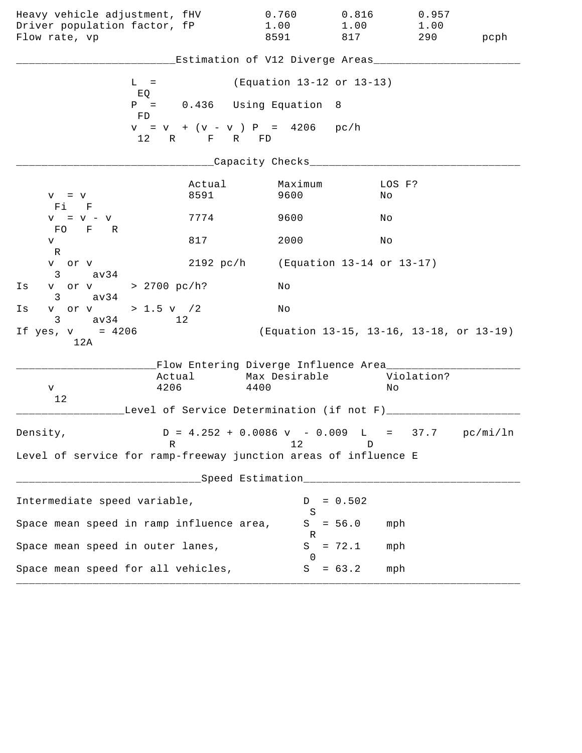| | | | | |
|---|---|---|---|---|
| Heavy vehicle adjustment, $f_{HV}$ | 0.760 | 0.816 | 0.957 | |
| Driver population factor, $f_P$ | 1.00 | 1.00 | 1.00 | |
| Flow rate, $v_p$ | 8591 | 817 | 290 | pcph |

## Estimation of V12 Diverge Areas

$L_{EQ}$ = (Equation 13-12 or 13-13)

$P_{FD}$ = 0.436 Using Equation 8

$v_{12} = v_R + (v_F - v_R) P_{FD}$ = 4206 pc/h

## Capacity Checks

| | Actual | Maximum | LOS F? |
|---|---|---|---|
| $v_{Fi} = v_F$ | 8591 | 9600 | No |
| $v_{FO} = v_F - v_R$ | 7774 | 9600 | No |
| $v_R$ | 817 | 2000 | No |
| $v_3$ or $v_{av34}$ | 2192 pc/h | (Equation 13-14 or 13-17) | |
| Is $v_3$ or $v_{av34}$ > 2700 pc/h? | | No | |
| Is $v_3$ or $v_{av34}$ > 1.5 $v_{12}$/2 | | No | |

If yes, $v_{12A}$ = 4206 (Equation 13-15, 13-16, 13-18, or 13-19)

## Flow Entering Diverge Influence Area

| | Actual | Max Desirable | Violation? |
|---|---|---|---|
| $v_{12}$ | 4206 | 4400 | No |

## Level of Service Determination (if not F)

Density, $D_R = 4.252 + 0.0086\, v_{12} - 0.009\, L_D$ = 37.7 pc/mi/ln

Level of service for ramp-freeway junction areas of influence E

## Speed Estimation

Intermediate speed variable, $D_S$ = 0.502

Space mean speed in ramp influence area, $S_R$ = 56.0 mph

Space mean speed in outer lanes, $S_0$ = 72.1 mph

Space mean speed for all vehicles, $S$ = 63.2 mph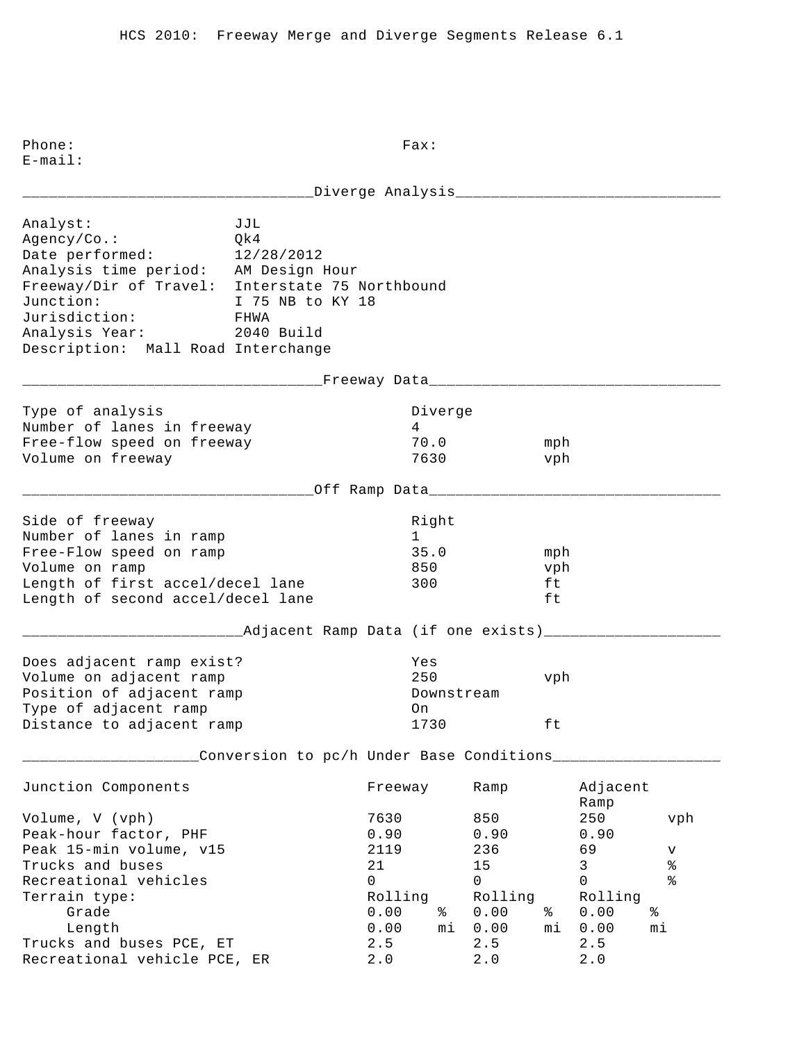HCS 2010: Freeway Merge and Diverge Segments Release 6.1

Phone: Fax:
E-mail:

## Diverge Analysis

Analyst: JJL
Agency/Co.: Qk4
Date performed: 12/28/2012
Analysis time period: AM Design Hour
Freeway/Dir of Travel: Interstate 75 Northbound
Junction: I 75 NB to KY 18
Jurisdiction: FHWA
Analysis Year: 2040 Build
Description: Mall Road Interchange

## Freeway Data

| | | |
|---|---|---|
| Type of analysis | Diverge | |
| Number of lanes in freeway | 4 | |
| Free-flow speed on freeway | 70.0 | mph |
| Volume on freeway | 7630 | vph |

## Off Ramp Data

| | | |
|---|---|---|
| Side of freeway | Right | |
| Number of lanes in ramp | 1 | |
| Free-Flow speed on ramp | 35.0 | mph |
| Volume on ramp | 850 | vph |
| Length of first accel/decel lane | 300 | ft |
| Length of second accel/decel lane | | ft |

## Adjacent Ramp Data (if one exists)

| | | |
|---|---|---|
| Does adjacent ramp exist? | Yes | |
| Volume on adjacent ramp | 250 | vph |
| Position of adjacent ramp | Downstream | |
| Type of adjacent ramp | On | |
| Distance to adjacent ramp | 1730 | ft |

## Conversion to pc/h Under Base Conditions

| Junction Components | Freeway | | Ramp | | Adjacent Ramp | |
|---|---|---|---|---|---|---|
| Volume, V (vph) | 7630 | | 850 | | 250 | vph |
| Peak-hour factor, PHF | 0.90 | | 0.90 | | 0.90 | |
| Peak 15-min volume, v15 | 2119 | | 236 | | 69 | v |
| Trucks and buses | 21 | | 15 | | 3 | % |
| Recreational vehicles | 0 | | 0 | | 0 | % |
| Terrain type: | Rolling | | Rolling | | Rolling | |
| Grade | 0.00 | % | 0.00 | % | 0.00 | % |
| Length | 0.00 | mi | 0.00 | mi | 0.00 | mi |
| Trucks and buses PCE, ET | 2.5 | | 2.5 | | 2.5 | |
| Recreational vehicle PCE, ER | 2.0 | | 2.0 | | 2.0 | |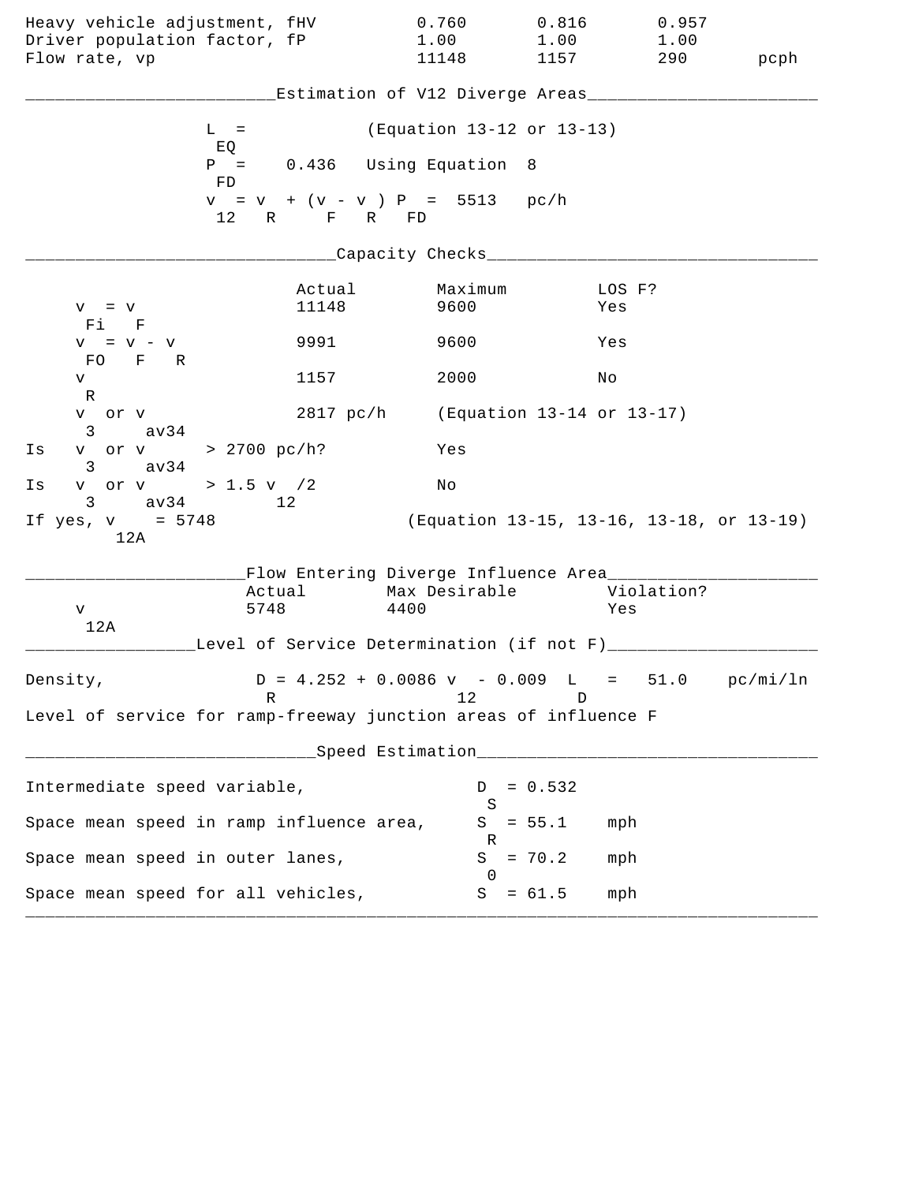| | | | | |
|---|---|---|---|---|
| Heavy vehicle adjustment, fHV | 0.760 | 0.816 | 0.957 | |
| Driver population factor, fP | 1.00 | 1.00 | 1.00 | |
| Flow rate, vp | 11148 | 1157 | 290 | pcph |

## Estimation of V12 Diverge Areas

$L_{EQ}$ = (Equation 13-12 or 13-13)

$P_{FD}$ = 0.436 Using Equation 8

$v_{12} = v_R + (v_F - v_R) P_{FD}$ = 5513 pc/h

## Capacity Checks

| | Actual | Maximum | LOS F? |
|---|---|---|---|
| $v_{Fi} = v_F$ | 11148 | 9600 | Yes |
| $v_{FO} = v_F - v_R$ | 9991 | 9600 | Yes |
| $v_R$ | 1157 | 2000 | No |
| $v_3$ or $v_{av34}$ | 2817 pc/h | (Equation 13-14 or 13-17) | |

Is $v_3$ or $v_{av34}$ > 2700 pc/h? Yes

Is $v_3$ or $v_{av34}$ > 1.5 $v_{12}$/2 No

If yes, $v_{12A}$ = 5748 (Equation 13-15, 13-16, 13-18, or 13-19)

## Flow Entering Diverge Influence Area

| | Actual | Max Desirable | Violation? |
|---|---|---|---|
| $v_{12A}$ | 5748 | 4400 | Yes |

## Level of Service Determination (if not F)

Density, $D_R = 4.252 + 0.0086\, v_{12} - 0.009\, L_D$ = 51.0 pc/mi/ln

Level of service for ramp-freeway junction areas of influence F

## Speed Estimation

Intermediate speed variable, $D_S$ = 0.532

Space mean speed in ramp influence area, $S_R$ = 55.1 mph

Space mean speed in outer lanes, $S_0$ = 70.2 mph

Space mean speed for all vehicles, $S$ = 61.5 mph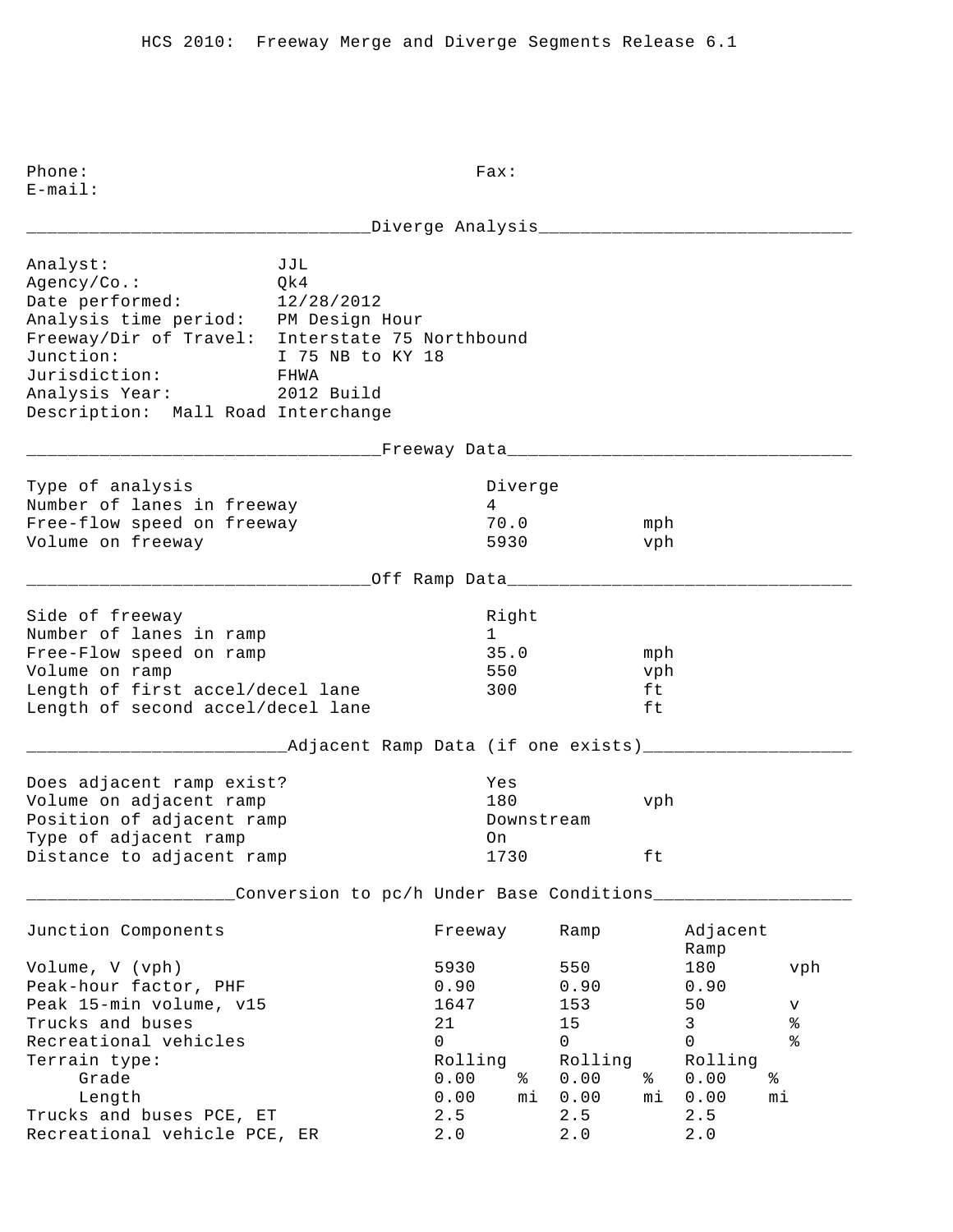# HCS 2010: Freeway Merge and Diverge Segments Release 6.1

Phone: Fax:
E-mail:

## Diverge Analysis

Analyst: JJL
Agency/Co.: Qk4
Date performed: 12/28/2012
Analysis time period: PM Design Hour
Freeway/Dir of Travel: Interstate 75 Northbound
Junction: I 75 NB to KY 18
Jurisdiction: FHWA
Analysis Year: 2012 Build
Description: Mall Road Interchange

## Freeway Data

| | | |
|---|---|---|
| Type of analysis | Diverge | |
| Number of lanes in freeway | 4 | |
| Free-flow speed on freeway | 70.0 | mph |
| Volume on freeway | 5930 | vph |

## Off Ramp Data

| | | |
|---|---|---|
| Side of freeway | Right | |
| Number of lanes in ramp | 1 | |
| Free-Flow speed on ramp | 35.0 | mph |
| Volume on ramp | 550 | vph |
| Length of first accel/decel lane | 300 | ft |
| Length of second accel/decel lane | | ft |

## Adjacent Ramp Data (if one exists)

| | | |
|---|---|---|
| Does adjacent ramp exist? | Yes | |
| Volume on adjacent ramp | 180 | vph |
| Position of adjacent ramp | Downstream | |
| Type of adjacent ramp | On | |
| Distance to adjacent ramp | 1730 | ft |

## Conversion to pc/h Under Base Conditions

| Junction Components | Freeway | | Ramp | | Adjacent Ramp | |
|---|---|---|---|---|---|---|
| Volume, V (vph) | 5930 | | 550 | | 180 | vph |
| Peak-hour factor, PHF | 0.90 | | 0.90 | | 0.90 | |
| Peak 15-min volume, v15 | 1647 | | 153 | | 50 | v |
| Trucks and buses | 21 | | 15 | | 3 | % |
| Recreational vehicles | 0 | | 0 | | 0 | % |
| Terrain type: | Rolling | | Rolling | | Rolling | |
| Grade | 0.00 | % | 0.00 | % | 0.00 | % |
| Length | 0.00 | mi | 0.00 | mi | 0.00 | mi |
| Trucks and buses PCE, ET | 2.5 | | 2.5 | | 2.5 | |
| Recreational vehicle PCE, ER | 2.0 | | 2.0 | | 2.0 | |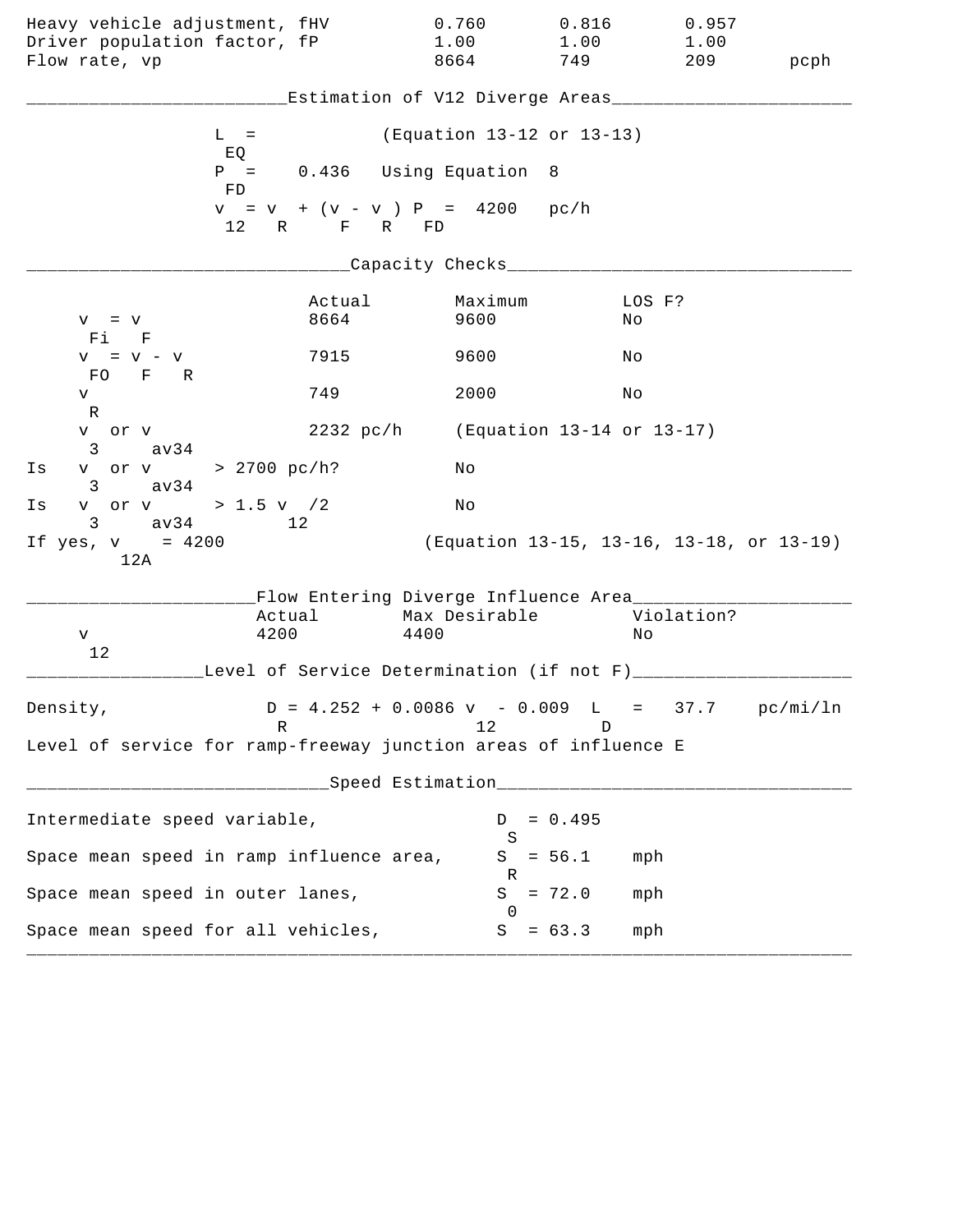| | | | | |
|---|---|---|---|---|
| Heavy vehicle adjustment, fHV | 0.760 | 0.816 | 0.957 | |
| Driver population factor, fP | 1.00 | 1.00 | 1.00 | |
| Flow rate, vp | 8664 | 749 | 209 | pcph |

## Estimation of V12 Diverge Areas

$L_{EQ}$ = (Equation 13-12 or 13-13)

$P_{FD}$ = 0.436 Using Equation 8

$v_{12} = v_R + (v_F - v_R) P_{FD}$ = 4200 pc/h

## Capacity Checks

| | Actual | Maximum | LOS F? |
|---|---|---|---|
| $v_{Fi} = v_F$ | 8664 | 9600 | No |
| $v_{FO} = v_F - v_R$ | 7915 | 9600 | No |
| $v_R$ | 749 | 2000 | No |
| $v_3$ or $v_{av34}$ | 2232 pc/h | (Equation 13-14 or 13-17) | |

Is $v_3$ or $v_{av34}$ > 2700 pc/h? No

Is $v_3$ or $v_{av34}$ > 1.5 $v_{12}$/2 No

If yes, $v_{12A}$ = 4200 (Equation 13-15, 13-16, 13-18, or 13-19)

## Flow Entering Diverge Influence Area

| | Actual | Max Desirable | Violation? |
|---|---|---|---|
| $v_{12}$ | 4200 | 4400 | No |

## Level of Service Determination (if not F)

Density, $D_R = 4.252 + 0.0086\, v_{12} - 0.009\, L_D$ = 37.7 pc/mi/ln

Level of service for ramp-freeway junction areas of influence E

## Speed Estimation

Intermediate speed variable, $D_S$ = 0.495

Space mean speed in ramp influence area, $S_R$ = 56.1 mph

Space mean speed in outer lanes, $S_0$ = 72.0 mph

Space mean speed for all vehicles, $S$ = 63.3 mph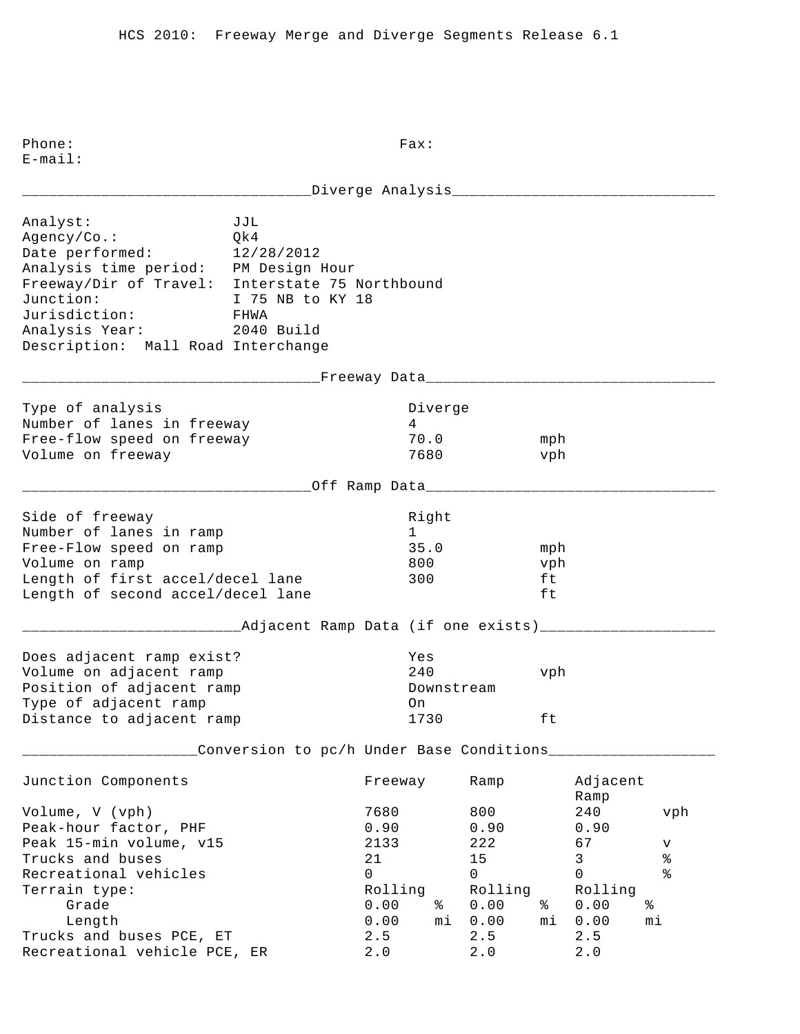HCS 2010: Freeway Merge and Diverge Segments Release 6.1

Phone: Fax:
E-mail:

## Diverge Analysis

Analyst: JJL
Agency/Co.: Qk4
Date performed: 12/28/2012
Analysis time period: PM Design Hour
Freeway/Dir of Travel: Interstate 75 Northbound
Junction: I 75 NB to KY 18
Jurisdiction: FHWA
Analysis Year: 2040 Build
Description: Mall Road Interchange

## Freeway Data

| | | |
|---|---|---|
| Type of analysis | Diverge | |
| Number of lanes in freeway | 4 | |
| Free-flow speed on freeway | 70.0 | mph |
| Volume on freeway | 7680 | vph |

## Off Ramp Data

| | | |
|---|---|---|
| Side of freeway | Right | |
| Number of lanes in ramp | 1 | |
| Free-Flow speed on ramp | 35.0 | mph |
| Volume on ramp | 800 | vph |
| Length of first accel/decel lane | 300 | ft |
| Length of second accel/decel lane | | ft |

## Adjacent Ramp Data (if one exists)

| | | |
|---|---|---|
| Does adjacent ramp exist? | Yes | |
| Volume on adjacent ramp | 240 | vph |
| Position of adjacent ramp | Downstream | |
| Type of adjacent ramp | On | |
| Distance to adjacent ramp | 1730 | ft |

## Conversion to pc/h Under Base Conditions

| Junction Components | Freeway | | Ramp | | Adjacent Ramp | |
|---|---|---|---|---|---|---|
| Volume, V (vph) | 7680 | | 800 | | 240 | vph |
| Peak-hour factor, PHF | 0.90 | | 0.90 | | 0.90 | |
| Peak 15-min volume, v15 | 2133 | | 222 | | 67 | v |
| Trucks and buses | 21 | | 15 | | 3 | % |
| Recreational vehicles | 0 | | 0 | | 0 | % |
| Terrain type: | Rolling | | Rolling | | Rolling | |
| Grade | 0.00 | % | 0.00 | % | 0.00 | % |
| Length | 0.00 | mi | 0.00 | mi | 0.00 | mi |
| Trucks and buses PCE, ET | 2.5 | | 2.5 | | 2.5 | |
| Recreational vehicle PCE, ER | 2.0 | | 2.0 | | 2.0 | |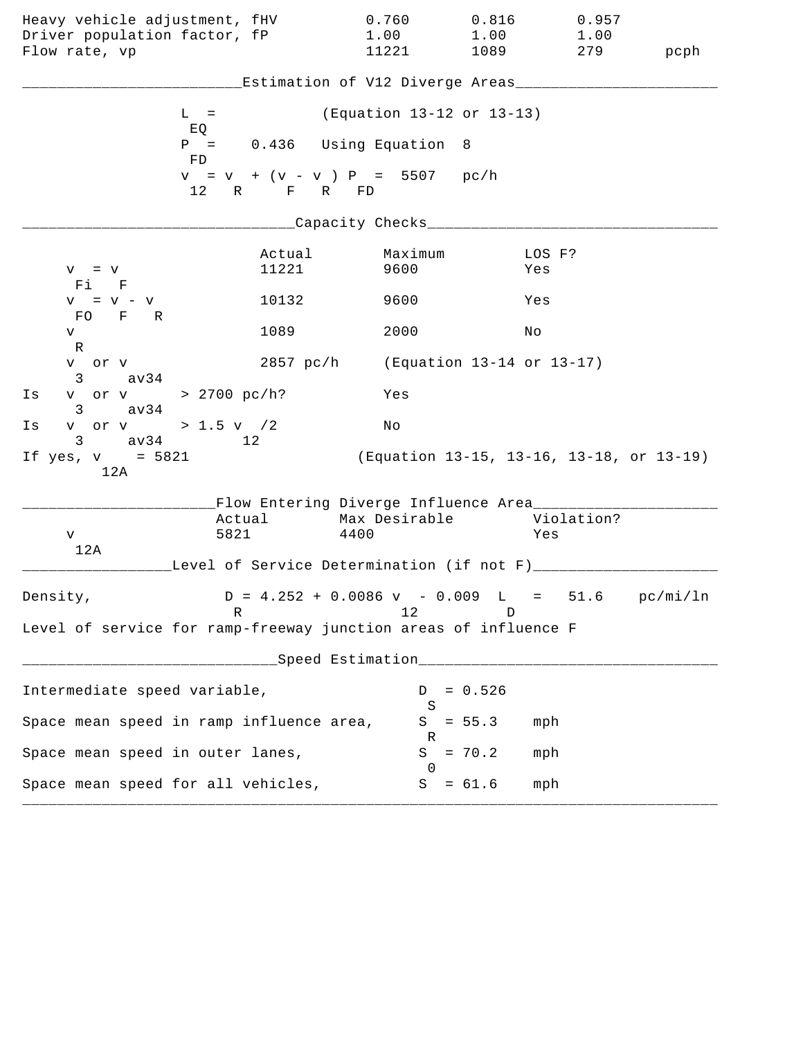| | | | | |
|---|---|---|---|---|
| Heavy vehicle adjustment, fHV | 0.760 | 0.816 | 0.957 | |
| Driver population factor, fP | 1.00 | 1.00 | 1.00 | |
| Flow rate, vp | 11221 | 1089 | 279 | pcph |

## Estimation of V12 Diverge Areas

$L_{EQ}$ = (Equation 13-12 or 13-13)

$P_{FD}$ = 0.436 Using Equation 8

$v_{12} = v_R + (v_F - v_R) P_{FD}$ = 5507 pc/h

## Capacity Checks

| | Actual | Maximum | LOS F? |
|---|---|---|---|
| $v_{Fi} = v_F$ | 11221 | 9600 | Yes |
| $v_{FO} = v_F - v_R$ | 10132 | 9600 | Yes |
| $v_R$ | 1089 | 2000 | No |

$v_3$ or $v_{av34}$ 2857 pc/h (Equation 13-14 or 13-17)

Is $v_3$ or $v_{av34}$ > 2700 pc/h? Yes

Is $v_3$ or $v_{av34}$ > 1.5 $v_{12}$/2 No

If yes, $v_{12A}$ = 5821 (Equation 13-15, 13-16, 13-18, or 13-19)

## Flow Entering Diverge Influence Area

| | Actual | Max Desirable | Violation? |
|---|---|---|---|
| $v_{12A}$ | 5821 | 4400 | Yes |

## Level of Service Determination (if not F)

Density, $D = 4.252 + 0.0086\, v_{12} - 0.009\, L_D$ = 51.6 pc/mi/ln

Level of service for ramp-freeway junction areas of influence F

## Speed Estimation

| | | |
|---|---|---|
| Intermediate speed variable, | $D_S$ = 0.526 | |
| Space mean speed in ramp influence area, | $S_R$ = 55.3 | mph |
| Space mean speed in outer lanes, | $S_0$ = 70.2 | mph |
| Space mean speed for all vehicles, | $S$ = 61.6 | mph |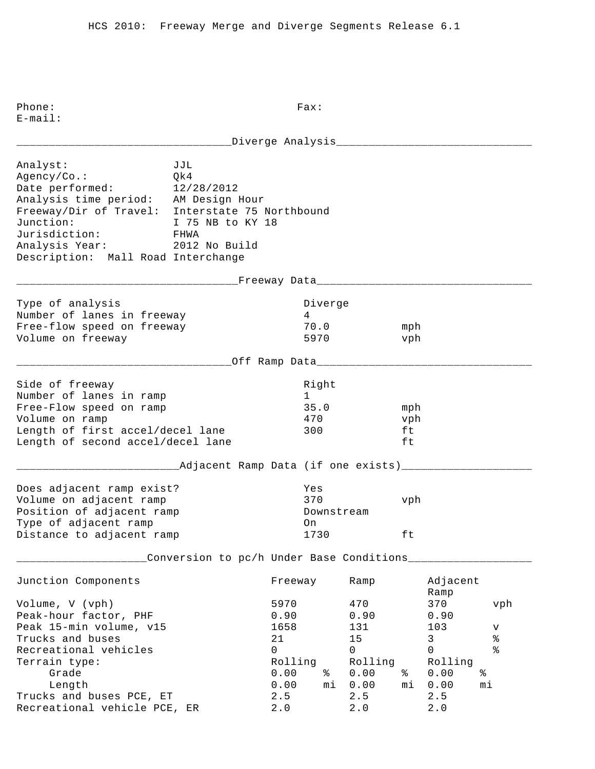HCS 2010: Freeway Merge and Diverge Segments Release 6.1

Phone: Fax:
E-mail:

## Diverge Analysis

| | |
|---|---|
| Analyst: | JJL |
| Agency/Co.: | Qk4 |
| Date performed: | 12/28/2012 |
| Analysis time period: | AM Design Hour |
| Freeway/Dir of Travel: | Interstate 75 Northbound |
| Junction: | I 75 NB to KY 18 |
| Jurisdiction: | FHWA |
| Analysis Year: | 2012 No Build |

Description: Mall Road Interchange

## Freeway Data

| | | |
|---|---|---|
| Type of analysis | Diverge | |
| Number of lanes in freeway | 4 | |
| Free-flow speed on freeway | 70.0 | mph |
| Volume on freeway | 5970 | vph |

## Off Ramp Data

| | | |
|---|---|---|
| Side of freeway | Right | |
| Number of lanes in ramp | 1 | |
| Free-Flow speed on ramp | 35.0 | mph |
| Volume on ramp | 470 | vph |
| Length of first accel/decel lane | 300 | ft |
| Length of second accel/decel lane | | ft |

## Adjacent Ramp Data (if one exists)

| | | |
|---|---|---|
| Does adjacent ramp exist? | Yes | |
| Volume on adjacent ramp | 370 | vph |
| Position of adjacent ramp | Downstream | |
| Type of adjacent ramp | On | |
| Distance to adjacent ramp | 1730 | ft |

## Conversion to pc/h Under Base Conditions

| Junction Components | Freeway | Ramp | Adjacent Ramp | |
|---|---|---|---|---|
| Volume, V (vph) | 5970 | 470 | 370 | vph |
| Peak-hour factor, PHF | 0.90 | 0.90 | 0.90 | |
| Peak 15-min volume, v15 | 1658 | 131 | 103 | v |
| Trucks and buses | 21 | 15 | 3 | % |
| Recreational vehicles | 0 | 0 | 0 | % |
| Terrain type: | Rolling | Rolling | Rolling | |
| Grade | 0.00 % | 0.00 % | 0.00 % | |
| Length | 0.00 mi | 0.00 mi | 0.00 mi | |
| Trucks and buses PCE, ET | 2.5 | 2.5 | 2.5 | |
| Recreational vehicle PCE, ER | 2.0 | 2.0 | 2.0 | |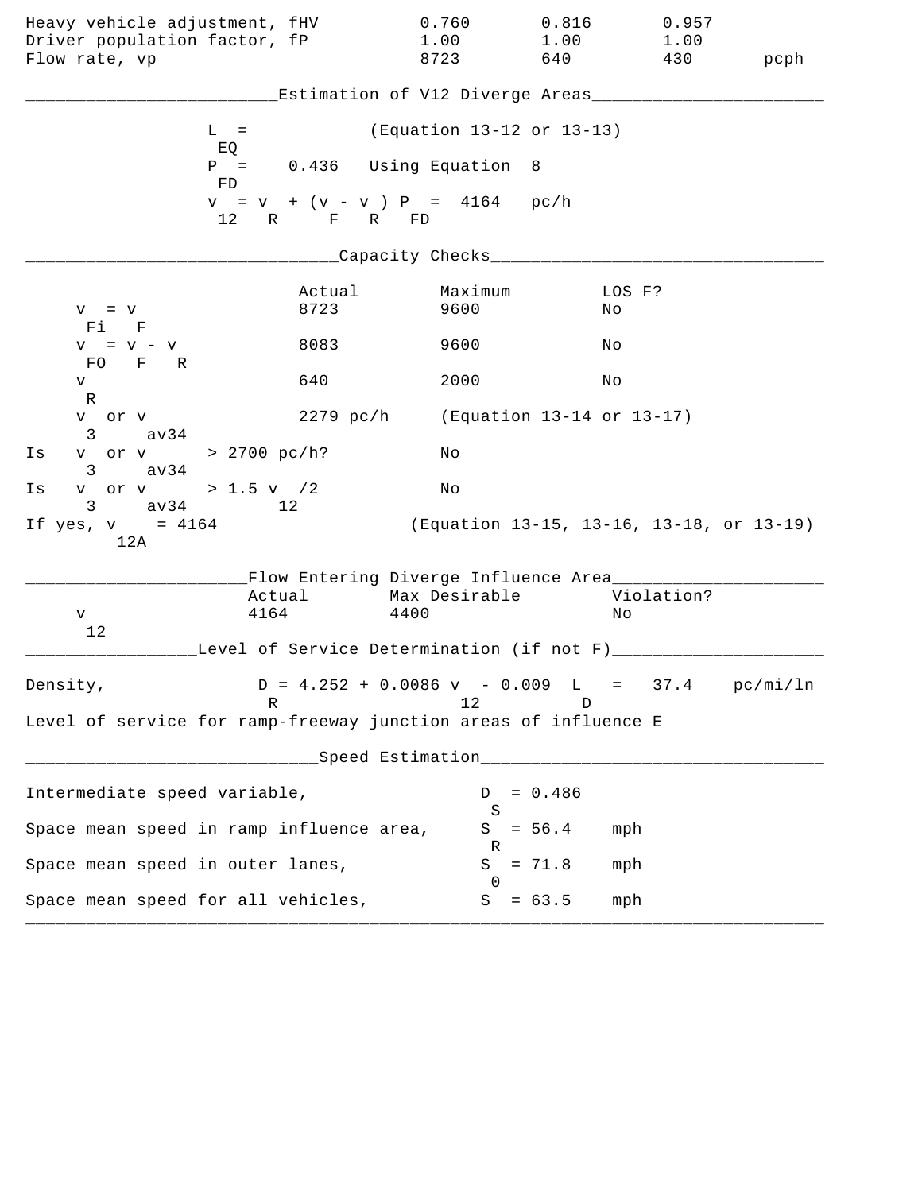| | | | | |
|---|---|---|---|---|
| Heavy vehicle adjustment, fHV | 0.760 | 0.816 | 0.957 | |
| Driver population factor, fP | 1.00 | 1.00 | 1.00 | |
| Flow rate, vp | 8723 | 640 | 430 | pcph |

## Estimation of V12 Diverge Areas

$L_{EQ}$ = (Equation 13-12 or 13-13)

$P_{FD}$ = 0.436 Using Equation 8

$v_{12} = v_R + (v_F - v_R) P_{FD}$ = 4164 pc/h

## Capacity Checks

| | Actual | Maximum | LOS F? |
|---|---|---|---|
| $v_{Fi} = v_F$ | 8723 | 9600 | No |
| $v_{FO} = v_F - v_R$ | 8083 | 9600 | No |
| $v_R$ | 640 | 2000 | No |
| $v_3$ or $v_{av34}$ | 2279 pc/h | (Equation 13-14 or 13-17) | |
| Is $v_3$ or $v_{av34}$ > 2700 pc/h? | | No | |
| Is $v_3$ or $v_{av34}$ > 1.5 $v_{12}$/2 | | No | |

If yes, $v_{12A}$ = 4164 (Equation 13-15, 13-16, 13-18, or 13-19)

## Flow Entering Diverge Influence Area

| | Actual | Max Desirable | Violation? |
|---|---|---|---|
| $v_{12}$ | 4164 | 4400 | No |

## Level of Service Determination (if not F)

Density, $D_R = 4.252 + 0.0086\, v_{12} - 0.009\, L_D$ = 37.4 pc/mi/ln

Level of service for ramp-freeway junction areas of influence E

## Speed Estimation

| | | |
|---|---|---|
| Intermediate speed variable, | $D_S$ = 0.486 | |
| Space mean speed in ramp influence area, | $S_R$ = 56.4 | mph |
| Space mean speed in outer lanes, | $S_0$ = 71.8 | mph |
| Space mean speed for all vehicles, | $S$ = 63.5 | mph |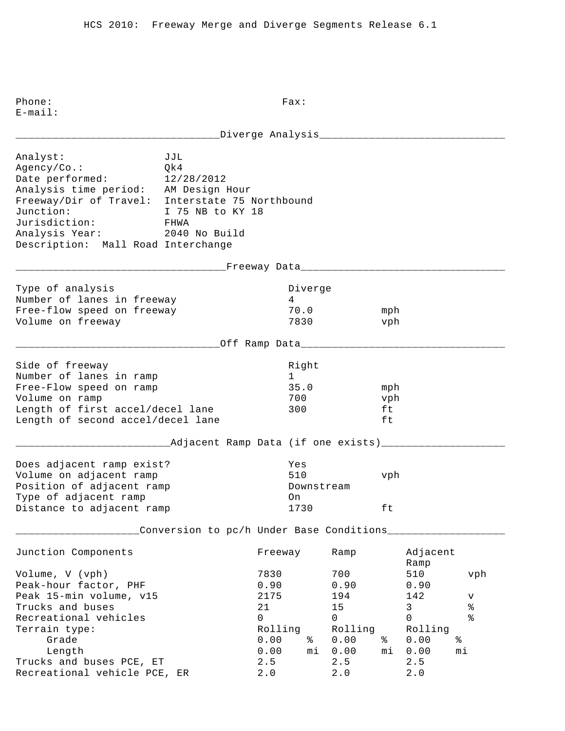HCS 2010: Freeway Merge and Diverge Segments Release 6.1

Phone: Fax:
E-mail:

## Diverge Analysis

Analyst: JJL
Agency/Co.: Qk4
Date performed: 12/28/2012
Analysis time period: AM Design Hour
Freeway/Dir of Travel: Interstate 75 Northbound
Junction: I 75 NB to KY 18
Jurisdiction: FHWA
Analysis Year: 2040 No Build
Description: Mall Road Interchange

## Freeway Data

| | | |
|---|---|---|
| Type of analysis | Diverge | |
| Number of lanes in freeway | 4 | |
| Free-flow speed on freeway | 70.0 | mph |
| Volume on freeway | 7830 | vph |

## Off Ramp Data

| | | |
|---|---|---|
| Side of freeway | Right | |
| Number of lanes in ramp | 1 | |
| Free-Flow speed on ramp | 35.0 | mph |
| Volume on ramp | 700 | vph |
| Length of first accel/decel lane | 300 | ft |
| Length of second accel/decel lane | | ft |

## Adjacent Ramp Data (if one exists)

| | | |
|---|---|---|
| Does adjacent ramp exist? | Yes | |
| Volume on adjacent ramp | 510 | vph |
| Position of adjacent ramp | Downstream | |
| Type of adjacent ramp | On | |
| Distance to adjacent ramp | 1730 | ft |

## Conversion to pc/h Under Base Conditions

| Junction Components | Freeway | | Ramp | | Adjacent Ramp | |
|---|---|---|---|---|---|---|
| Volume, V (vph) | 7830 | | 700 | | 510 | vph |
| Peak-hour factor, PHF | 0.90 | | 0.90 | | 0.90 | |
| Peak 15-min volume, v15 | 2175 | | 194 | | 142 | v |
| Trucks and buses | 21 | | 15 | | 3 | % |
| Recreational vehicles | 0 | | 0 | | 0 | % |
| Terrain type: | Rolling | | Rolling | | Rolling | |
| Grade | 0.00 | % | 0.00 | % | 0.00 | % |
| Length | 0.00 | mi | 0.00 | mi | 0.00 | mi |
| Trucks and buses PCE, ET | 2.5 | | 2.5 | | 2.5 | |
| Recreational vehicle PCE, ER | 2.0 | | 2.0 | | 2.0 | |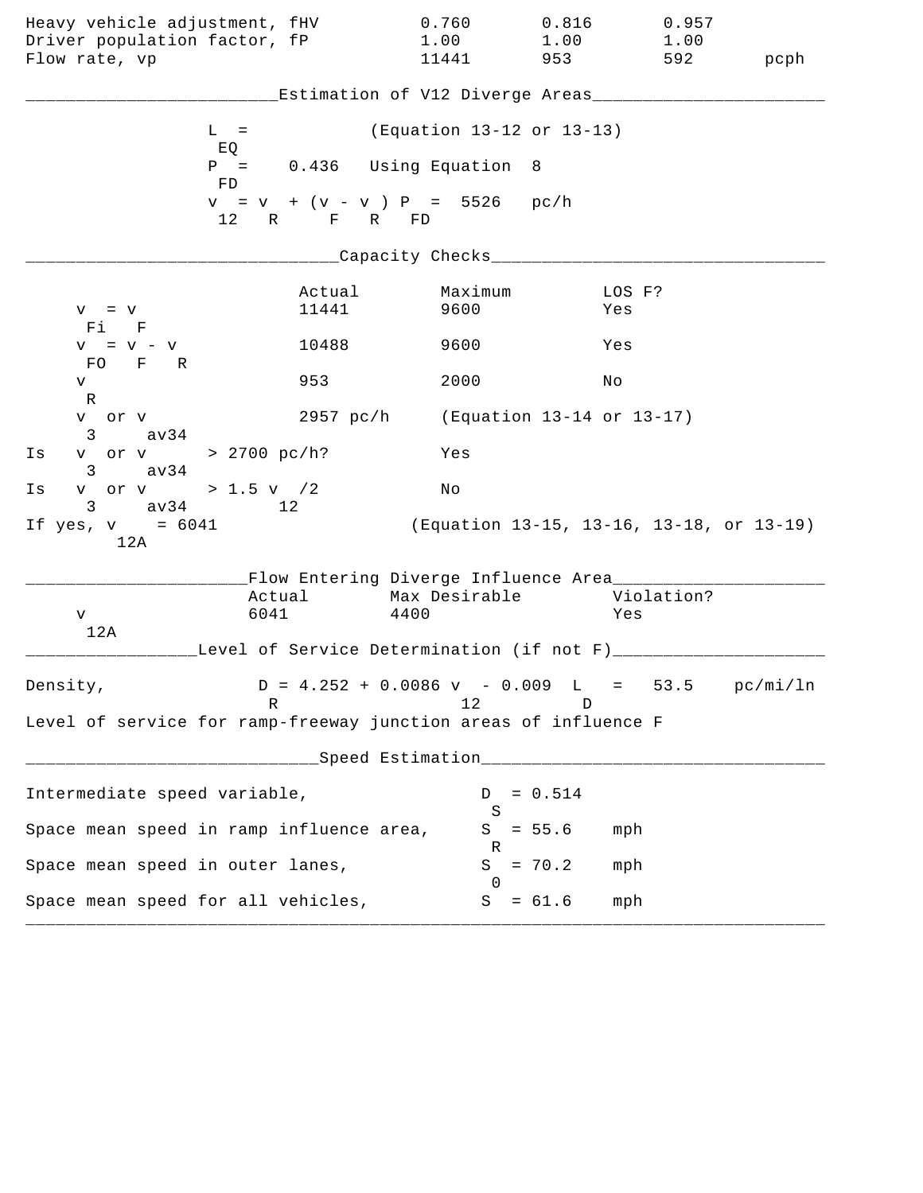| | | | | |
|---|---|---|---|---|
| Heavy vehicle adjustment, fHV | 0.760 | 0.816 | 0.957 | |
| Driver population factor, fP | 1.00 | 1.00 | 1.00 | |
| Flow rate, vp | 11441 | 953 | 592 | pcph |

## Estimation of V12 Diverge Areas

$L_{EQ}$ = (Equation 13-12 or 13-13)

$P_{FD}$ = 0.436 Using Equation 8

$v_{12} = v_R + (v_F - v_R) P_{FD}$ = 5526 pc/h

## Capacity Checks

| | Actual | Maximum | LOS F? |
|---|---|---|---|
| $v_{Fi} = v_F$ | 11441 | 9600 | Yes |
| $v_{FO} = v_F - v_R$ | 10488 | 9600 | Yes |
| $v_R$ | 953 | 2000 | No |
| $v_3$ or $v_{av34}$ | 2957 pc/h | (Equation 13-14 or 13-17) | |
| Is $v_3$ or $v_{av34}$ > 2700 pc/h? | | Yes | |
| Is $v_3$ or $v_{av34}$ > 1.5 $v_{12}$/2 | | No | |
| If yes, $v_{12A}$ = 6041 | | (Equation 13-15, 13-16, 13-18, or 13-19) | |

## Flow Entering Diverge Influence Area

| | Actual | Max Desirable | Violation? |
|---|---|---|---|
| $v_{12A}$ | 6041 | 4400 | Yes |

## Level of Service Determination (if not F)

Density, $D_R = 4.252 + 0.0086\, v_{12} - 0.009\, L_D$ = 53.5 pc/mi/ln

Level of service for ramp-freeway junction areas of influence F

## Speed Estimation

Intermediate speed variable, $D_S$ = 0.514

Space mean speed in ramp influence area, $S_R$ = 55.6 mph

Space mean speed in outer lanes, $S_0$ = 70.2 mph

Space mean speed for all vehicles, $S$ = 61.6 mph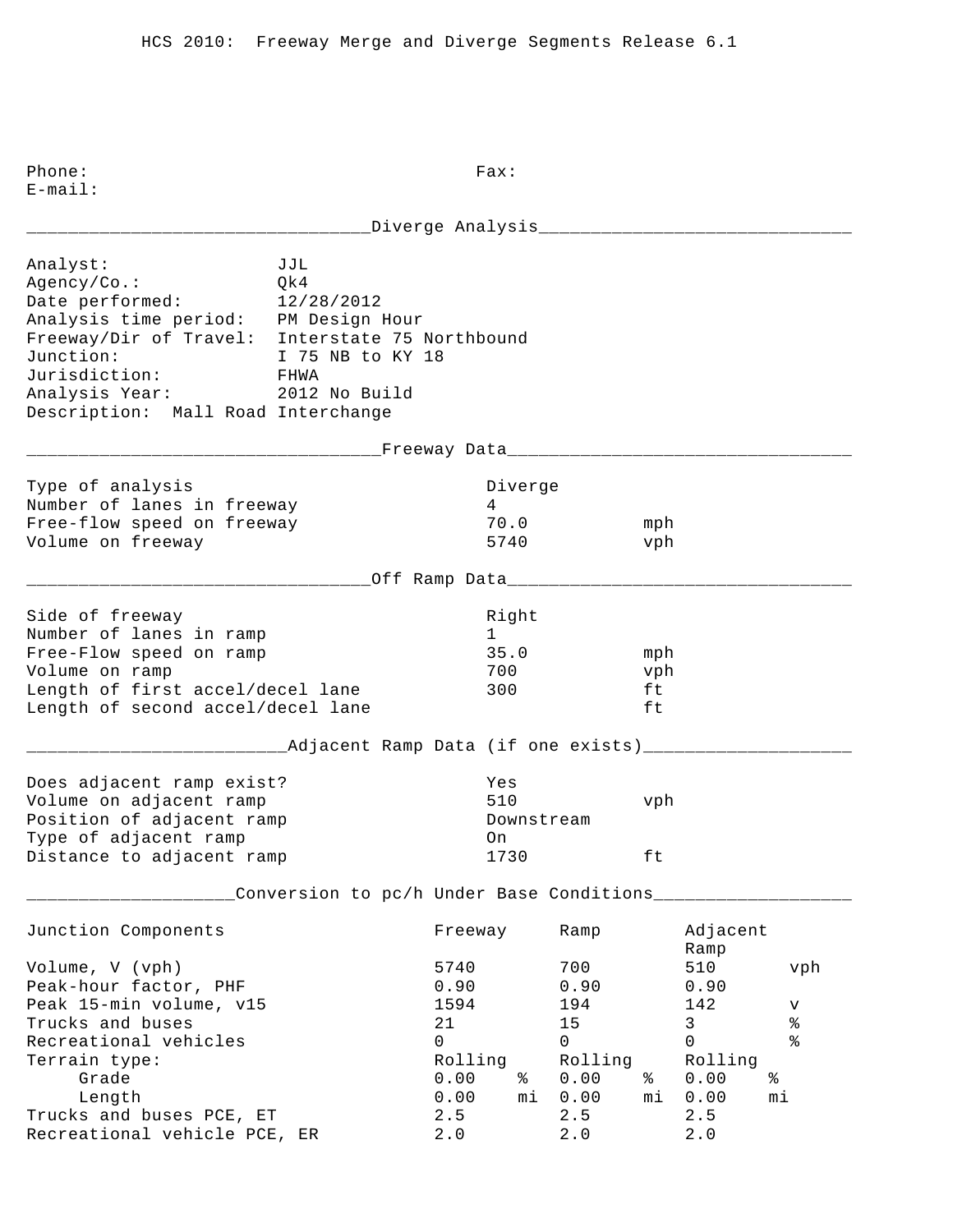HCS 2010: Freeway Merge and Diverge Segments Release 6.1

Phone: Fax:
E-mail:

## Diverge Analysis

Analyst: JJL
Agency/Co.: Qk4
Date performed: 12/28/2012
Analysis time period: PM Design Hour
Freeway/Dir of Travel: Interstate 75 Northbound
Junction: I 75 NB to KY 18
Jurisdiction: FHWA
Analysis Year: 2012 No Build
Description: Mall Road Interchange

## Freeway Data

| | | |
|---|---|---|
| Type of analysis | Diverge | |
| Number of lanes in freeway | 4 | |
| Free-flow speed on freeway | 70.0 | mph |
| Volume on freeway | 5740 | vph |

## Off Ramp Data

| | | |
|---|---|---|
| Side of freeway | Right | |
| Number of lanes in ramp | 1 | |
| Free-Flow speed on ramp | 35.0 | mph |
| Volume on ramp | 700 | vph |
| Length of first accel/decel lane | 300 | ft |
| Length of second accel/decel lane | | ft |

## Adjacent Ramp Data (if one exists)

| | | |
|---|---|---|
| Does adjacent ramp exist? | Yes | |
| Volume on adjacent ramp | 510 | vph |
| Position of adjacent ramp | Downstream | |
| Type of adjacent ramp | On | |
| Distance to adjacent ramp | 1730 | ft |

## Conversion to pc/h Under Base Conditions

| Junction Components | Freeway | | Ramp | | Adjacent Ramp | |
|---|---|---|---|---|---|---|
| Volume, V (vph) | 5740 | | 700 | | 510 | vph |
| Peak-hour factor, PHF | 0.90 | | 0.90 | | 0.90 | |
| Peak 15-min volume, v15 | 1594 | | 194 | | 142 | v |
| Trucks and buses | 21 | | 15 | | 3 | % |
| Recreational vehicles | 0 | | 0 | | 0 | % |
| Terrain type: | Rolling | | Rolling | | Rolling | |
| Grade | 0.00 | % | 0.00 | % | 0.00 | % |
| Length | 0.00 | mi | 0.00 | mi | 0.00 | mi |
| Trucks and buses PCE, ET | 2.5 | | 2.5 | | 2.5 | |
| Recreational vehicle PCE, ER | 2.0 | | 2.0 | | 2.0 | |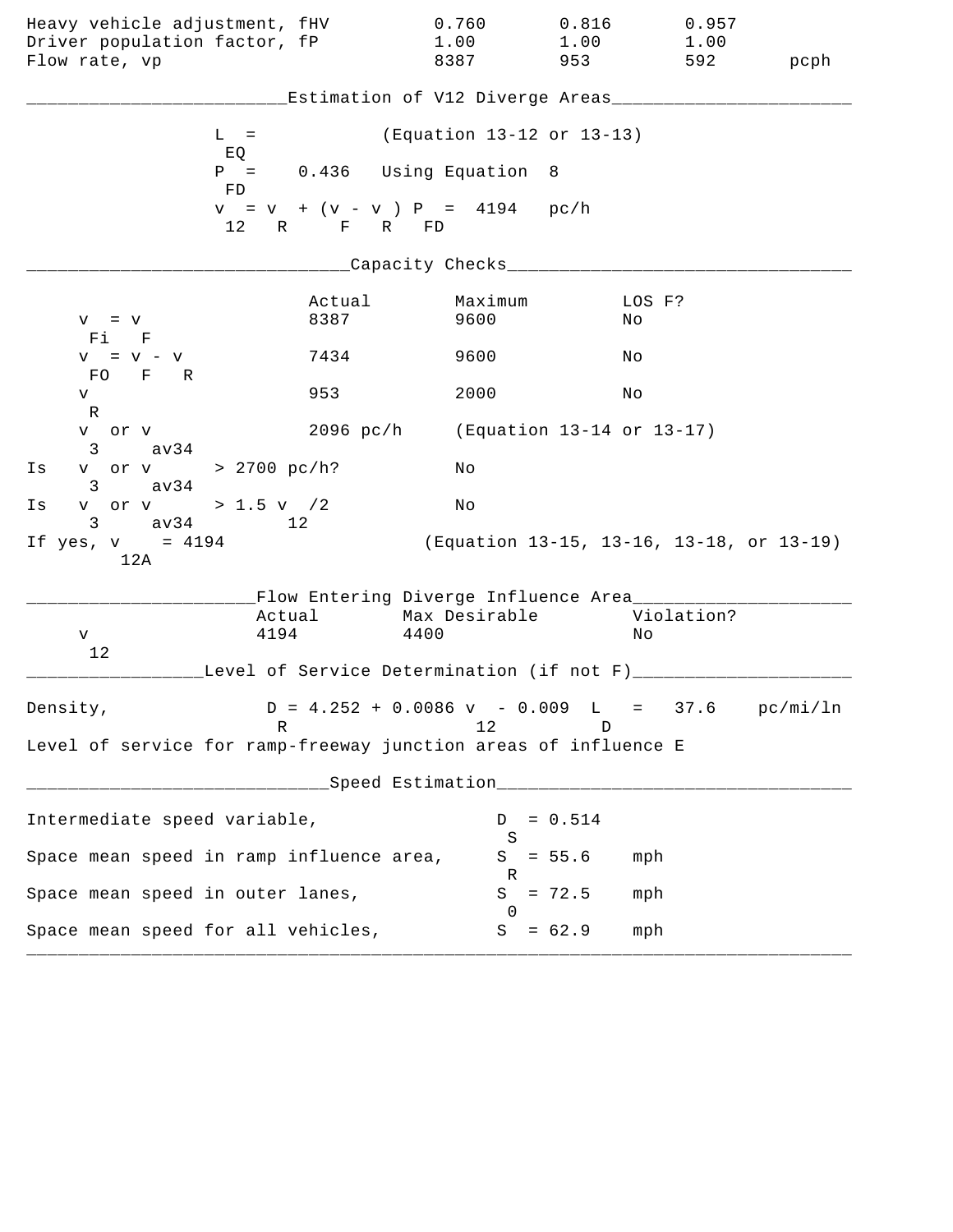| | | | | |
|---|---|---|---|---|
| Heavy vehicle adjustment, fHV | 0.760 | 0.816 | 0.957 | |
| Driver population factor, fP | 1.00 | 1.00 | 1.00 | |
| Flow rate, vp | 8387 | 953 | 592 | pcph |

## Estimation of V12 Diverge Areas

$L_{EQ}$ = (Equation 13-12 or 13-13)

$P_{FD}$ = 0.436 Using Equation 8

$v_{12} = v_R + (v_F - v_R) P_{FD}$ = 4194 pc/h

## Capacity Checks

| | Actual | Maximum | LOS F? |
|---|---|---|---|
| $v_{Fi} = v_F$ | 8387 | 9600 | No |
| $v_{FO} = v_F - v_R$ | 7434 | 9600 | No |
| $v_R$ | 953 | 2000 | No |
| $v_3$ or $v_{av34}$ | 2096 pc/h | (Equation 13-14 or 13-17) | |
| Is $v_3$ or $v_{av34}$ > 2700 pc/h? | | No | |
| Is $v_3$ or $v_{av34}$ > 1.5 $v_{12}$/2 | | No | |

If yes, $v_{12A}$ = 4194 (Equation 13-15, 13-16, 13-18, or 13-19)

## Flow Entering Diverge Influence Area

| | Actual | Max Desirable | Violation? |
|---|---|---|---|
| $v_{12}$ | 4194 | 4400 | No |

## Level of Service Determination (if not F)

Density, $D_R = 4.252 + 0.0086\ v_{12} - 0.009\ L_D$ = 37.6 pc/mi/ln

Level of service for ramp-freeway junction areas of influence E

## Speed Estimation

| | |
|---|---|
| Intermediate speed variable, | $D_S$ = 0.514 |
| Space mean speed in ramp influence area, | $S_R$ = 55.6 mph |
| Space mean speed in outer lanes, | $S_0$ = 72.5 mph |
| Space mean speed for all vehicles, | $S$ = 62.9 mph |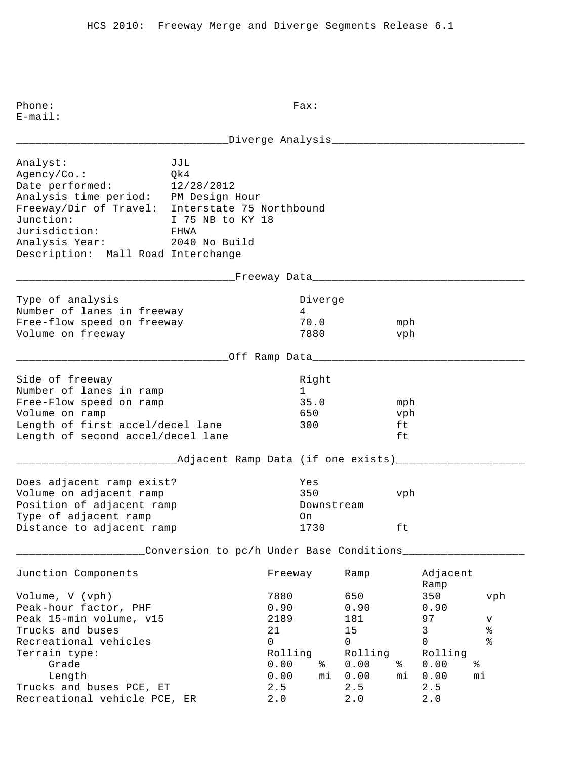HCS 2010: Freeway Merge and Diverge Segments Release 6.1

Phone: Fax:
E-mail:

## Diverge Analysis

Analyst: JJL
Agency/Co.: Qk4
Date performed: 12/28/2012
Analysis time period: PM Design Hour
Freeway/Dir of Travel: Interstate 75 Northbound
Junction: I 75 NB to KY 18
Jurisdiction: FHWA
Analysis Year: 2040 No Build
Description: Mall Road Interchange

## Freeway Data

| | | |
|---|---|---|
| Type of analysis | Diverge | |
| Number of lanes in freeway | 4 | |
| Free-flow speed on freeway | 70.0 | mph |
| Volume on freeway | 7880 | vph |

## Off Ramp Data

| | | |
|---|---|---|
| Side of freeway | Right | |
| Number of lanes in ramp | 1 | |
| Free-Flow speed on ramp | 35.0 | mph |
| Volume on ramp | 650 | vph |
| Length of first accel/decel lane | 300 | ft |
| Length of second accel/decel lane | | ft |

## Adjacent Ramp Data (if one exists)

| | | |
|---|---|---|
| Does adjacent ramp exist? | Yes | |
| Volume on adjacent ramp | 350 | vph |
| Position of adjacent ramp | Downstream | |
| Type of adjacent ramp | On | |
| Distance to adjacent ramp | 1730 | ft |

## Conversion to pc/h Under Base Conditions

| Junction Components | Freeway | | Ramp | | Adjacent Ramp | |
|---|---|---|---|---|---|---|
| Volume, V (vph) | 7880 | | 650 | | 350 | vph |
| Peak-hour factor, PHF | 0.90 | | 0.90 | | 0.90 | |
| Peak 15-min volume, v15 | 2189 | | 181 | | 97 | v |
| Trucks and buses | 21 | | 15 | | 3 | % |
| Recreational vehicles | 0 | | 0 | | 0 | % |
| Terrain type: | Rolling | | Rolling | | Rolling | |
| Grade | 0.00 | % | 0.00 | % | 0.00 | % |
| Length | 0.00 | mi | 0.00 | mi | 0.00 | mi |
| Trucks and buses PCE, ET | 2.5 | | 2.5 | | 2.5 | |
| Recreational vehicle PCE, ER | 2.0 | | 2.0 | | 2.0 | |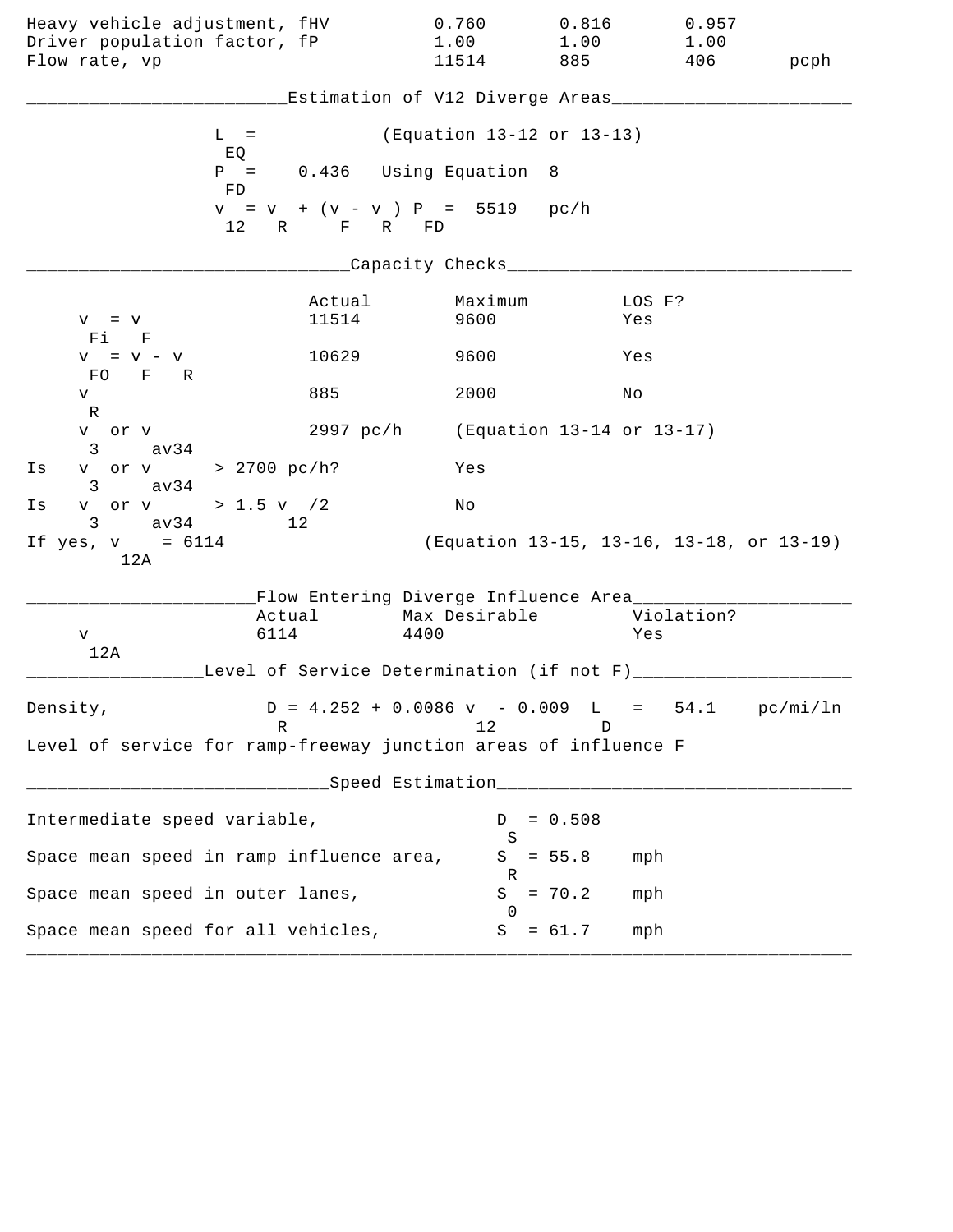| | | | | |
|---|---|---|---|---|
| Heavy vehicle adjustment, $f_{HV}$ | 0.760 | 0.816 | 0.957 | |
| Driver population factor, $f_P$ | 1.00 | 1.00 | 1.00 | |
| Flow rate, $v_p$ | 11514 | 885 | 406 | pcph |

## Estimation of V12 Diverge Areas

$L_{EQ}$ = (Equation 13-12 or 13-13)

$P_{FD}$ = 0.436 Using Equation 8

$v_{12} = v_R + (v_F - v_R) P_{FD}$ = 5519 pc/h

## Capacity Checks

| | Actual | Maximum | LOS F? |
|---|---|---|---|
| $v_{Fi} = v_F$ | 11514 | 9600 | Yes |
| $v_{FO} = v_F - v_R$ | 10629 | 9600 | Yes |
| $v_R$ | 885 | 2000 | No |
| $v_3$ or $v_{av34}$ | 2997 pc/h | (Equation 13-14 or 13-17) | |
| Is $v_3$ or $v_{av34}$ > 2700 pc/h? | | Yes | |
| Is $v_3$ or $v_{av34}$ > 1.5 $v_{12}$/2 | | No | |
| If yes, $v_{12A}$ = 6114 | | (Equation 13-15, 13-16, 13-18, or 13-19) | |

## Flow Entering Diverge Influence Area

| | Actual | Max Desirable | Violation? |
|---|---|---|---|
| $v_{12A}$ | 6114 | 4400 | Yes |

## Level of Service Determination (if not F)

Density, $D_R = 4.252 + 0.0086\ v_{12} - 0.009\ L_D$ = 54.1 pc/mi/ln

Level of service for ramp-freeway junction areas of influence F

## Speed Estimation

Intermediate speed variable, $D_S$ = 0.508

Space mean speed in ramp influence area, $S_R$ = 55.8 mph

Space mean speed in outer lanes, $S_0$ = 70.2 mph

Space mean speed for all vehicles, $S$ = 61.7 mph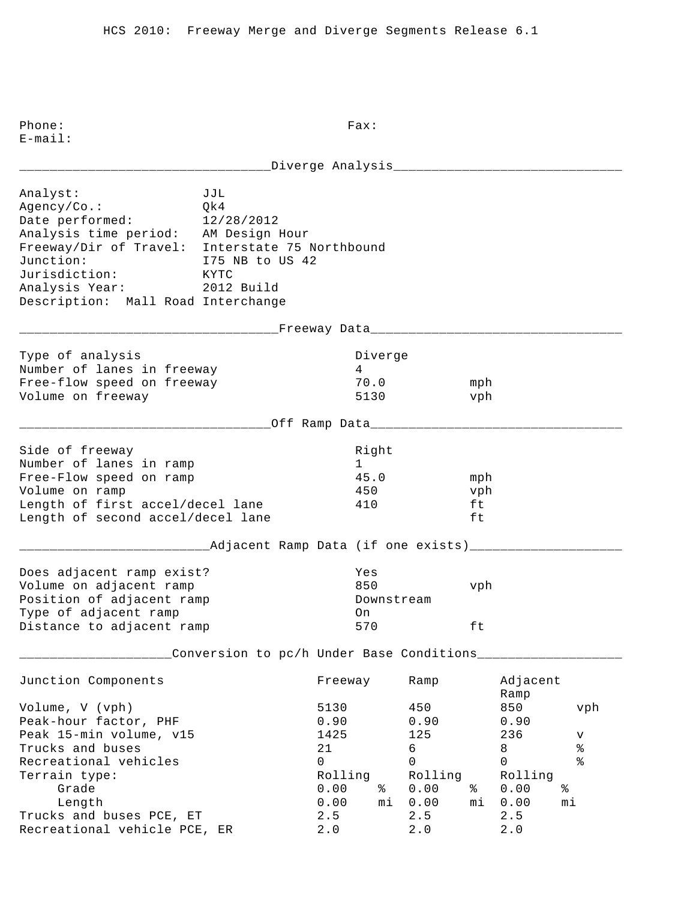HCS 2010: Freeway Merge and Diverge Segments Release 6.1

Phone: Fax:
E-mail:

## Diverge Analysis

| | |
|---|---|
| Analyst: | JJL |
| Agency/Co.: | Qk4 |
| Date performed: | 12/28/2012 |
| Analysis time period: | AM Design Hour |
| Freeway/Dir of Travel: | Interstate 75 Northbound |
| Junction: | I75 NB to US 42 |
| Jurisdiction: | KYTC |
| Analysis Year: | 2012 Build |

Description: Mall Road Interchange

## Freeway Data

| | | |
|---|---|---|
| Type of analysis | Diverge | |
| Number of lanes in freeway | 4 | |
| Free-flow speed on freeway | 70.0 | mph |
| Volume on freeway | 5130 | vph |

## Off Ramp Data

| | | |
|---|---|---|
| Side of freeway | Right | |
| Number of lanes in ramp | 1 | |
| Free-Flow speed on ramp | 45.0 | mph |
| Volume on ramp | 450 | vph |
| Length of first accel/decel lane | 410 | ft |
| Length of second accel/decel lane | | ft |

## Adjacent Ramp Data (if one exists)

| | | |
|---|---|---|
| Does adjacent ramp exist? | Yes | |
| Volume on adjacent ramp | 850 | vph |
| Position of adjacent ramp | Downstream | |
| Type of adjacent ramp | On | |
| Distance to adjacent ramp | 570 | ft |

## Conversion to pc/h Under Base Conditions

| Junction Components | Freeway | | Ramp | | Adjacent Ramp | |
|---|---|---|---|---|---|---|
| Volume, V (vph) | 5130 | | 450 | | 850 | vph |
| Peak-hour factor, PHF | 0.90 | | 0.90 | | 0.90 | |
| Peak 15-min volume, v15 | 1425 | | 125 | | 236 | v |
| Trucks and buses | 21 | | 6 | | 8 | % |
| Recreational vehicles | 0 | | 0 | | 0 | % |
| Terrain type: | Rolling | | Rolling | | Rolling | |
| Grade | 0.00 | % | 0.00 | % | 0.00 | % |
| Length | 0.00 | mi | 0.00 | mi | 0.00 | mi |
| Trucks and buses PCE, ET | 2.5 | | 2.5 | | 2.5 | |
| Recreational vehicle PCE, ER | 2.0 | | 2.0 | | 2.0 | |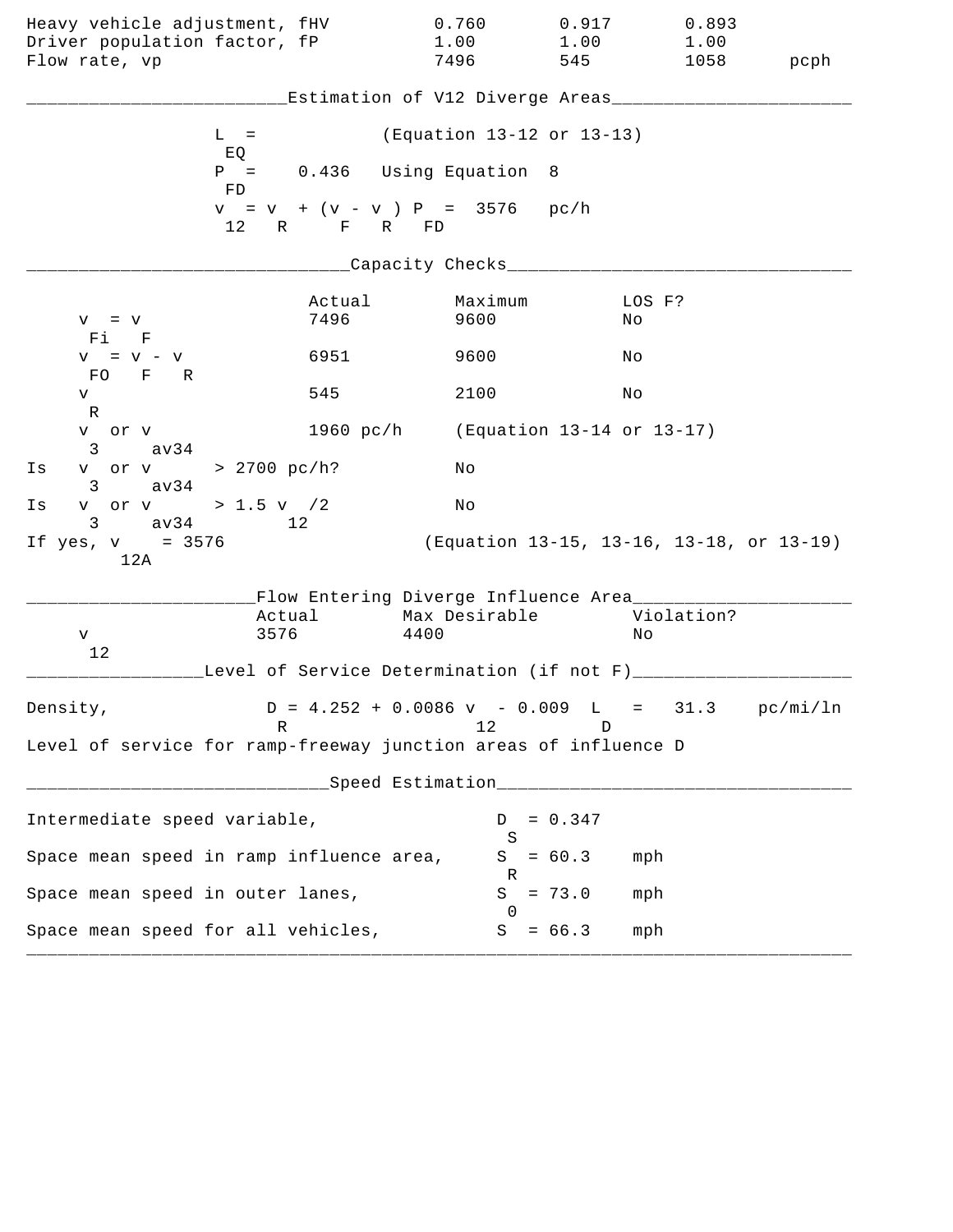| | | | | |
|---|---|---|---|---|
| Heavy vehicle adjustment, fHV | 0.760 | 0.917 | 0.893 | |
| Driver population factor, fP | 1.00 | 1.00 | 1.00 | |
| Flow rate, vp | 7496 | 545 | 1058 | pcph |

## Estimation of V12 Diverge Areas

$L_{EQ}$ = (Equation 13-12 or 13-13)

$P_{FD}$ = 0.436 Using Equation 8

$v_{12} = v_R + (v_F - v_R) P_{FD}$ = 3576 pc/h

## Capacity Checks

| | Actual | Maximum | LOS F? |
|---|---|---|---|
| $v_{Fi} = v_F$ | 7496 | 9600 | No |
| $v_{FO} = v_F - v_R$ | 6951 | 9600 | No |
| $v_R$ | 545 | 2100 | No |
| $v_3$ or $v_{av34}$ | 1960 pc/h | (Equation 13-14 or 13-17) | |

Is $v_3$ or $v_{av34}$ > 2700 pc/h? No

Is $v_3$ or $v_{av34}$ > 1.5 $v_{12}$/2 No

If yes, $v_{12A}$ = 3576 (Equation 13-15, 13-16, 13-18, or 13-19)

## Flow Entering Diverge Influence Area

| | Actual | Max Desirable | Violation? |
|---|---|---|---|
| $v_{12}$ | 3576 | 4400 | No |

## Level of Service Determination (if not F)

Density, $D_R = 4.252 + 0.0086\, v_{12} - 0.009\, L_D$ = 31.3 pc/mi/ln

Level of service for ramp-freeway junction areas of influence D

## Speed Estimation

| | | |
|---|---|---|
| Intermediate speed variable, | $D_S$ = 0.347 | |
| Space mean speed in ramp influence area, | $S_R$ = 60.3 | mph |
| Space mean speed in outer lanes, | $S_0$ = 73.0 | mph |
| Space mean speed for all vehicles, | $S$ = 66.3 | mph |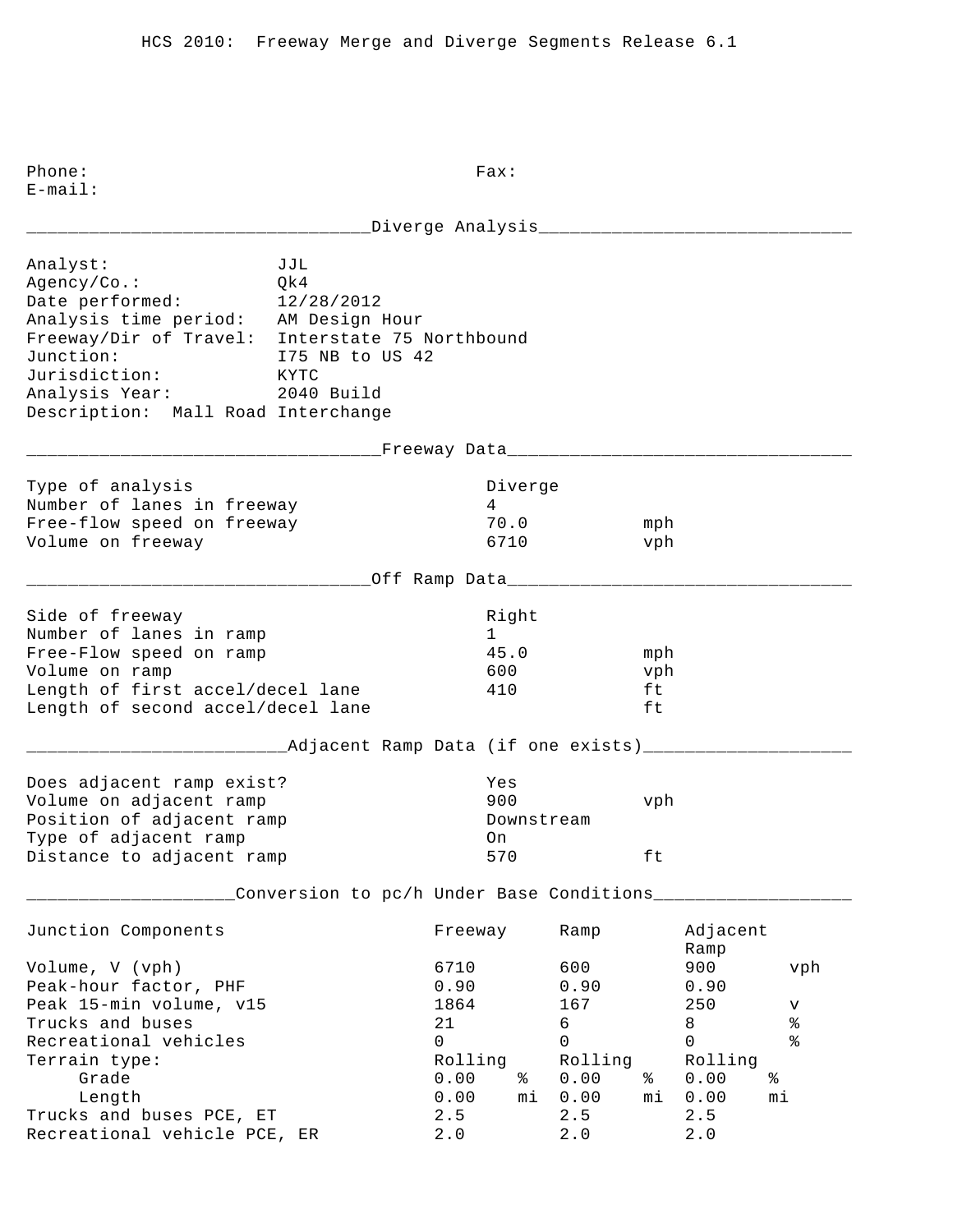HCS 2010: Freeway Merge and Diverge Segments Release 6.1

Phone: Fax:
E-mail:

## Diverge Analysis

Analyst: JJL
Agency/Co.: Qk4
Date performed: 12/28/2012
Analysis time period: AM Design Hour
Freeway/Dir of Travel: Interstate 75 Northbound
Junction: I75 NB to US 42
Jurisdiction: KYTC
Analysis Year: 2040 Build
Description: Mall Road Interchange

## Freeway Data

| | | |
|---|---|---|
| Type of analysis | Diverge | |
| Number of lanes in freeway | 4 | |
| Free-flow speed on freeway | 70.0 | mph |
| Volume on freeway | 6710 | vph |

## Off Ramp Data

| | | |
|---|---|---|
| Side of freeway | Right | |
| Number of lanes in ramp | 1 | |
| Free-Flow speed on ramp | 45.0 | mph |
| Volume on ramp | 600 | vph |
| Length of first accel/decel lane | 410 | ft |
| Length of second accel/decel lane | | ft |

## Adjacent Ramp Data (if one exists)

| | | |
|---|---|---|
| Does adjacent ramp exist? | Yes | |
| Volume on adjacent ramp | 900 | vph |
| Position of adjacent ramp | Downstream | |
| Type of adjacent ramp | On | |
| Distance to adjacent ramp | 570 | ft |

## Conversion to pc/h Under Base Conditions

| Junction Components | Freeway | | Ramp | | Adjacent Ramp | |
|---|---|---|---|---|---|---|
| Volume, V (vph) | 6710 | | 600 | | 900 | vph |
| Peak-hour factor, PHF | 0.90 | | 0.90 | | 0.90 | |
| Peak 15-min volume, v15 | 1864 | | 167 | | 250 | v |
| Trucks and buses | 21 | | 6 | | 8 | % |
| Recreational vehicles | 0 | | 0 | | 0 | % |
| Terrain type: | Rolling | | Rolling | | Rolling | |
| Grade | 0.00 | % | 0.00 | % | 0.00 | % |
| Length | 0.00 | mi | 0.00 | mi | 0.00 | mi |
| Trucks and buses PCE, ET | 2.5 | | 2.5 | | 2.5 | |
| Recreational vehicle PCE, ER | 2.0 | | 2.0 | | 2.0 | |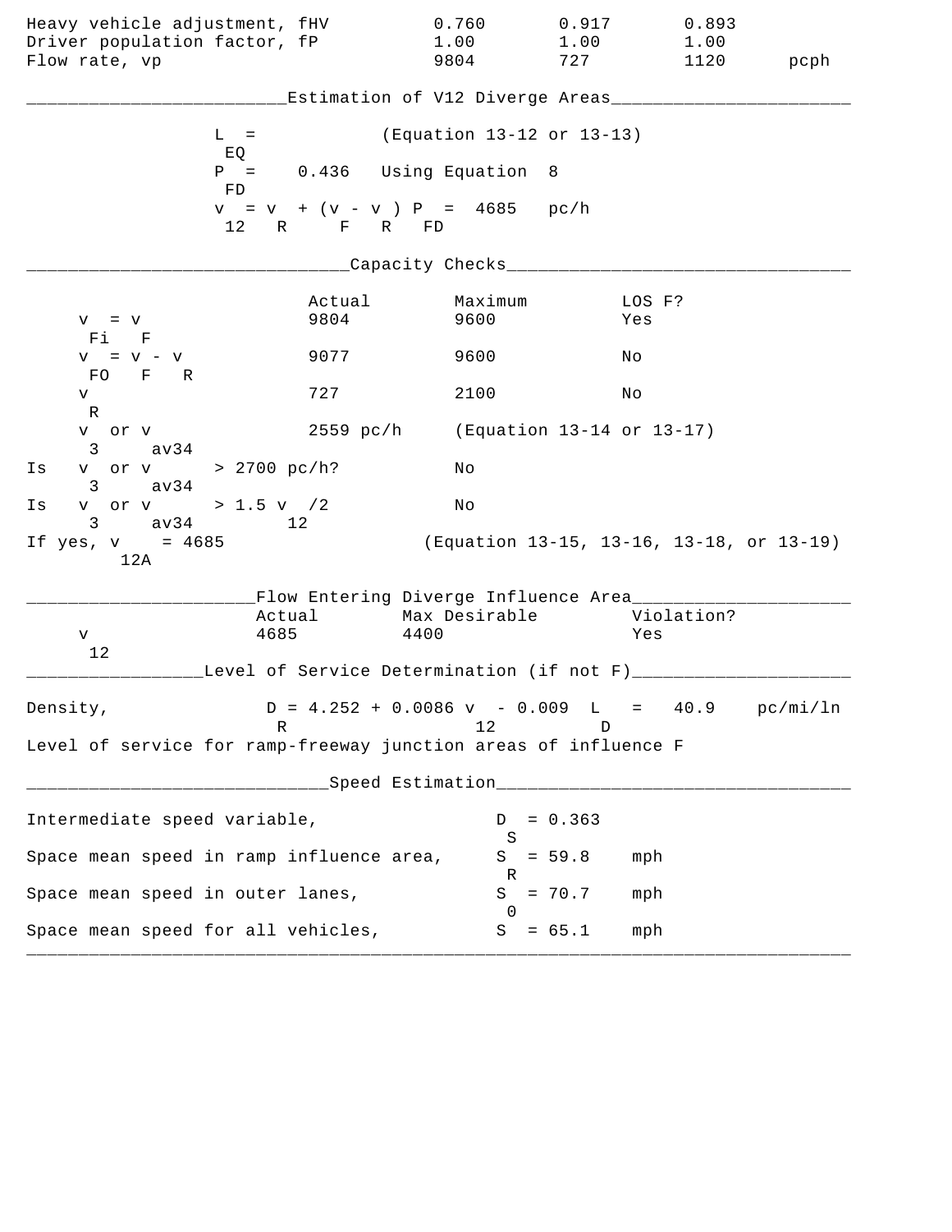| | | | | |
|---|---|---|---|---|
| Heavy vehicle adjustment, $f_{HV}$ | 0.760 | 0.917 | 0.893 | |
| Driver population factor, $f_P$ | 1.00 | 1.00 | 1.00 | |
| Flow rate, $v_p$ | 9804 | 727 | 1120 | pcph |

## Estimation of V12 Diverge Areas

$L_{EQ}$ = (Equation 13-12 or 13-13)

$P_{FD}$ = 0.436 Using Equation 8

$v_{12} = v_R + (v_F - v_R) P_{FD}$ = 4685 pc/h

## Capacity Checks

| | Actual | Maximum | LOS F? |
|---|---|---|---|
| $v_{Fi} = v_F$ | 9804 | 9600 | Yes |
| $v_{FO} = v_F - v_R$ | 9077 | 9600 | No |
| $v_R$ | 727 | 2100 | No |
| $v_3$ or $v_{av34}$ | 2559 pc/h | (Equation 13-14 or 13-17) | |
| Is $v_3$ or $v_{av34}$ > 2700 pc/h? | | No | |
| Is $v_3$ or $v_{av34}$ > 1.5 $v_{12}$/2 | | No | |

If yes, $v_{12A}$ = 4685 (Equation 13-15, 13-16, 13-18, or 13-19)

## Flow Entering Diverge Influence Area

| | Actual | Max Desirable | Violation? |
|---|---|---|---|
| $v_{12}$ | 4685 | 4400 | Yes |

## Level of Service Determination (if not F)

Density, $D_R = 4.252 + 0.0086\ v_{12} - 0.009\ L_D$ = 40.9 pc/mi/ln

Level of service for ramp-freeway junction areas of influence F

## Speed Estimation

| | | |
|---|---|---|
| Intermediate speed variable, | $D_S$ = 0.363 | |
| Space mean speed in ramp influence area, | $S_R$ = 59.8 | mph |
| Space mean speed in outer lanes, | $S_0$ = 70.7 | mph |
| Space mean speed for all vehicles, | $S$ = 65.1 | mph |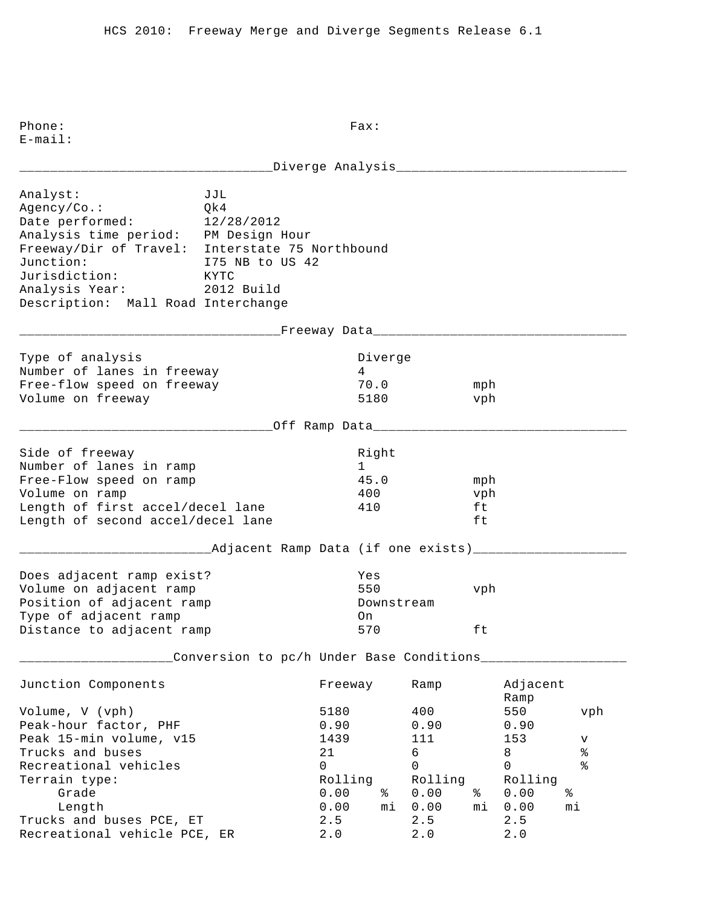HCS 2010: Freeway Merge and Diverge Segments Release 6.1

Phone: Fax:
E-mail:

## Diverge Analysis

| | |
|---|---|
| Analyst: | JJL |
| Agency/Co.: | Qk4 |
| Date performed: | 12/28/2012 |
| Analysis time period: | PM Design Hour |
| Freeway/Dir of Travel: | Interstate 75 Northbound |
| Junction: | I75 NB to US 42 |
| Jurisdiction: | KYTC |
| Analysis Year: | 2012 Build |

Description: Mall Road Interchange

## Freeway Data

| | | |
|---|---|---|
| Type of analysis | Diverge | |
| Number of lanes in freeway | 4 | |
| Free-flow speed on freeway | 70.0 | mph |
| Volume on freeway | 5180 | vph |

## Off Ramp Data

| | | |
|---|---|---|
| Side of freeway | Right | |
| Number of lanes in ramp | 1 | |
| Free-Flow speed on ramp | 45.0 | mph |
| Volume on ramp | 400 | vph |
| Length of first accel/decel lane | 410 | ft |
| Length of second accel/decel lane | | ft |

## Adjacent Ramp Data (if one exists)

| | | |
|---|---|---|
| Does adjacent ramp exist? | Yes | |
| Volume on adjacent ramp | 550 | vph |
| Position of adjacent ramp | Downstream | |
| Type of adjacent ramp | On | |
| Distance to adjacent ramp | 570 | ft |

## Conversion to pc/h Under Base Conditions

| Junction Components | Freeway | | Ramp | | Adjacent Ramp | |
|---|---|---|---|---|---|---|
| Volume, V (vph) | 5180 | | 400 | | 550 | vph |
| Peak-hour factor, PHF | 0.90 | | 0.90 | | 0.90 | |
| Peak 15-min volume, v15 | 1439 | | 111 | | 153 | v |
| Trucks and buses | 21 | | 6 | | 8 | % |
| Recreational vehicles | 0 | | 0 | | 0 | % |
| Terrain type: | Rolling | | Rolling | | Rolling | |
| Grade | 0.00 | % | 0.00 | % | 0.00 | % |
| Length | 0.00 | mi | 0.00 | mi | 0.00 | mi |
| Trucks and buses PCE, ET | 2.5 | | 2.5 | | 2.5 | |
| Recreational vehicle PCE, ER | 2.0 | | 2.0 | | 2.0 | |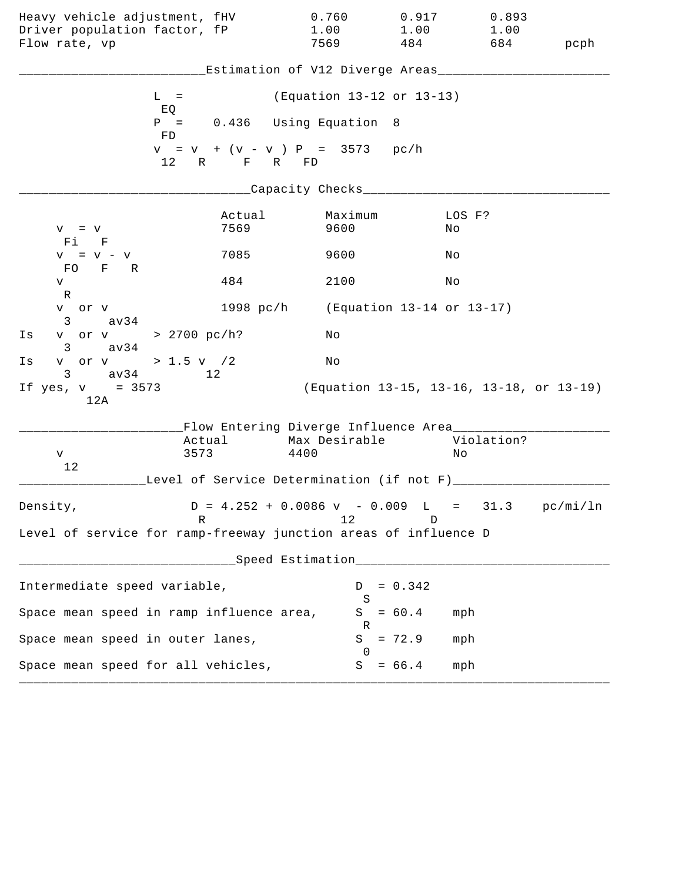| | | | | |
|---|---|---|---|---|
| Heavy vehicle adjustment, fHV | 0.760 | 0.917 | 0.893 | |
| Driver population factor, fP | 1.00 | 1.00 | 1.00 | |
| Flow rate, vp | 7569 | 484 | 684 | pcph |

## Estimation of V12 Diverge Areas

$L_{EQ}$ = (Equation 13-12 or 13-13)

$P_{FD}$ = 0.436 Using Equation 8

$v_{12} = v_R + (v_F - v_R) P_{FD}$ = 3573 pc/h

## Capacity Checks

| | Actual | Maximum | LOS F? |
|---|---|---|---|
| $v_{Fi} = v_F$ | 7569 | 9600 | No |
| $v_{FO} = v_F - v_R$ | 7085 | 9600 | No |
| $v_R$ | 484 | 2100 | No |
| $v_3$ or $v_{av34}$ | 1998 pc/h | (Equation 13-14 or 13-17) | |

Is $v_3$ or $v_{av34}$ > 2700 pc/h? No

Is $v_3$ or $v_{av34}$ > 1.5 $v_{12}$/2 No

If yes, $v_{12A}$ = 3573 (Equation 13-15, 13-16, 13-18, or 13-19)

## Flow Entering Diverge Influence Area

| | Actual | Max Desirable | Violation? |
|---|---|---|---|
| $v_{12}$ | 3573 | 4400 | No |

## Level of Service Determination (if not F)

Density, $D_R = 4.252 + 0.0086\, v_{12} - 0.009\, L_D$ = 31.3 pc/mi/ln

Level of service for ramp-freeway junction areas of influence D

## Speed Estimation

Intermediate speed variable, $D_S$ = 0.342

Space mean speed in ramp influence area, $S_R$ = 60.4 mph

Space mean speed in outer lanes, $S_0$ = 72.9 mph

Space mean speed for all vehicles, $S$ = 66.4 mph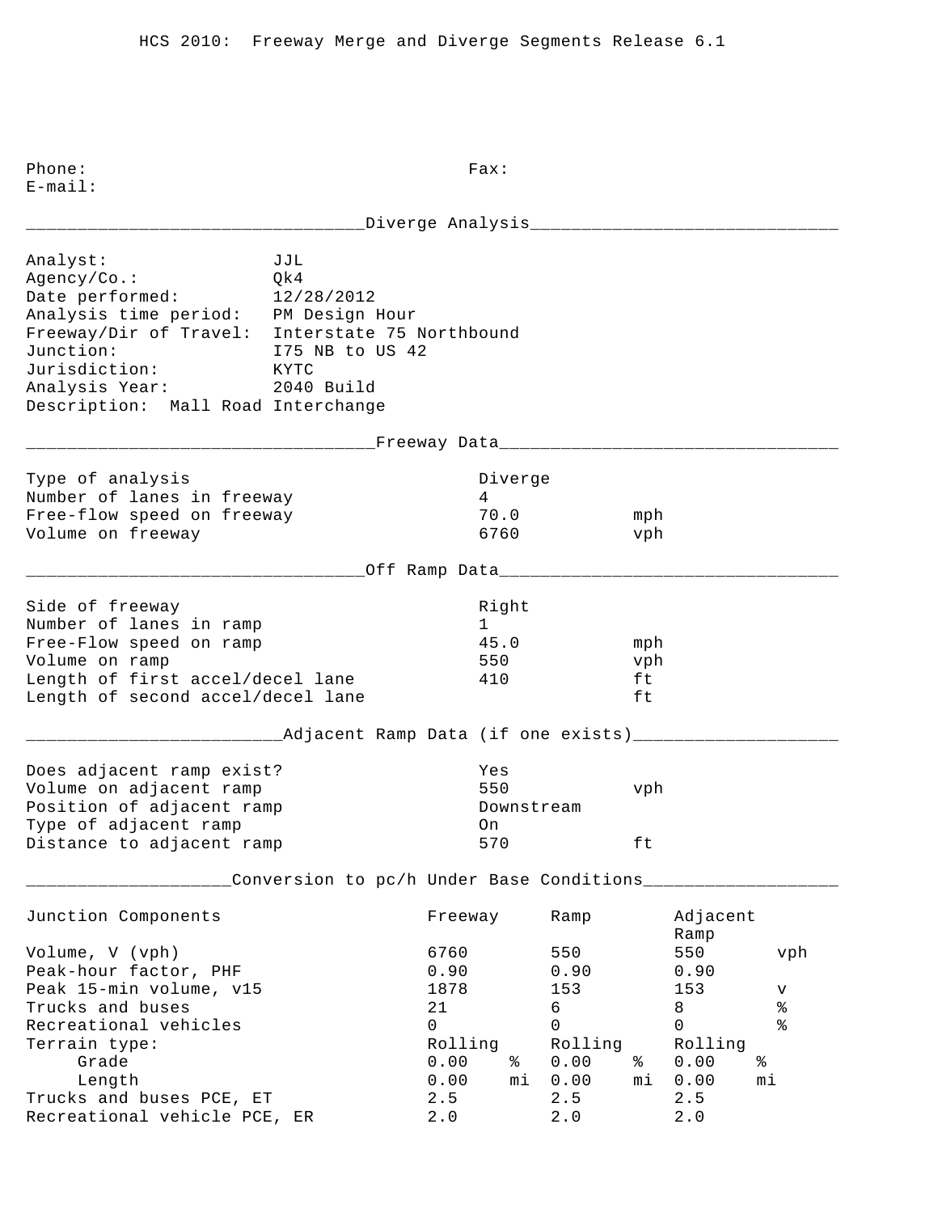HCS 2010: Freeway Merge and Diverge Segments Release 6.1

Phone: Fax:
E-mail:

## Diverge Analysis

Analyst: JJL
Agency/Co.: Qk4
Date performed: 12/28/2012
Analysis time period: PM Design Hour
Freeway/Dir of Travel: Interstate 75 Northbound
Junction: I75 NB to US 42
Jurisdiction: KYTC
Analysis Year: 2040 Build
Description: Mall Road Interchange

## Freeway Data

| | | |
|---|---|---|
| Type of analysis | Diverge | |
| Number of lanes in freeway | 4 | |
| Free-flow speed on freeway | 70.0 | mph |
| Volume on freeway | 6760 | vph |

## Off Ramp Data

| | | |
|---|---|---|
| Side of freeway | Right | |
| Number of lanes in ramp | 1 | |
| Free-Flow speed on ramp | 45.0 | mph |
| Volume on ramp | 550 | vph |
| Length of first accel/decel lane | 410 | ft |
| Length of second accel/decel lane | | ft |

## Adjacent Ramp Data (if one exists)

| | | |
|---|---|---|
| Does adjacent ramp exist? | Yes | |
| Volume on adjacent ramp | 550 | vph |
| Position of adjacent ramp | Downstream | |
| Type of adjacent ramp | On | |
| Distance to adjacent ramp | 570 | ft |

## Conversion to pc/h Under Base Conditions

| Junction Components | Freeway | | Ramp | | Adjacent Ramp | |
|---|---|---|---|---|---|---|
| Volume, V (vph) | 6760 | | 550 | | 550 | vph |
| Peak-hour factor, PHF | 0.90 | | 0.90 | | 0.90 | |
| Peak 15-min volume, v15 | 1878 | | 153 | | 153 | v |
| Trucks and buses | 21 | | 6 | | 8 | % |
| Recreational vehicles | 0 | | 0 | | 0 | % |
| Terrain type: | Rolling | | Rolling | | Rolling | |
| Grade | 0.00 | % | 0.00 | % | 0.00 | % |
| Length | 0.00 | mi | 0.00 | mi | 0.00 | mi |
| Trucks and buses PCE, ET | 2.5 | | 2.5 | | 2.5 | |
| Recreational vehicle PCE, ER | 2.0 | | 2.0 | | 2.0 | |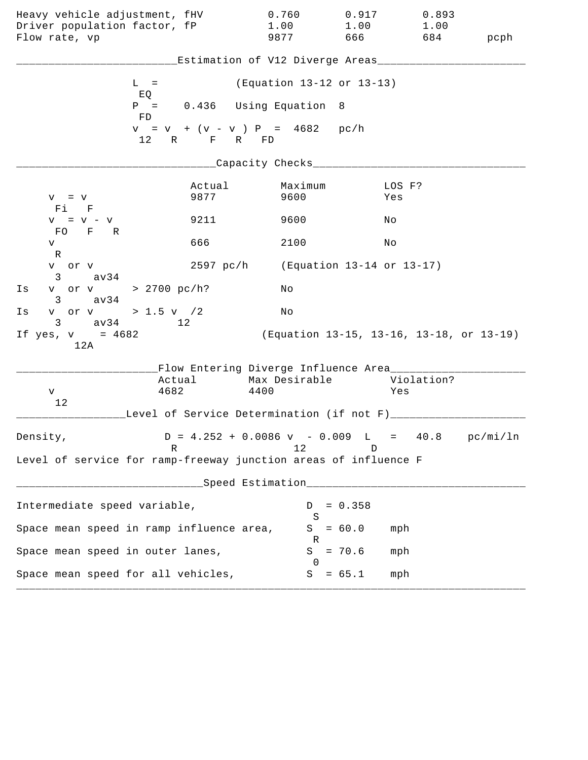| | | | | |
|---|---|---|---|---|
| Heavy vehicle adjustment, fHV | 0.760 | 0.917 | 0.893 | |
| Driver population factor, fP | 1.00 | 1.00 | 1.00 | |
| Flow rate, vp | 9877 | 666 | 684 | pcph |

## Estimation of V12 Diverge Areas

$L_{EQ}$ = (Equation 13-12 or 13-13)

$P_{FD}$ = 0.436 Using Equation 8

$v_{12} = v_R + (v_F - v_R) P_{FD}$ = 4682 pc/h

## Capacity Checks

| | Actual | Maximum | LOS F? |
|---|---|---|---|
| $v_{Fi} = v_F$ | 9877 | 9600 | Yes |
| $v_{FO} = v_F - v_R$ | 9211 | 9600 | No |
| $v_R$ | 666 | 2100 | No |
| $v_3$ or $v_{av34}$ | 2597 pc/h | (Equation 13-14 or 13-17) | |
| Is $v_3$ or $v_{av34}$ > 2700 pc/h? | | No | |
| Is $v_3$ or $v_{av34}$ > 1.5 $v_{12}$/2 | | No | |
| If yes, $v_{12A}$ = 4682 | | (Equation 13-15, 13-16, 13-18, or 13-19) | |

## Flow Entering Diverge Influence Area

| | Actual | Max Desirable | Violation? |
|---|---|---|---|
| $v_{12}$ | 4682 | 4400 | Yes |

## Level of Service Determination (if not F)

Density, $D_R = 4.252 + 0.0086\, v_{12} - 0.009\, L_D$ = 40.8 pc/mi/ln

Level of service for ramp-freeway junction areas of influence F

## Speed Estimation

Intermediate speed variable, $D_S$ = 0.358

Space mean speed in ramp influence area, $S_R$ = 60.0 mph

Space mean speed in outer lanes, $S_0$ = 70.6 mph

Space mean speed for all vehicles, $S$ = 65.1 mph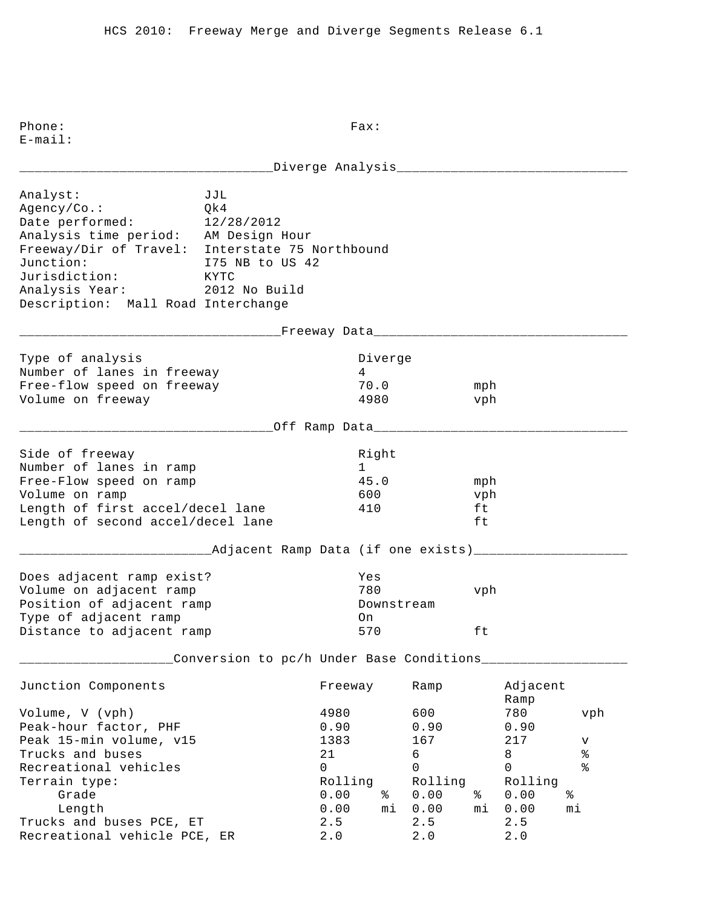HCS 2010: Freeway Merge and Diverge Segments Release 6.1

Phone: Fax:
E-mail:

## Diverge Analysis

| | |
|---|---|
| Analyst: | JJL |
| Agency/Co.: | Qk4 |
| Date performed: | 12/28/2012 |
| Analysis time period: | AM Design Hour |
| Freeway/Dir of Travel: | Interstate 75 Northbound |
| Junction: | I75 NB to US 42 |
| Jurisdiction: | KYTC |
| Analysis Year: | 2012 No Build |

Description: Mall Road Interchange

## Freeway Data

| | | |
|---|---|---|
| Type of analysis | Diverge | |
| Number of lanes in freeway | 4 | |
| Free-flow speed on freeway | 70.0 | mph |
| Volume on freeway | 4980 | vph |

## Off Ramp Data

| | | |
|---|---|---|
| Side of freeway | Right | |
| Number of lanes in ramp | 1 | |
| Free-Flow speed on ramp | 45.0 | mph |
| Volume on ramp | 600 | vph |
| Length of first accel/decel lane | 410 | ft |
| Length of second accel/decel lane | | ft |

## Adjacent Ramp Data (if one exists)

| | | |
|---|---|---|
| Does adjacent ramp exist? | Yes | |
| Volume on adjacent ramp | 780 | vph |
| Position of adjacent ramp | Downstream | |
| Type of adjacent ramp | On | |
| Distance to adjacent ramp | 570 | ft |

## Conversion to pc/h Under Base Conditions

| Junction Components | Freeway | | Ramp | | Adjacent Ramp | |
|---|---|---|---|---|---|---|
| Volume, V (vph) | 4980 | | 600 | | 780 | vph |
| Peak-hour factor, PHF | 0.90 | | 0.90 | | 0.90 | |
| Peak 15-min volume, v15 | 1383 | | 167 | | 217 | v |
| Trucks and buses | 21 | | 6 | | 8 | % |
| Recreational vehicles | 0 | | 0 | | 0 | % |
| Terrain type: | Rolling | | Rolling | | Rolling | |
| Grade | 0.00 | % | 0.00 | % | 0.00 | % |
| Length | 0.00 | mi | 0.00 | mi | 0.00 | mi |
| Trucks and buses PCE, ET | 2.5 | | 2.5 | | 2.5 | |
| Recreational vehicle PCE, ER | 2.0 | | 2.0 | | 2.0 | |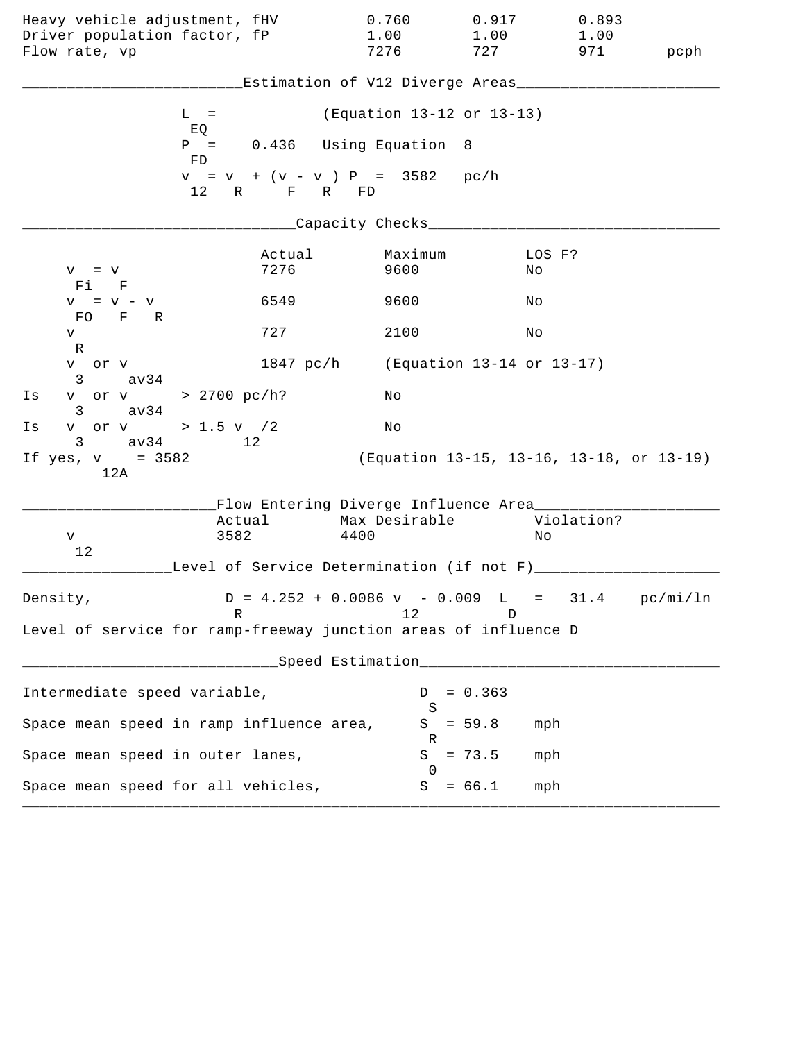| | | | | |
|---|---|---|---|---|
| Heavy vehicle adjustment, fHV | 0.760 | 0.917 | 0.893 | |
| Driver population factor, fP | 1.00 | 1.00 | 1.00 | |
| Flow rate, vp | 7276 | 727 | 971 | pcph |

## Estimation of V12 Diverge Areas

$L_{EQ}$ = (Equation 13-12 or 13-13)

$P_{FD}$ = 0.436 Using Equation 8

$v_{12} = v_R + (v_F - v_R) P_{FD}$ = 3582 pc/h

## Capacity Checks

| | Actual | Maximum | LOS F? |
|---|---|---|---|
| $v_{Fi} = v_F$ | 7276 | 9600 | No |
| $v_{FO} = v_F - v_R$ | 6549 | 9600 | No |
| $v_R$ | 727 | 2100 | No |
| $v_3$ or $v_{av34}$ | 1847 pc/h | (Equation 13-14 or 13-17) | |
| Is $v_3$ or $v_{av34}$ > 2700 pc/h? | | No | |
| Is $v_3$ or $v_{av34}$ > 1.5 $v_{12}$/2 | | No | |

If yes, $v_{12A}$ = 3582 (Equation 13-15, 13-16, 13-18, or 13-19)

## Flow Entering Diverge Influence Area

| | Actual | Max Desirable | Violation? |
|---|---|---|---|
| $v_{12}$ | 3582 | 4400 | No |

## Level of Service Determination (if not F)

Density, $D_R = 4.252 + 0.0086\ v_{12} - 0.009\ L_D$ = 31.4 pc/mi/ln

Level of service for ramp-freeway junction areas of influence D

## Speed Estimation

Intermediate speed variable, $D_S$ = 0.363

Space mean speed in ramp influence area, $S_R$ = 59.8 mph

Space mean speed in outer lanes, $S_0$ = 73.5 mph

Space mean speed for all vehicles, $S$ = 66.1 mph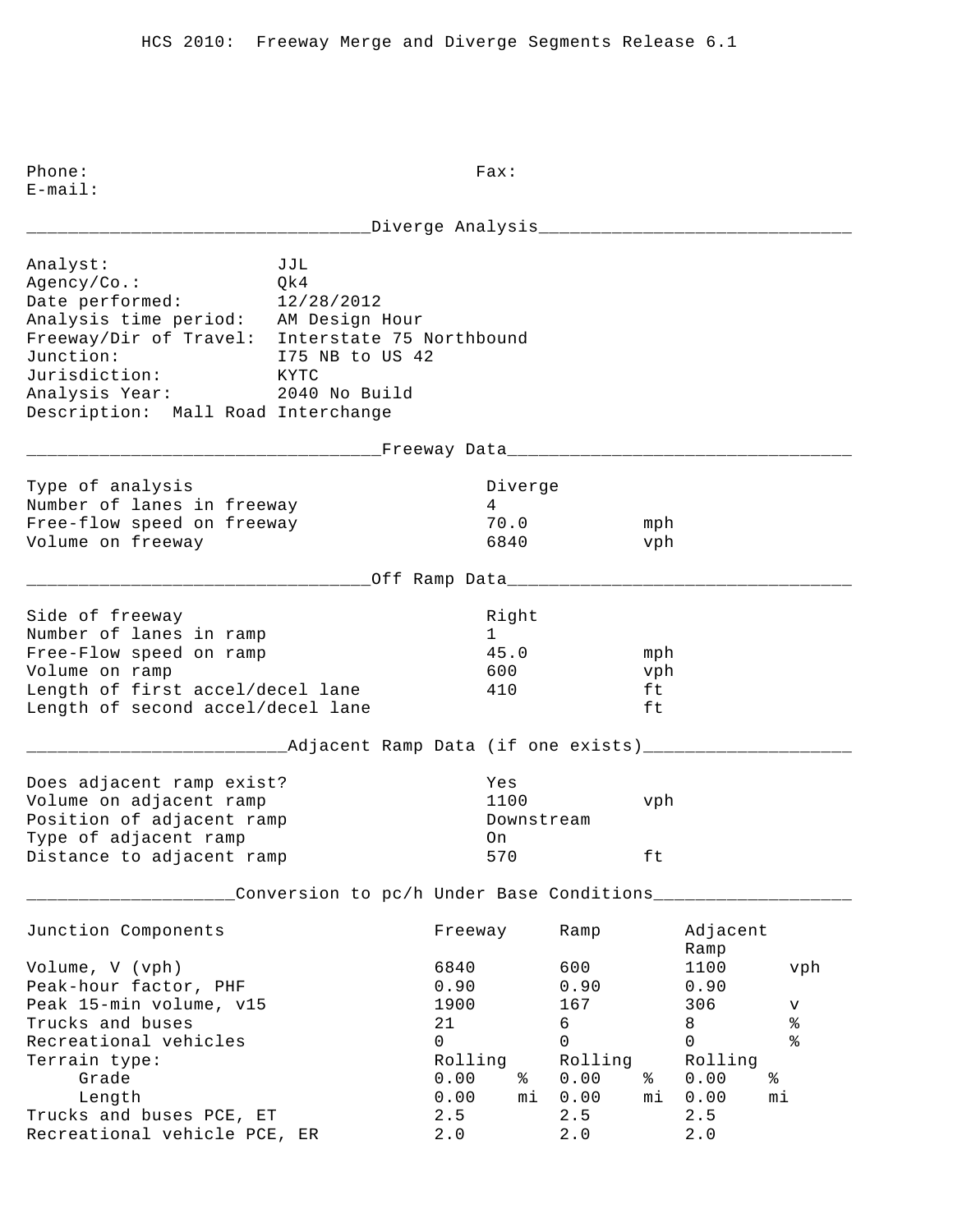HCS 2010: Freeway Merge and Diverge Segments Release 6.1

Phone: Fax:
E-mail:

## Diverge Analysis

Analyst: JJL
Agency/Co.: Qk4
Date performed: 12/28/2012
Analysis time period: AM Design Hour
Freeway/Dir of Travel: Interstate 75 Northbound
Junction: I75 NB to US 42
Jurisdiction: KYTC
Analysis Year: 2040 No Build
Description: Mall Road Interchange

## Freeway Data

| | | |
|---|---|---|
| Type of analysis | Diverge | |
| Number of lanes in freeway | 4 | |
| Free-flow speed on freeway | 70.0 | mph |
| Volume on freeway | 6840 | vph |

## Off Ramp Data

| | | |
|---|---|---|
| Side of freeway | Right | |
| Number of lanes in ramp | 1 | |
| Free-Flow speed on ramp | 45.0 | mph |
| Volume on ramp | 600 | vph |
| Length of first accel/decel lane | 410 | ft |
| Length of second accel/decel lane | | ft |

## Adjacent Ramp Data (if one exists)

| | | |
|---|---|---|
| Does adjacent ramp exist? | Yes | |
| Volume on adjacent ramp | 1100 | vph |
| Position of adjacent ramp | Downstream | |
| Type of adjacent ramp | On | |
| Distance to adjacent ramp | 570 | ft |

## Conversion to pc/h Under Base Conditions

| Junction Components | Freeway | | Ramp | | Adjacent Ramp | |
|---|---|---|---|---|---|---|
| Volume, V (vph) | 6840 | | 600 | | 1100 | vph |
| Peak-hour factor, PHF | 0.90 | | 0.90 | | 0.90 | |
| Peak 15-min volume, v15 | 1900 | | 167 | | 306 | v |
| Trucks and buses | 21 | | 6 | | 8 | % |
| Recreational vehicles | 0 | | 0 | | 0 | % |
| Terrain type: | Rolling | | Rolling | | Rolling | |
| Grade | 0.00 | % | 0.00 | % | 0.00 | % |
| Length | 0.00 | mi | 0.00 | mi | 0.00 | mi |
| Trucks and buses PCE, ET | 2.5 | | 2.5 | | 2.5 | |
| Recreational vehicle PCE, ER | 2.0 | | 2.0 | | 2.0 | |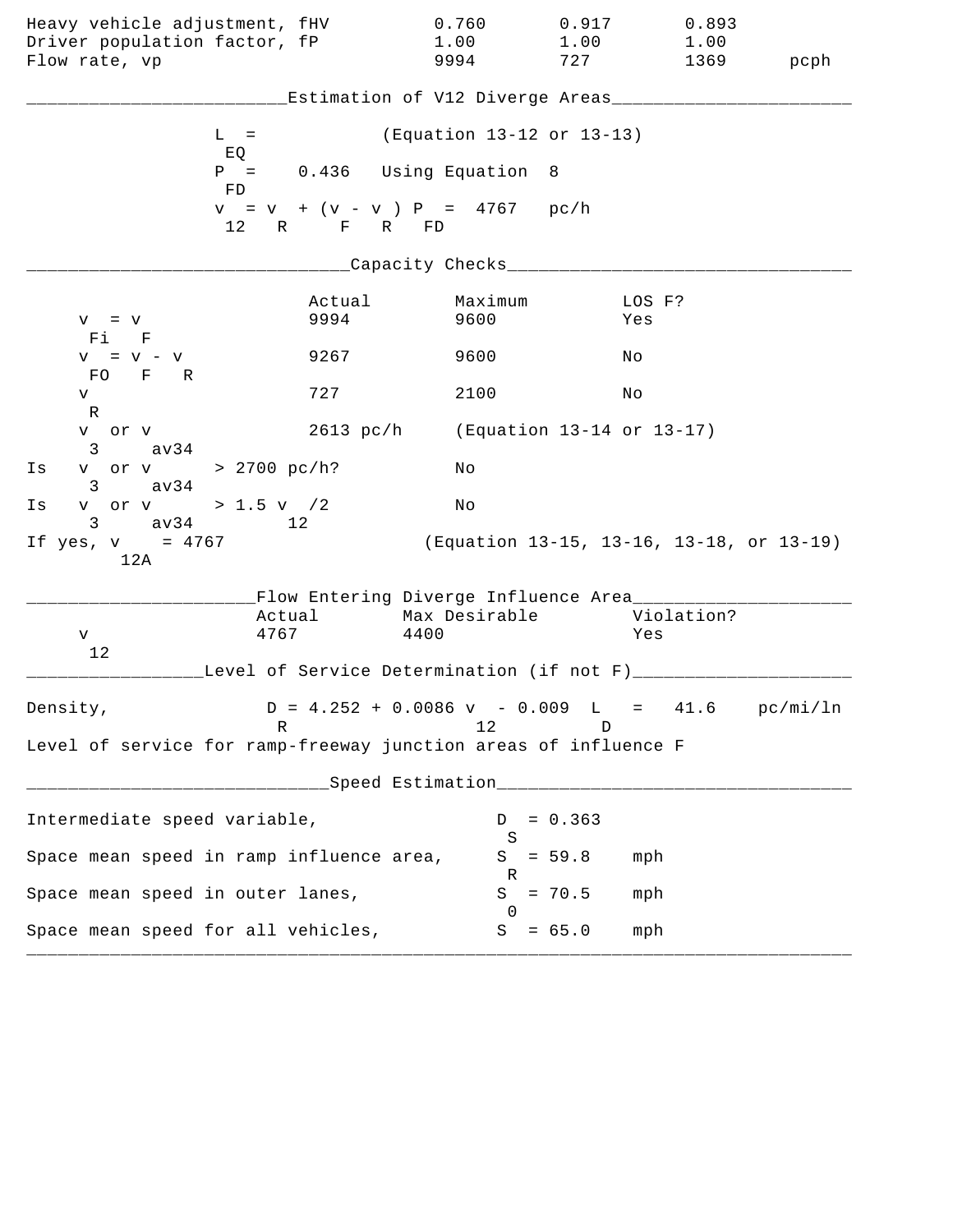| | | | | |
|---|---|---|---|---|
| Heavy vehicle adjustment, fHV | 0.760 | 0.917 | 0.893 | |
| Driver population factor, fP | 1.00 | 1.00 | 1.00 | |
| Flow rate, vp | 9994 | 727 | 1369 | pcph |

## Estimation of V12 Diverge Areas

$L_{EQ}$ = (Equation 13-12 or 13-13)

$P_{FD}$ = 0.436 Using Equation 8

$v_{12} = v_R + (v_F - v_R) P_{FD}$ = 4767 pc/h

## Capacity Checks

| | Actual | Maximum | LOS F? |
|---|---|---|---|
| $v_{Fi} = v_F$ | 9994 | 9600 | Yes |
| $v_{FO} = v_F - v_R$ | 9267 | 9600 | No |
| $v_R$ | 727 | 2100 | No |
| $v_3$ or $v_{av34}$ | 2613 pc/h | (Equation 13-14 or 13-17) | |

Is $v_3$ or $v_{av34}$ > 2700 pc/h? No

Is $v_3$ or $v_{av34}$ > 1.5 $v_{12}$/2 No

If yes, $v_{12A}$ = 4767 (Equation 13-15, 13-16, 13-18, or 13-19)

## Flow Entering Diverge Influence Area

| | Actual | Max Desirable | Violation? |
|---|---|---|---|
| $v_{12}$ | 4767 | 4400 | Yes |

## Level of Service Determination (if not F)

Density, $D_R = 4.252 + 0.0086\ v_{12} - 0.009\ L_D$ = 41.6 pc/mi/ln

Level of service for ramp-freeway junction areas of influence F

## Speed Estimation

Intermediate speed variable, $D_S$ = 0.363

Space mean speed in ramp influence area, $S_R$ = 59.8 mph

Space mean speed in outer lanes, $S_0$ = 70.5 mph

Space mean speed for all vehicles, $S$ = 65.0 mph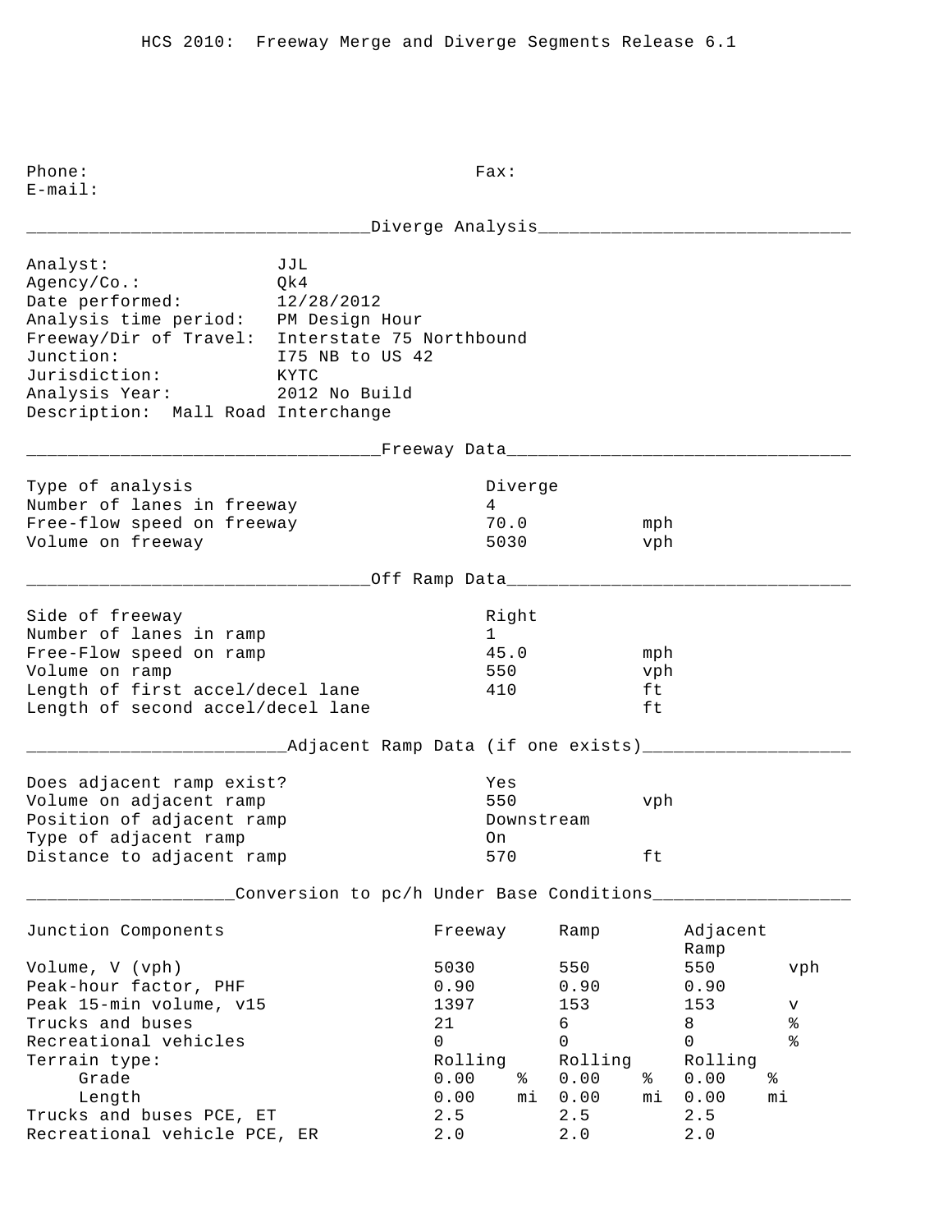HCS 2010: Freeway Merge and Diverge Segments Release 6.1

Phone: Fax:
E-mail:

## Diverge Analysis

Analyst: JJL
Agency/Co.: Qk4
Date performed: 12/28/2012
Analysis time period: PM Design Hour
Freeway/Dir of Travel: Interstate 75 Northbound
Junction: I75 NB to US 42
Jurisdiction: KYTC
Analysis Year: 2012 No Build
Description: Mall Road Interchange

## Freeway Data

| | | |
|---|---|---|
| Type of analysis | Diverge | |
| Number of lanes in freeway | 4 | |
| Free-flow speed on freeway | 70.0 | mph |
| Volume on freeway | 5030 | vph |

## Off Ramp Data

| | | |
|---|---|---|
| Side of freeway | Right | |
| Number of lanes in ramp | 1 | |
| Free-Flow speed on ramp | 45.0 | mph |
| Volume on ramp | 550 | vph |
| Length of first accel/decel lane | 410 | ft |
| Length of second accel/decel lane | | ft |

## Adjacent Ramp Data (if one exists)

| | | |
|---|---|---|
| Does adjacent ramp exist? | Yes | |
| Volume on adjacent ramp | 550 | vph |
| Position of adjacent ramp | Downstream | |
| Type of adjacent ramp | On | |
| Distance to adjacent ramp | 570 | ft |

## Conversion to pc/h Under Base Conditions

| Junction Components | Freeway | | Ramp | | Adjacent Ramp | |
|---|---|---|---|---|---|---|
| Volume, V (vph) | 5030 | | 550 | | 550 | vph |
| Peak-hour factor, PHF | 0.90 | | 0.90 | | 0.90 | |
| Peak 15-min volume, v15 | 1397 | | 153 | | 153 | v |
| Trucks and buses | 21 | | 6 | | 8 | % |
| Recreational vehicles | 0 | | 0 | | 0 | % |
| Terrain type: | Rolling | | Rolling | | Rolling | |
| Grade | 0.00 | % | 0.00 | % | 0.00 | % |
| Length | 0.00 | mi | 0.00 | mi | 0.00 | mi |
| Trucks and buses PCE, ET | 2.5 | | 2.5 | | 2.5 | |
| Recreational vehicle PCE, ER | 2.0 | | 2.0 | | 2.0 | |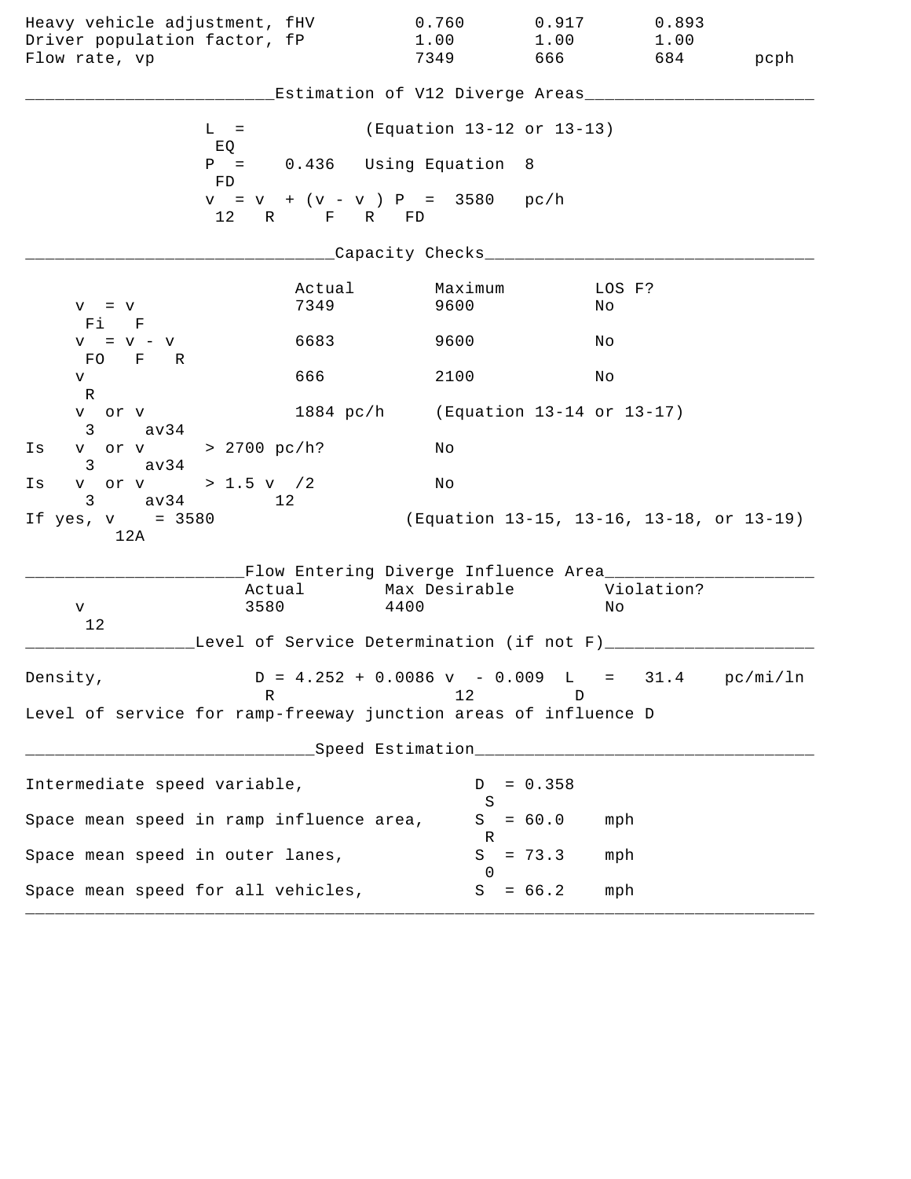| | | | | |
|---|---|---|---|---|
| Heavy vehicle adjustment, fHV | 0.760 | 0.917 | 0.893 | |
| Driver population factor, fP | 1.00 | 1.00 | 1.00 | |
| Flow rate, vp | 7349 | 666 | 684 | pcph |

## Estimation of V12 Diverge Areas

$L_{EQ}$ = (Equation 13-12 or 13-13)

$P_{FD}$ = 0.436 Using Equation 8

$v_{12} = v_R + (v_F - v_R) P_{FD}$ = 3580 pc/h

## Capacity Checks

| | Actual | Maximum | LOS F? |
|---|---|---|---|
| $v_{Fi} = v_F$ | 7349 | 9600 | No |
| $v_{FO} = v_F - v_R$ | 6683 | 9600 | No |
| $v_R$ | 666 | 2100 | No |
| $v_3$ or $v_{av34}$ | 1884 pc/h | (Equation 13-14 or 13-17) | |

Is $v_3$ or $v_{av34}$ > 2700 pc/h? No

Is $v_3$ or $v_{av34}$ > 1.5 $v_{12}$/2 No

If yes, $v_{12A}$ = 3580 (Equation 13-15, 13-16, 13-18, or 13-19)

## Flow Entering Diverge Influence Area

| | Actual | Max Desirable | Violation? |
|---|---|---|---|
| $v_{12}$ | 3580 | 4400 | No |

## Level of Service Determination (if not F)

Density, $D_R = 4.252 + 0.0086\, v_{12} - 0.009\, L_D$ = 31.4 pc/mi/ln

Level of service for ramp-freeway junction areas of influence D

## Speed Estimation

| | | |
|---|---|---|
| Intermediate speed variable, | $D_S$ = 0.358 | |
| Space mean speed in ramp influence area, | $S_R$ = 60.0 | mph |
| Space mean speed in outer lanes, | $S_0$ = 73.3 | mph |
| Space mean speed for all vehicles, | $S$ = 66.2 | mph |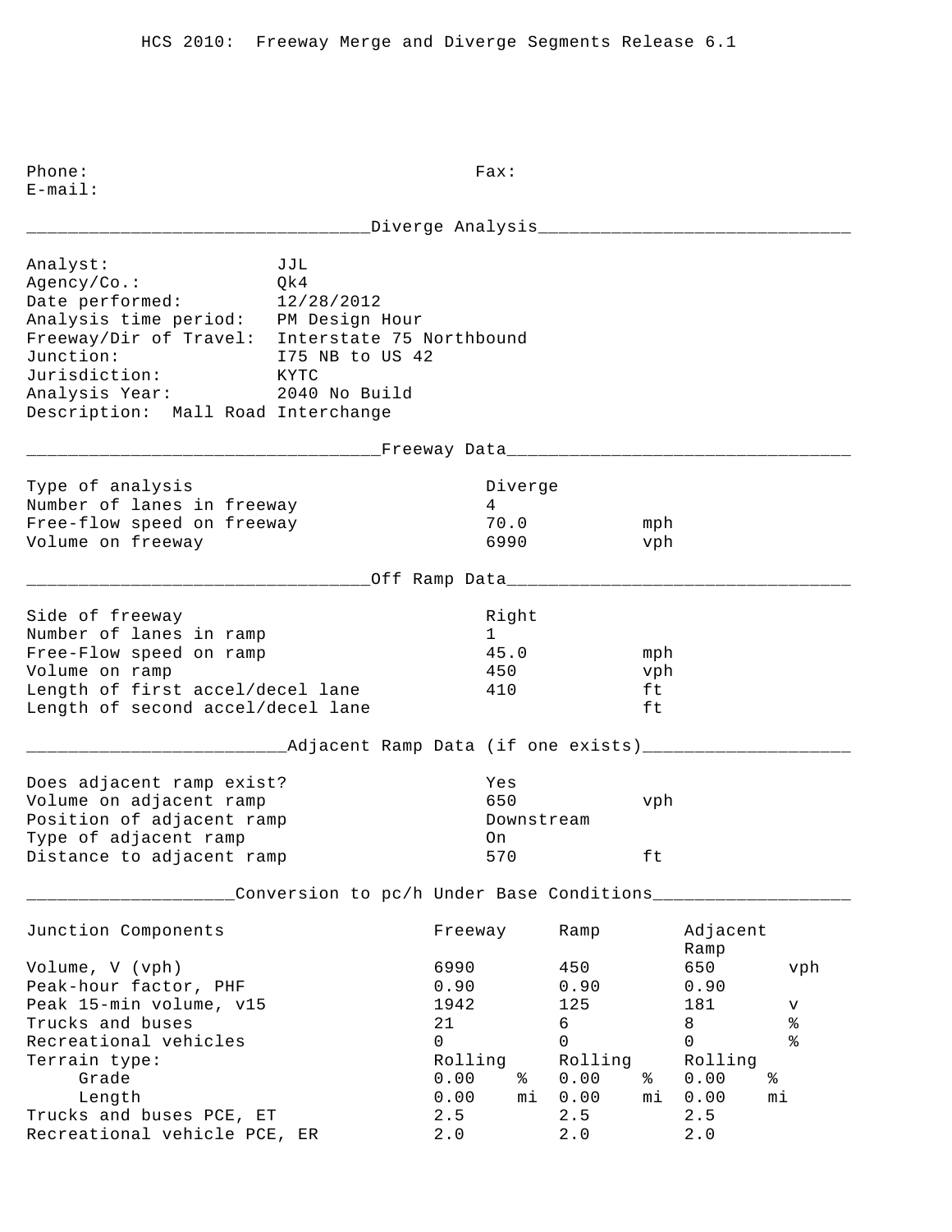HCS 2010: Freeway Merge and Diverge Segments Release 6.1

Phone: Fax:
E-mail:

## Diverge Analysis

| | |
|---|---|
| Analyst: | JJL |
| Agency/Co.: | Qk4 |
| Date performed: | 12/28/2012 |
| Analysis time period: | PM Design Hour |
| Freeway/Dir of Travel: | Interstate 75 Northbound |
| Junction: | I75 NB to US 42 |
| Jurisdiction: | KYTC |
| Analysis Year: | 2040 No Build |
| Description: | Mall Road Interchange |

## Freeway Data

| | | |
|---|---|---|
| Type of analysis | Diverge | |
| Number of lanes in freeway | 4 | |
| Free-flow speed on freeway | 70.0 | mph |
| Volume on freeway | 6990 | vph |

## Off Ramp Data

| | | |
|---|---|---|
| Side of freeway | Right | |
| Number of lanes in ramp | 1 | |
| Free-Flow speed on ramp | 45.0 | mph |
| Volume on ramp | 450 | vph |
| Length of first accel/decel lane | 410 | ft |
| Length of second accel/decel lane | | ft |

## Adjacent Ramp Data (if one exists)

| | | |
|---|---|---|
| Does adjacent ramp exist? | Yes | |
| Volume on adjacent ramp | 650 | vph |
| Position of adjacent ramp | Downstream | |
| Type of adjacent ramp | On | |
| Distance to adjacent ramp | 570 | ft |

## Conversion to pc/h Under Base Conditions

| Junction Components | Freeway | Ramp | Adjacent Ramp | |
|---|---|---|---|---|
| Volume, V (vph) | 6990 | 450 | 650 | vph |
| Peak-hour factor, PHF | 0.90 | 0.90 | 0.90 | |
| Peak 15-min volume, v15 | 1942 | 125 | 181 | v |
| Trucks and buses | 21 | 6 | 8 | % |
| Recreational vehicles | 0 | 0 | 0 | % |
| Terrain type: | Rolling | Rolling | Rolling | |
| Grade | 0.00 % | 0.00 % | 0.00 % | |
| Length | 0.00 mi | 0.00 mi | 0.00 mi | |
| Trucks and buses PCE, ET | 2.5 | 2.5 | 2.5 | |
| Recreational vehicle PCE, ER | 2.0 | 2.0 | 2.0 | |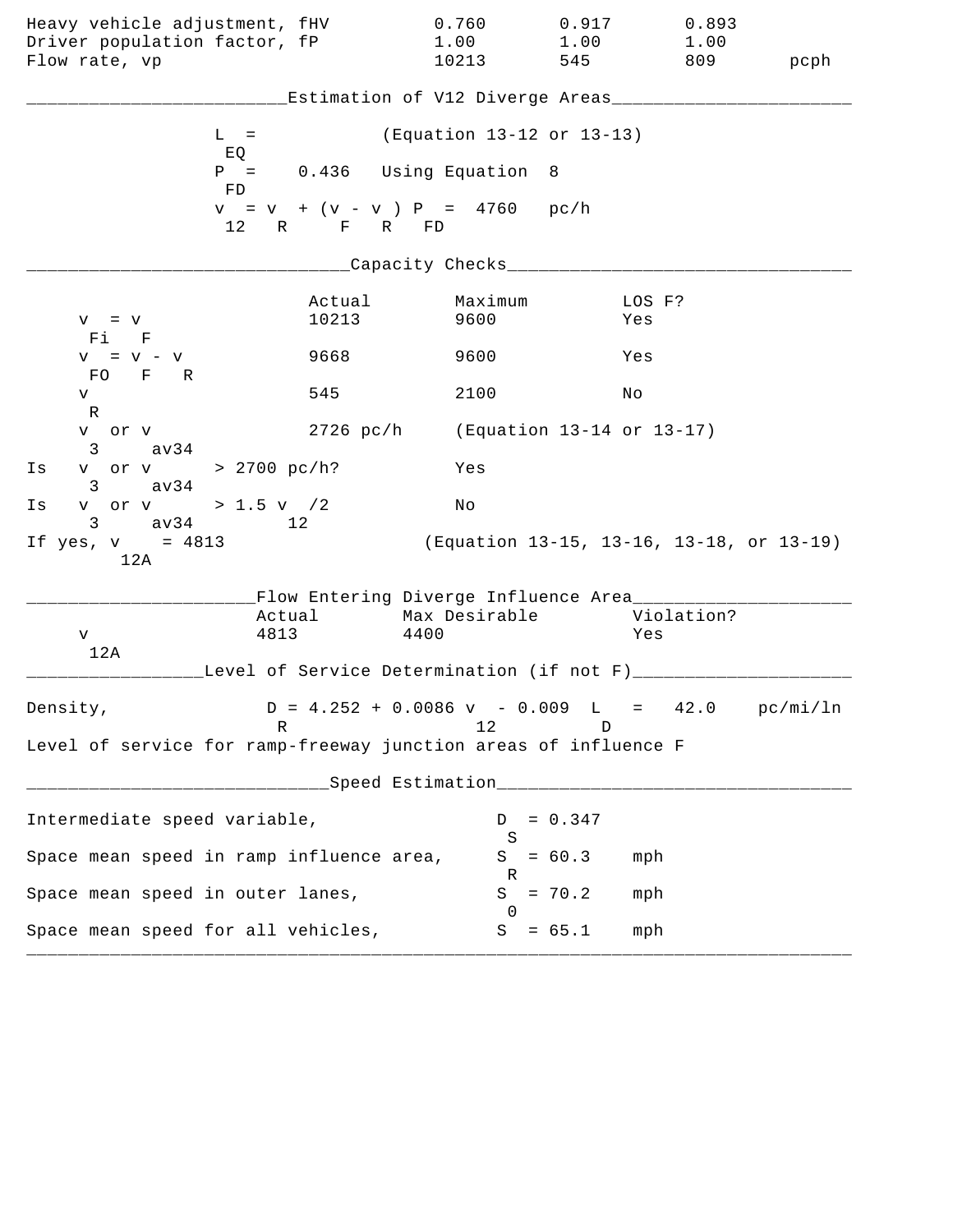| | | | | |
|---|---|---|---|---|
| Heavy vehicle adjustment, fHV | 0.760 | 0.917 | 0.893 | |
| Driver population factor, fP | 1.00 | 1.00 | 1.00 | |
| Flow rate, vp | 10213 | 545 | 809 | pcph |

## Estimation of V12 Diverge Areas

$L_{EQ}$ = (Equation 13-12 or 13-13)

$P_{FD}$ = 0.436 Using Equation 8

$v_{12} = v_R + (v_F - v_R) P_{FD}$ = 4760 pc/h

## Capacity Checks

| | Actual | Maximum | LOS F? |
|---|---|---|---|
| $v_{Fi} = v_F$ | 10213 | 9600 | Yes |
| $v_{FO} = v_F - v_R$ | 9668 | 9600 | Yes |
| $v_R$ | 545 | 2100 | No |
| $v_3$ or $v_{av34}$ | 2726 pc/h | (Equation 13-14 or 13-17) | |

Is $v_3$ or $v_{av34}$ > 2700 pc/h? Yes

Is $v_3$ or $v_{av34}$ > 1.5 $v_{12}$/2 No

If yes, $v_{12A}$ = 4813 (Equation 13-15, 13-16, 13-18, or 13-19)

## Flow Entering Diverge Influence Area

| | Actual | Max Desirable | Violation? |
|---|---|---|---|
| $v_{12A}$ | 4813 | 4400 | Yes |

## Level of Service Determination (if not F)

Density, $D_R = 4.252 + 0.0086\, v_{12} - 0.009\, L_D$ = 42.0 pc/mi/ln

Level of service for ramp-freeway junction areas of influence F

## Speed Estimation

Intermediate speed variable, $D_S$ = 0.347

Space mean speed in ramp influence area, $S_R$ = 60.3 mph

Space mean speed in outer lanes, $S_0$ = 70.2 mph

Space mean speed for all vehicles, $S$ = 65.1 mph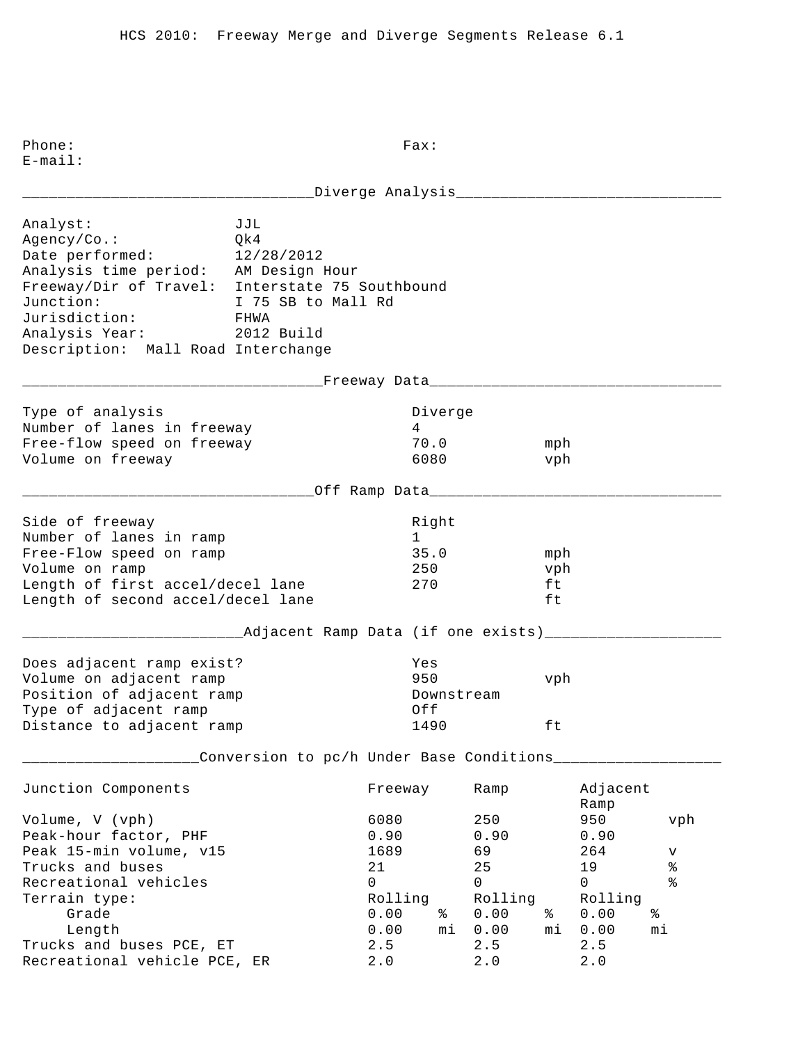HCS 2010: Freeway Merge and Diverge Segments Release 6.1

Phone: Fax:
E-mail:

## Diverge Analysis

| | |
|---|---|
| Analyst: | JJL |
| Agency/Co.: | Qk4 |
| Date performed: | 12/28/2012 |
| Analysis time period: | AM Design Hour |
| Freeway/Dir of Travel: | Interstate 75 Southbound |
| Junction: | I 75 SB to Mall Rd |
| Jurisdiction: | FHWA |
| Analysis Year: | 2012 Build |

Description: Mall Road Interchange

## Freeway Data

| | | |
|---|---|---|
| Type of analysis | Diverge | |
| Number of lanes in freeway | 4 | |
| Free-flow speed on freeway | 70.0 | mph |
| Volume on freeway | 6080 | vph |

## Off Ramp Data

| | | |
|---|---|---|
| Side of freeway | Right | |
| Number of lanes in ramp | 1 | |
| Free-Flow speed on ramp | 35.0 | mph |
| Volume on ramp | 250 | vph |
| Length of first accel/decel lane | 270 | ft |
| Length of second accel/decel lane | | ft |

## Adjacent Ramp Data (if one exists)

| | | |
|---|---|---|
| Does adjacent ramp exist? | Yes | |
| Volume on adjacent ramp | 950 | vph |
| Position of adjacent ramp | Downstream | |
| Type of adjacent ramp | Off | |
| Distance to adjacent ramp | 1490 | ft |

## Conversion to pc/h Under Base Conditions

| Junction Components | Freeway | Ramp | Adjacent Ramp | |
|---|---|---|---|---|
| Volume, V (vph) | 6080 | 250 | 950 | vph |
| Peak-hour factor, PHF | 0.90 | 0.90 | 0.90 | |
| Peak 15-min volume, v15 | 1689 | 69 | 264 | v |
| Trucks and buses | 21 | 25 | 19 | % |
| Recreational vehicles | 0 | 0 | 0 | % |
| Terrain type: | Rolling | Rolling | Rolling | |
| Grade | 0.00 % | 0.00 % | 0.00 % | |
| Length | 0.00 mi | 0.00 mi | 0.00 mi | |
| Trucks and buses PCE, ET | 2.5 | 2.5 | 2.5 | |
| Recreational vehicle PCE, ER | 2.0 | 2.0 | 2.0 | |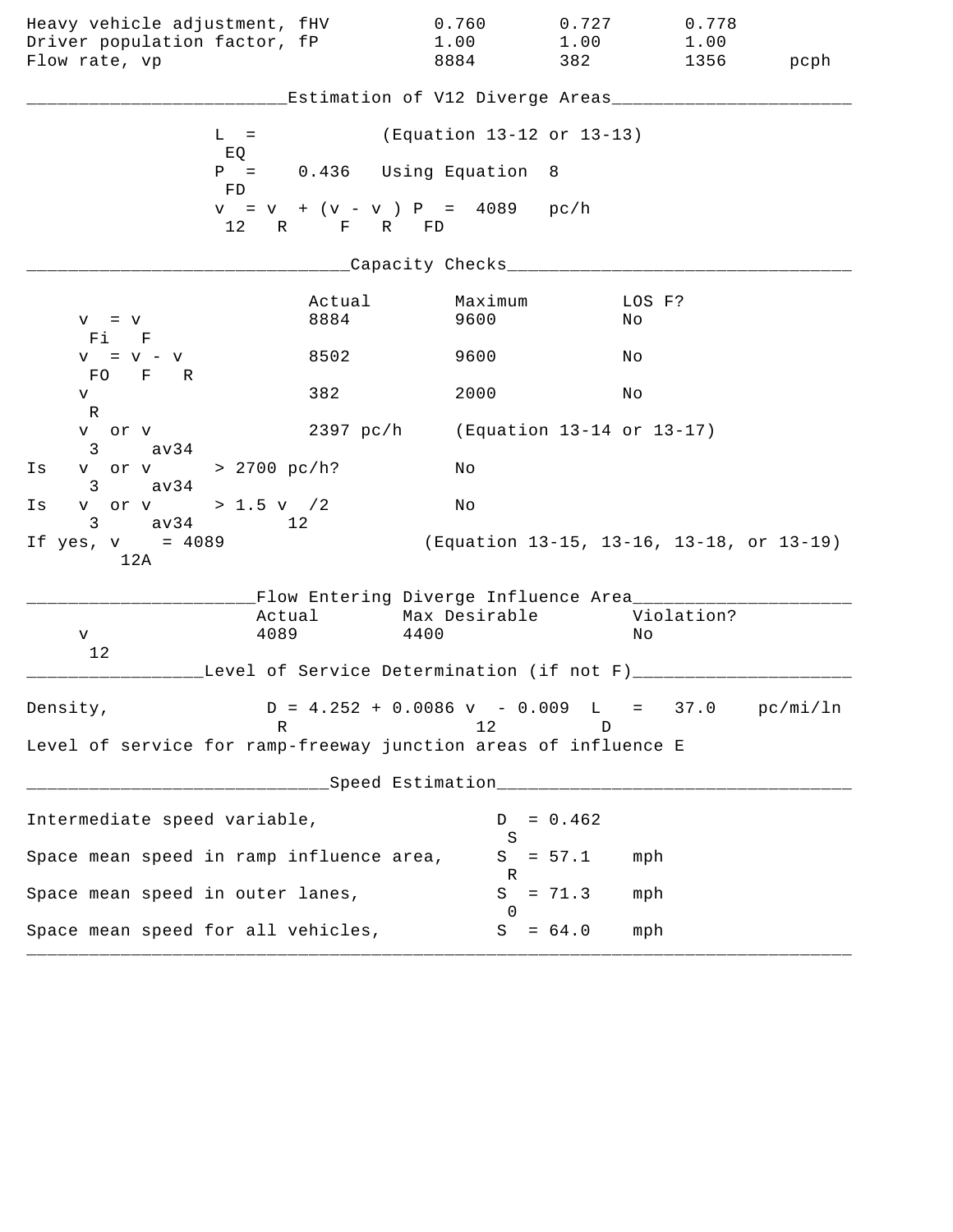| | | | | |
|---|---|---|---|---|
| Heavy vehicle adjustment, fHV | 0.760 | 0.727 | 0.778 | |
| Driver population factor, fP | 1.00 | 1.00 | 1.00 | |
| Flow rate, vp | 8884 | 382 | 1356 | pcph |

## Estimation of V12 Diverge Areas

$L_{EQ}$ = (Equation 13-12 or 13-13)

$P_{FD}$ = 0.436 Using Equation 8

$v_{12} = v_R + (v_F - v_R) P_{FD}$ = 4089 pc/h

## Capacity Checks

| | Actual | Maximum | LOS F? |
|---|---|---|---|
| $v_{Fi} = v_F$ | 8884 | 9600 | No |
| $v_{FO} = v_F - v_R$ | 8502 | 9600 | No |
| $v_R$ | 382 | 2000 | No |
| $v_3$ or $v_{av34}$ | 2397 pc/h | (Equation 13-14 or 13-17) | |

Is $v_3$ or $v_{av34}$ > 2700 pc/h? No

Is $v_3$ or $v_{av34}$ > 1.5 $v_{12}$/2 No

If yes, $v_{12A}$ = 4089 (Equation 13-15, 13-16, 13-18, or 13-19)

## Flow Entering Diverge Influence Area

| | Actual | Max Desirable | Violation? |
|---|---|---|---|
| $v_{12}$ | 4089 | 4400 | No |

## Level of Service Determination (if not F)

Density, $D_R = 4.252 + 0.0086\, v_{12} - 0.009\, L_D$ = 37.0 pc/mi/ln

Level of service for ramp-freeway junction areas of influence E

## Speed Estimation

Intermediate speed variable, $D_S$ = 0.462

Space mean speed in ramp influence area, $S_R$ = 57.1 mph

Space mean speed in outer lanes, $S_0$ = 71.3 mph

Space mean speed for all vehicles, $S$ = 64.0 mph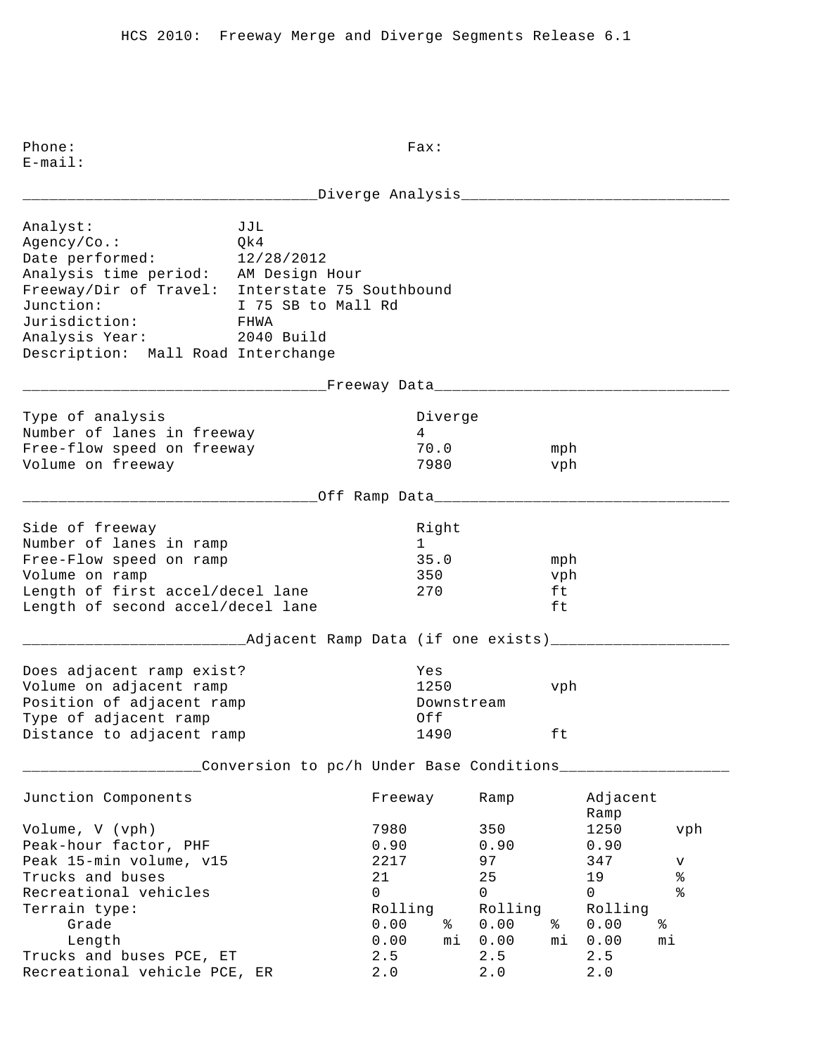HCS 2010: Freeway Merge and Diverge Segments Release 6.1

Phone: Fax:
E-mail:

## Diverge Analysis

Analyst: JJL
Agency/Co.: Qk4
Date performed: 12/28/2012
Analysis time period: AM Design Hour
Freeway/Dir of Travel: Interstate 75 Southbound
Junction: I 75 SB to Mall Rd
Jurisdiction: FHWA
Analysis Year: 2040 Build
Description: Mall Road Interchange

## Freeway Data

| | | |
|---|---|---|
| Type of analysis | Diverge | |
| Number of lanes in freeway | 4 | |
| Free-flow speed on freeway | 70.0 | mph |
| Volume on freeway | 7980 | vph |

## Off Ramp Data

| | | |
|---|---|---|
| Side of freeway | Right | |
| Number of lanes in ramp | 1 | |
| Free-Flow speed on ramp | 35.0 | mph |
| Volume on ramp | 350 | vph |
| Length of first accel/decel lane | 270 | ft |
| Length of second accel/decel lane | | ft |

## Adjacent Ramp Data (if one exists)

| | | |
|---|---|---|
| Does adjacent ramp exist? | Yes | |
| Volume on adjacent ramp | 1250 | vph |
| Position of adjacent ramp | Downstream | |
| Type of adjacent ramp | Off | |
| Distance to adjacent ramp | 1490 | ft |

## Conversion to pc/h Under Base Conditions

| Junction Components | Freeway | | Ramp | | Adjacent Ramp | | |
|---|---|---|---|---|---|---|---|
| Volume, V (vph) | 7980 | | 350 | | 1250 | | vph |
| Peak-hour factor, PHF | 0.90 | | 0.90 | | 0.90 | | |
| Peak 15-min volume, v15 | 2217 | | 97 | | 347 | | v |
| Trucks and buses | 21 | | 25 | | 19 | | % |
| Recreational vehicles | 0 | | 0 | | 0 | | % |
| Terrain type: | Rolling | | Rolling | | Rolling | | |
| Grade | 0.00 | % | 0.00 | % | 0.00 | % | |
| Length | 0.00 | mi | 0.00 | mi | 0.00 | mi | |
| Trucks and buses PCE, ET | 2.5 | | 2.5 | | 2.5 | | |
| Recreational vehicle PCE, ER | 2.0 | | 2.0 | | 2.0 | | |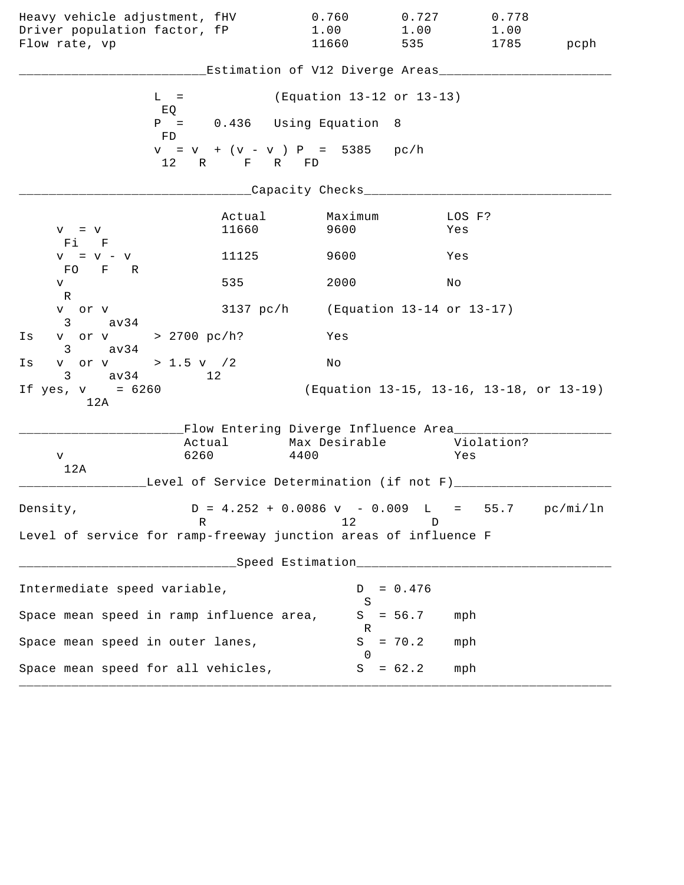| | | | | |
|---|---|---|---|---|
| Heavy vehicle adjustment, fHV | 0.760 | 0.727 | 0.778 | |
| Driver population factor, fP | 1.00 | 1.00 | 1.00 | |
| Flow rate, vp | 11660 | 535 | 1785 | pcph |

## Estimation of V12 Diverge Areas

$L_{EQ}$ = (Equation 13-12 or 13-13)

$P_{FD}$ = 0.436 Using Equation 8

$v_{12} = v_R + (v_F - v_R) P_{FD}$ = 5385 pc/h

## Capacity Checks

| | Actual | Maximum | LOS F? |
|---|---|---|---|
| $v_{Fi} = v_F$ | 11660 | 9600 | Yes |
| $v_{FO} = v_F - v_R$ | 11125 | 9600 | Yes |
| $v_R$ | 535 | 2000 | No |
| $v_3$ or $v_{av34}$ | 3137 pc/h | (Equation 13-14 or 13-17) | |
| Is $v_3$ or $v_{av34}$ > 2700 pc/h? | | Yes | |
| Is $v_3$ or $v_{av34}$ > 1.5 $v_{12}$/2 | | No | |

If yes, $v_{12A}$ = 6260 (Equation 13-15, 13-16, 13-18, or 13-19)

## Flow Entering Diverge Influence Area

| | Actual | Max Desirable | Violation? |
|---|---|---|---|
| $v_{12A}$ | 6260 | 4400 | Yes |

## Level of Service Determination (if not F)

Density, $D_R = 4.252 + 0.0086\, v_{12} - 0.009\, L_D$ = 55.7 pc/mi/ln

Level of service for ramp-freeway junction areas of influence F

## Speed Estimation

| | | |
|---|---|---|
| Intermediate speed variable, | $D_S$ = 0.476 | |
| Space mean speed in ramp influence area, | $S_R$ = 56.7 | mph |
| Space mean speed in outer lanes, | $S_0$ = 70.2 | mph |
| Space mean speed for all vehicles, | $S$ = 62.2 | mph |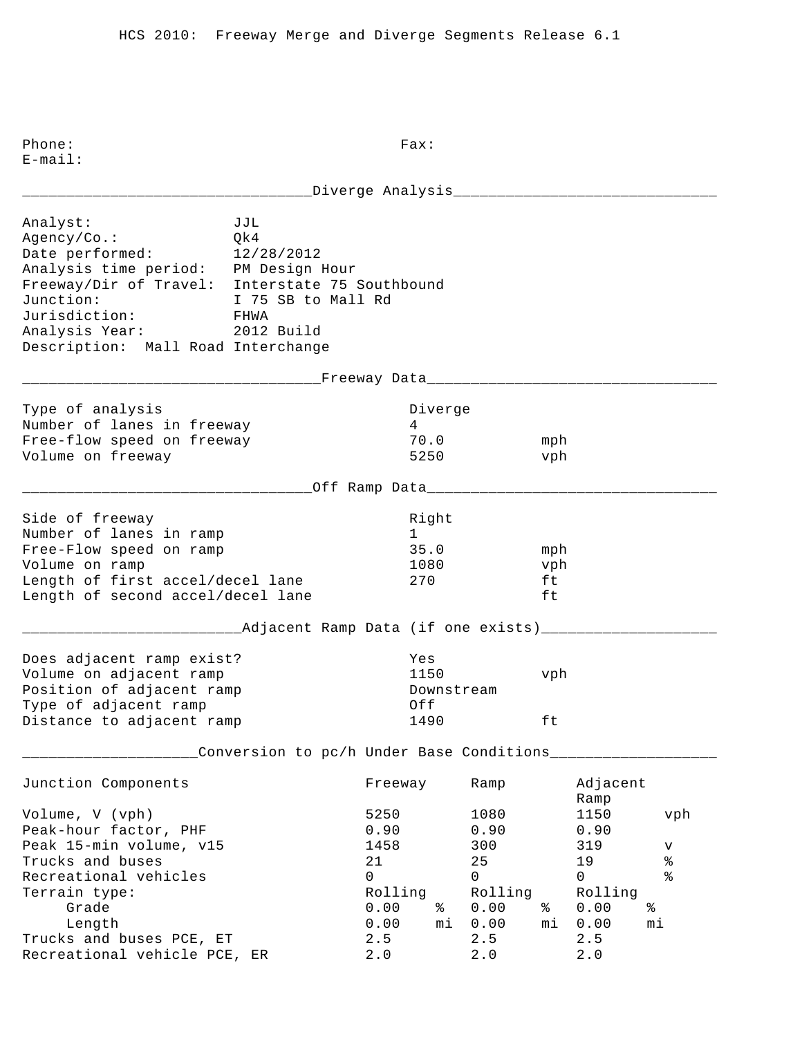HCS 2010: Freeway Merge and Diverge Segments Release 6.1

Phone: Fax:
E-mail:

## Diverge Analysis

| | |
|---|---|
| Analyst: | JJL |
| Agency/Co.: | Qk4 |
| Date performed: | 12/28/2012 |
| Analysis time period: | PM Design Hour |
| Freeway/Dir of Travel: | Interstate 75 Southbound |
| Junction: | I 75 SB to Mall Rd |
| Jurisdiction: | FHWA |
| Analysis Year: | 2012 Build |

Description: Mall Road Interchange

## Freeway Data

| | | |
|---|---|---|
| Type of analysis | Diverge | |
| Number of lanes in freeway | 4 | |
| Free-flow speed on freeway | 70.0 | mph |
| Volume on freeway | 5250 | vph |

## Off Ramp Data

| | | |
|---|---|---|
| Side of freeway | Right | |
| Number of lanes in ramp | 1 | |
| Free-Flow speed on ramp | 35.0 | mph |
| Volume on ramp | 1080 | vph |
| Length of first accel/decel lane | 270 | ft |
| Length of second accel/decel lane | | ft |

## Adjacent Ramp Data (if one exists)

| | | |
|---|---|---|
| Does adjacent ramp exist? | Yes | |
| Volume on adjacent ramp | 1150 | vph |
| Position of adjacent ramp | Downstream | |
| Type of adjacent ramp | Off | |
| Distance to adjacent ramp | 1490 | ft |

## Conversion to pc/h Under Base Conditions

| Junction Components | Freeway | | Ramp | | Adjacent Ramp | |
|---|---|---|---|---|---|---|
| Volume, V (vph) | 5250 | | 1080 | | 1150 | vph |
| Peak-hour factor, PHF | 0.90 | | 0.90 | | 0.90 | |
| Peak 15-min volume, v15 | 1458 | | 300 | | 319 | v |
| Trucks and buses | 21 | | 25 | | 19 | % |
| Recreational vehicles | 0 | | 0 | | 0 | % |
| Terrain type: | Rolling | | Rolling | | Rolling | |
| Grade | 0.00 | % | 0.00 | % | 0.00 | % |
| Length | 0.00 | mi | 0.00 | mi | 0.00 | mi |
| Trucks and buses PCE, ET | 2.5 | | 2.5 | | 2.5 | |
| Recreational vehicle PCE, ER | 2.0 | | 2.0 | | 2.0 | |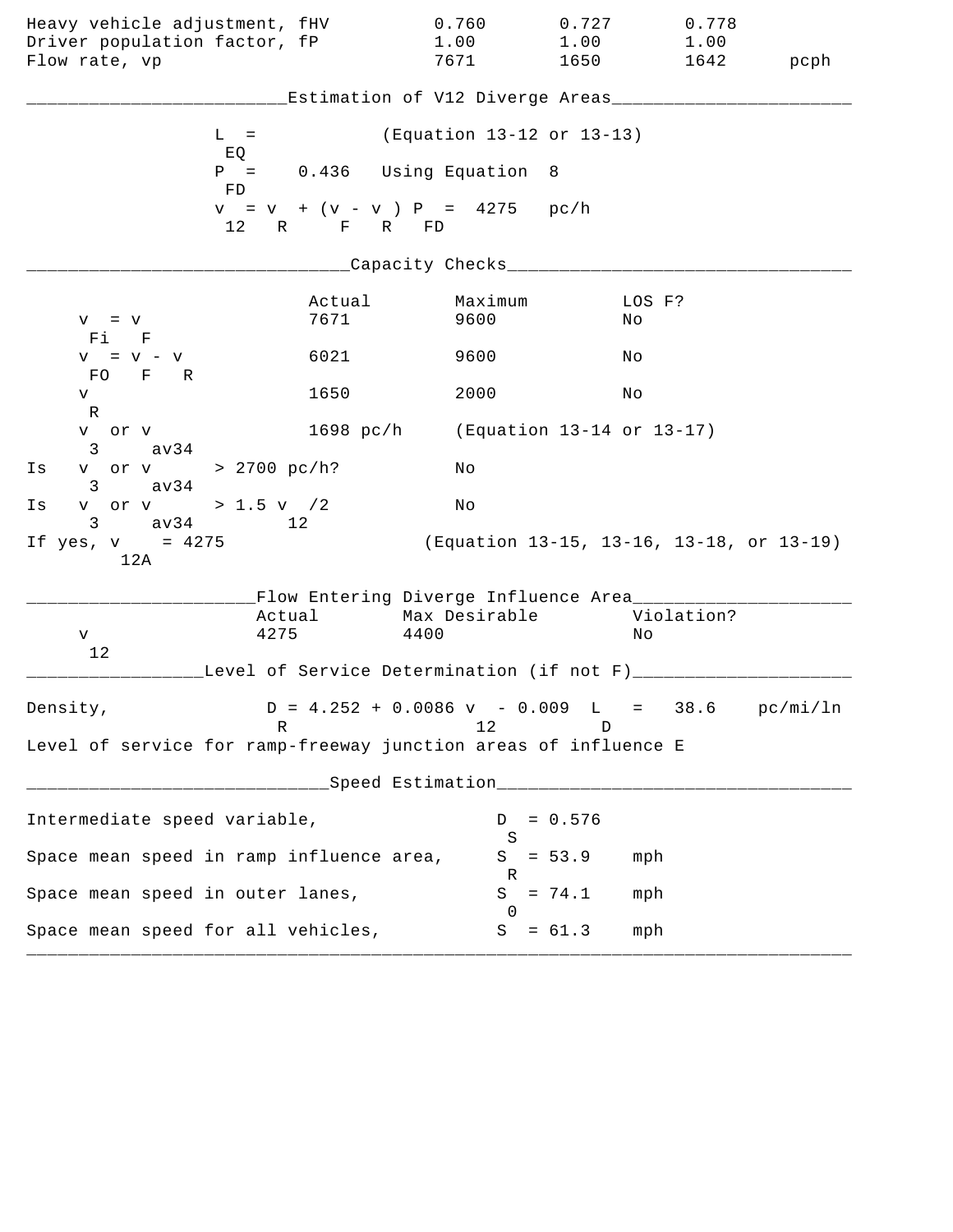| | | | | |
|---|---|---|---|---|
| Heavy vehicle adjustment, fHV | 0.760 | 0.727 | 0.778 | |
| Driver population factor, fP | 1.00 | 1.00 | 1.00 | |
| Flow rate, vp | 7671 | 1650 | 1642 | pcph |

## Estimation of V12 Diverge Areas

$L_{EQ}$ = (Equation 13-12 or 13-13)

$P_{FD}$ = 0.436 Using Equation 8

$v_{12} = v_R + (v_F - v_R) P_{FD}$ = 4275 pc/h

## Capacity Checks

| | Actual | Maximum | LOS F? |
|---|---|---|---|
| $v_{Fi} = v_F$ | 7671 | 9600 | No |
| $v_{FO} = v_F - v_R$ | 6021 | 9600 | No |
| $v_R$ | 1650 | 2000 | No |
| $v_3$ or $v_{av34}$ | 1698 pc/h | (Equation 13-14 or 13-17) | |
| Is $v_3$ or $v_{av34}$ > 2700 pc/h? | | No | |
| Is $v_3$ or $v_{av34}$ > 1.5 $v_{12}$/2 | | No | |

If yes, $v_{12A}$ = 4275 (Equation 13-15, 13-16, 13-18, or 13-19)

## Flow Entering Diverge Influence Area

| | Actual | Max Desirable | Violation? |
|---|---|---|---|
| $v_{12}$ | 4275 | 4400 | No |

## Level of Service Determination (if not F)

Density, $D_R = 4.252 + 0.0086\, v_{12} - 0.009\, L_D$ = 38.6 pc/mi/ln

Level of service for ramp-freeway junction areas of influence E

## Speed Estimation

| | | |
|---|---|---|
| Intermediate speed variable, | $D_S$ = 0.576 | |
| Space mean speed in ramp influence area, | $S_R$ = 53.9 | mph |
| Space mean speed in outer lanes, | $S_0$ = 74.1 | mph |
| Space mean speed for all vehicles, | $S$ = 61.3 | mph |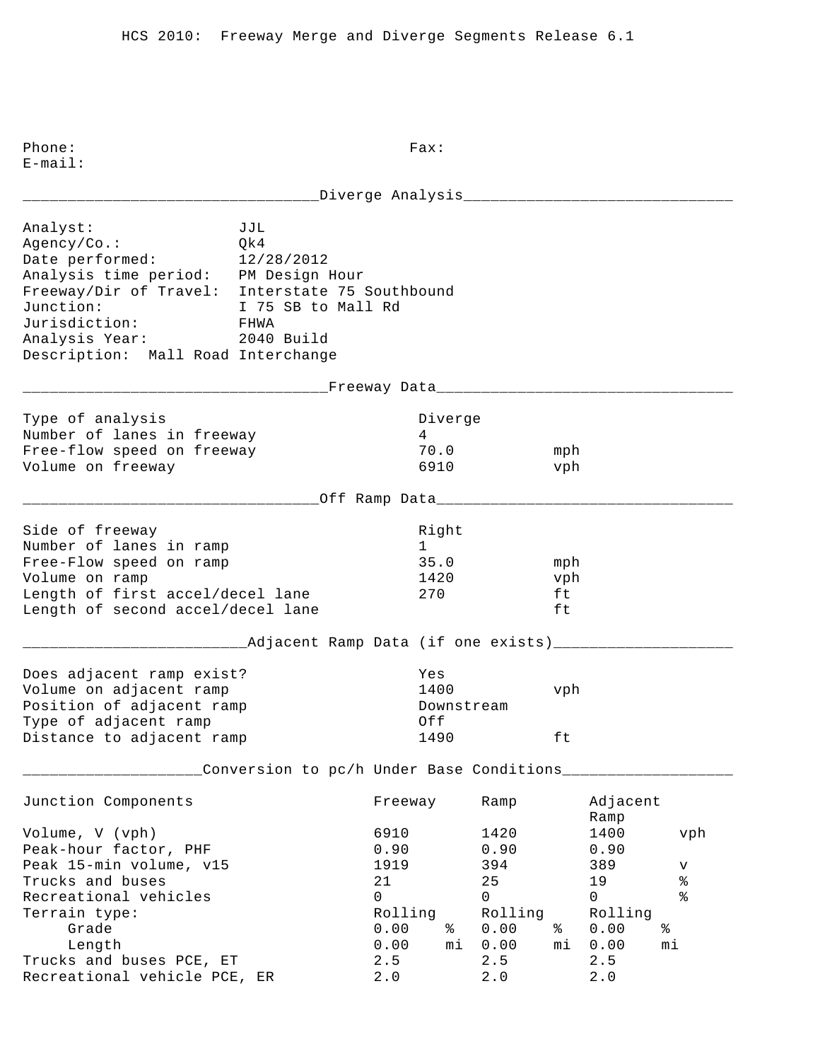HCS 2010: Freeway Merge and Diverge Segments Release 6.1

Phone: Fax:
E-mail:

## Diverge Analysis

| | |
|---|---|
| Analyst: | JJL |
| Agency/Co.: | Qk4 |
| Date performed: | 12/28/2012 |
| Analysis time period: | PM Design Hour |
| Freeway/Dir of Travel: | Interstate 75 Southbound |
| Junction: | I 75 SB to Mall Rd |
| Jurisdiction: | FHWA |
| Analysis Year: | 2040 Build |

Description: Mall Road Interchange

## Freeway Data

| | | |
|---|---|---|
| Type of analysis | Diverge | |
| Number of lanes in freeway | 4 | |
| Free-flow speed on freeway | 70.0 | mph |
| Volume on freeway | 6910 | vph |

## Off Ramp Data

| | | |
|---|---|---|
| Side of freeway | Right | |
| Number of lanes in ramp | 1 | |
| Free-Flow speed on ramp | 35.0 | mph |
| Volume on ramp | 1420 | vph |
| Length of first accel/decel lane | 270 | ft |
| Length of second accel/decel lane | | ft |

## Adjacent Ramp Data (if one exists)

| | | |
|---|---|---|
| Does adjacent ramp exist? | Yes | |
| Volume on adjacent ramp | 1400 | vph |
| Position of adjacent ramp | Downstream | |
| Type of adjacent ramp | Off | |
| Distance to adjacent ramp | 1490 | ft |

## Conversion to pc/h Under Base Conditions

| Junction Components | Freeway | | Ramp | | Adjacent Ramp | |
|---|---|---|---|---|---|---|
| Volume, V (vph) | 6910 | | 1420 | | 1400 | vph |
| Peak-hour factor, PHF | 0.90 | | 0.90 | | 0.90 | |
| Peak 15-min volume, v15 | 1919 | | 394 | | 389 | v |
| Trucks and buses | 21 | | 25 | | 19 | % |
| Recreational vehicles | 0 | | 0 | | 0 | % |
| Terrain type: | Rolling | | Rolling | | Rolling | |
| Grade | 0.00 | % | 0.00 | % | 0.00 | % |
| Length | 0.00 | mi | 0.00 | mi | 0.00 | mi |
| Trucks and buses PCE, ET | 2.5 | | 2.5 | | 2.5 | |
| Recreational vehicle PCE, ER | 2.0 | | 2.0 | | 2.0 | |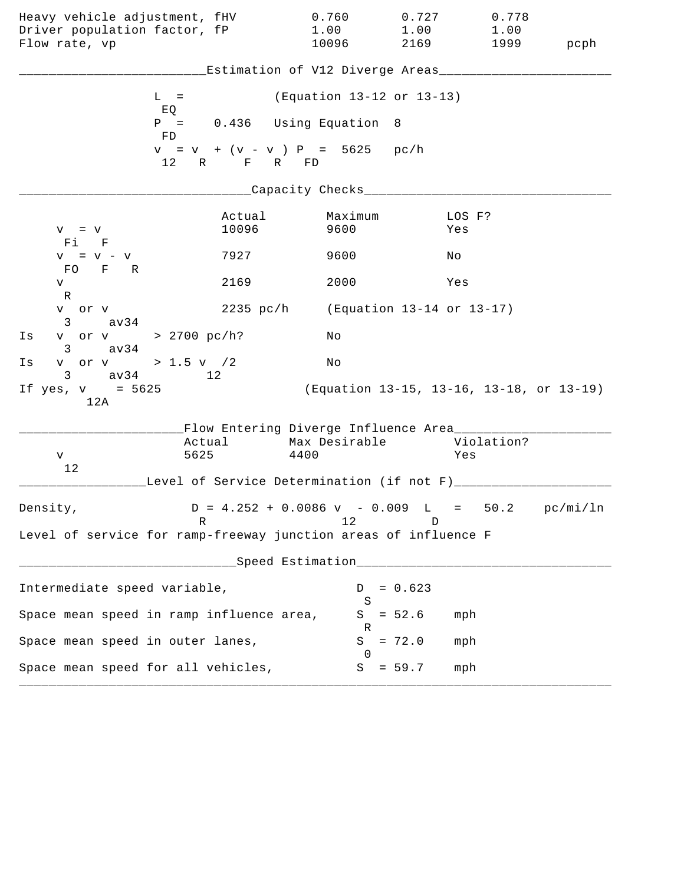| | | | | |
|---|---|---|---|---|
| Heavy vehicle adjustment, fHV | 0.760 | 0.727 | 0.778 | |
| Driver population factor, fP | 1.00 | 1.00 | 1.00 | |
| Flow rate, vp | 10096 | 2169 | 1999 | pcph |

## Estimation of V12 Diverge Areas

$L_{EQ}$ = (Equation 13-12 or 13-13)

$P_{FD}$ = 0.436 Using Equation 8

$v_{12} = v_R + (v_F - v_R) P_{FD}$ = 5625 pc/h

## Capacity Checks

| | Actual | Maximum | LOS F? |
|---|---|---|---|
| $v_{Fi} = v_F$ | 10096 | 9600 | Yes |
| $v_{FO} = v_F - v_R$ | 7927 | 9600 | No |
| $v_R$ | 2169 | 2000 | Yes |

$v_3$ or $v_{av34}$ 2235 pc/h (Equation 13-14 or 13-17)

Is $v_3$ or $v_{av34}$ > 2700 pc/h? No

Is $v_3$ or $v_{av34}$ > 1.5 $v_{12}$/2 No

If yes, $v_{12A}$ = 5625 (Equation 13-15, 13-16, 13-18, or 13-19)

## Flow Entering Diverge Influence Area

| | Actual | Max Desirable | Violation? |
|---|---|---|---|
| $v_{12}$ | 5625 | 4400 | Yes |

## Level of Service Determination (if not F)

Density, $D_R = 4.252 + 0.0086\, v_{12} - 0.009\, L_D$ = 50.2 pc/mi/ln

Level of service for ramp-freeway junction areas of influence F

## Speed Estimation

Intermediate speed variable, $D_S$ = 0.623

Space mean speed in ramp influence area, $S_R$ = 52.6 mph

Space mean speed in outer lanes, $S_0$ = 72.0 mph

Space mean speed for all vehicles, $S$ = 59.7 mph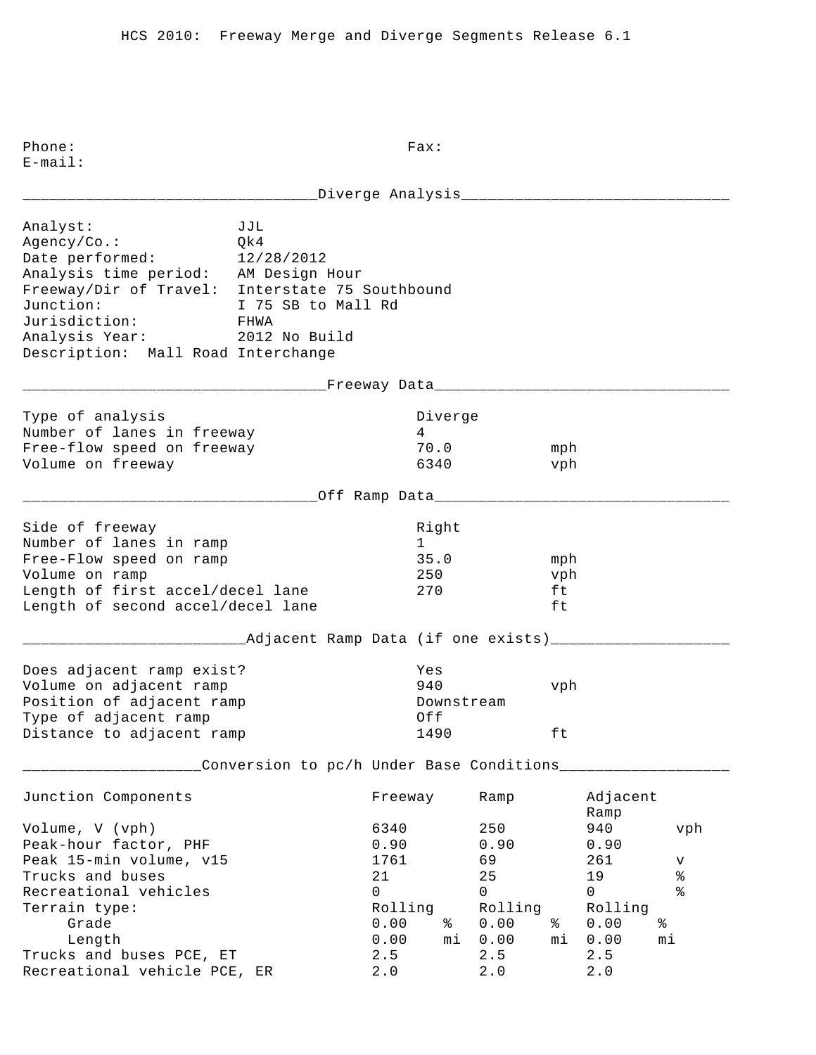HCS 2010: Freeway Merge and Diverge Segments Release 6.1

Phone: Fax:
E-mail:

## Diverge Analysis

| | |
|---|---|
| Analyst: | JJL |
| Agency/Co.: | Qk4 |
| Date performed: | 12/28/2012 |
| Analysis time period: | AM Design Hour |
| Freeway/Dir of Travel: | Interstate 75 Southbound |
| Junction: | I 75 SB to Mall Rd |
| Jurisdiction: | FHWA |
| Analysis Year: | 2012 No Build |
| Description: | Mall Road Interchange |

## Freeway Data

| | | |
|---|---|---|
| Type of analysis | Diverge | |
| Number of lanes in freeway | 4 | |
| Free-flow speed on freeway | 70.0 | mph |
| Volume on freeway | 6340 | vph |

## Off Ramp Data

| | | |
|---|---|---|
| Side of freeway | Right | |
| Number of lanes in ramp | 1 | |
| Free-Flow speed on ramp | 35.0 | mph |
| Volume on ramp | 250 | vph |
| Length of first accel/decel lane | 270 | ft |
| Length of second accel/decel lane | | ft |

## Adjacent Ramp Data (if one exists)

| | | |
|---|---|---|
| Does adjacent ramp exist? | Yes | |
| Volume on adjacent ramp | 940 | vph |
| Position of adjacent ramp | Downstream | |
| Type of adjacent ramp | Off | |
| Distance to adjacent ramp | 1490 | ft |

## Conversion to pc/h Under Base Conditions

| Junction Components | Freeway | Ramp | Adjacent Ramp | |
|---|---|---|---|---|
| Volume, V (vph) | 6340 | 250 | 940 | vph |
| Peak-hour factor, PHF | 0.90 | 0.90 | 0.90 | |
| Peak 15-min volume, v15 | 1761 | 69 | 261 | v |
| Trucks and buses | 21 | 25 | 19 | % |
| Recreational vehicles | 0 | 0 | 0 | % |
| Terrain type: | Rolling | Rolling | Rolling | |
| Grade | 0.00 % | 0.00 % | 0.00 % | |
| Length | 0.00 mi | 0.00 mi | 0.00 mi | |
| Trucks and buses PCE, ET | 2.5 | 2.5 | 2.5 | |
| Recreational vehicle PCE, ER | 2.0 | 2.0 | 2.0 | |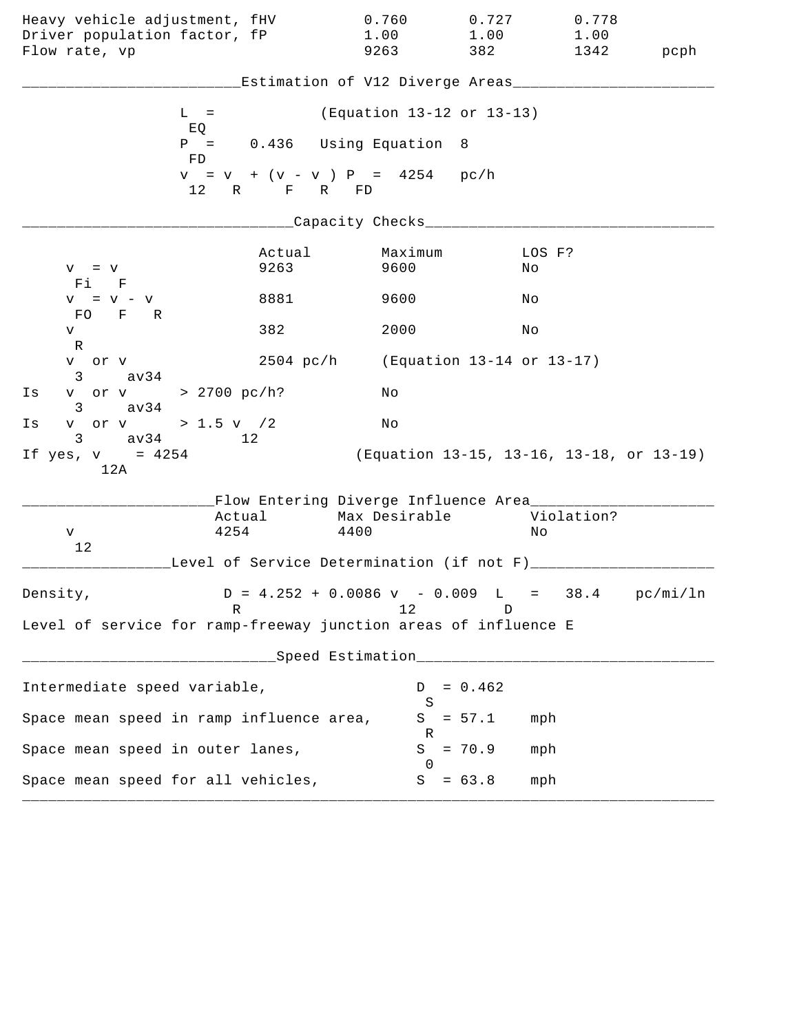| | | | | |
|---|---|---|---|---|
| Heavy vehicle adjustment, fHV | 0.760 | 0.727 | 0.778 | |
| Driver population factor, fP | 1.00 | 1.00 | 1.00 | |
| Flow rate, vp | 9263 | 382 | 1342 | pcph |

## Estimation of V12 Diverge Areas

$L_{EQ}$ = (Equation 13-12 or 13-13)

$P_{FD}$ = 0.436 Using Equation 8

$v_{12} = v_R + (v_F - v_R) P_{FD}$ = 4254 pc/h

## Capacity Checks

| | Actual | Maximum | LOS F? |
|---|---|---|---|
| $v_{Fi} = v_F$ | 9263 | 9600 | No |
| $v_{FO} = v_F - v_R$ | 8881 | 9600 | No |
| $v_R$ | 382 | 2000 | No |
| $v_3$ or $v_{av34}$ | 2504 pc/h | (Equation 13-14 or 13-17) | |
| Is $v_3$ or $v_{av34}$ > 2700 pc/h? | | No | |
| Is $v_3$ or $v_{av34}$ > 1.5 $v_{12}$/2 | | No | |
| If yes, $v_{12A}$ = 4254 | | (Equation 13-15, 13-16, 13-18, or 13-19) | |

## Flow Entering Diverge Influence Area

| | Actual | Max Desirable | Violation? |
|---|---|---|---|
| $v_{12}$ | 4254 | 4400 | No |

## Level of Service Determination (if not F)

Density, $D_R = 4.252 + 0.0086\ v_{12} - 0.009\ L_D$ = 38.4 pc/mi/ln

Level of service for ramp-freeway junction areas of influence E

## Speed Estimation

| | | |
|---|---|---|
| Intermediate speed variable, | $D_S$ = 0.462 | |
| Space mean speed in ramp influence area, | $S_R$ = 57.1 | mph |
| Space mean speed in outer lanes, | $S_0$ = 70.9 | mph |
| Space mean speed for all vehicles, | $S$ = 63.8 | mph |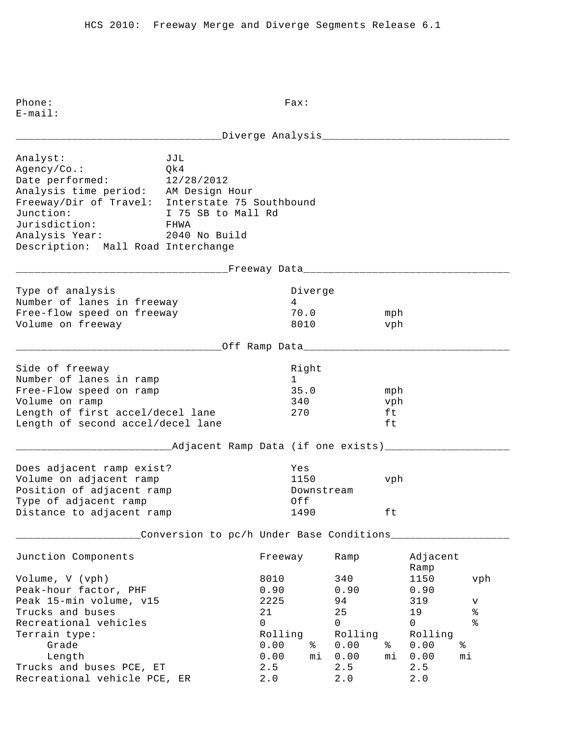HCS 2010: Freeway Merge and Diverge Segments Release 6.1

Phone: Fax:
E-mail:

## Diverge Analysis

Analyst: JJL
Agency/Co.: Qk4
Date performed: 12/28/2012
Analysis time period: AM Design Hour
Freeway/Dir of Travel: Interstate 75 Southbound
Junction: I 75 SB to Mall Rd
Jurisdiction: FHWA
Analysis Year: 2040 No Build
Description: Mall Road Interchange

## Freeway Data

| | | |
|---|---|---|
| Type of analysis | Diverge | |
| Number of lanes in freeway | 4 | |
| Free-flow speed on freeway | 70.0 | mph |
| Volume on freeway | 8010 | vph |

## Off Ramp Data

| | | |
|---|---|---|
| Side of freeway | Right | |
| Number of lanes in ramp | 1 | |
| Free-Flow speed on ramp | 35.0 | mph |
| Volume on ramp | 340 | vph |
| Length of first accel/decel lane | 270 | ft |
| Length of second accel/decel lane | | ft |

## Adjacent Ramp Data (if one exists)

| | | |
|---|---|---|
| Does adjacent ramp exist? | Yes | |
| Volume on adjacent ramp | 1150 | vph |
| Position of adjacent ramp | Downstream | |
| Type of adjacent ramp | Off | |
| Distance to adjacent ramp | 1490 | ft |

## Conversion to pc/h Under Base Conditions

| Junction Components | Freeway | | Ramp | | Adjacent Ramp | |
|---|---|---|---|---|---|---|
| Volume, V (vph) | 8010 | | 340 | | 1150 | vph |
| Peak-hour factor, PHF | 0.90 | | 0.90 | | 0.90 | |
| Peak 15-min volume, v15 | 2225 | | 94 | | 319 | v |
| Trucks and buses | 21 | | 25 | | 19 | % |
| Recreational vehicles | 0 | | 0 | | 0 | % |
| Terrain type: | Rolling | | Rolling | | Rolling | |
| Grade | 0.00 | % | 0.00 | % | 0.00 | % |
| Length | 0.00 | mi | 0.00 | mi | 0.00 | mi |
| Trucks and buses PCE, ET | 2.5 | | 2.5 | | 2.5 | |
| Recreational vehicle PCE, ER | 2.0 | | 2.0 | | 2.0 | |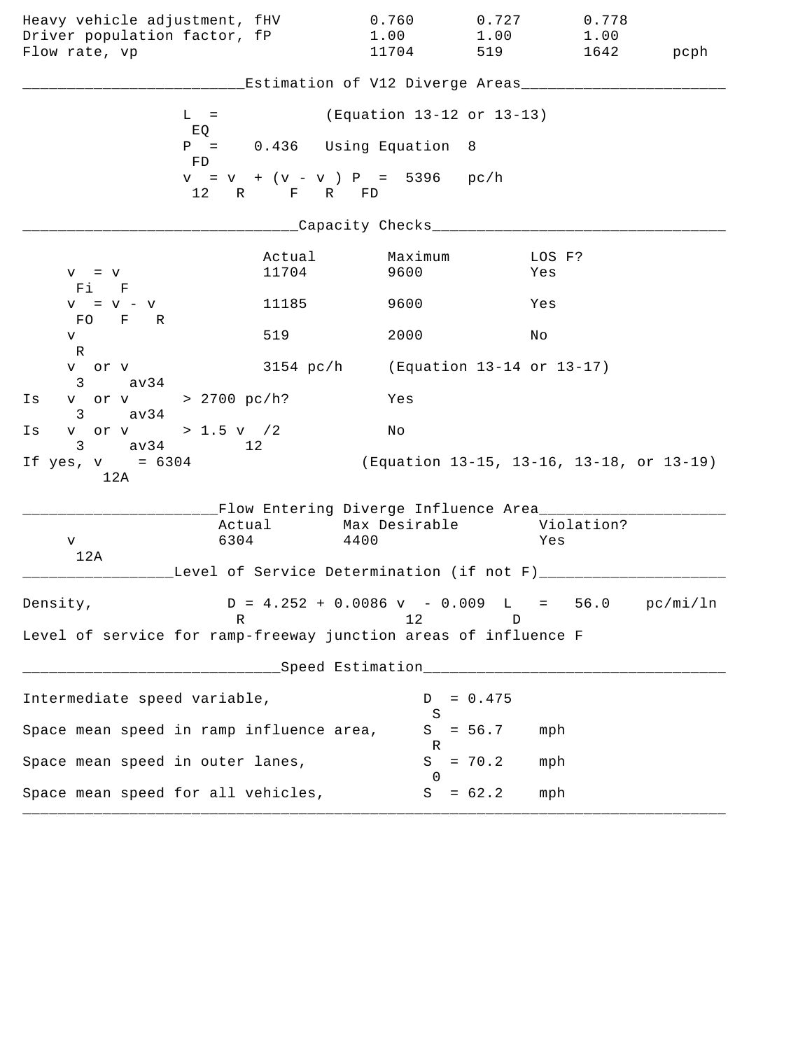| | | | | |
|---|---|---|---|---|
| Heavy vehicle adjustment, fHV | 0.760 | 0.727 | 0.778 | |
| Driver population factor, fP | 1.00 | 1.00 | 1.00 | |
| Flow rate, vp | 11704 | 519 | 1642 | pcph |

## Estimation of V12 Diverge Areas

$L_{EQ}$ = (Equation 13-12 or 13-13)

$P_{FD}$ = 0.436 Using Equation 8

$v_{12} = v_R + (v_F - v_R) P_{FD}$ = 5396 pc/h

## Capacity Checks

| | Actual | Maximum | LOS F? |
|---|---|---|---|
| $v_{Fi} = v_F$ | 11704 | 9600 | Yes |
| $v_{FO} = v_F - v_R$ | 11185 | 9600 | Yes |
| $v_R$ | 519 | 2000 | No |
| $v_3$ or $v_{av34}$ | 3154 pc/h | (Equation 13-14 or 13-17) | |

Is $v_3$ or $v_{av34}$ > 2700 pc/h? Yes

Is $v_3$ or $v_{av34}$ > 1.5 $v_{12}$/2 No

If yes, $v_{12A}$ = 6304 (Equation 13-15, 13-16, 13-18, or 13-19)

## Flow Entering Diverge Influence Area

| | Actual | Max Desirable | Violation? |
|---|---|---|---|
| $v_{12A}$ | 6304 | 4400 | Yes |

## Level of Service Determination (if not F)

Density, $D_R = 4.252 + 0.0086\, v_{12} - 0.009\, L_D$ = 56.0 pc/mi/ln

Level of service for ramp-freeway junction areas of influence F

## Speed Estimation

| | | |
|---|---|---|
| Intermediate speed variable, | $D_S$ = 0.475 | |
| Space mean speed in ramp influence area, | $S_R$ = 56.7 | mph |
| Space mean speed in outer lanes, | $S_0$ = 70.2 | mph |
| Space mean speed for all vehicles, | $S$ = 62.2 | mph |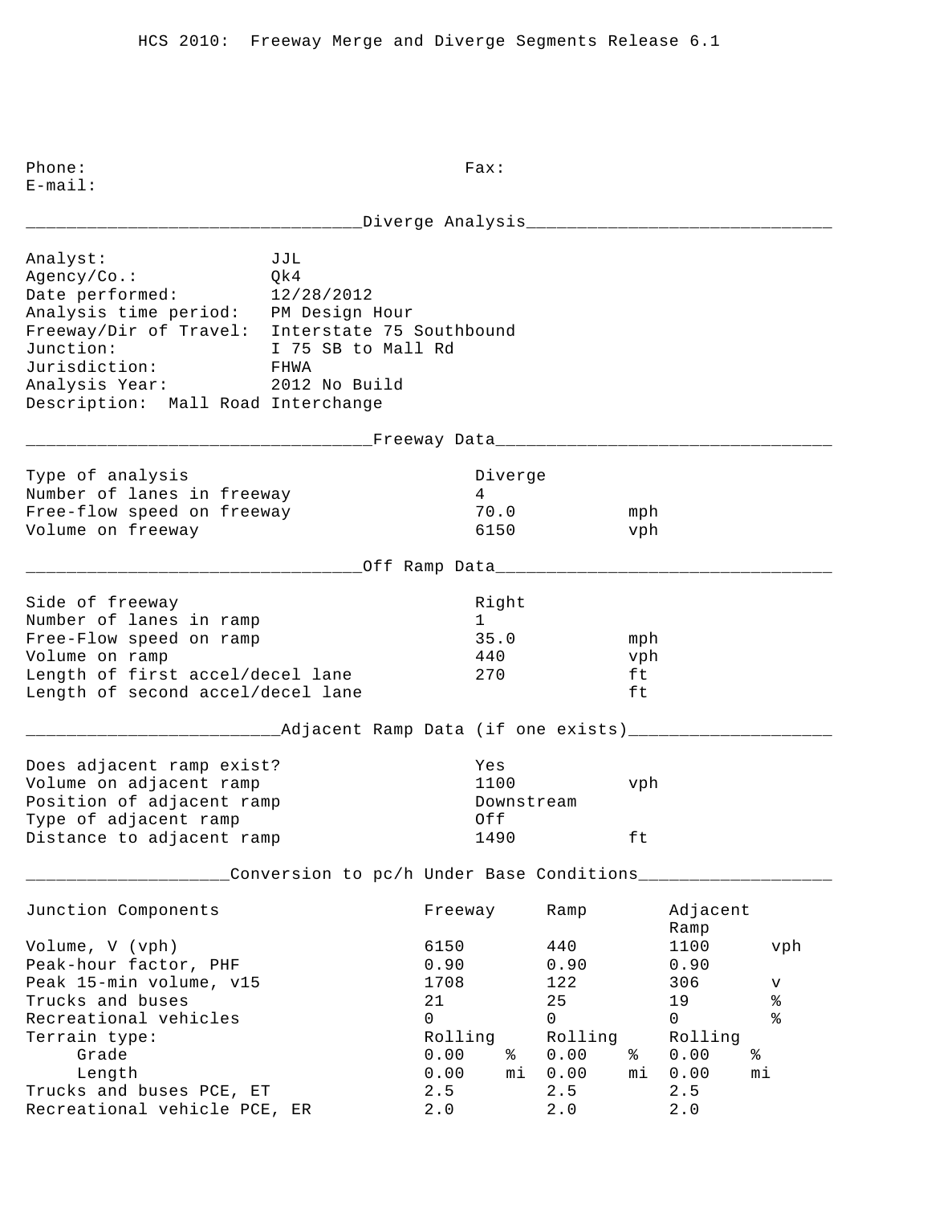HCS 2010: Freeway Merge and Diverge Segments Release 6.1

Phone: Fax:
E-mail:

## Diverge Analysis

Analyst: JJL
Agency/Co.: Qk4
Date performed: 12/28/2012
Analysis time period: PM Design Hour
Freeway/Dir of Travel: Interstate 75 Southbound
Junction: I 75 SB to Mall Rd
Jurisdiction: FHWA
Analysis Year: 2012 No Build
Description: Mall Road Interchange

## Freeway Data

| | | |
|---|---|---|
| Type of analysis | Diverge | |
| Number of lanes in freeway | 4 | |
| Free-flow speed on freeway | 70.0 | mph |
| Volume on freeway | 6150 | vph |

## Off Ramp Data

| | | |
|---|---|---|
| Side of freeway | Right | |
| Number of lanes in ramp | 1 | |
| Free-Flow speed on ramp | 35.0 | mph |
| Volume on ramp | 440 | vph |
| Length of first accel/decel lane | 270 | ft |
| Length of second accel/decel lane | | ft |

## Adjacent Ramp Data (if one exists)

| | | |
|---|---|---|
| Does adjacent ramp exist? | Yes | |
| Volume on adjacent ramp | 1100 | vph |
| Position of adjacent ramp | Downstream | |
| Type of adjacent ramp | Off | |
| Distance to adjacent ramp | 1490 | ft |

## Conversion to pc/h Under Base Conditions

| Junction Components | Freeway | Ramp | Adjacent Ramp | |
|---|---|---|---|---|
| Volume, V (vph) | 6150 | 440 | 1100 | vph |
| Peak-hour factor, PHF | 0.90 | 0.90 | 0.90 | |
| Peak 15-min volume, v15 | 1708 | 122 | 306 | v |
| Trucks and buses | 21 | 25 | 19 | % |
| Recreational vehicles | 0 | 0 | 0 | % |
| Terrain type: | Rolling | Rolling | Rolling | |
| Grade | 0.00 % | 0.00 % | 0.00 % | |
| Length | 0.00 mi | 0.00 mi | 0.00 mi | |
| Trucks and buses PCE, ET | 2.5 | 2.5 | 2.5 | |
| Recreational vehicle PCE, ER | 2.0 | 2.0 | 2.0 | |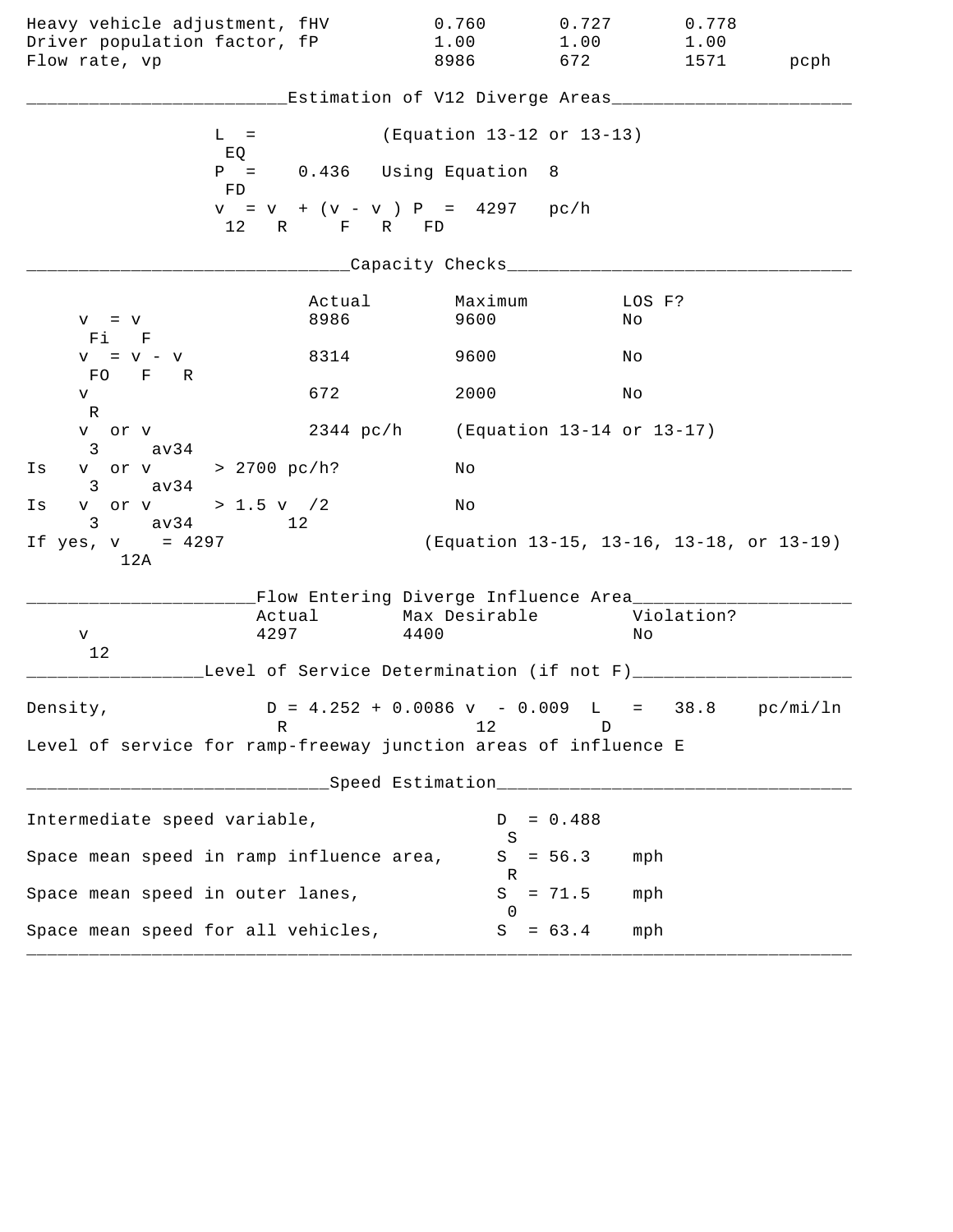| | | | | |
|---|---|---|---|---|
| Heavy vehicle adjustment, fHV | 0.760 | 0.727 | 0.778 | |
| Driver population factor, fP | 1.00 | 1.00 | 1.00 | |
| Flow rate, vp | 8986 | 672 | 1571 | pcph |

## Estimation of V12 Diverge Areas

$L_{EQ}$ = (Equation 13-12 or 13-13)

$P_{FD}$ = 0.436 Using Equation 8

$v_{12} = v_R + (v_F - v_R) P_{FD}$ = 4297 pc/h

## Capacity Checks

| | Actual | Maximum | LOS F? |
|---|---|---|---|
| $v_{Fi} = v_F$ | 8986 | 9600 | No |
| $v_{FO} = v_F - v_R$ | 8314 | 9600 | No |
| $v_R$ | 672 | 2000 | No |
| $v_3$ or $v_{av34}$ | 2344 pc/h | (Equation 13-14 or 13-17) | |

Is $v_3$ or $v_{av34}$ > 2700 pc/h? No

Is $v_3$ or $v_{av34}$ > 1.5 $v_{12}$/2 No

If yes, $v_{12A}$ = 4297 (Equation 13-15, 13-16, 13-18, or 13-19)

## Flow Entering Diverge Influence Area

| | Actual | Max Desirable | Violation? |
|---|---|---|---|
| $v_{12}$ | 4297 | 4400 | No |

## Level of Service Determination (if not F)

Density, $D_R = 4.252 + 0.0086\ v_{12} - 0.009\ L_D$ = 38.8 pc/mi/ln

Level of service for ramp-freeway junction areas of influence E

## Speed Estimation

| | | |
|---|---|---|
| Intermediate speed variable, | $D_S$ = 0.488 | |
| Space mean speed in ramp influence area, | $S_R$ = 56.3 | mph |
| Space mean speed in outer lanes, | $S_0$ = 71.5 | mph |
| Space mean speed for all vehicles, | $S$ = 63.4 | mph |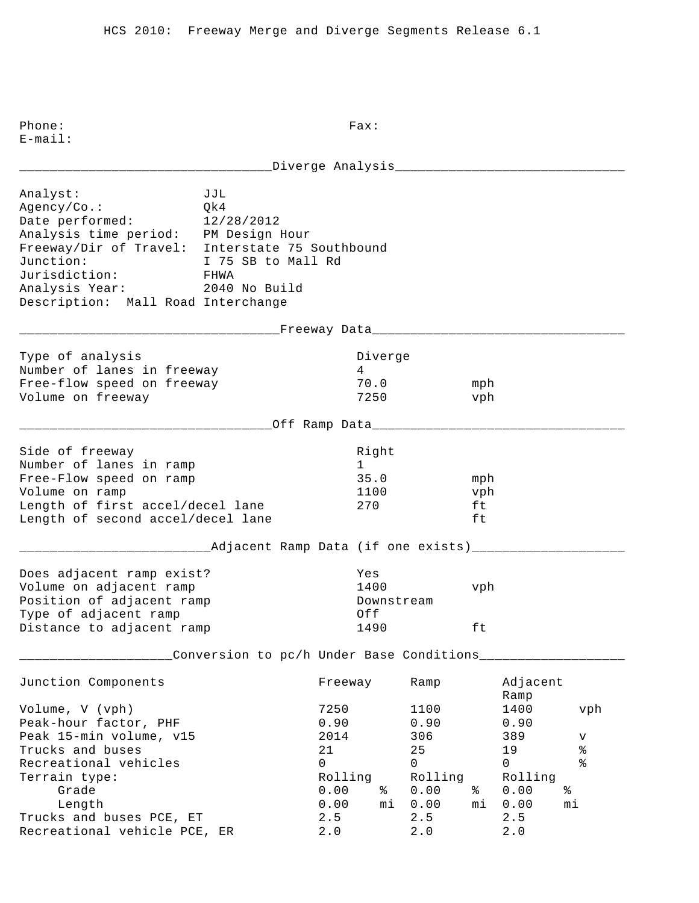HCS 2010: Freeway Merge and Diverge Segments Release 6.1

Phone: Fax:
E-mail:

## Diverge Analysis

| | |
|---|---|
| Analyst: | JJL |
| Agency/Co.: | Qk4 |
| Date performed: | 12/28/2012 |
| Analysis time period: | PM Design Hour |
| Freeway/Dir of Travel: | Interstate 75 Southbound |
| Junction: | I 75 SB to Mall Rd |
| Jurisdiction: | FHWA |
| Analysis Year: | 2040 No Build |
| Description: | Mall Road Interchange |

## Freeway Data

| | | |
|---|---|---|
| Type of analysis | Diverge | |
| Number of lanes in freeway | 4 | |
| Free-flow speed on freeway | 70.0 | mph |
| Volume on freeway | 7250 | vph |

## Off Ramp Data

| | | |
|---|---|---|
| Side of freeway | Right | |
| Number of lanes in ramp | 1 | |
| Free-Flow speed on ramp | 35.0 | mph |
| Volume on ramp | 1100 | vph |
| Length of first accel/decel lane | 270 | ft |
| Length of second accel/decel lane | | ft |

## Adjacent Ramp Data (if one exists)

| | | |
|---|---|---|
| Does adjacent ramp exist? | Yes | |
| Volume on adjacent ramp | 1400 | vph |
| Position of adjacent ramp | Downstream | |
| Type of adjacent ramp | Off | |
| Distance to adjacent ramp | 1490 | ft |

## Conversion to pc/h Under Base Conditions

| Junction Components | Freeway | | Ramp | | Adjacent Ramp | |
|---|---|---|---|---|---|---|
| Volume, V (vph) | 7250 | | 1100 | | 1400 | vph |
| Peak-hour factor, PHF | 0.90 | | 0.90 | | 0.90 | |
| Peak 15-min volume, v15 | 2014 | | 306 | | 389 | v |
| Trucks and buses | 21 | | 25 | | 19 | % |
| Recreational vehicles | 0 | | 0 | | 0 | % |
| Terrain type: | Rolling | | Rolling | | Rolling | |
| Grade | 0.00 | % | 0.00 | % | 0.00 | % |
| Length | 0.00 | mi | 0.00 | mi | 0.00 | mi |
| Trucks and buses PCE, ET | 2.5 | | 2.5 | | 2.5 | |
| Recreational vehicle PCE, ER | 2.0 | | 2.0 | | 2.0 | |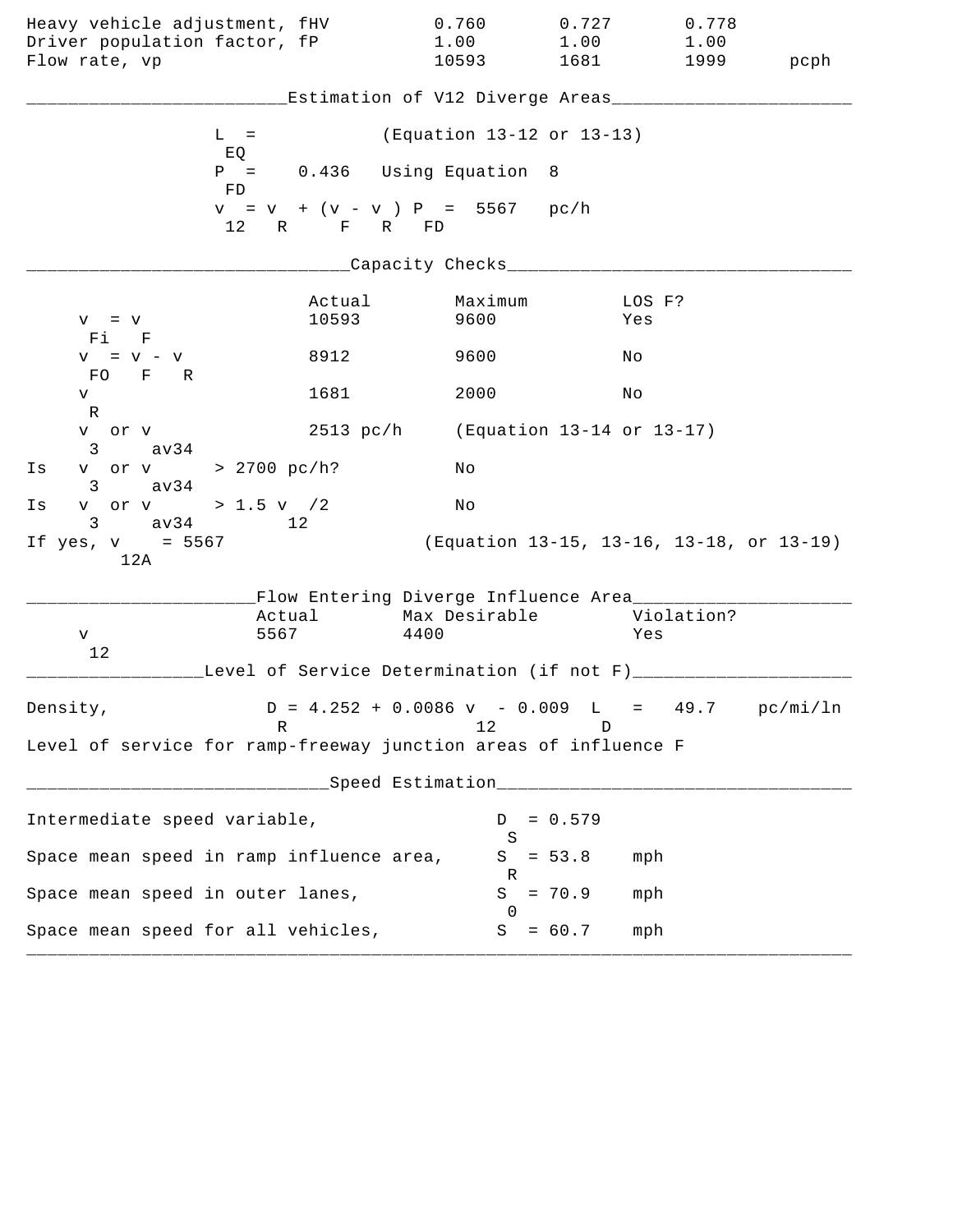| | | | | |
|---|---|---|---|---|
| Heavy vehicle adjustment, fHV | 0.760 | 0.727 | 0.778 | |
| Driver population factor, fP | 1.00 | 1.00 | 1.00 | |
| Flow rate, vp | 10593 | 1681 | 1999 | pcph |

## Estimation of V12 Diverge Areas

$L_{EQ}$ = (Equation 13-12 or 13-13)

$P_{FD}$ = 0.436 Using Equation 8

$v_{12} = v_R + (v_F - v_R) P_{FD}$ = 5567 pc/h

## Capacity Checks

| | Actual | Maximum | LOS F? |
|---|---|---|---|
| $v_{Fi} = v_F$ | 10593 | 9600 | Yes |
| $v_{FO} = v_F - v_R$ | 8912 | 9600 | No |
| $v_R$ | 1681 | 2000 | No |
| $v_3$ or $v_{av34}$ | 2513 pc/h | (Equation 13-14 or 13-17) | |

Is $v_3$ or $v_{av34}$ > 2700 pc/h? No

Is $v_3$ or $v_{av34}$ > 1.5 $v_{12}$/2 No

If yes, $v_{12A}$ = 5567 (Equation 13-15, 13-16, 13-18, or 13-19)

## Flow Entering Diverge Influence Area

| | Actual | Max Desirable | Violation? |
|---|---|---|---|
| $v_{12}$ | 5567 | 4400 | Yes |

## Level of Service Determination (if not F)

Density, $D_R = 4.252 + 0.0086\, v_{12} - 0.009\, L_D$ = 49.7 pc/mi/ln

Level of service for ramp-freeway junction areas of influence F

## Speed Estimation

Intermediate speed variable, $D_S$ = 0.579

Space mean speed in ramp influence area, $S_R$ = 53.8 mph

Space mean speed in outer lanes, $S_0$ = 70.9 mph

Space mean speed for all vehicles, $S$ = 60.7 mph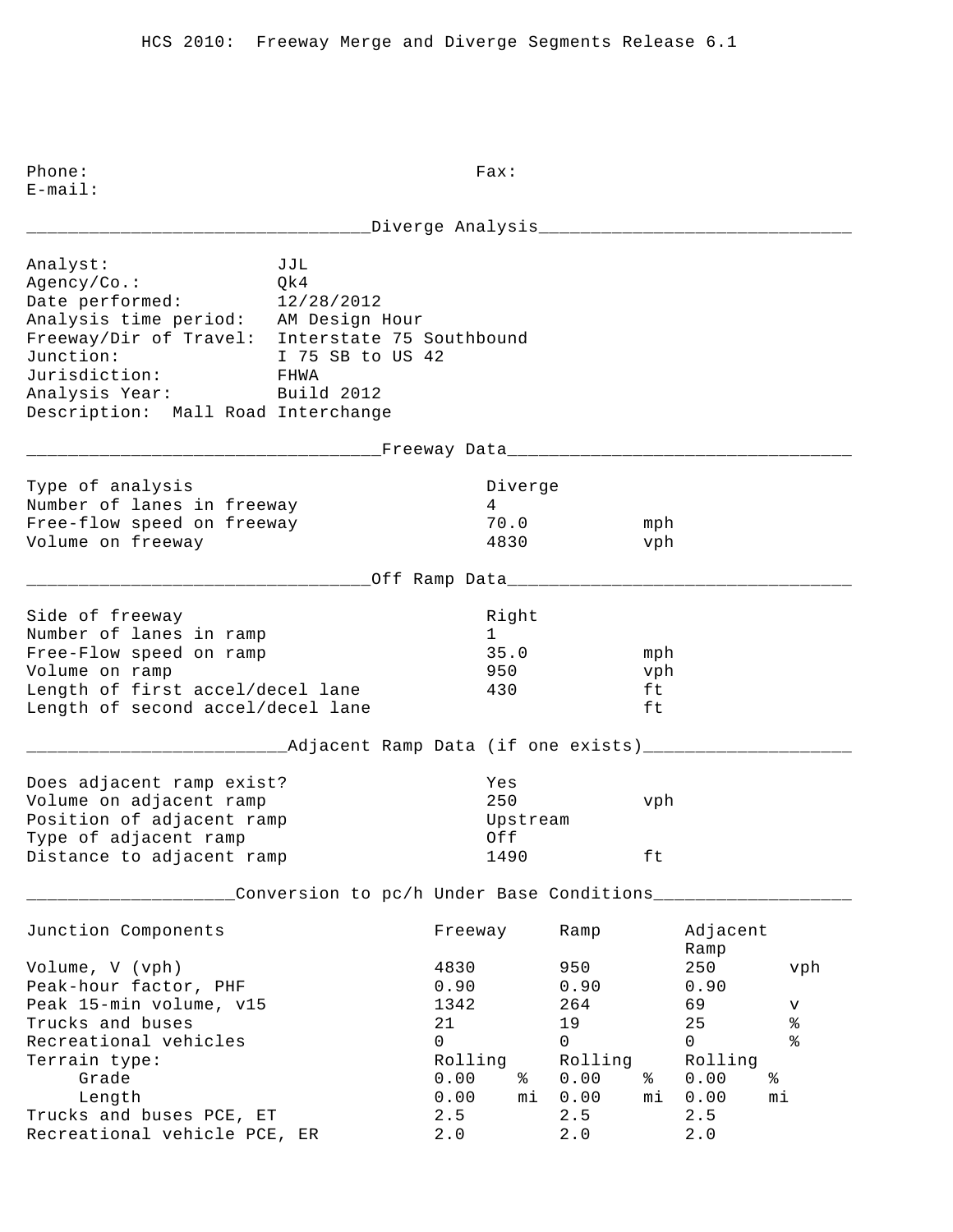HCS 2010: Freeway Merge and Diverge Segments Release 6.1

Phone: Fax:
E-mail:

## Diverge Analysis

Analyst: JJL
Agency/Co.: Qk4
Date performed: 12/28/2012
Analysis time period: AM Design Hour
Freeway/Dir of Travel: Interstate 75 Southbound
Junction: I 75 SB to US 42
Jurisdiction: FHWA
Analysis Year: Build 2012
Description: Mall Road Interchange

## Freeway Data

| | | |
|---|---|---|
| Type of analysis | Diverge | |
| Number of lanes in freeway | 4 | |
| Free-flow speed on freeway | 70.0 | mph |
| Volume on freeway | 4830 | vph |

## Off Ramp Data

| | | |
|---|---|---|
| Side of freeway | Right | |
| Number of lanes in ramp | 1 | |
| Free-Flow speed on ramp | 35.0 | mph |
| Volume on ramp | 950 | vph |
| Length of first accel/decel lane | 430 | ft |
| Length of second accel/decel lane | | ft |

## Adjacent Ramp Data (if one exists)

| | | |
|---|---|---|
| Does adjacent ramp exist? | Yes | |
| Volume on adjacent ramp | 250 | vph |
| Position of adjacent ramp | Upstream | |
| Type of adjacent ramp | Off | |
| Distance to adjacent ramp | 1490 | ft |

## Conversion to pc/h Under Base Conditions

| Junction Components | Freeway | | Ramp | | Adjacent Ramp | | |
|---|---|---|---|---|---|---|---|
| Volume, V (vph) | 4830 | | 950 | | 250 | | vph |
| Peak-hour factor, PHF | 0.90 | | 0.90 | | 0.90 | | |
| Peak 15-min volume, v15 | 1342 | | 264 | | 69 | | v |
| Trucks and buses | 21 | | 19 | | 25 | | % |
| Recreational vehicles | 0 | | 0 | | 0 | | % |
| Terrain type: | Rolling | | Rolling | | Rolling | | |
| Grade | 0.00 | % | 0.00 | % | 0.00 | % | |
| Length | 0.00 | mi | 0.00 | mi | 0.00 | mi | |
| Trucks and buses PCE, ET | 2.5 | | 2.5 | | 2.5 | | |
| Recreational vehicle PCE, ER | 2.0 | | 2.0 | | 2.0 | | |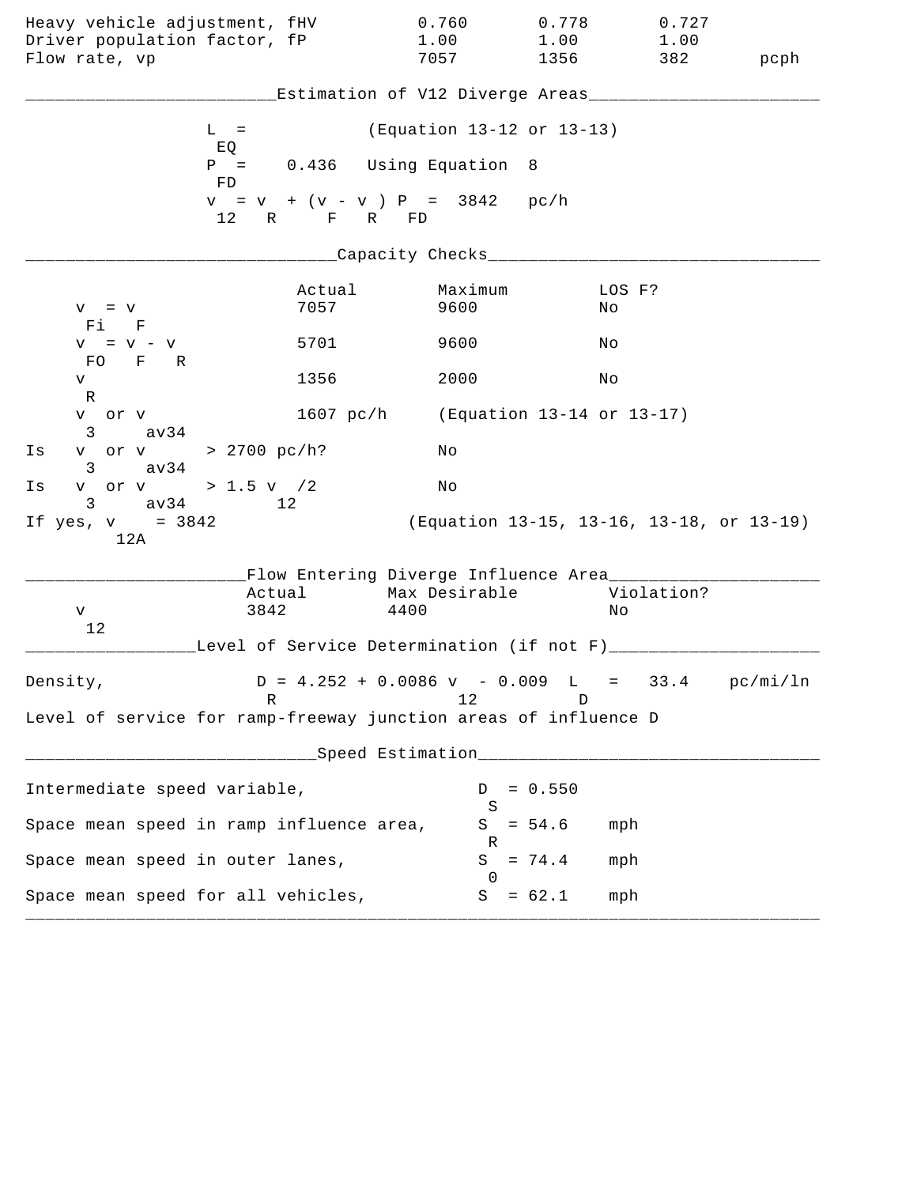| | | | | |
|---|---|---|---|---|
| Heavy vehicle adjustment, fHV | 0.760 | 0.778 | 0.727 | |
| Driver population factor, fP | 1.00 | 1.00 | 1.00 | |
| Flow rate, vp | 7057 | 1356 | 382 | pcph |

## Estimation of V12 Diverge Areas

$L_{EQ}$ = (Equation 13-12 or 13-13)

$P_{FD}$ = 0.436 Using Equation 8

$v_{12} = v_R + (v_F - v_R) P_{FD}$ = 3842 pc/h

## Capacity Checks

| | Actual | Maximum | LOS F? |
|---|---|---|---|
| $v_{Fi} = v_F$ | 7057 | 9600 | No |
| $v_{FO} = v_F - v_R$ | 5701 | 9600 | No |
| $v_R$ | 1356 | 2000 | No |
| $v_3$ or $v_{av34}$ | 1607 pc/h | (Equation 13-14 or 13-17) | |

Is $v_3$ or $v_{av34}$ > 2700 pc/h? No

Is $v_3$ or $v_{av34}$ > 1.5 $v_{12}$/2 No

If yes, $v_{12A}$ = 3842 (Equation 13-15, 13-16, 13-18, or 13-19)

## Flow Entering Diverge Influence Area

| | Actual | Max Desirable | Violation? |
|---|---|---|---|
| $v_{12}$ | 3842 | 4400 | No |

## Level of Service Determination (if not F)

Density, $D_R = 4.252 + 0.0086\, v_{12} - 0.009\, L_D$ = 33.4 pc/mi/ln

Level of service for ramp-freeway junction areas of influence D

## Speed Estimation

Intermediate speed variable, $D_S$ = 0.550

Space mean speed in ramp influence area, $S_R$ = 54.6 mph

Space mean speed in outer lanes, $S_0$ = 74.4 mph

Space mean speed for all vehicles, $S$ = 62.1 mph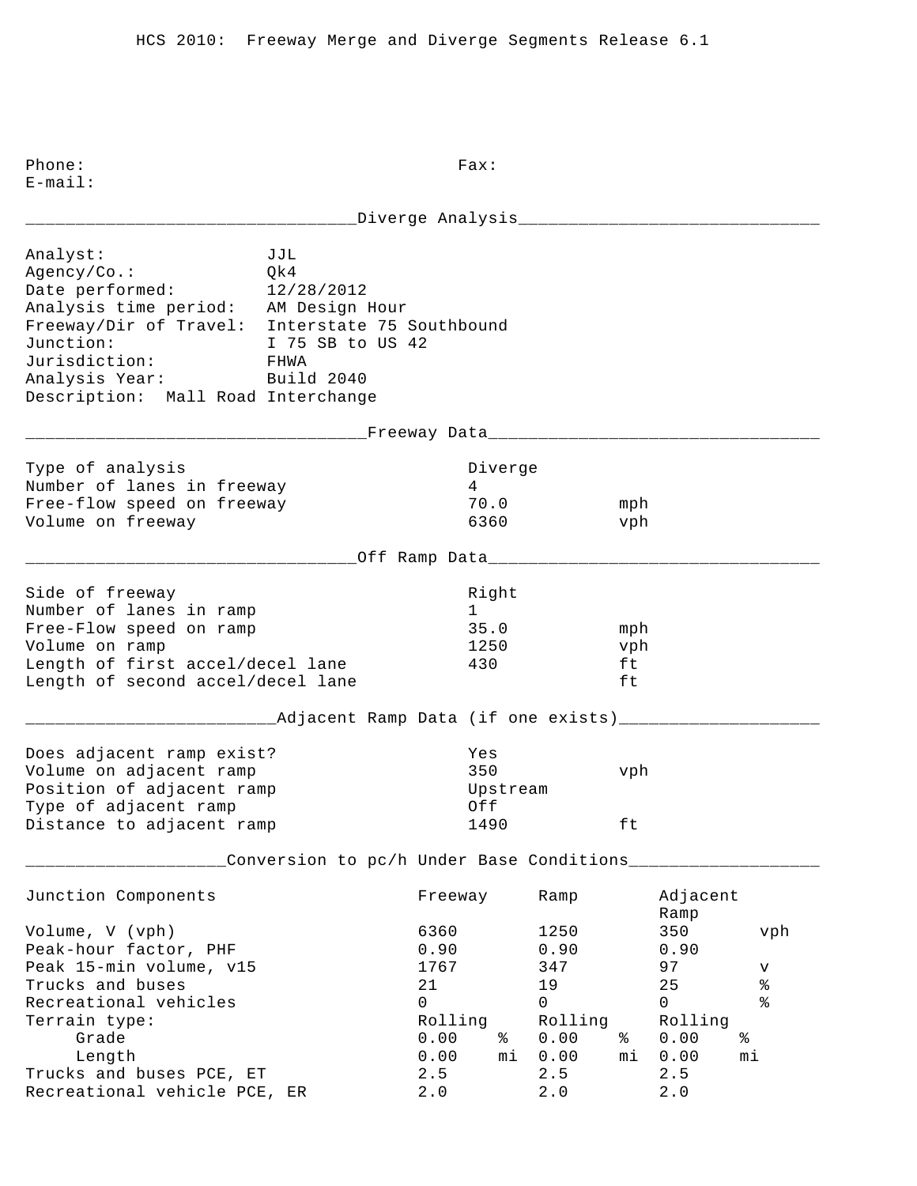HCS 2010: Freeway Merge and Diverge Segments Release 6.1

Phone: Fax:
E-mail:

## Diverge Analysis

Analyst: JJL
Agency/Co.: Qk4
Date performed: 12/28/2012
Analysis time period: AM Design Hour
Freeway/Dir of Travel: Interstate 75 Southbound
Junction: I 75 SB to US 42
Jurisdiction: FHWA
Analysis Year: Build 2040
Description: Mall Road Interchange

## Freeway Data

| | | |
|---|---|---|
| Type of analysis | Diverge | |
| Number of lanes in freeway | 4 | |
| Free-flow speed on freeway | 70.0 | mph |
| Volume on freeway | 6360 | vph |

## Off Ramp Data

| | | |
|---|---|---|
| Side of freeway | Right | |
| Number of lanes in ramp | 1 | |
| Free-Flow speed on ramp | 35.0 | mph |
| Volume on ramp | 1250 | vph |
| Length of first accel/decel lane | 430 | ft |
| Length of second accel/decel lane | | ft |

## Adjacent Ramp Data (if one exists)

| | | |
|---|---|---|
| Does adjacent ramp exist? | Yes | |
| Volume on adjacent ramp | 350 | vph |
| Position of adjacent ramp | Upstream | |
| Type of adjacent ramp | Off | |
| Distance to adjacent ramp | 1490 | ft |

## Conversion to pc/h Under Base Conditions

| Junction Components | Freeway | Ramp | Adjacent Ramp | |
|---|---|---|---|---|
| Volume, V (vph) | 6360 | 1250 | 350 | vph |
| Peak-hour factor, PHF | 0.90 | 0.90 | 0.90 | |
| Peak 15-min volume, v15 | 1767 | 347 | 97 | v |
| Trucks and buses | 21 | 19 | 25 | % |
| Recreational vehicles | 0 | 0 | 0 | % |
| Terrain type: | Rolling | Rolling | Rolling | |
| Grade | 0.00 % | 0.00 % | 0.00 % | |
| Length | 0.00 mi | 0.00 mi | 0.00 mi | |
| Trucks and buses PCE, ET | 2.5 | 2.5 | 2.5 | |
| Recreational vehicle PCE, ER | 2.0 | 2.0 | 2.0 | |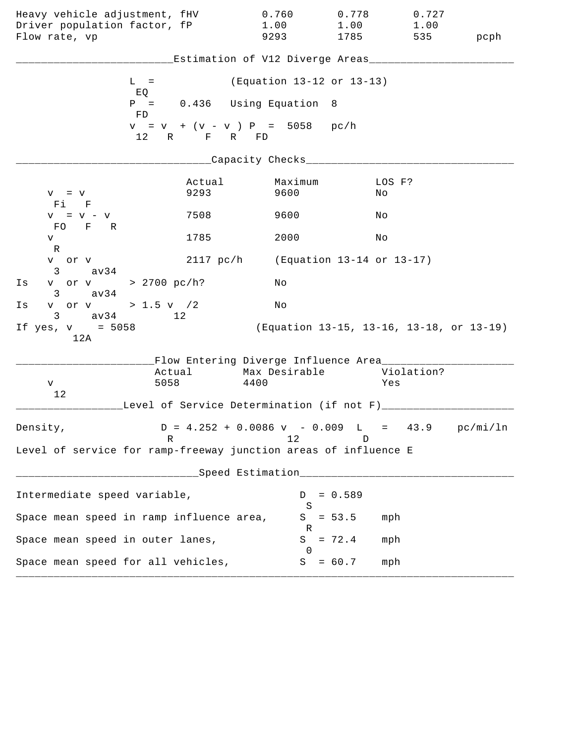| | | | | |
|---|---|---|---|---|
| Heavy vehicle adjustment, $f_{HV}$ | 0.760 | 0.778 | 0.727 | |
| Driver population factor, $f_P$ | 1.00 | 1.00 | 1.00 | |
| Flow rate, $v_p$ | 9293 | 1785 | 535 | pcph |

## Estimation of V12 Diverge Areas

$L_{EQ}$ = (Equation 13-12 or 13-13)

$P_{FD}$ = 0.436 Using Equation 8

$v_{12} = v_R + (v_F - v_R) P_{FD}$ = 5058 pc/h

## Capacity Checks

| | Actual | Maximum | LOS F? |
|---|---|---|---|
| $v_{Fi} = v_F$ | 9293 | 9600 | No |
| $v_{FO} = v_F - v_R$ | 7508 | 9600 | No |
| $v_R$ | 1785 | 2000 | No |
| $v_3$ or $v_{av34}$ | 2117 pc/h | (Equation 13-14 or 13-17) | |
| Is $v_3$ or $v_{av34}$ > 2700 pc/h? | | No | |
| Is $v_3$ or $v_{av34}$ > 1.5 $v_{12}$/2 | | No | |

If yes, $v_{12A}$ = 5058 (Equation 13-15, 13-16, 13-18, or 13-19)

## Flow Entering Diverge Influence Area

| | Actual | Max Desirable | Violation? |
|---|---|---|---|
| $v_{12}$ | 5058 | 4400 | Yes |

## Level of Service Determination (if not F)

Density, $D_R = 4.252 + 0.0086\, v_{12} - 0.009\, L_D$ = 43.9 pc/mi/ln

Level of service for ramp-freeway junction areas of influence E

## Speed Estimation

Intermediate speed variable, $D_S$ = 0.589

Space mean speed in ramp influence area, $S_R$ = 53.5 mph

Space mean speed in outer lanes, $S_0$ = 72.4 mph

Space mean speed for all vehicles, $S$ = 60.7 mph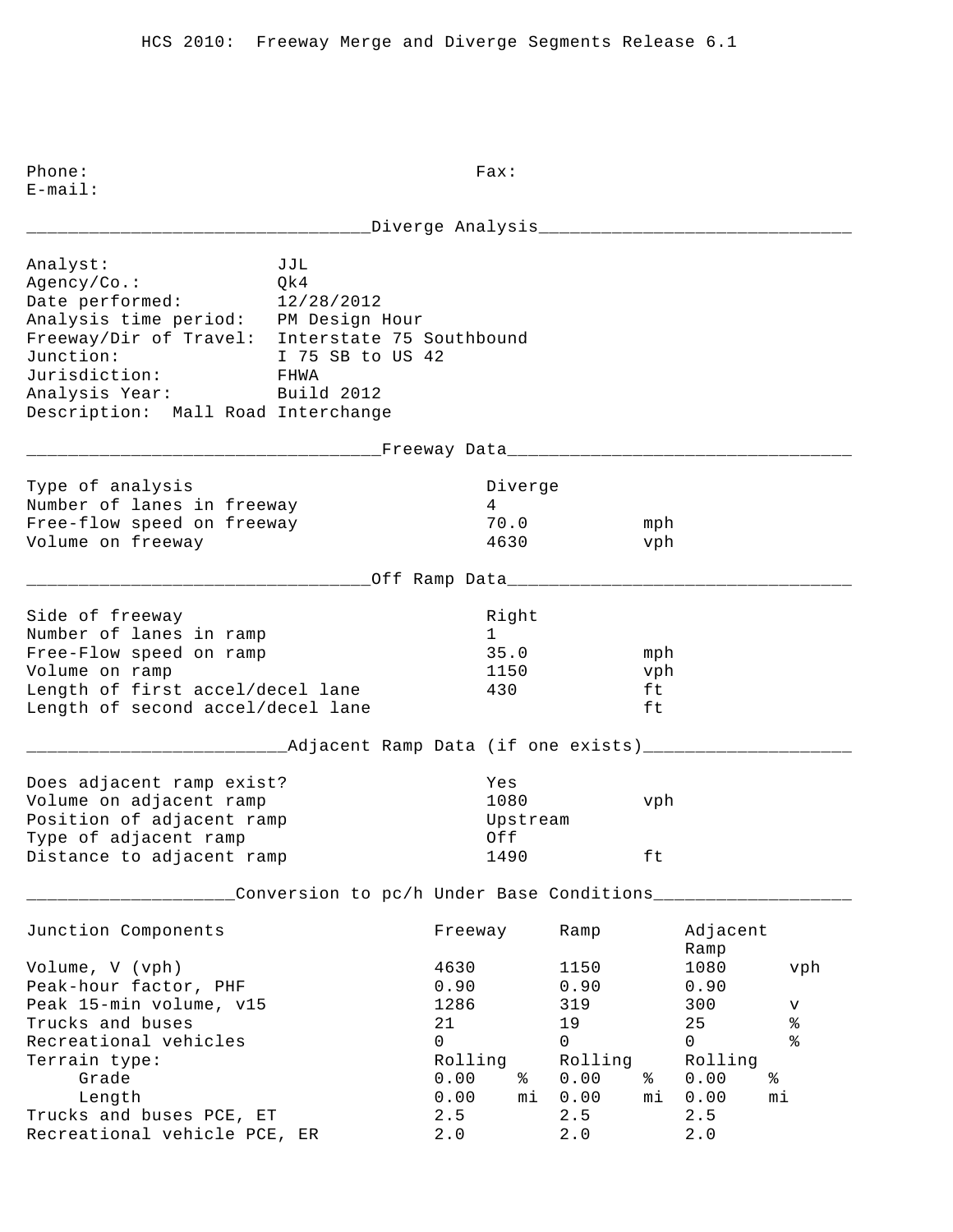HCS 2010: Freeway Merge and Diverge Segments Release 6.1

Phone: Fax:
E-mail:

## Diverge Analysis

Analyst: JJL
Agency/Co.: Qk4
Date performed: 12/28/2012
Analysis time period: PM Design Hour
Freeway/Dir of Travel: Interstate 75 Southbound
Junction: I 75 SB to US 42
Jurisdiction: FHWA
Analysis Year: Build 2012
Description: Mall Road Interchange

## Freeway Data

| | | |
|---|---|---|
| Type of analysis | Diverge | |
| Number of lanes in freeway | 4 | |
| Free-flow speed on freeway | 70.0 | mph |
| Volume on freeway | 4630 | vph |

## Off Ramp Data

| | | |
|---|---|---|
| Side of freeway | Right | |
| Number of lanes in ramp | 1 | |
| Free-Flow speed on ramp | 35.0 | mph |
| Volume on ramp | 1150 | vph |
| Length of first accel/decel lane | 430 | ft |
| Length of second accel/decel lane | | ft |

## Adjacent Ramp Data (if one exists)

| | | |
|---|---|---|
| Does adjacent ramp exist? | Yes | |
| Volume on adjacent ramp | 1080 | vph |
| Position of adjacent ramp | Upstream | |
| Type of adjacent ramp | Off | |
| Distance to adjacent ramp | 1490 | ft |

## Conversion to pc/h Under Base Conditions

| Junction Components | Freeway | | Ramp | | Adjacent Ramp | |
|---|---|---|---|---|---|---|
| Volume, V (vph) | 4630 | | 1150 | | 1080 | vph |
| Peak-hour factor, PHF | 0.90 | | 0.90 | | 0.90 | |
| Peak 15-min volume, v15 | 1286 | | 319 | | 300 | v |
| Trucks and buses | 21 | | 19 | | 25 | % |
| Recreational vehicles | 0 | | 0 | | 0 | % |
| Terrain type: | Rolling | | Rolling | | Rolling | |
| Grade | 0.00 | % | 0.00 | % | 0.00 | % |
| Length | 0.00 | mi | 0.00 | mi | 0.00 | mi |
| Trucks and buses PCE, ET | 2.5 | | 2.5 | | 2.5 | |
| Recreational vehicle PCE, ER | 2.0 | | 2.0 | | 2.0 | |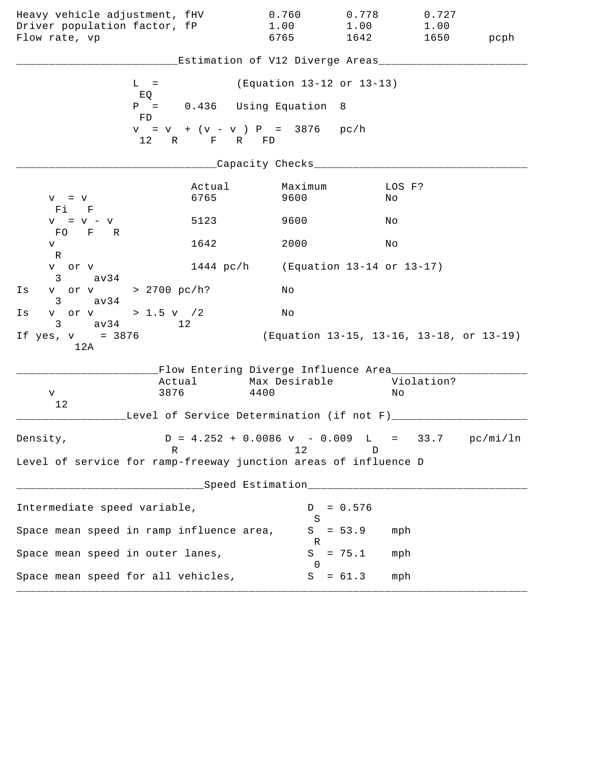| | | | | |
|---|---|---|---|---|
| Heavy vehicle adjustment, fHV | 0.760 | 0.778 | 0.727 | |
| Driver population factor, fP | 1.00 | 1.00 | 1.00 | |
| Flow rate, vp | 6765 | 1642 | 1650 | pcph |

## Estimation of V12 Diverge Areas

$L_{EQ}$ = (Equation 13-12 or 13-13)

$P_{FD}$ = 0.436 Using Equation 8

$v_{12} = v_R + (v_F - v_R) P_{FD}$ = 3876 pc/h

## Capacity Checks

| | Actual | Maximum | LOS F? |
|---|---|---|---|
| $v_{Fi} = v_F$ | 6765 | 9600 | No |
| $v_{FO} = v_F - v_R$ | 5123 | 9600 | No |
| $v_R$ | 1642 | 2000 | No |
| $v_3$ or $v_{av34}$ | 1444 pc/h | (Equation 13-14 or 13-17) | |
| Is $v_3$ or $v_{av34}$ > 2700 pc/h? | | No | |
| Is $v_3$ or $v_{av34}$ > 1.5 $v_{12}$/2 | | No | |

If yes, $v_{12A}$ = 3876 (Equation 13-15, 13-16, 13-18, or 13-19)

## Flow Entering Diverge Influence Area

| | Actual | Max Desirable | Violation? |
|---|---|---|---|
| $v_{12}$ | 3876 | 4400 | No |

## Level of Service Determination (if not F)

Density, $D_R = 4.252 + 0.0086\ v_{12} - 0.009\ L_D$ = 33.7 pc/mi/ln

Level of service for ramp-freeway junction areas of influence D

## Speed Estimation

| | | |
|---|---|---|
| Intermediate speed variable, | $D_S$ = 0.576 | |
| Space mean speed in ramp influence area, | $S_R$ = 53.9 | mph |
| Space mean speed in outer lanes, | $S_0$ = 75.1 | mph |
| Space mean speed for all vehicles, | $S$ = 61.3 | mph |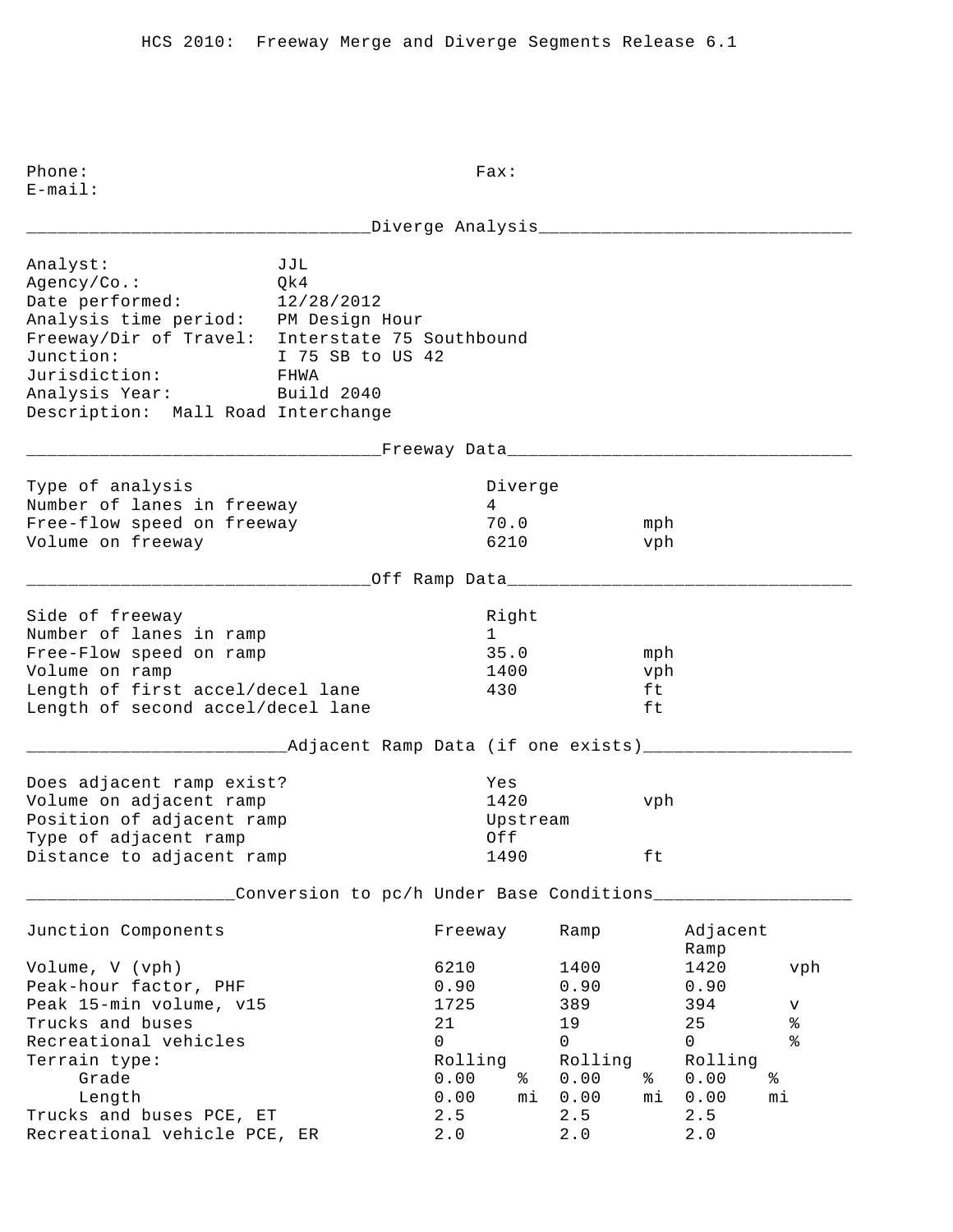HCS 2010: Freeway Merge and Diverge Segments Release 6.1

Phone: Fax:
E-mail:

## Diverge Analysis

| | |
|---|---|
| Analyst: | JJL |
| Agency/Co.: | Qk4 |
| Date performed: | 12/28/2012 |
| Analysis time period: | PM Design Hour |
| Freeway/Dir of Travel: | Interstate 75 Southbound |
| Junction: | I 75 SB to US 42 |
| Jurisdiction: | FHWA |
| Analysis Year: | Build 2040 |
| Description: | Mall Road Interchange |

## Freeway Data

| | | |
|---|---|---|
| Type of analysis | Diverge | |
| Number of lanes in freeway | 4 | |
| Free-flow speed on freeway | 70.0 | mph |
| Volume on freeway | 6210 | vph |

## Off Ramp Data

| | | |
|---|---|---|
| Side of freeway | Right | |
| Number of lanes in ramp | 1 | |
| Free-Flow speed on ramp | 35.0 | mph |
| Volume on ramp | 1400 | vph |
| Length of first accel/decel lane | 430 | ft |
| Length of second accel/decel lane | | ft |

## Adjacent Ramp Data (if one exists)

| | | |
|---|---|---|
| Does adjacent ramp exist? | Yes | |
| Volume on adjacent ramp | 1420 | vph |
| Position of adjacent ramp | Upstream | |
| Type of adjacent ramp | Off | |
| Distance to adjacent ramp | 1490 | ft |

## Conversion to pc/h Under Base Conditions

| Junction Components | Freeway | Ramp | Adjacent Ramp | |
|---|---|---|---|---|
| Volume, V (vph) | 6210 | 1400 | 1420 | vph |
| Peak-hour factor, PHF | 0.90 | 0.90 | 0.90 | |
| Peak 15-min volume, v15 | 1725 | 389 | 394 | v |
| Trucks and buses | 21 | 19 | 25 | % |
| Recreational vehicles | 0 | 0 | 0 | % |
| Terrain type: | Rolling | Rolling | Rolling | |
| Grade | 0.00 % | 0.00 % | 0.00 % | |
| Length | 0.00 mi | 0.00 mi | 0.00 mi | |
| Trucks and buses PCE, ET | 2.5 | 2.5 | 2.5 | |
| Recreational vehicle PCE, ER | 2.0 | 2.0 | 2.0 | |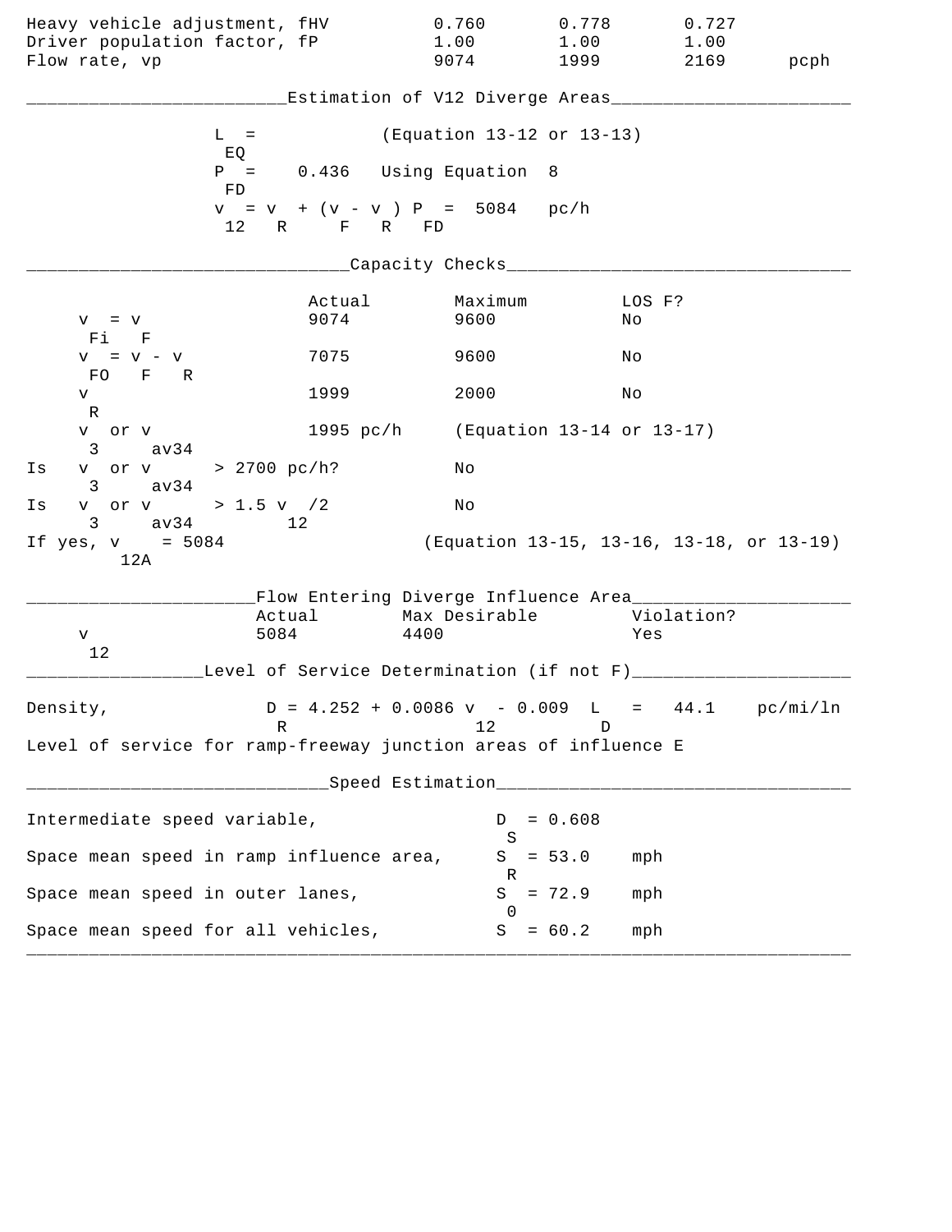| | | | | |
|---|---|---|---|---|
| Heavy vehicle adjustment, fHV | 0.760 | 0.778 | 0.727 | |
| Driver population factor, fP | 1.00 | 1.00 | 1.00 | |
| Flow rate, vp | 9074 | 1999 | 2169 | pcph |

## Estimation of V12 Diverge Areas

$L_{EQ}$ = (Equation 13-12 or 13-13)

$P_{FD}$ = 0.436 Using Equation 8

$v_{12} = v_R + (v_F - v_R) P_{FD}$ = 5084 pc/h

## Capacity Checks

| | Actual | Maximum | LOS F? |
|---|---|---|---|
| $v_{Fi} = v_F$ | 9074 | 9600 | No |
| $v_{FO} = v_F - v_R$ | 7075 | 9600 | No |
| $v_R$ | 1999 | 2000 | No |
| $v_3$ or $v_{av34}$ | 1995 pc/h | (Equation 13-14 or 13-17) | |
| Is $v_3$ or $v_{av34}$ > 2700 pc/h? | | No | |
| Is $v_3$ or $v_{av34}$ > 1.5 $v_{12}$/2 | | No | |

If yes, $v_{12A}$ = 5084 (Equation 13-15, 13-16, 13-18, or 13-19)

## Flow Entering Diverge Influence Area

| | Actual | Max Desirable | Violation? |
|---|---|---|---|
| $v_{12}$ | 5084 | 4400 | Yes |

## Level of Service Determination (if not F)

Density, $D_R = 4.252 + 0.0086\ v_{12} - 0.009\ L_D$ = 44.1 pc/mi/ln

Level of service for ramp-freeway junction areas of influence E

## Speed Estimation

Intermediate speed variable, $D_S$ = 0.608

Space mean speed in ramp influence area, $S_R$ = 53.0 mph

Space mean speed in outer lanes, $S_0$ = 72.9 mph

Space mean speed for all vehicles, $S$ = 60.2 mph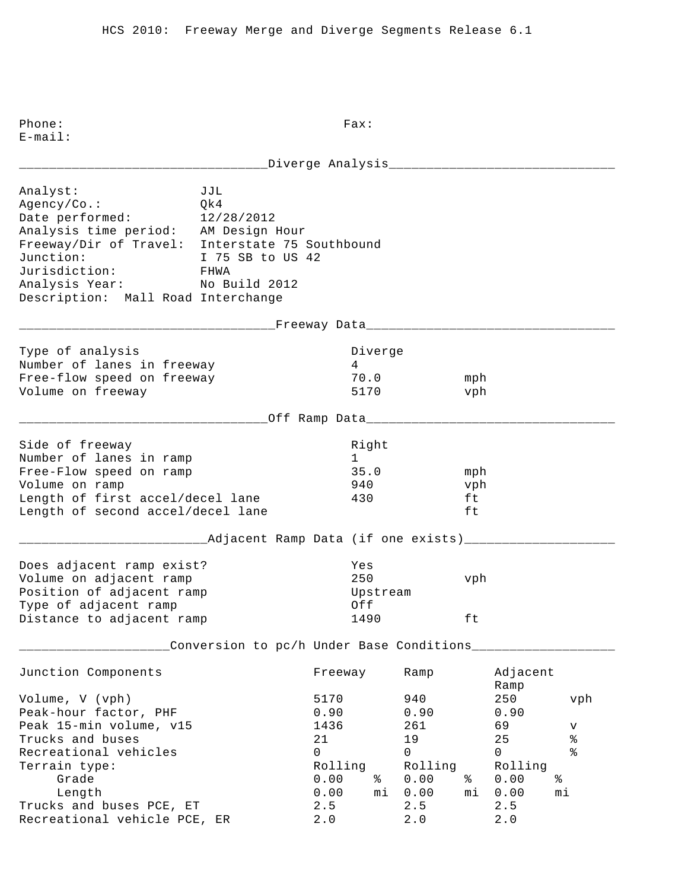HCS 2010: Freeway Merge and Diverge Segments Release 6.1

Phone: Fax:
E-mail:

## Diverge Analysis

Analyst: JJL
Agency/Co.: Qk4
Date performed: 12/28/2012
Analysis time period: AM Design Hour
Freeway/Dir of Travel: Interstate 75 Southbound
Junction: I 75 SB to US 42
Jurisdiction: FHWA
Analysis Year: No Build 2012
Description: Mall Road Interchange

## Freeway Data

| | | |
|---|---|---|
| Type of analysis | Diverge | |
| Number of lanes in freeway | 4 | |
| Free-flow speed on freeway | 70.0 | mph |
| Volume on freeway | 5170 | vph |

## Off Ramp Data

| | | |
|---|---|---|
| Side of freeway | Right | |
| Number of lanes in ramp | 1 | |
| Free-Flow speed on ramp | 35.0 | mph |
| Volume on ramp | 940 | vph |
| Length of first accel/decel lane | 430 | ft |
| Length of second accel/decel lane | | ft |

## Adjacent Ramp Data (if one exists)

| | | |
|---|---|---|
| Does adjacent ramp exist? | Yes | |
| Volume on adjacent ramp | 250 | vph |
| Position of adjacent ramp | Upstream | |
| Type of adjacent ramp | Off | |
| Distance to adjacent ramp | 1490 | ft |

## Conversion to pc/h Under Base Conditions

| Junction Components | Freeway | Ramp | Adjacent Ramp | |
|---|---|---|---|---|
| Volume, V (vph) | 5170 | 940 | 250 | vph |
| Peak-hour factor, PHF | 0.90 | 0.90 | 0.90 | |
| Peak 15-min volume, v15 | 1436 | 261 | 69 | v |
| Trucks and buses | 21 | 19 | 25 | % |
| Recreational vehicles | 0 | 0 | 0 | % |
| Terrain type: | Rolling | Rolling | Rolling | |
| Grade | 0.00 % | 0.00 % | 0.00 % | |
| Length | 0.00 mi | 0.00 mi | 0.00 mi | |
| Trucks and buses PCE, ET | 2.5 | 2.5 | 2.5 | |
| Recreational vehicle PCE, ER | 2.0 | 2.0 | 2.0 | |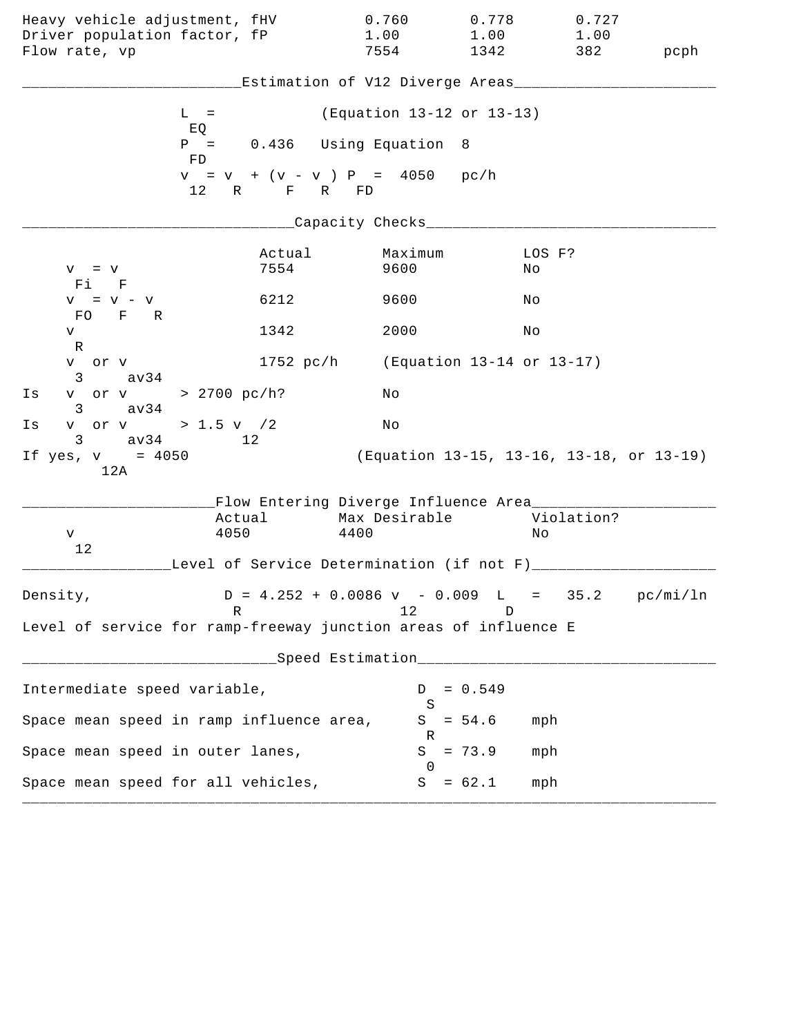| | | | | |
|---|---|---|---|---|
| Heavy vehicle adjustment, fHV | 0.760 | 0.778 | 0.727 | |
| Driver population factor, fP | 1.00 | 1.00 | 1.00 | |
| Flow rate, vp | 7554 | 1342 | 382 | pcph |

## Estimation of V12 Diverge Areas

$L_{EQ}$ = (Equation 13-12 or 13-13)

$P_{FD}$ = 0.436 Using Equation 8

$v_{12} = v_R + (v_F - v_R) P_{FD}$ = 4050 pc/h

## Capacity Checks

| | Actual | Maximum | LOS F? |
|---|---|---|---|
| $v_{Fi} = v_F$ | 7554 | 9600 | No |
| $v_{FO} = v_F - v_R$ | 6212 | 9600 | No |
| $v_R$ | 1342 | 2000 | No |
| $v_3$ or $v_{av34}$ | 1752 pc/h | (Equation 13-14 or 13-17) | |
| Is $v_3$ or $v_{av34}$ > 2700 pc/h? | | No | |
| Is $v_3$ or $v_{av34}$ > 1.5 $v_{12}$/2 | | No | |
| If yes, $v_{12A}$ = 4050 | | (Equation 13-15, 13-16, 13-18, or 13-19) | |

## Flow Entering Diverge Influence Area

| | Actual | Max Desirable | Violation? |
|---|---|---|---|
| $v_{12}$ | 4050 | 4400 | No |

## Level of Service Determination (if not F)

Density, $D_R = 4.252 + 0.0086\, v_{12} - 0.009\, L_D$ = 35.2 pc/mi/ln

Level of service for ramp-freeway junction areas of influence E

## Speed Estimation

| | | |
|---|---|---|
| Intermediate speed variable, | $D_S$ = 0.549 | |
| Space mean speed in ramp influence area, | $S_R$ = 54.6 | mph |
| Space mean speed in outer lanes, | $S_0$ = 73.9 | mph |
| Space mean speed for all vehicles, | $S$ = 62.1 | mph |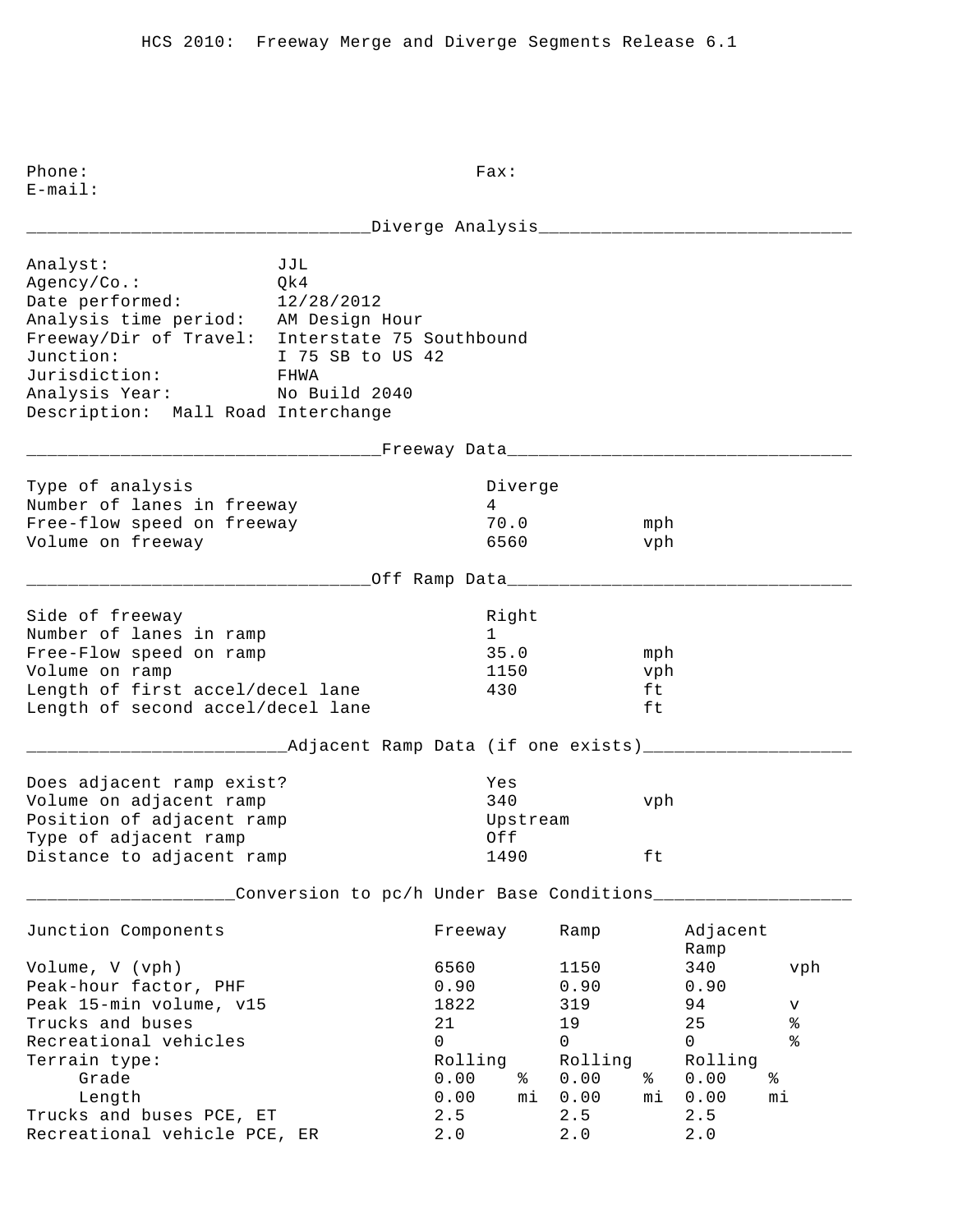HCS 2010: Freeway Merge and Diverge Segments Release 6.1

Phone: Fax:
E-mail:

## Diverge Analysis

Analyst: JJL
Agency/Co.: Qk4
Date performed: 12/28/2012
Analysis time period: AM Design Hour
Freeway/Dir of Travel: Interstate 75 Southbound
Junction: I 75 SB to US 42
Jurisdiction: FHWA
Analysis Year: No Build 2040
Description: Mall Road Interchange

## Freeway Data

| | | |
|---|---|---|
| Type of analysis | Diverge | |
| Number of lanes in freeway | 4 | |
| Free-flow speed on freeway | 70.0 | mph |
| Volume on freeway | 6560 | vph |

## Off Ramp Data

| | | |
|---|---|---|
| Side of freeway | Right | |
| Number of lanes in ramp | 1 | |
| Free-Flow speed on ramp | 35.0 | mph |
| Volume on ramp | 1150 | vph |
| Length of first accel/decel lane | 430 | ft |
| Length of second accel/decel lane | | ft |

## Adjacent Ramp Data (if one exists)

| | | |
|---|---|---|
| Does adjacent ramp exist? | Yes | |
| Volume on adjacent ramp | 340 | vph |
| Position of adjacent ramp | Upstream | |
| Type of adjacent ramp | Off | |
| Distance to adjacent ramp | 1490 | ft |

## Conversion to pc/h Under Base Conditions

| Junction Components | Freeway | | Ramp | | Adjacent Ramp | |
|---|---|---|---|---|---|---|
| Volume, V (vph) | 6560 | | 1150 | | 340 | vph |
| Peak-hour factor, PHF | 0.90 | | 0.90 | | 0.90 | |
| Peak 15-min volume, v15 | 1822 | | 319 | | 94 | v |
| Trucks and buses | 21 | | 19 | | 25 | % |
| Recreational vehicles | 0 | | 0 | | 0 | % |
| Terrain type: | Rolling | | Rolling | | Rolling | |
| Grade | 0.00 | % | 0.00 | % | 0.00 | % |
| Length | 0.00 | mi | 0.00 | mi | 0.00 | mi |
| Trucks and buses PCE, ET | 2.5 | | 2.5 | | 2.5 | |
| Recreational vehicle PCE, ER | 2.0 | | 2.0 | | 2.0 | |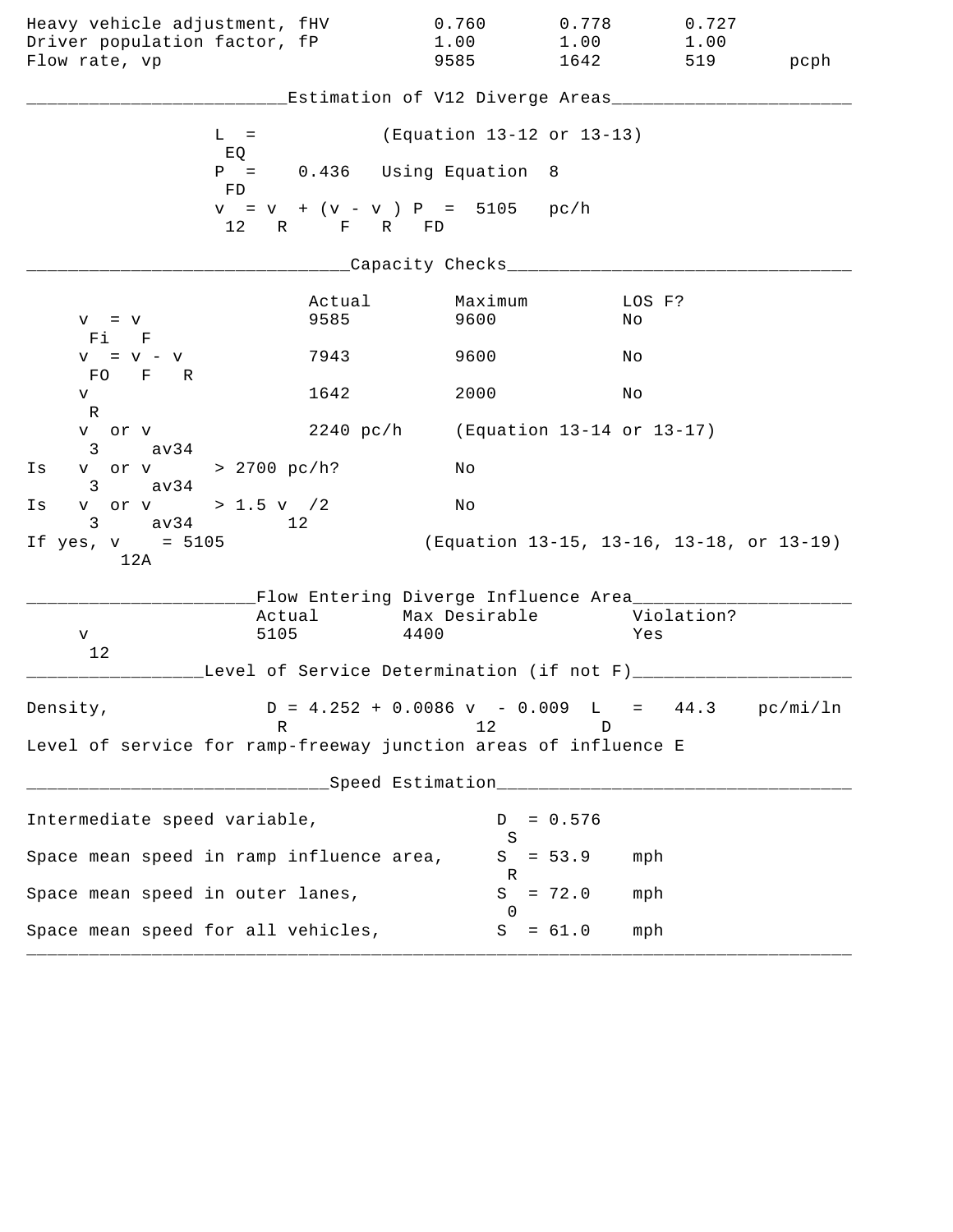| | | | | |
|---|---|---|---|---|
| Heavy vehicle adjustment, fHV | 0.760 | 0.778 | 0.727 | |
| Driver population factor, fP | 1.00 | 1.00 | 1.00 | |
| Flow rate, vp | 9585 | 1642 | 519 | pcph |

## Estimation of V12 Diverge Areas

$L_{EQ}$ = (Equation 13-12 or 13-13)

$P_{FD}$ = 0.436 Using Equation 8

$v_{12} = v_R + (v_F - v_R) P_{FD}$ = 5105 pc/h

## Capacity Checks

| | Actual | Maximum | LOS F? |
|---|---|---|---|
| $v_{Fi} = v_F$ | 9585 | 9600 | No |
| $v_{FO} = v_F - v_R$ | 7943 | 9600 | No |
| $v_R$ | 1642 | 2000 | No |
| $v_3$ or $v_{av34}$ | 2240 pc/h | (Equation 13-14 or 13-17) | |
| Is $v_3$ or $v_{av34}$ > 2700 pc/h? | | No | |
| Is $v_3$ or $v_{av34}$ > 1.5 $v_{12}$/2 | | No | |

If yes, $v_{12A}$ = 5105 (Equation 13-15, 13-16, 13-18, or 13-19)

## Flow Entering Diverge Influence Area

| | Actual | Max Desirable | Violation? |
|---|---|---|---|
| $v_{12}$ | 5105 | 4400 | Yes |

## Level of Service Determination (if not F)

Density, $D_R = 4.252 + 0.0086\ v_{12} - 0.009\ L_D$ = 44.3 pc/mi/ln

Level of service for ramp-freeway junction areas of influence E

## Speed Estimation

| | | |
|---|---|---|
| Intermediate speed variable, | $D_S$ = 0.576 | |
| Space mean speed in ramp influence area, | $S_R$ = 53.9 | mph |
| Space mean speed in outer lanes, | $S_0$ = 72.0 | mph |
| Space mean speed for all vehicles, | $S$ = 61.0 | mph |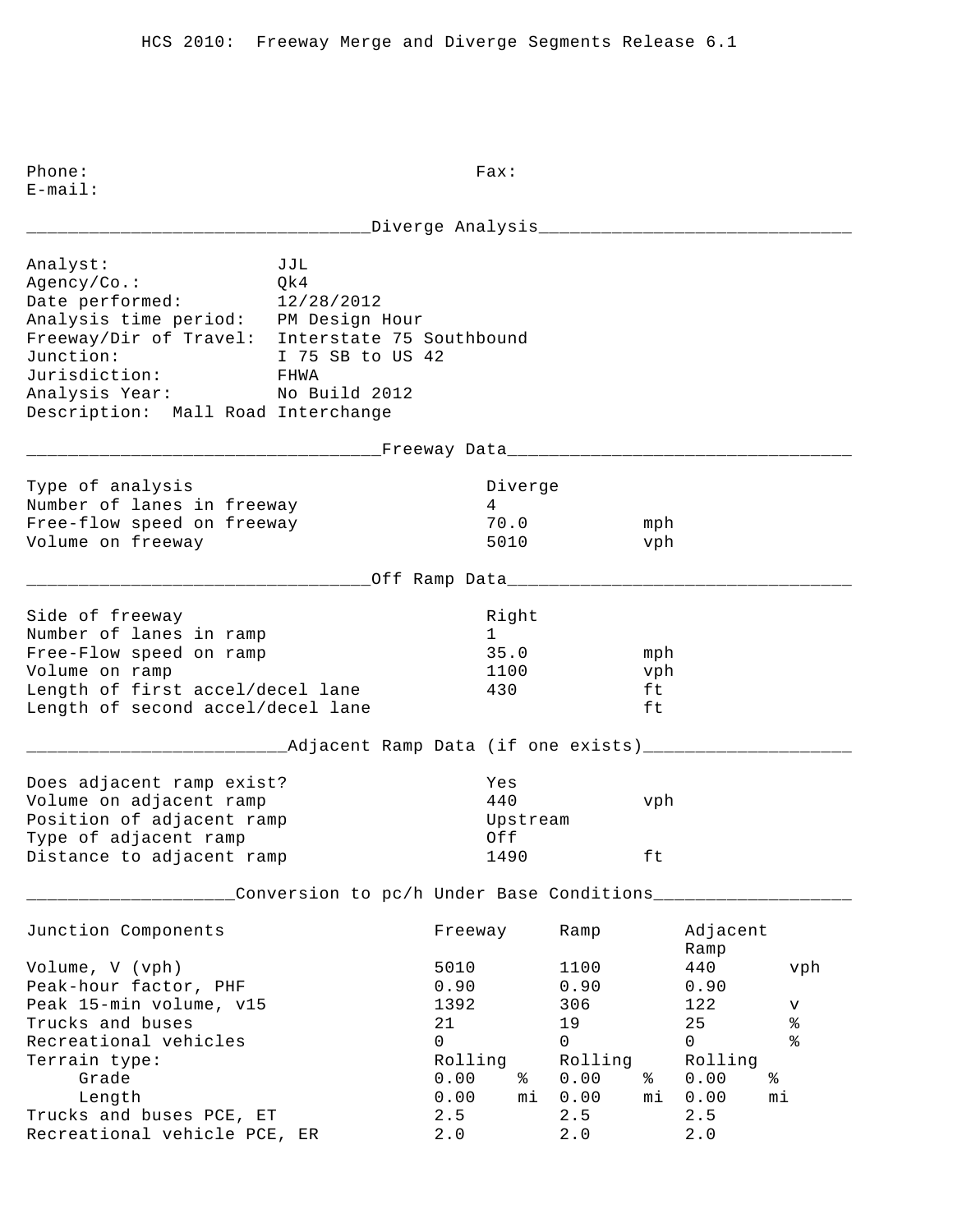HCS 2010: Freeway Merge and Diverge Segments Release 6.1

Phone: Fax:
E-mail:

## Diverge Analysis

| | |
|---|---|
| Analyst: | JJL |
| Agency/Co.: | Qk4 |
| Date performed: | 12/28/2012 |
| Analysis time period: | PM Design Hour |
| Freeway/Dir of Travel: | Interstate 75 Southbound |
| Junction: | I 75 SB to US 42 |
| Jurisdiction: | FHWA |
| Analysis Year: | No Build 2012 |

Description: Mall Road Interchange

## Freeway Data

| | | |
|---|---|---|
| Type of analysis | Diverge | |
| Number of lanes in freeway | 4 | |
| Free-flow speed on freeway | 70.0 | mph |
| Volume on freeway | 5010 | vph |

## Off Ramp Data

| | | |
|---|---|---|
| Side of freeway | Right | |
| Number of lanes in ramp | 1 | |
| Free-Flow speed on ramp | 35.0 | mph |
| Volume on ramp | 1100 | vph |
| Length of first accel/decel lane | 430 | ft |
| Length of second accel/decel lane | | ft |

## Adjacent Ramp Data (if one exists)

| | | |
|---|---|---|
| Does adjacent ramp exist? | Yes | |
| Volume on adjacent ramp | 440 | vph |
| Position of adjacent ramp | Upstream | |
| Type of adjacent ramp | Off | |
| Distance to adjacent ramp | 1490 | ft |

## Conversion to pc/h Under Base Conditions

| Junction Components | Freeway | Ramp | Adjacent Ramp | |
|---|---|---|---|---|
| Volume, V (vph) | 5010 | 1100 | 440 | vph |
| Peak-hour factor, PHF | 0.90 | 0.90 | 0.90 | |
| Peak 15-min volume, v15 | 1392 | 306 | 122 | v |
| Trucks and buses | 21 | 19 | 25 | % |
| Recreational vehicles | 0 | 0 | 0 | % |
| Terrain type: | Rolling | Rolling | Rolling | |
| Grade | 0.00 % | 0.00 % | 0.00 % | |
| Length | 0.00 mi | 0.00 mi | 0.00 mi | |
| Trucks and buses PCE, ET | 2.5 | 2.5 | 2.5 | |
| Recreational vehicle PCE, ER | 2.0 | 2.0 | 2.0 | |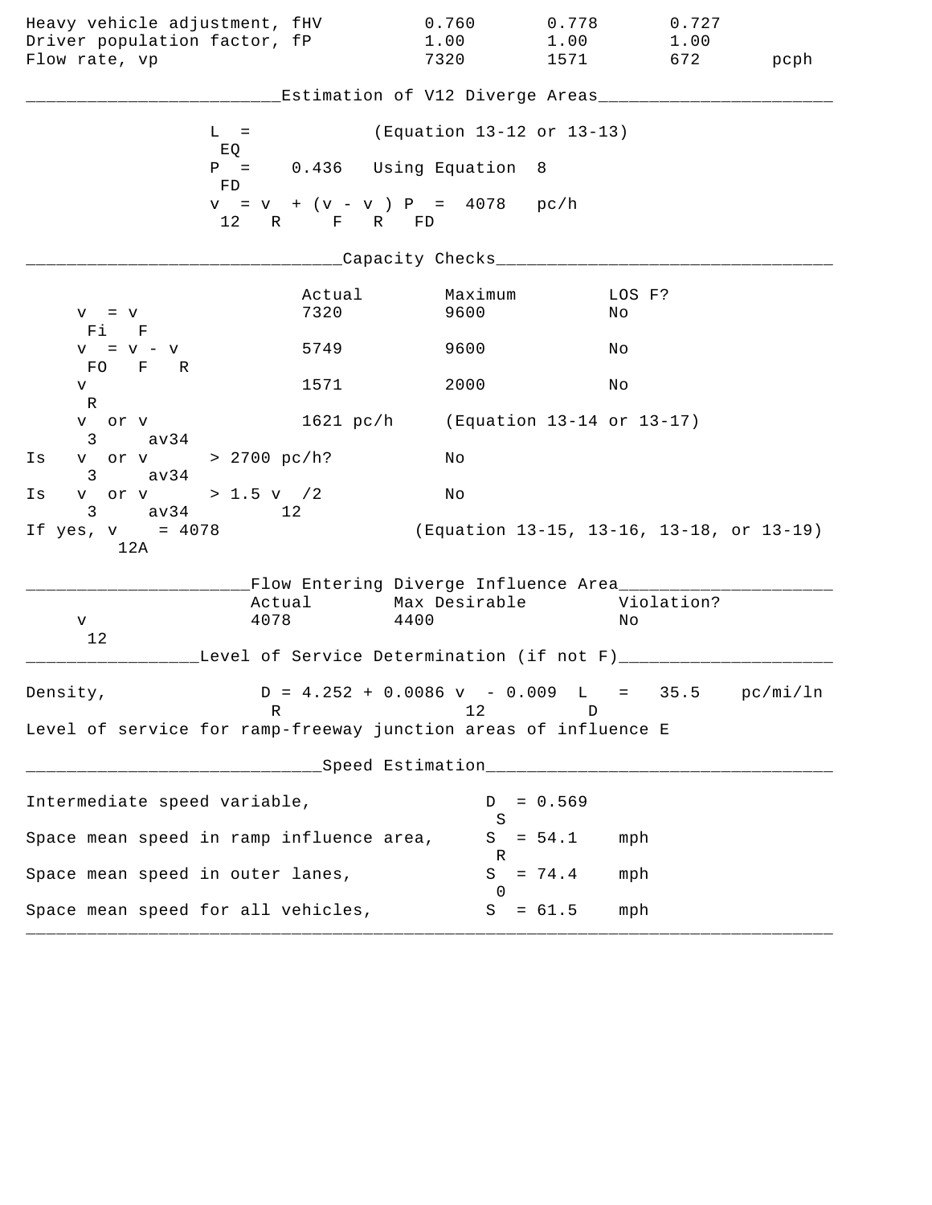| | | | | |
|---|---|---|---|---|
| Heavy vehicle adjustment, fHV | 0.760 | 0.778 | 0.727 | |
| Driver population factor, fP | 1.00 | 1.00 | 1.00 | |
| Flow rate, vp | 7320 | 1571 | 672 | pcph |

## Estimation of V12 Diverge Areas

$L_{EQ}$ = (Equation 13-12 or 13-13)

$P_{FD}$ = 0.436 Using Equation 8

$v_{12} = v_R + (v_F - v_R) P_{FD}$ = 4078 pc/h

## Capacity Checks

| | Actual | Maximum | LOS F? |
|---|---|---|---|
| $v_{Fi} = v_F$ | 7320 | 9600 | No |
| $v_{FO} = v_F - v_R$ | 5749 | 9600 | No |
| $v_R$ | 1571 | 2000 | No |
| $v_3$ or $v_{av34}$ | 1621 pc/h | (Equation 13-14 or 13-17) | |
| Is $v_3$ or $v_{av34}$ > 2700 pc/h? | | No | |
| Is $v_3$ or $v_{av34}$ > 1.5 $v_{12}$/2 | | No | |

If yes, $v_{12A}$ = 4078 (Equation 13-15, 13-16, 13-18, or 13-19)

## Flow Entering Diverge Influence Area

| | Actual | Max Desirable | Violation? |
|---|---|---|---|
| $v_{12}$ | 4078 | 4400 | No |

## Level of Service Determination (if not F)

Density, $D_R = 4.252 + 0.0086\, v_{12} - 0.009\, L_D$ = 35.5 pc/mi/ln

Level of service for ramp-freeway junction areas of influence E

## Speed Estimation

Intermediate speed variable, $D_S$ = 0.569

Space mean speed in ramp influence area, $S_R$ = 54.1 mph

Space mean speed in outer lanes, $S_0$ = 74.4 mph

Space mean speed for all vehicles, $S$ = 61.5 mph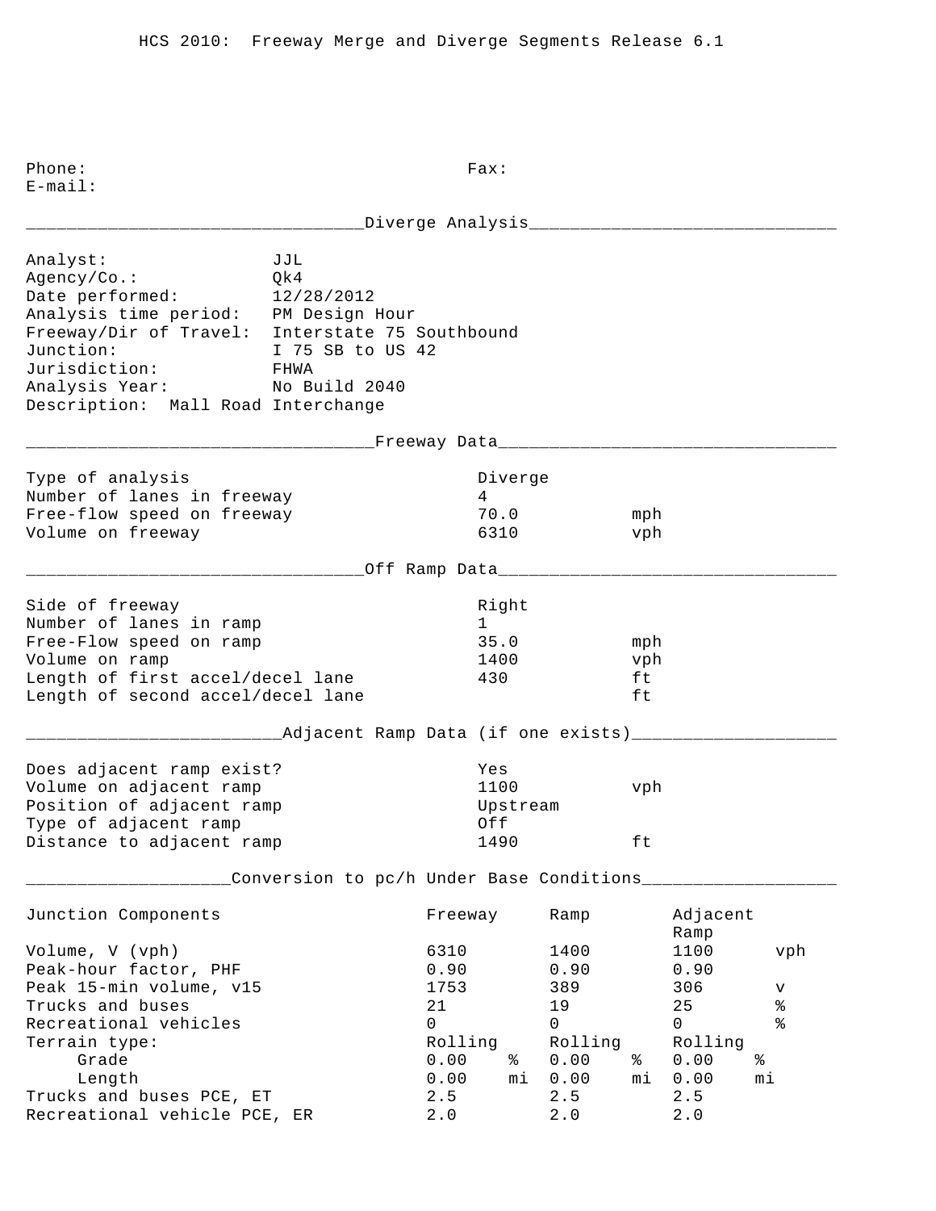HCS 2010: Freeway Merge and Diverge Segments Release 6.1

Phone: Fax:
E-mail:

## Diverge Analysis

| | |
|---|---|
| Analyst: | JJL |
| Agency/Co.: | Qk4 |
| Date performed: | 12/28/2012 |
| Analysis time period: | PM Design Hour |
| Freeway/Dir of Travel: | Interstate 75 Southbound |
| Junction: | I 75 SB to US 42 |
| Jurisdiction: | FHWA |
| Analysis Year: | No Build 2040 |

Description: Mall Road Interchange

## Freeway Data

| | | |
|---|---|---|
| Type of analysis | Diverge | |
| Number of lanes in freeway | 4 | |
| Free-flow speed on freeway | 70.0 | mph |
| Volume on freeway | 6310 | vph |

## Off Ramp Data

| | | |
|---|---|---|
| Side of freeway | Right | |
| Number of lanes in ramp | 1 | |
| Free-Flow speed on ramp | 35.0 | mph |
| Volume on ramp | 1400 | vph |
| Length of first accel/decel lane | 430 | ft |
| Length of second accel/decel lane | | ft |

## Adjacent Ramp Data (if one exists)

| | | |
|---|---|---|
| Does adjacent ramp exist? | Yes | |
| Volume on adjacent ramp | 1100 | vph |
| Position of adjacent ramp | Upstream | |
| Type of adjacent ramp | Off | |
| Distance to adjacent ramp | 1490 | ft |

## Conversion to pc/h Under Base Conditions

| Junction Components | Freeway | | Ramp | | Adjacent Ramp | |
|---|---|---|---|---|---|---|
| Volume, V (vph) | 6310 | | 1400 | | 1100 | vph |
| Peak-hour factor, PHF | 0.90 | | 0.90 | | 0.90 | |
| Peak 15-min volume, v15 | 1753 | | 389 | | 306 | v |
| Trucks and buses | 21 | | 19 | | 25 | % |
| Recreational vehicles | 0 | | 0 | | 0 | % |
| Terrain type: | Rolling | | Rolling | | Rolling | |
| Grade | 0.00 | % | 0.00 | % | 0.00 | % |
| Length | 0.00 | mi | 0.00 | mi | 0.00 | mi |
| Trucks and buses PCE, ET | 2.5 | | 2.5 | | 2.5 | |
| Recreational vehicle PCE, ER | 2.0 | | 2.0 | | 2.0 | |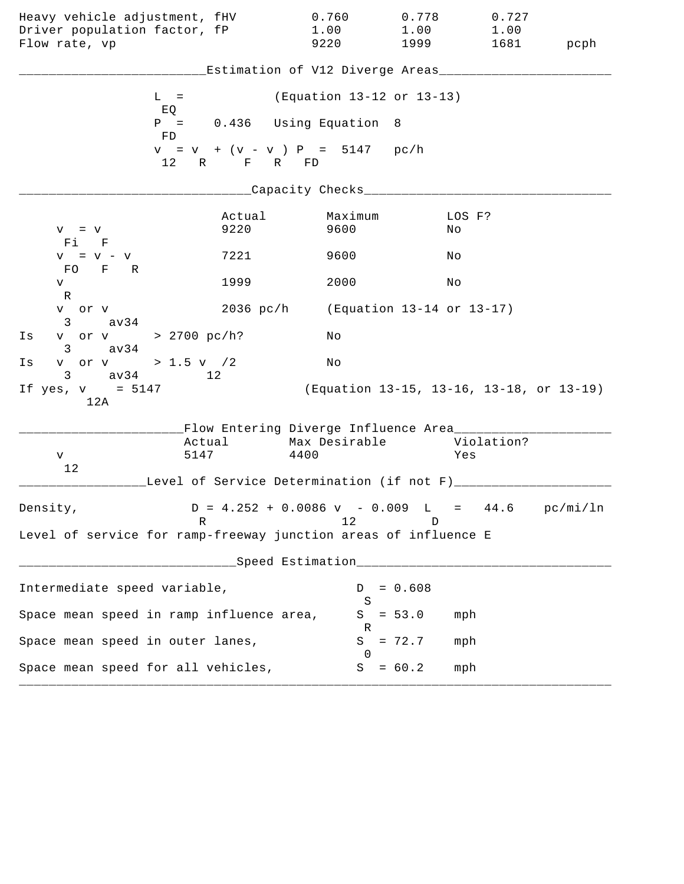| | | | | |
|---|---|---|---|---|
| Heavy vehicle adjustment, fHV | 0.760 | 0.778 | 0.727 | |
| Driver population factor, fP | 1.00 | 1.00 | 1.00 | |
| Flow rate, vp | 9220 | 1999 | 1681 | pcph |

## Estimation of V12 Diverge Areas

$L_{EQ}$ = (Equation 13-12 or 13-13)

$P_{FD}$ = 0.436 Using Equation 8

$v_{12} = v_R + (v_F - v_R) P_{FD}$ = 5147 pc/h

## Capacity Checks

| | Actual | Maximum | LOS F? |
|---|---|---|---|
| $v_{Fi} = v_F$ | 9220 | 9600 | No |
| $v_{FO} = v_F - v_R$ | 7221 | 9600 | No |
| $v_R$ | 1999 | 2000 | No |
| $v_3$ or $v_{av34}$ | 2036 pc/h | (Equation 13-14 or 13-17) | |
| Is $v_3$ or $v_{av34}$ > 2700 pc/h? | | No | |
| Is $v_3$ or $v_{av34}$ > 1.5 $v_{12}$/2 | | No | |
| If yes, $v_{12A}$ = 5147 | | (Equation 13-15, 13-16, 13-18, or 13-19) | |

## Flow Entering Diverge Influence Area

| | Actual | Max Desirable | Violation? |
|---|---|---|---|
| $v_{12}$ | 5147 | 4400 | Yes |

## Level of Service Determination (if not F)

Density, $D_R = 4.252 + 0.0086\, v_{12} - 0.009\, L_D$ = 44.6 pc/mi/ln

Level of service for ramp-freeway junction areas of influence E

## Speed Estimation

Intermediate speed variable, $D_S$ = 0.608

Space mean speed in ramp influence area, $S_R$ = 53.0 mph

Space mean speed in outer lanes, $S_0$ = 72.7 mph

Space mean speed for all vehicles, $S$ = 60.2 mph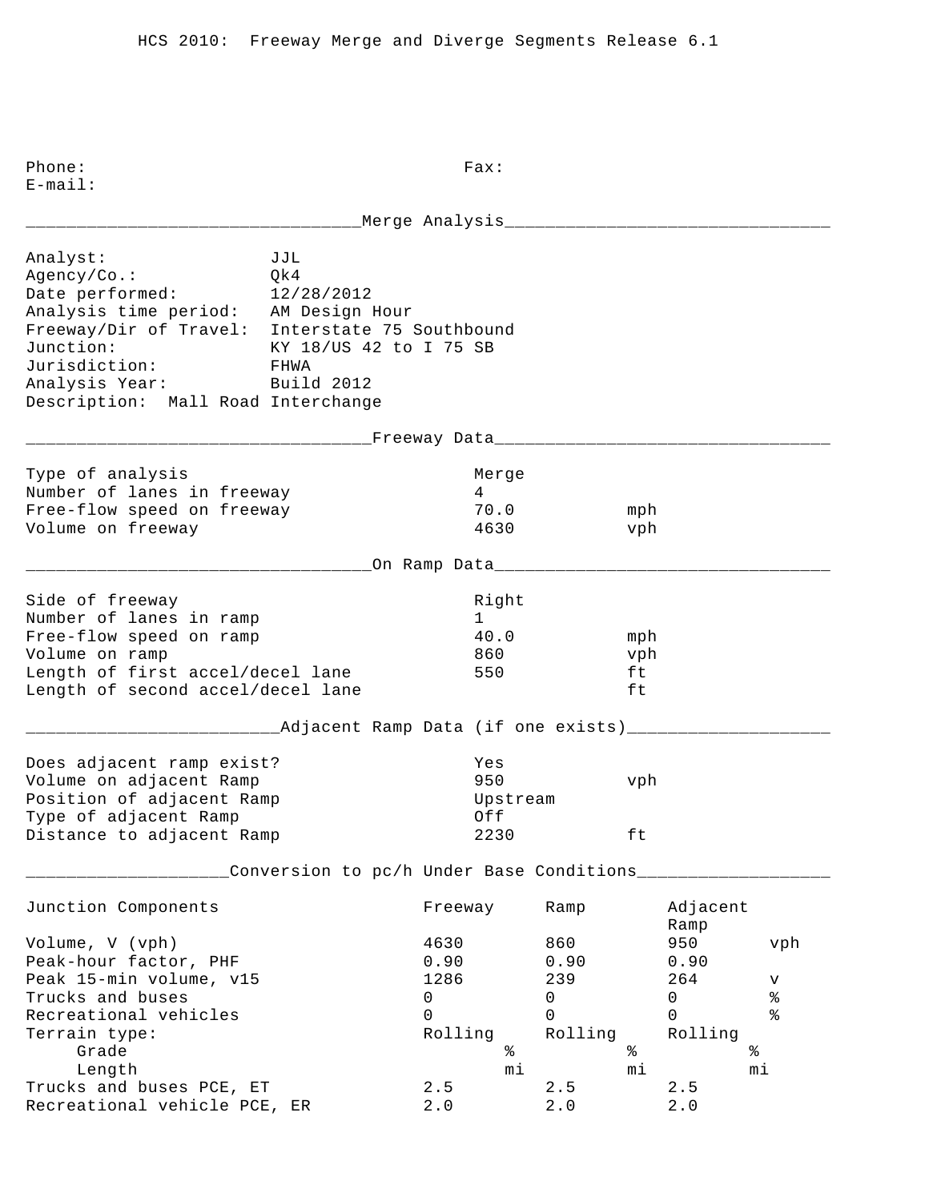HCS 2010: Freeway Merge and Diverge Segments Release 6.1

Phone: Fax:
E-mail:

## Merge Analysis

Analyst: JJL
Agency/Co.: Qk4
Date performed: 12/28/2012
Analysis time period: AM Design Hour
Freeway/Dir of Travel: Interstate 75 Southbound
Junction: KY 18/US 42 to I 75 SB
Jurisdiction: FHWA
Analysis Year: Build 2012
Description: Mall Road Interchange

## Freeway Data

| | | |
|---|---|---|
| Type of analysis | Merge | |
| Number of lanes in freeway | 4 | |
| Free-flow speed on freeway | 70.0 | mph |
| Volume on freeway | 4630 | vph |

## On Ramp Data

| | | |
|---|---|---|
| Side of freeway | Right | |
| Number of lanes in ramp | 1 | |
| Free-flow speed on ramp | 40.0 | mph |
| Volume on ramp | 860 | vph |
| Length of first accel/decel lane | 550 | ft |
| Length of second accel/decel lane | | ft |

## Adjacent Ramp Data (if one exists)

| | | |
|---|---|---|
| Does adjacent ramp exist? | Yes | |
| Volume on adjacent Ramp | 950 | vph |
| Position of adjacent Ramp | Upstream | |
| Type of adjacent Ramp | Off | |
| Distance to adjacent Ramp | 2230 | ft |

## Conversion to pc/h Under Base Conditions

| Junction Components | Freeway | Ramp | Adjacent Ramp | |
|---|---|---|---|---|
| Volume, V (vph) | 4630 | 860 | 950 | vph |
| Peak-hour factor, PHF | 0.90 | 0.90 | 0.90 | |
| Peak 15-min volume, v15 | 1286 | 239 | 264 | v |
| Trucks and buses | 0 | 0 | 0 | % |
| Recreational vehicles | 0 | 0 | 0 | % |
| Terrain type: | Rolling | Rolling | Rolling | |
| Grade | % | % | % | |
| Length | mi | mi | mi | |
| Trucks and buses PCE, ET | 2.5 | 2.5 | 2.5 | |
| Recreational vehicle PCE, ER | 2.0 | 2.0 | 2.0 | |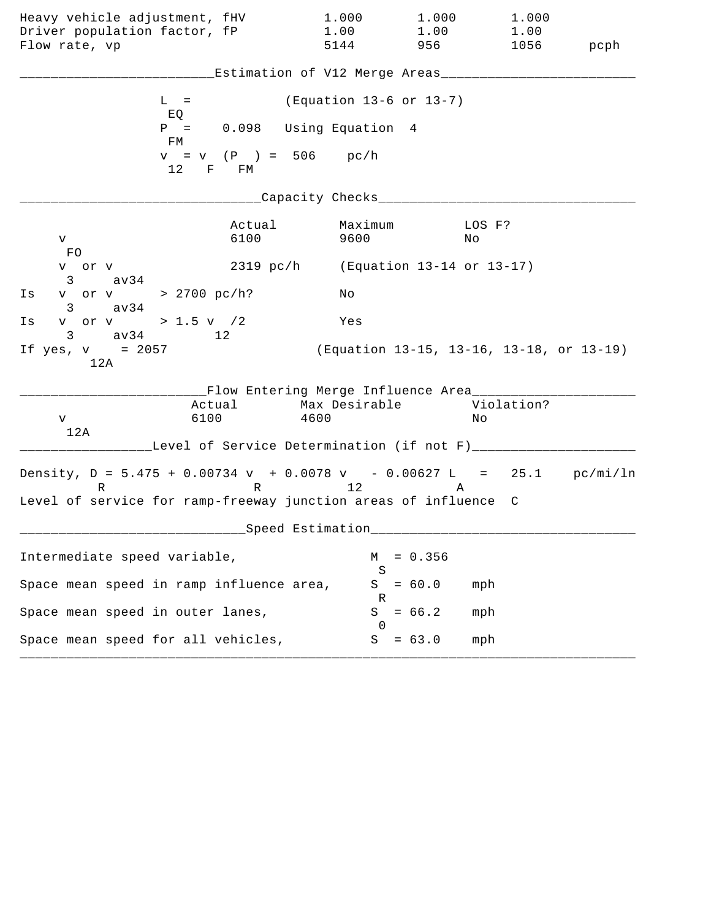| | | | | |
|---|---|---|---|---|
| Heavy vehicle adjustment, fHV | 1.000 | 1.000 | 1.000 | |
| Driver population factor, fP | 1.00 | 1.00 | 1.00 | |
| Flow rate, vp | 5144 | 956 | 1056 | pcph |

## Estimation of V12 Merge Areas

$L_{EQ}$ = (Equation 13-6 or 13-7)

$P_{FM}$ = 0.098 Using Equation 4

$v_{12} = v_F (P_{FM})$ = 506 pc/h

## Capacity Checks

| | Actual | Maximum | LOS F? |
|---|---|---|---|
| $v_{FO}$ | 6100 | 9600 | No |
| $v_3$ or $v_{av34}$ | 2319 pc/h | (Equation 13-14 or 13-17) | |
| Is $v_3$ or $v_{av34}$ > 2700 pc/h? | | No | |
| Is $v_3$ or $v_{av34}$ > 1.5 $v_{12}$/2 | | Yes | |
| If yes, $v_{12A}$ = 2057 | | (Equation 13-15, 13-16, 13-18, or 13-19) | |

## Flow Entering Merge Influence Area

| | Actual | Max Desirable | Violation? |
|---|---|---|---|
| $v_{12A}$ | 6100 | 4600 | No |

## Level of Service Determination (if not F)

Density, $D_R = 5.475 + 0.00734\, v_R + 0.0078\, v_{12} - 0.00627\, L_A$ = 25.1 pc/mi/ln

Level of service for ramp-freeway junction areas of influence C

## Speed Estimation

| | | |
|---|---|---|
| Intermediate speed variable, | $M_S$ = 0.356 | |
| Space mean speed in ramp influence area, | $S_R$ = 60.0 | mph |
| Space mean speed in outer lanes, | $S_0$ = 66.2 | mph |
| Space mean speed for all vehicles, | $S$ = 63.0 | mph |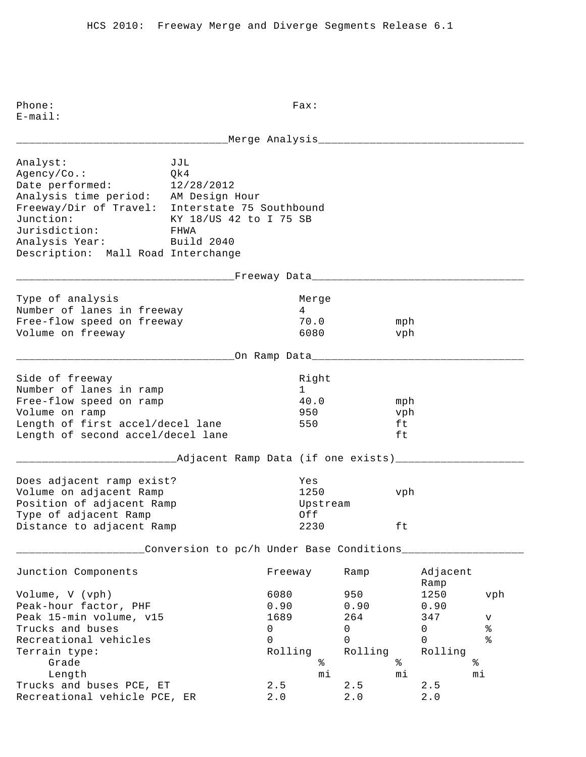HCS 2010: Freeway Merge and Diverge Segments Release 6.1

Phone: Fax:
E-mail:

## Merge Analysis

Analyst: JJL
Agency/Co.: Qk4
Date performed: 12/28/2012
Analysis time period: AM Design Hour
Freeway/Dir of Travel: Interstate 75 Southbound
Junction: KY 18/US 42 to I 75 SB
Jurisdiction: FHWA
Analysis Year: Build 2040
Description: Mall Road Interchange

## Freeway Data

| | | |
|---|---|---|
| Type of analysis | Merge | |
| Number of lanes in freeway | 4 | |
| Free-flow speed on freeway | 70.0 | mph |
| Volume on freeway | 6080 | vph |

## On Ramp Data

| | | |
|---|---|---|
| Side of freeway | Right | |
| Number of lanes in ramp | 1 | |
| Free-flow speed on ramp | 40.0 | mph |
| Volume on ramp | 950 | vph |
| Length of first accel/decel lane | 550 | ft |
| Length of second accel/decel lane | | ft |

## Adjacent Ramp Data (if one exists)

| | | |
|---|---|---|
| Does adjacent ramp exist? | Yes | |
| Volume on adjacent Ramp | 1250 | vph |
| Position of adjacent Ramp | Upstream | |
| Type of adjacent Ramp | Off | |
| Distance to adjacent Ramp | 2230 | ft |

## Conversion to pc/h Under Base Conditions

| Junction Components | Freeway | Ramp | Adjacent Ramp | |
|---|---|---|---|---|
| Volume, V (vph) | 6080 | 950 | 1250 | vph |
| Peak-hour factor, PHF | 0.90 | 0.90 | 0.90 | |
| Peak 15-min volume, v15 | 1689 | 264 | 347 | v |
| Trucks and buses | 0 | 0 | 0 | % |
| Recreational vehicles | 0 | 0 | 0 | % |
| Terrain type: | Rolling | Rolling | Rolling | |
| Grade | % | % | % | |
| Length | mi | mi | mi | |
| Trucks and buses PCE, ET | 2.5 | 2.5 | 2.5 | |
| Recreational vehicle PCE, ER | 2.0 | 2.0 | 2.0 | |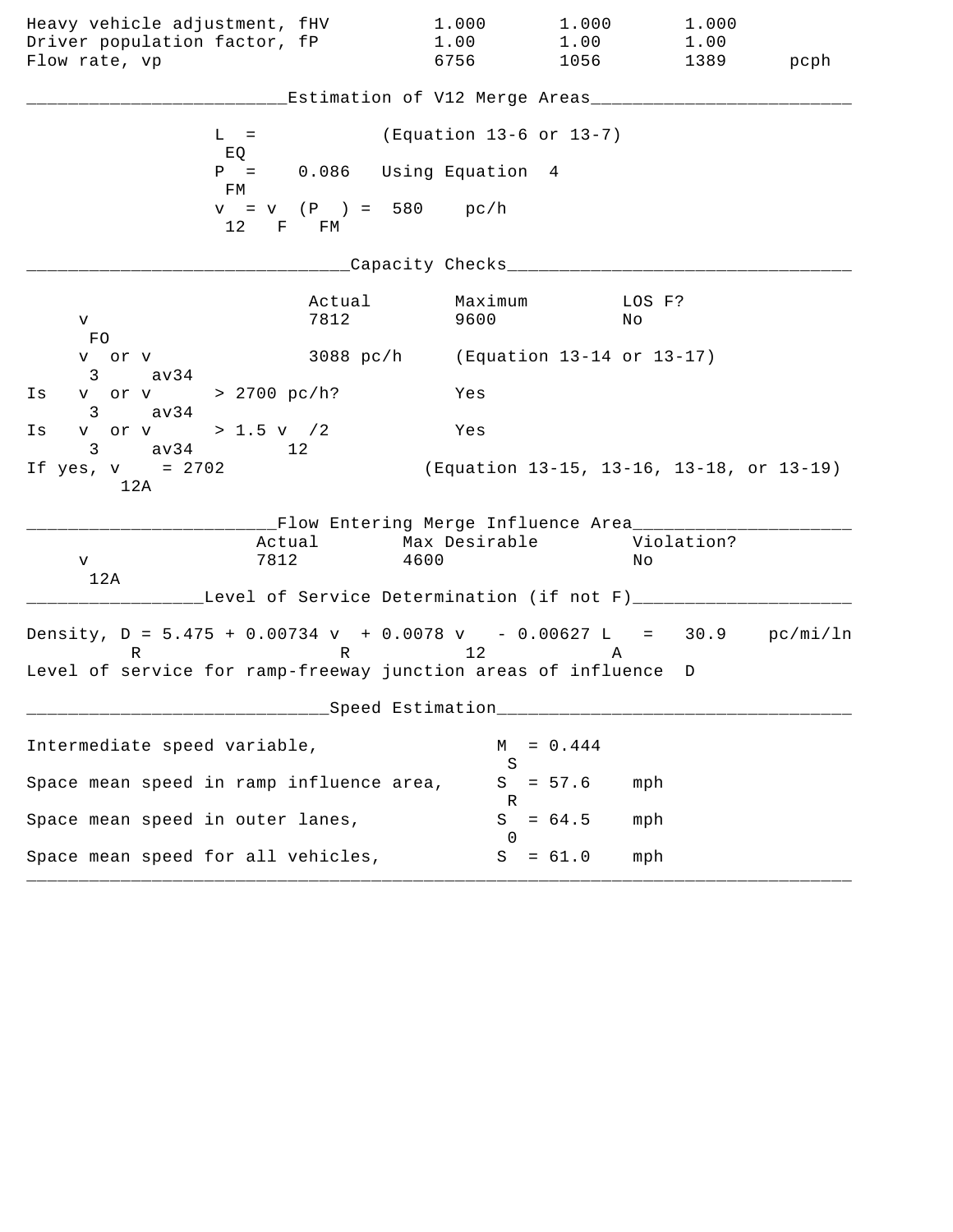| | | | | |
|---|---|---|---|---|
| Heavy vehicle adjustment, fHV | 1.000 | 1.000 | 1.000 | |
| Driver population factor, fP | 1.00 | 1.00 | 1.00 | |
| Flow rate, vp | 6756 | 1056 | 1389 | pcph |

## Estimation of V12 Merge Areas

$L_{EQ}$ = (Equation 13-6 or 13-7)

$P_{FM}$ = 0.086 Using Equation 4

$v_{12} = v_F (P_{FM})$ = 580 pc/h

## Capacity Checks

| | Actual | Maximum | LOS F? |
|---|---|---|---|
| $v_{FO}$ | 7812 | 9600 | No |
| $v_3$ or $v_{av34}$ | 3088 pc/h | (Equation 13-14 or 13-17) | |
| Is $v_3$ or $v_{av34}$ > 2700 pc/h? | | Yes | |
| Is $v_3$ or $v_{av34}$ > 1.5 $v_{12}$/2 | | Yes | |
| If yes, $v_{12A}$ = 2702 | | (Equation 13-15, 13-16, 13-18, or 13-19) | |

## Flow Entering Merge Influence Area

| | Actual | Max Desirable | Violation? |
|---|---|---|---|
| $v_{12A}$ | 7812 | 4600 | No |

## Level of Service Determination (if not F)

Density, $D_R = 5.475 + 0.00734\, v_R + 0.0078\, v_{12} - 0.00627\, L_A$ = 30.9 pc/mi/ln

Level of service for ramp-freeway junction areas of influence D

## Speed Estimation

| | | |
|---|---|---|
| Intermediate speed variable, | $M_S$ = 0.444 | |
| Space mean speed in ramp influence area, | $S_R$ = 57.6 | mph |
| Space mean speed in outer lanes, | $S_0$ = 64.5 | mph |
| Space mean speed for all vehicles, | $S$ = 61.0 | mph |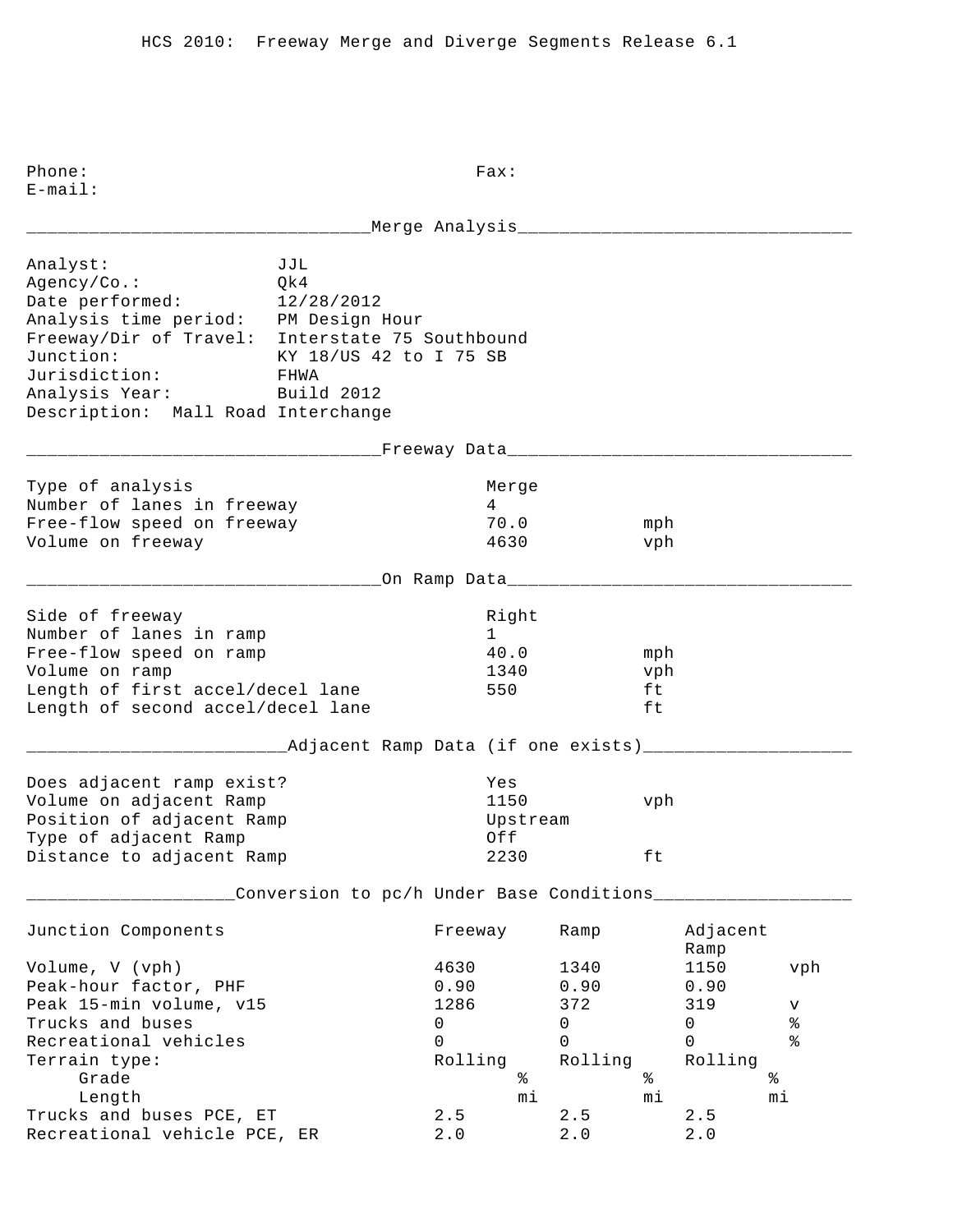HCS 2010: Freeway Merge and Diverge Segments Release 6.1

Phone: Fax:
E-mail:

## Merge Analysis

| | |
|---|---|
| Analyst: | JJL |
| Agency/Co.: | Qk4 |
| Date performed: | 12/28/2012 |
| Analysis time period: | PM Design Hour |
| Freeway/Dir of Travel: | Interstate 75 Southbound |
| Junction: | KY 18/US 42 to I 75 SB |
| Jurisdiction: | FHWA |
| Analysis Year: | Build 2012 |

Description: Mall Road Interchange

## Freeway Data

| | | |
|---|---|---|
| Type of analysis | Merge | |
| Number of lanes in freeway | 4 | |
| Free-flow speed on freeway | 70.0 | mph |
| Volume on freeway | 4630 | vph |

## On Ramp Data

| | | |
|---|---|---|
| Side of freeway | Right | |
| Number of lanes in ramp | 1 | |
| Free-flow speed on ramp | 40.0 | mph |
| Volume on ramp | 1340 | vph |
| Length of first accel/decel lane | 550 | ft |
| Length of second accel/decel lane | | ft |

## Adjacent Ramp Data (if one exists)

| | | |
|---|---|---|
| Does adjacent ramp exist? | Yes | |
| Volume on adjacent Ramp | 1150 | vph |
| Position of adjacent Ramp | Upstream | |
| Type of adjacent Ramp | Off | |
| Distance to adjacent Ramp | 2230 | ft |

## Conversion to pc/h Under Base Conditions

| Junction Components | Freeway | Ramp | Adjacent Ramp | |
|---|---|---|---|---|
| Volume, V (vph) | 4630 | 1340 | 1150 | vph |
| Peak-hour factor, PHF | 0.90 | 0.90 | 0.90 | |
| Peak 15-min volume, v15 | 1286 | 372 | 319 | v |
| Trucks and buses | 0 | 0 | 0 | % |
| Recreational vehicles | 0 | 0 | 0 | % |
| Terrain type: | Rolling | Rolling | Rolling | |
| Grade | % | % | % | |
| Length | mi | mi | mi | |
| Trucks and buses PCE, ET | 2.5 | 2.5 | 2.5 | |
| Recreational vehicle PCE, ER | 2.0 | 2.0 | 2.0 | |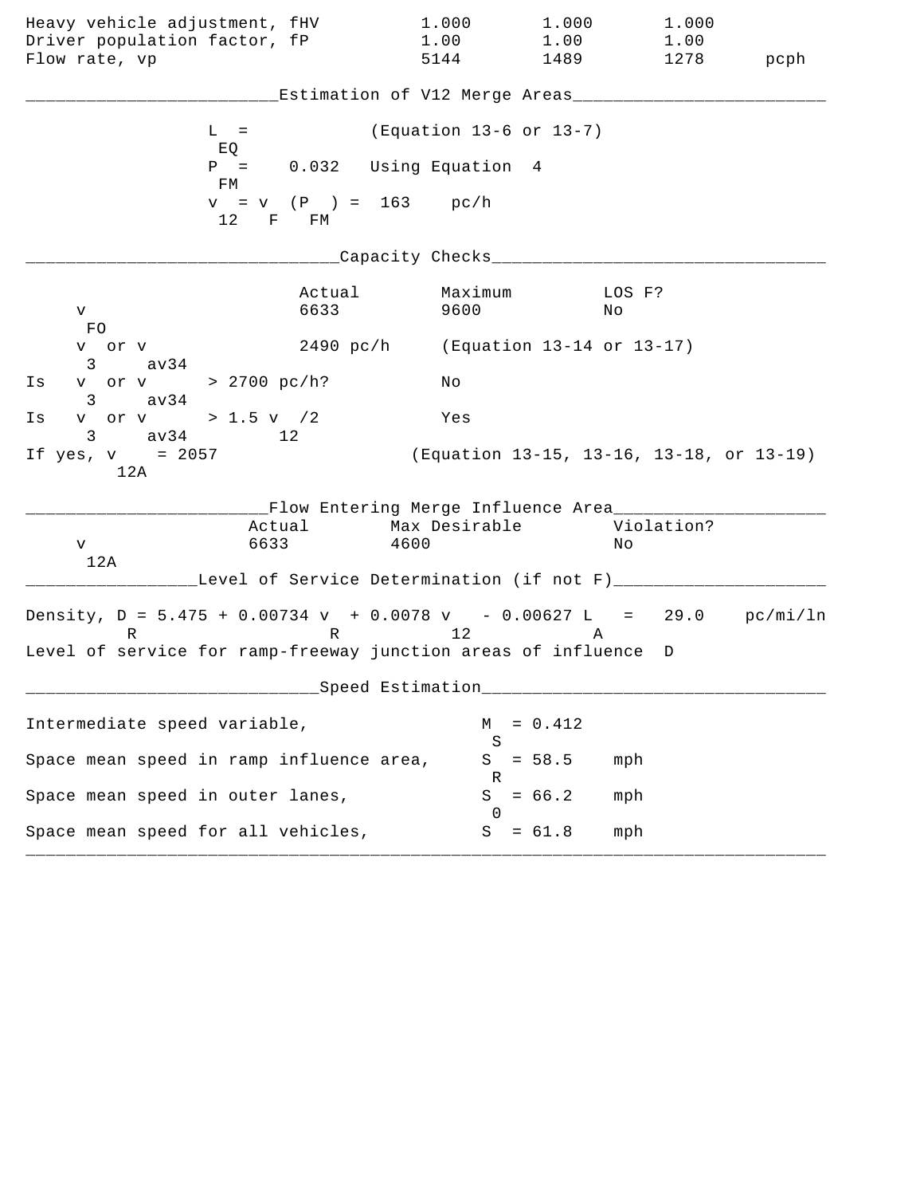| | | | | |
|---|---|---|---|---|
| Heavy vehicle adjustment, fHV | 1.000 | 1.000 | 1.000 | |
| Driver population factor, fP | 1.00 | 1.00 | 1.00 | |
| Flow rate, vp | 5144 | 1489 | 1278 | pcph |

## Estimation of V12 Merge Areas

$L_{EQ}$ = (Equation 13-6 or 13-7)

$P_{FM}$ = 0.032 Using Equation 4

$v_{12} = v_F (P_{FM})$ = 163 pc/h

## Capacity Checks

| | Actual | Maximum | LOS F? |
|---|---|---|---|
| $v_{FO}$ | 6633 | 9600 | No |
| $v_3$ or $v_{av34}$ | 2490 pc/h | (Equation 13-14 or 13-17) | |
| Is $v_3$ or $v_{av34}$ > 2700 pc/h? | | No | |
| Is $v_3$ or $v_{av34}$ > 1.5 $v_{12}$/2 | | Yes | |
| If yes, $v_{12A}$ = 2057 | | (Equation 13-15, 13-16, 13-18, or 13-19) | |

## Flow Entering Merge Influence Area

| | Actual | Max Desirable | Violation? |
|---|---|---|---|
| $v_{12A}$ | 6633 | 4600 | No |

## Level of Service Determination (if not F)

Density, $D_R = 5.475 + 0.00734\ v_R + 0.0078\ v_{12} - 0.00627\ L_A$ = 29.0 pc/mi/ln

Level of service for ramp-freeway junction areas of influence D

## Speed Estimation

| | | |
|---|---|---|
| Intermediate speed variable, | $M_S$ = 0.412 | |
| Space mean speed in ramp influence area, | $S_R$ = 58.5 | mph |
| Space mean speed in outer lanes, | $S_0$ = 66.2 | mph |
| Space mean speed for all vehicles, | $S$ = 61.8 | mph |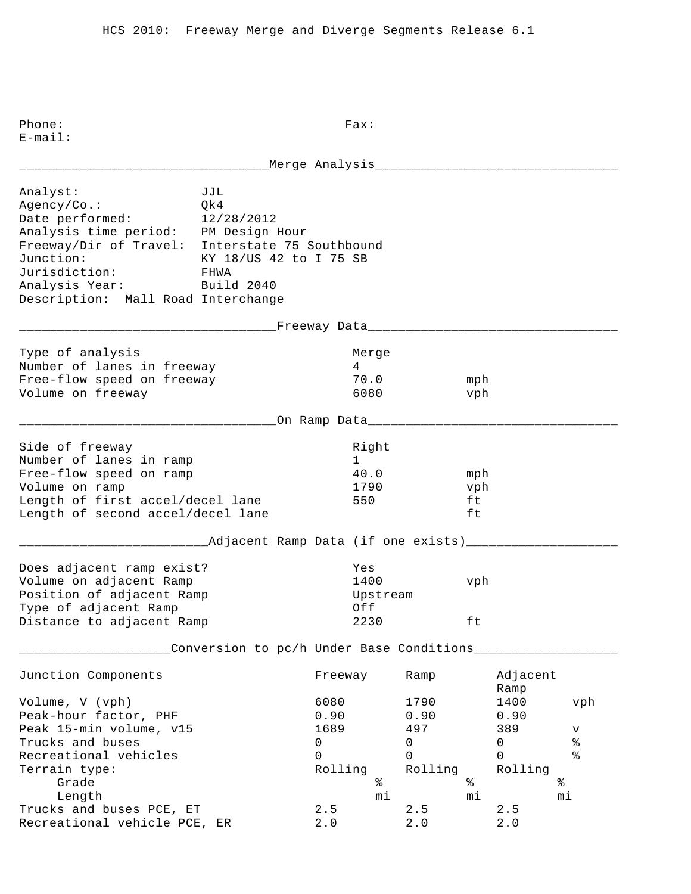HCS 2010: Freeway Merge and Diverge Segments Release 6.1

Phone: Fax:
E-mail:

## Merge Analysis

| | |
|---|---|
| Analyst: | JJL |
| Agency/Co.: | Qk4 |
| Date performed: | 12/28/2012 |
| Analysis time period: | PM Design Hour |
| Freeway/Dir of Travel: | Interstate 75 Southbound |
| Junction: | KY 18/US 42 to I 75 SB |
| Jurisdiction: | FHWA |
| Analysis Year: | Build 2040 |

Description: Mall Road Interchange

## Freeway Data

| | | |
|---|---|---|
| Type of analysis | Merge | |
| Number of lanes in freeway | 4 | |
| Free-flow speed on freeway | 70.0 | mph |
| Volume on freeway | 6080 | vph |

## On Ramp Data

| | | |
|---|---|---|
| Side of freeway | Right | |
| Number of lanes in ramp | 1 | |
| Free-flow speed on ramp | 40.0 | mph |
| Volume on ramp | 1790 | vph |
| Length of first accel/decel lane | 550 | ft |
| Length of second accel/decel lane | | ft |

## Adjacent Ramp Data (if one exists)

| | | |
|---|---|---|
| Does adjacent ramp exist? | Yes | |
| Volume on adjacent Ramp | 1400 | vph |
| Position of adjacent Ramp | Upstream | |
| Type of adjacent Ramp | Off | |
| Distance to adjacent Ramp | 2230 | ft |

## Conversion to pc/h Under Base Conditions

| Junction Components | Freeway | Ramp | Adjacent Ramp | |
|---|---|---|---|---|
| Volume, V (vph) | 6080 | 1790 | 1400 | vph |
| Peak-hour factor, PHF | 0.90 | 0.90 | 0.90 | |
| Peak 15-min volume, v15 | 1689 | 497 | 389 | v |
| Trucks and buses | 0 | 0 | 0 | % |
| Recreational vehicles | 0 | 0 | 0 | % |
| Terrain type: | Rolling | Rolling | Rolling | |
| Grade | % | % | % | |
| Length | mi | mi | mi | |
| Trucks and buses PCE, ET | 2.5 | 2.5 | 2.5 | |
| Recreational vehicle PCE, ER | 2.0 | 2.0 | 2.0 | |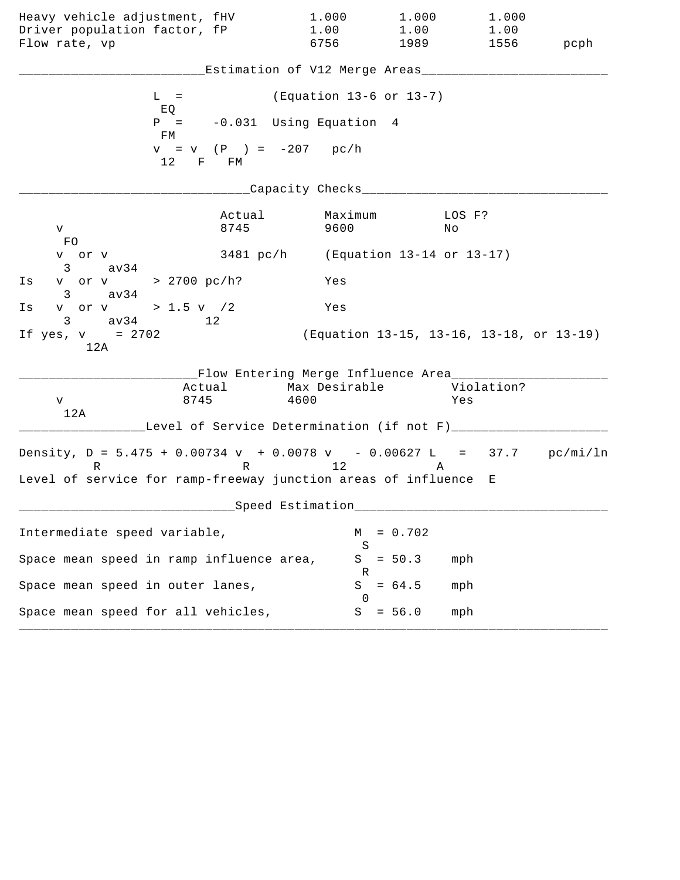| | | | | |
|---|---|---|---|---|
| Heavy vehicle adjustment, fHV | 1.000 | 1.000 | 1.000 | |
| Driver population factor, fP | 1.00 | 1.00 | 1.00 | |
| Flow rate, vp | 6756 | 1989 | 1556 | pcph |

## Estimation of V12 Merge Areas

$L_{EQ}$ = (Equation 13-6 or 13-7)

$P_{FM}$ = -0.031 Using Equation 4

$v_{12} = v_F (P_{FM})$ = -207 pc/h

## Capacity Checks

| | Actual | Maximum | LOS F? |
|---|---|---|---|
| $v_{FO}$ | 8745 | 9600 | No |
| $v_3$ or $v_{av34}$ | 3481 pc/h | (Equation 13-14 or 13-17) | |
| Is $v_3$ or $v_{av34}$ > 2700 pc/h? | | Yes | |
| Is $v_3$ or $v_{av34}$ > 1.5 $v_{12}$/2 | | Yes | |
| If yes, $v_{12A}$ = 2702 | | (Equation 13-15, 13-16, 13-18, or 13-19) | |

## Flow Entering Merge Influence Area

| | Actual | Max Desirable | Violation? |
|---|---|---|---|
| $v_{12A}$ | 8745 | 4600 | Yes |

## Level of Service Determination (if not F)

Density, $D_R = 5.475 + 0.00734 v_R + 0.0078 v_{12} - 0.00627 L_A$ = 37.7 pc/mi/ln

Level of service for ramp-freeway junction areas of influence E

## Speed Estimation

| | | |
|---|---|---|
| Intermediate speed variable, | $M_S$ = 0.702 | |
| Space mean speed in ramp influence area, | $S_R$ = 50.3 | mph |
| Space mean speed in outer lanes, | $S_0$ = 64.5 | mph |
| Space mean speed for all vehicles, | $S$ = 56.0 | mph |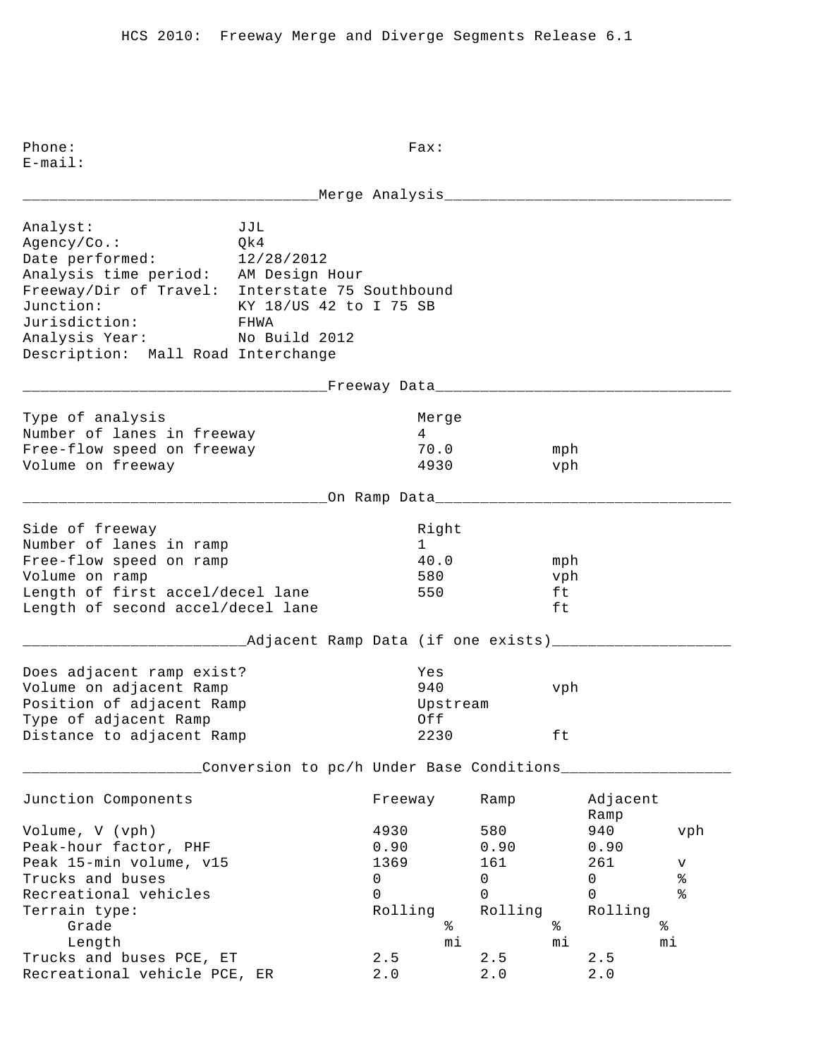HCS 2010: Freeway Merge and Diverge Segments Release 6.1

Phone: Fax:
E-mail:

## Merge Analysis

| | |
|---|---|
| Analyst: | JJL |
| Agency/Co.: | Qk4 |
| Date performed: | 12/28/2012 |
| Analysis time period: | AM Design Hour |
| Freeway/Dir of Travel: | Interstate 75 Southbound |
| Junction: | KY 18/US 42 to I 75 SB |
| Jurisdiction: | FHWA |
| Analysis Year: | No Build 2012 |

Description: Mall Road Interchange

## Freeway Data

| | | |
|---|---|---|
| Type of analysis | Merge | |
| Number of lanes in freeway | 4 | |
| Free-flow speed on freeway | 70.0 | mph |
| Volume on freeway | 4930 | vph |

## On Ramp Data

| | | |
|---|---|---|
| Side of freeway | Right | |
| Number of lanes in ramp | 1 | |
| Free-flow speed on ramp | 40.0 | mph |
| Volume on ramp | 580 | vph |
| Length of first accel/decel lane | 550 | ft |
| Length of second accel/decel lane | | ft |

## Adjacent Ramp Data (if one exists)

| | | |
|---|---|---|
| Does adjacent ramp exist? | Yes | |
| Volume on adjacent Ramp | 940 | vph |
| Position of adjacent Ramp | Upstream | |
| Type of adjacent Ramp | Off | |
| Distance to adjacent Ramp | 2230 | ft |

## Conversion to pc/h Under Base Conditions

| Junction Components | Freeway | Ramp | Adjacent Ramp | |
|---|---|---|---|---|
| Volume, V (vph) | 4930 | 580 | 940 | vph |
| Peak-hour factor, PHF | 0.90 | 0.90 | 0.90 | |
| Peak 15-min volume, v15 | 1369 | 161 | 261 | v |
| Trucks and buses | 0 | 0 | 0 | % |
| Recreational vehicles | 0 | 0 | 0 | % |
| Terrain type: | Rolling | Rolling | Rolling | |
| Grade | % | % | % | |
| Length | mi | mi | mi | |
| Trucks and buses PCE, ET | 2.5 | 2.5 | 2.5 | |
| Recreational vehicle PCE, ER | 2.0 | 2.0 | 2.0 | |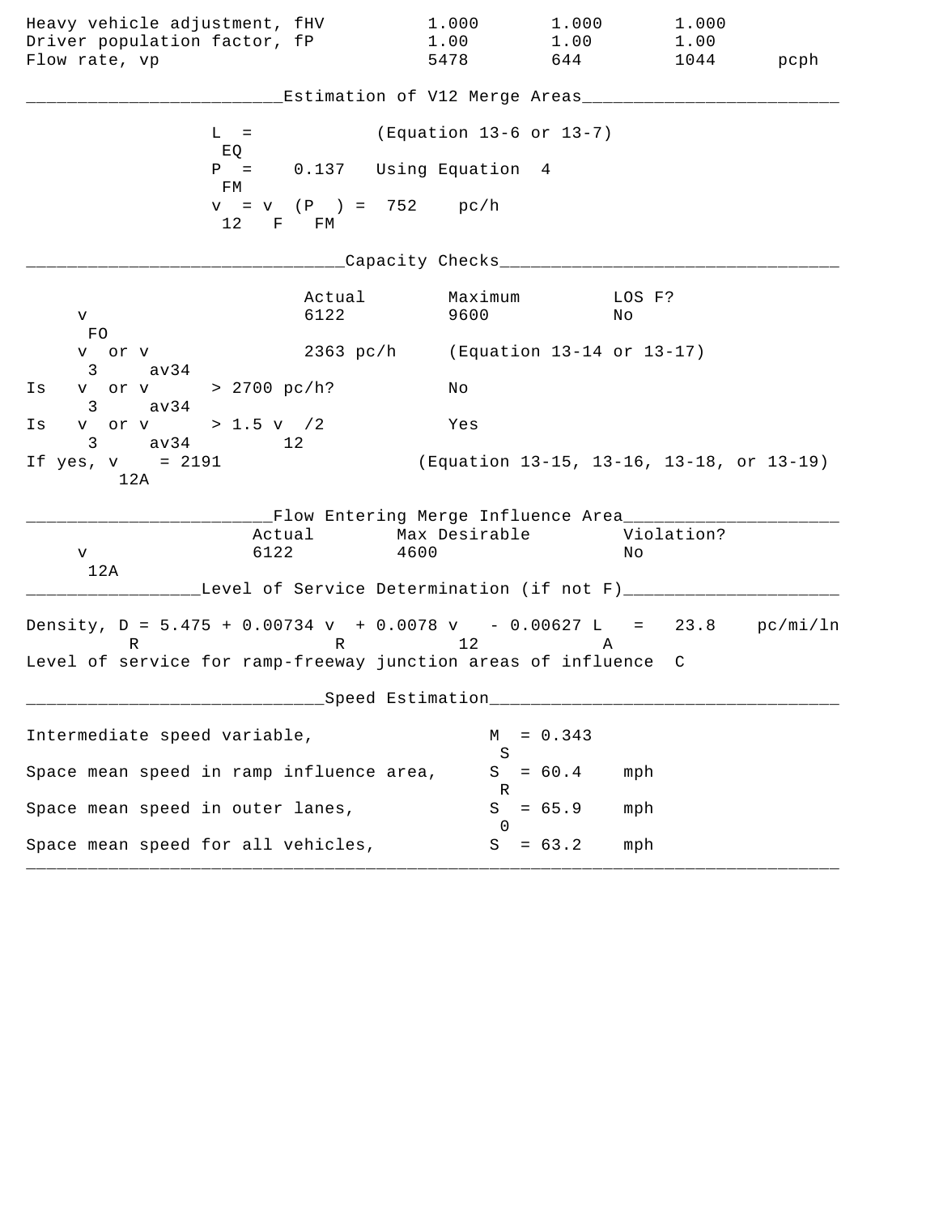| | | | | |
|---|---|---|---|---|
| Heavy vehicle adjustment, fHV | 1.000 | 1.000 | 1.000 | |
| Driver population factor, fP | 1.00 | 1.00 | 1.00 | |
| Flow rate, vp | 5478 | 644 | 1044 | pcph |

## Estimation of V12 Merge Areas

$L_{EQ}$ = (Equation 13-6 or 13-7)

$P_{FM}$ = 0.137 Using Equation 4

$v_{12} = v_F (P_{FM})$ = 752 pc/h

## Capacity Checks

| | Actual | Maximum | LOS F? |
|---|---|---|---|
| $v_{FO}$ | 6122 | 9600 | No |
| $v_3$ or $v_{av34}$ | 2363 pc/h | (Equation 13-14 or 13-17) | |
| Is $v_3$ or $v_{av34}$ > 2700 pc/h? | | No | |
| Is $v_3$ or $v_{av34}$ > 1.5 $v_{12}$/2 | | Yes | |
| If yes, $v_{12A}$ = 2191 | | (Equation 13-15, 13-16, 13-18, or 13-19) | |

## Flow Entering Merge Influence Area

| | Actual | Max Desirable | Violation? |
|---|---|---|---|
| $v_{12A}$ | 6122 | 4600 | No |

## Level of Service Determination (if not F)

Density, $D_R = 5.475 + 0.00734 v_R + 0.0078 v_{12} - 0.00627 L_A$ = 23.8 pc/mi/ln

Level of service for ramp-freeway junction areas of influence C

## Speed Estimation

| | | |
|---|---|---|
| Intermediate speed variable, | $M_S$ = 0.343 | |
| Space mean speed in ramp influence area, | $S_R$ = 60.4 | mph |
| Space mean speed in outer lanes, | $S_0$ = 65.9 | mph |
| Space mean speed for all vehicles, | $S$ = 63.2 | mph |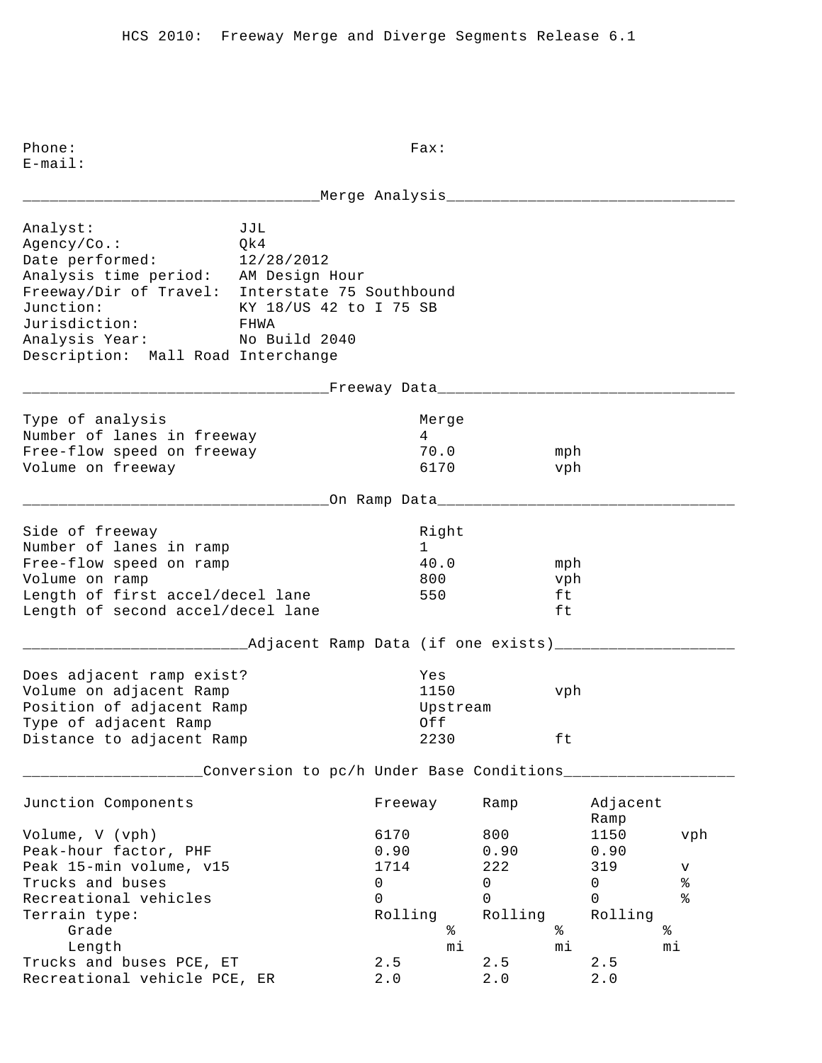HCS 2010: Freeway Merge and Diverge Segments Release 6.1

Phone: Fax:
E-mail:

## Merge Analysis

Analyst: JJL
Agency/Co.: Qk4
Date performed: 12/28/2012
Analysis time period: AM Design Hour
Freeway/Dir of Travel: Interstate 75 Southbound
Junction: KY 18/US 42 to I 75 SB
Jurisdiction: FHWA
Analysis Year: No Build 2040
Description: Mall Road Interchange

## Freeway Data

| | | |
|---|---|---|
| Type of analysis | Merge | |
| Number of lanes in freeway | 4 | |
| Free-flow speed on freeway | 70.0 | mph |
| Volume on freeway | 6170 | vph |

## On Ramp Data

| | | |
|---|---|---|
| Side of freeway | Right | |
| Number of lanes in ramp | 1 | |
| Free-flow speed on ramp | 40.0 | mph |
| Volume on ramp | 800 | vph |
| Length of first accel/decel lane | 550 | ft |
| Length of second accel/decel lane | | ft |

## Adjacent Ramp Data (if one exists)

| | | |
|---|---|---|
| Does adjacent ramp exist? | Yes | |
| Volume on adjacent Ramp | 1150 | vph |
| Position of adjacent Ramp | Upstream | |
| Type of adjacent Ramp | Off | |
| Distance to adjacent Ramp | 2230 | ft |

## Conversion to pc/h Under Base Conditions

| Junction Components | Freeway | Ramp | Adjacent Ramp | |
|---|---|---|---|---|
| Volume, V (vph) | 6170 | 800 | 1150 | vph |
| Peak-hour factor, PHF | 0.90 | 0.90 | 0.90 | |
| Peak 15-min volume, v15 | 1714 | 222 | 319 | v |
| Trucks and buses | 0 | 0 | 0 | % |
| Recreational vehicles | 0 | 0 | 0 | % |
| Terrain type: | Rolling | Rolling | Rolling | |
| Grade | % | % | % | |
| Length | mi | mi | mi | |
| Trucks and buses PCE, ET | 2.5 | 2.5 | 2.5 | |
| Recreational vehicle PCE, ER | 2.0 | 2.0 | 2.0 | |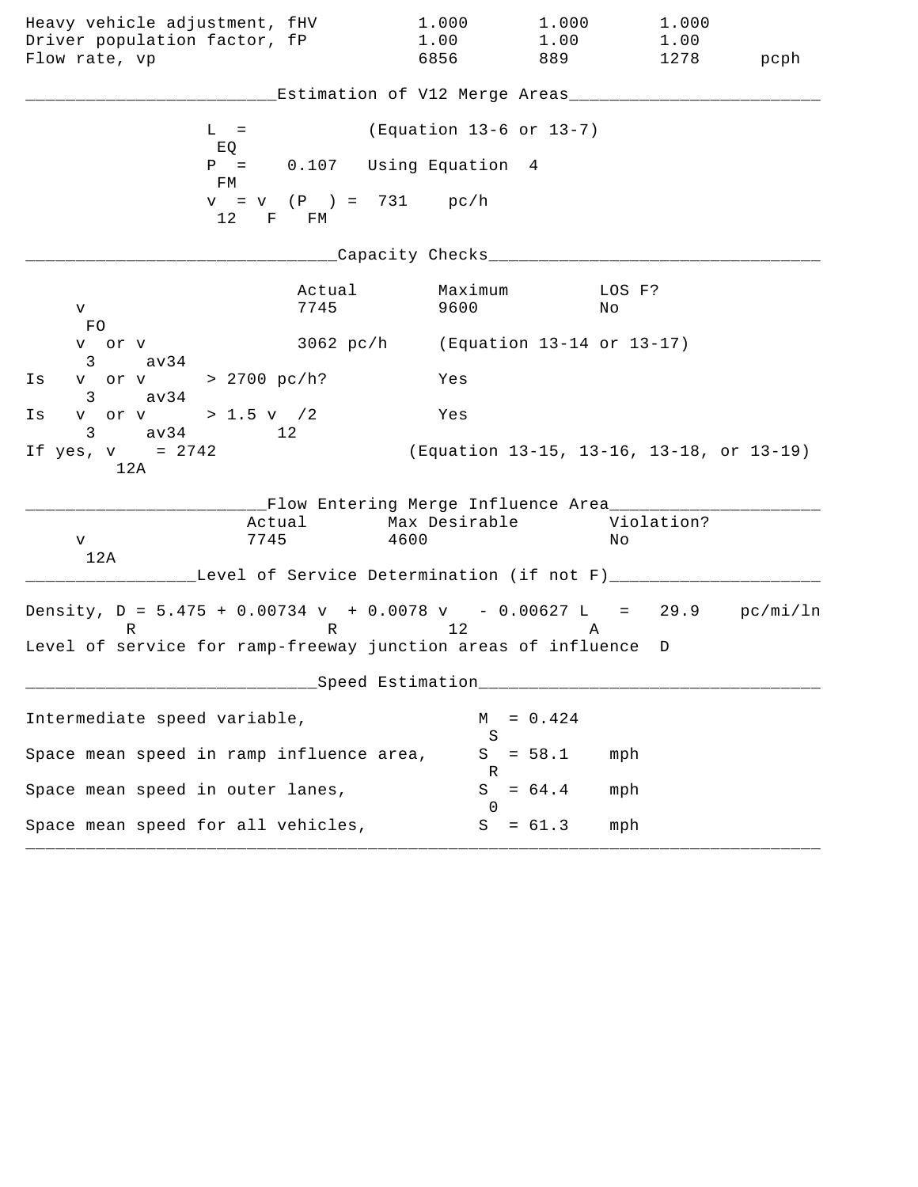| | | | | |
|---|---|---|---|---|
| Heavy vehicle adjustment, fHV | 1.000 | 1.000 | 1.000 | |
| Driver population factor, fP | 1.00 | 1.00 | 1.00 | |
| Flow rate, vp | 6856 | 889 | 1278 | pcph |

## Estimation of V12 Merge Areas

$L_{EQ}$ = (Equation 13-6 or 13-7)

$P_{FM}$ = 0.107 Using Equation 4

$v_{12} = v_F (P_{FM})$ = 731 pc/h

## Capacity Checks

| | Actual | Maximum | LOS F? |
|---|---|---|---|
| $v_{FO}$ | 7745 | 9600 | No |
| $v_3$ or $v_{av34}$ | 3062 pc/h | (Equation 13-14 or 13-17) | |
| Is $v_3$ or $v_{av34}$ > 2700 pc/h? | | Yes | |
| Is $v_3$ or $v_{av34}$ > 1.5 $v_{12}$/2 | | Yes | |
| If yes, $v_{12A}$ = 2742 | | (Equation 13-15, 13-16, 13-18, or 13-19) | |

## Flow Entering Merge Influence Area

| | Actual | Max Desirable | Violation? |
|---|---|---|---|
| $v_{12A}$ | 7745 | 4600 | No |

## Level of Service Determination (if not F)

Density, $D_R = 5.475 + 0.00734\, v_R + 0.0078\, v_{12} - 0.00627\, L_A$ = 29.9 pc/mi/ln

Level of service for ramp-freeway junction areas of influence D

## Speed Estimation

Intermediate speed variable, $M_S$ = 0.424

Space mean speed in ramp influence area, $S_R$ = 58.1 mph

Space mean speed in outer lanes, $S_0$ = 64.4 mph

Space mean speed for all vehicles, $S$ = 61.3 mph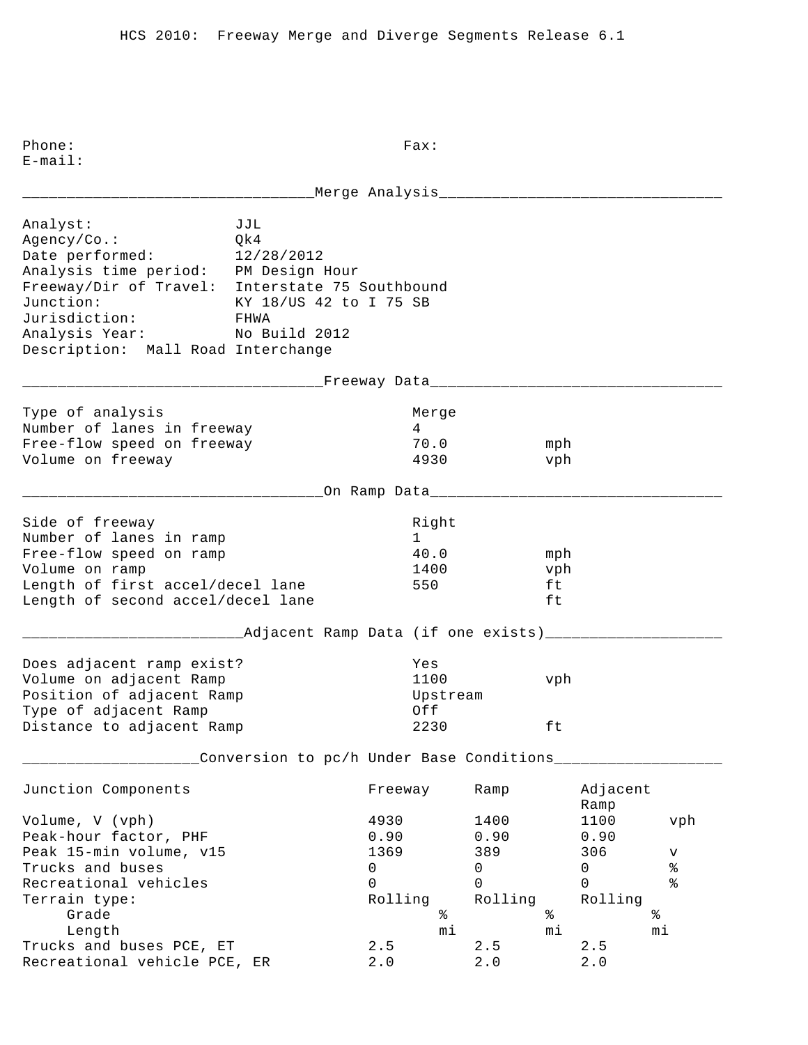HCS 2010: Freeway Merge and Diverge Segments Release 6.1

Phone: Fax:
E-mail:

## Merge Analysis

Analyst: JJL
Agency/Co.: Qk4
Date performed: 12/28/2012
Analysis time period: PM Design Hour
Freeway/Dir of Travel: Interstate 75 Southbound
Junction: KY 18/US 42 to I 75 SB
Jurisdiction: FHWA
Analysis Year: No Build 2012
Description: Mall Road Interchange

## Freeway Data

| | | |
|---|---|---|
| Type of analysis | Merge | |
| Number of lanes in freeway | 4 | |
| Free-flow speed on freeway | 70.0 | mph |
| Volume on freeway | 4930 | vph |

## On Ramp Data

| | | |
|---|---|---|
| Side of freeway | Right | |
| Number of lanes in ramp | 1 | |
| Free-flow speed on ramp | 40.0 | mph |
| Volume on ramp | 1400 | vph |
| Length of first accel/decel lane | 550 | ft |
| Length of second accel/decel lane | | ft |

## Adjacent Ramp Data (if one exists)

| | | |
|---|---|---|
| Does adjacent ramp exist? | Yes | |
| Volume on adjacent Ramp | 1100 | vph |
| Position of adjacent Ramp | Upstream | |
| Type of adjacent Ramp | Off | |
| Distance to adjacent Ramp | 2230 | ft |

## Conversion to pc/h Under Base Conditions

| Junction Components | Freeway | Ramp | Adjacent Ramp | |
|---|---|---|---|---|
| Volume, V (vph) | 4930 | 1400 | 1100 | vph |
| Peak-hour factor, PHF | 0.90 | 0.90 | 0.90 | |
| Peak 15-min volume, v15 | 1369 | 389 | 306 | v |
| Trucks and buses | 0 | 0 | 0 | % |
| Recreational vehicles | 0 | 0 | 0 | % |
| Terrain type: | Rolling | Rolling | Rolling | |
| Grade | % | % | % | |
| Length | mi | mi | mi | |
| Trucks and buses PCE, ET | 2.5 | 2.5 | 2.5 | |
| Recreational vehicle PCE, ER | 2.0 | 2.0 | 2.0 | |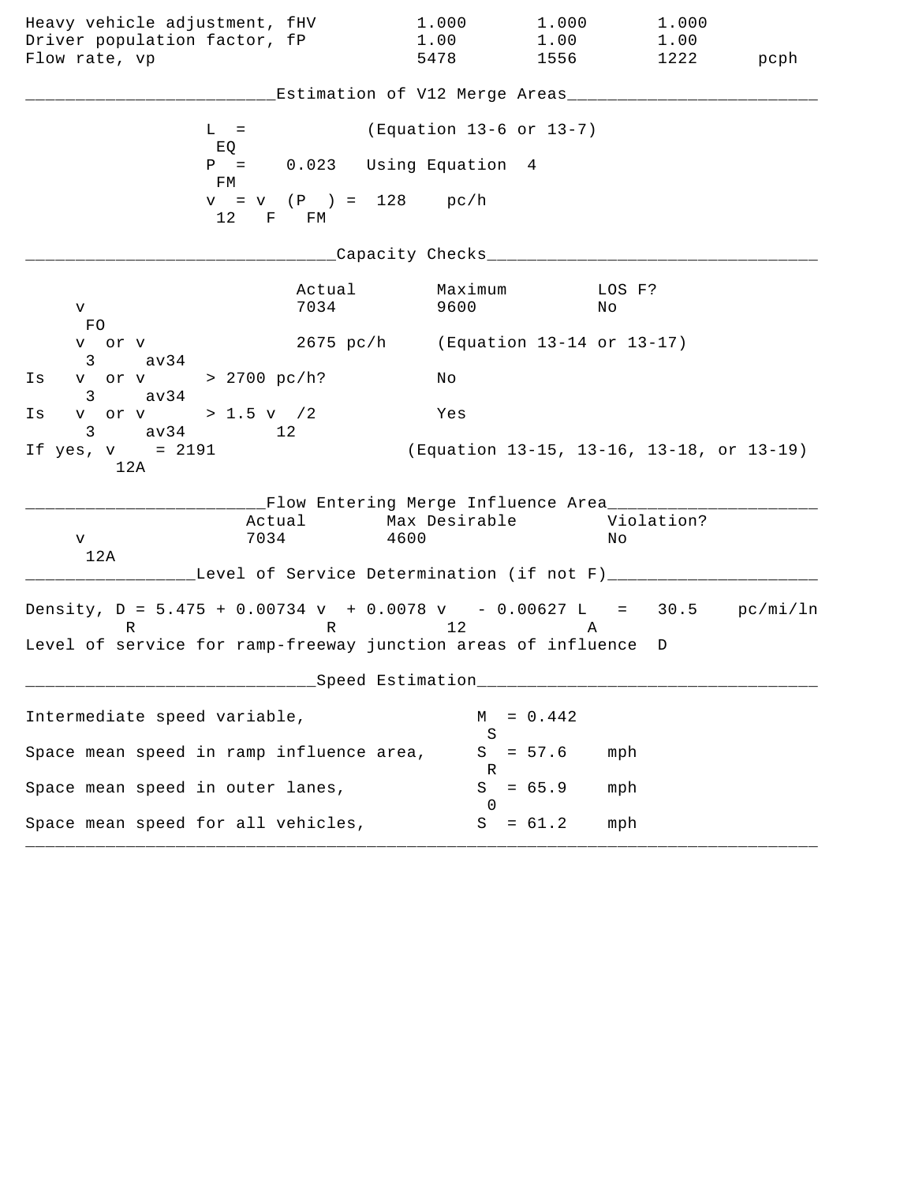| | | | | |
|---|---|---|---|---|
| Heavy vehicle adjustment, fHV | 1.000 | 1.000 | 1.000 | |
| Driver population factor, fP | 1.00 | 1.00 | 1.00 | |
| Flow rate, vp | 5478 | 1556 | 1222 | pcph |

## Estimation of V12 Merge Areas

$L_{EQ}$ = (Equation 13-6 or 13-7)

$P_{FM}$ = 0.023 Using Equation 4

$v_{12} = v_F (P_{FM})$ = 128 pc/h

## Capacity Checks

| | Actual | Maximum | LOS F? |
|---|---|---|---|
| $v_{FO}$ | 7034 | 9600 | No |
| $v_3$ or $v_{av34}$ | 2675 pc/h | (Equation 13-14 or 13-17) | |
| Is $v_3$ or $v_{av34}$ > 2700 pc/h? | | No | |
| Is $v_3$ or $v_{av34}$ > 1.5 $v_{12}$/2 | | Yes | |
| If yes, $v_{12A}$ = 2191 | | (Equation 13-15, 13-16, 13-18, or 13-19) | |

## Flow Entering Merge Influence Area

| | Actual | Max Desirable | Violation? |
|---|---|---|---|
| $v_{12A}$ | 7034 | 4600 | No |

## Level of Service Determination (if not F)

Density, $D_R = 5.475 + 0.00734\, v_R + 0.0078\, v_{12} - 0.00627\, L_A$ = 30.5 pc/mi/ln

Level of service for ramp-freeway junction areas of influence D

## Speed Estimation

| | | |
|---|---|---|
| Intermediate speed variable, | $M_S$ = 0.442 | |
| Space mean speed in ramp influence area, | $S_R$ = 57.6 | mph |
| Space mean speed in outer lanes, | $S_0$ = 65.9 | mph |
| Space mean speed for all vehicles, | $S$ = 61.2 | mph |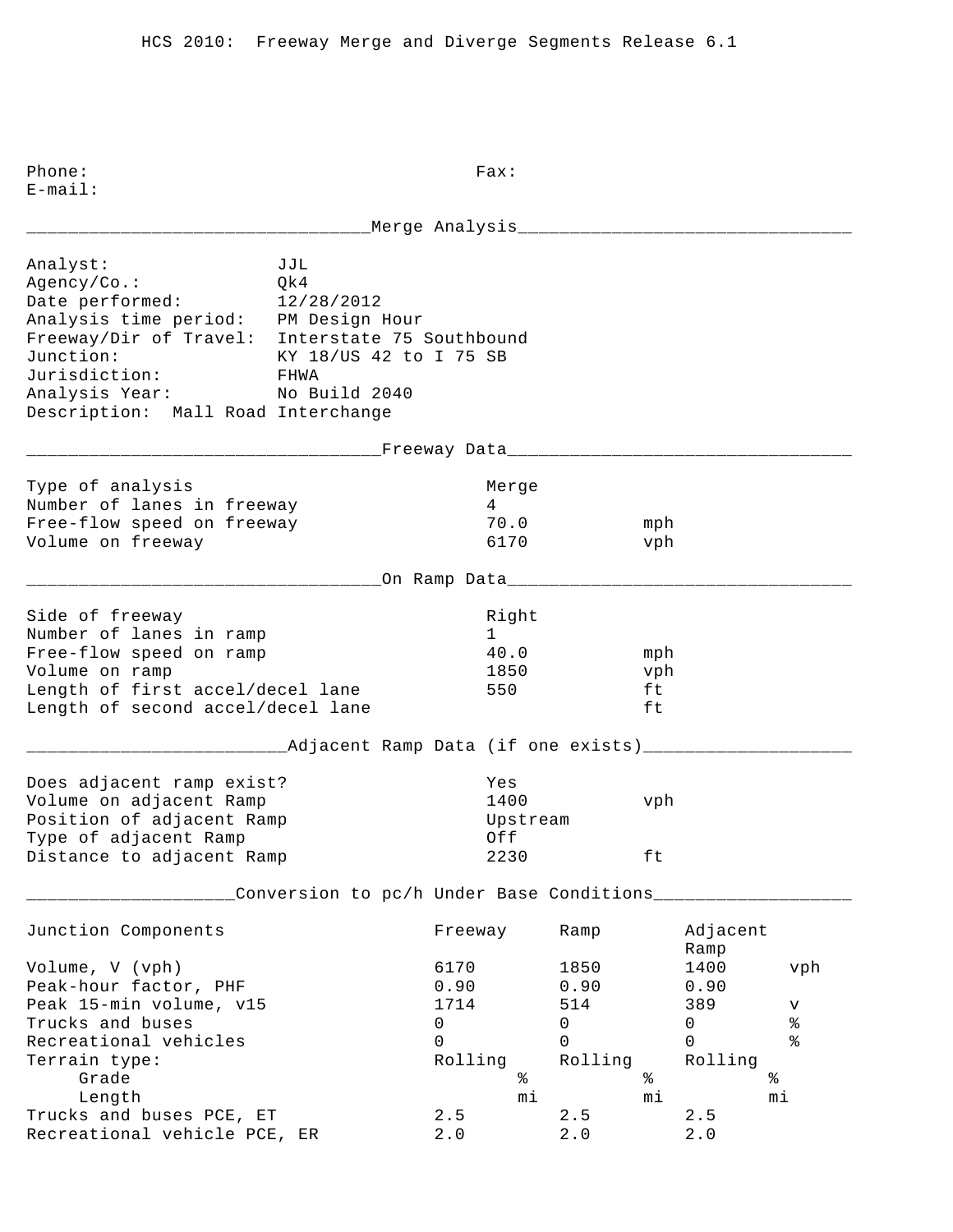HCS 2010: Freeway Merge and Diverge Segments Release 6.1

Phone: Fax:
E-mail:

## Merge Analysis

Analyst: JJL
Agency/Co.: Qk4
Date performed: 12/28/2012
Analysis time period: PM Design Hour
Freeway/Dir of Travel: Interstate 75 Southbound
Junction: KY 18/US 42 to I 75 SB
Jurisdiction: FHWA
Analysis Year: No Build 2040
Description: Mall Road Interchange

## Freeway Data

| | | |
|---|---|---|
| Type of analysis | Merge | |
| Number of lanes in freeway | 4 | |
| Free-flow speed on freeway | 70.0 | mph |
| Volume on freeway | 6170 | vph |

## On Ramp Data

| | | |
|---|---|---|
| Side of freeway | Right | |
| Number of lanes in ramp | 1 | |
| Free-flow speed on ramp | 40.0 | mph |
| Volume on ramp | 1850 | vph |
| Length of first accel/decel lane | 550 | ft |
| Length of second accel/decel lane | | ft |

## Adjacent Ramp Data (if one exists)

| | | |
|---|---|---|
| Does adjacent ramp exist? | Yes | |
| Volume on adjacent Ramp | 1400 | vph |
| Position of adjacent Ramp | Upstream | |
| Type of adjacent Ramp | Off | |
| Distance to adjacent Ramp | 2230 | ft |

## Conversion to pc/h Under Base Conditions

| Junction Components | Freeway | Ramp | Adjacent Ramp | |
|---|---|---|---|---|
| Volume, V (vph) | 6170 | 1850 | 1400 | vph |
| Peak-hour factor, PHF | 0.90 | 0.90 | 0.90 | |
| Peak 15-min volume, v15 | 1714 | 514 | 389 | v |
| Trucks and buses | 0 | 0 | 0 | % |
| Recreational vehicles | 0 | 0 | 0 | % |
| Terrain type: | Rolling | Rolling | Rolling | |
| Grade | % | % | % | |
| Length | mi | mi | mi | |
| Trucks and buses PCE, ET | 2.5 | 2.5 | 2.5 | |
| Recreational vehicle PCE, ER | 2.0 | 2.0 | 2.0 | |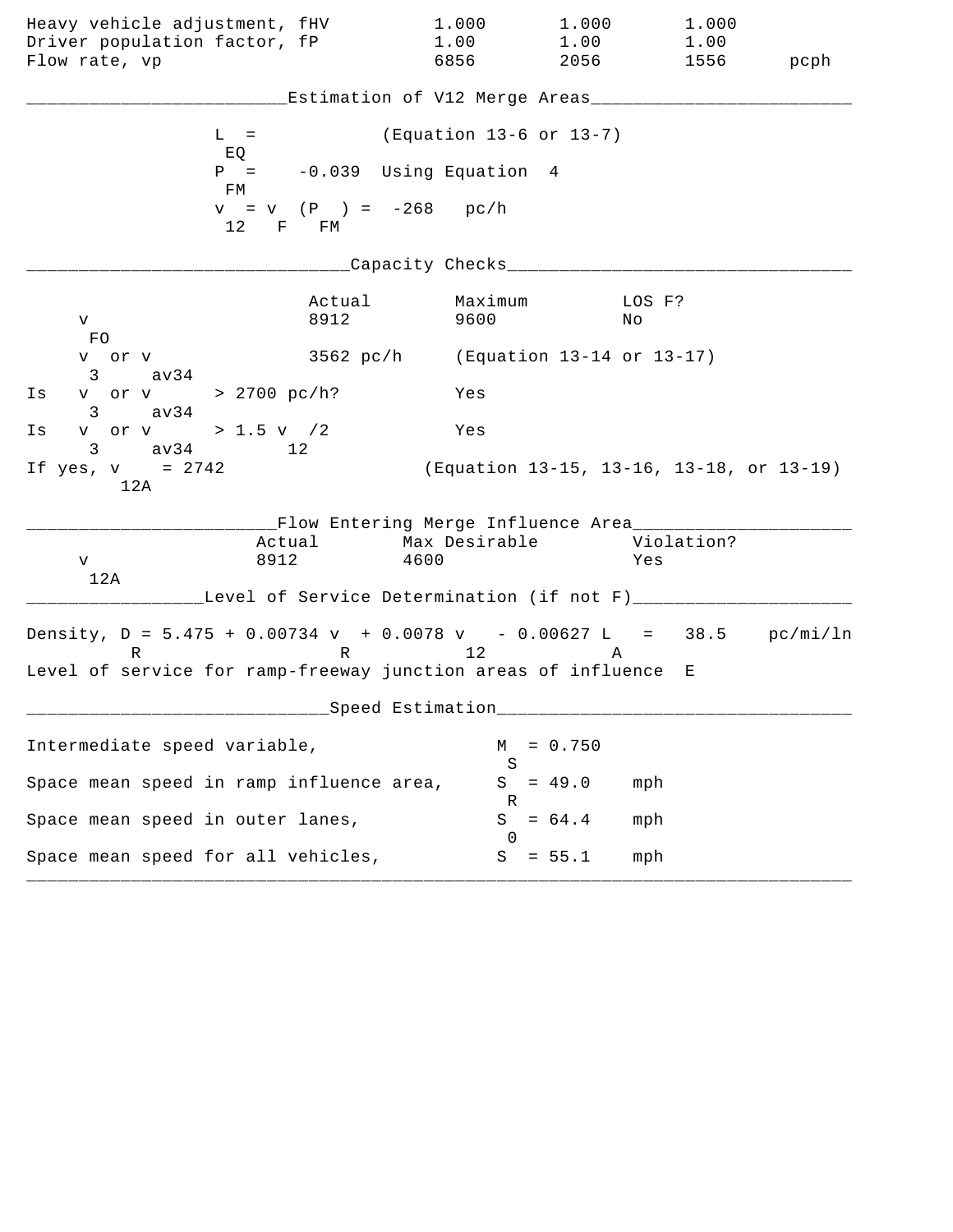| | | | | |
|---|---|---|---|---|
| Heavy vehicle adjustment, fHV | 1.000 | 1.000 | 1.000 | |
| Driver population factor, fP | 1.00 | 1.00 | 1.00 | |
| Flow rate, vp | 6856 | 2056 | 1556 | pcph |

## Estimation of V12 Merge Areas

$L_{EQ}$ = (Equation 13-6 or 13-7)

$P_{FM}$ = -0.039 Using Equation 4

$v_{12} = v_F (P_{FM})$ = -268 pc/h

## Capacity Checks

| | Actual | Maximum | LOS F? |
|---|---|---|---|
| $v_{FO}$ | 8912 | 9600 | No |
| $v_3$ or $v_{av34}$ | 3562 pc/h | (Equation 13-14 or 13-17) | |
| Is $v_3$ or $v_{av34}$ > 2700 pc/h? | | Yes | |
| Is $v_3$ or $v_{av34}$ > 1.5 $v_{12}$/2 | | Yes | |
| If yes, $v_{12A}$ = 2742 | | (Equation 13-15, 13-16, 13-18, or 13-19) | |

## Flow Entering Merge Influence Area

| | Actual | Max Desirable | Violation? |
|---|---|---|---|
| $v_{12A}$ | 8912 | 4600 | Yes |

## Level of Service Determination (if not F)

Density, $D_R = 5.475 + 0.00734\, v_R + 0.0078\, v_{12} - 0.00627\, L_A$ = 38.5 pc/mi/ln

Level of service for ramp-freeway junction areas of influence E

## Speed Estimation

| | | |
|---|---|---|
| Intermediate speed variable, | $M_S$ = 0.750 | |
| Space mean speed in ramp influence area, | $S_R$ = 49.0 | mph |
| Space mean speed in outer lanes, | $S_0$ = 64.4 | mph |
| Space mean speed for all vehicles, | $S$ = 55.1 | mph |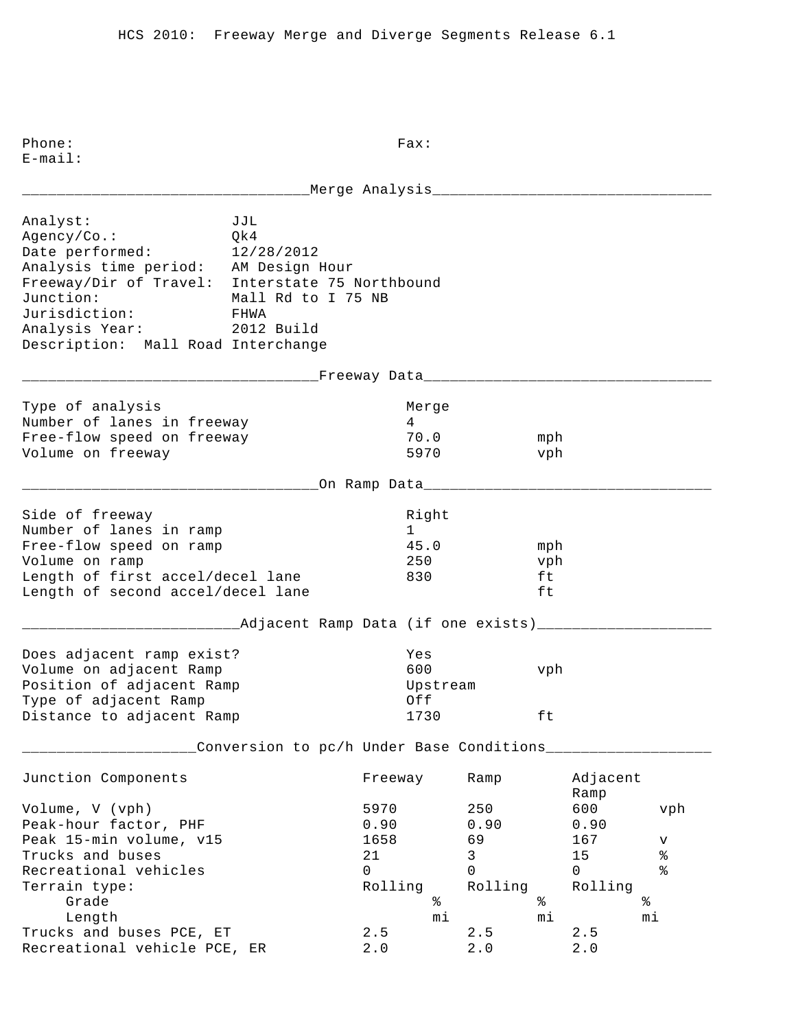HCS 2010: Freeway Merge and Diverge Segments Release 6.1

Phone: Fax:
E-mail:

## Merge Analysis

Analyst: JJL
Agency/Co.: Qk4
Date performed: 12/28/2012
Analysis time period: AM Design Hour
Freeway/Dir of Travel: Interstate 75 Northbound
Junction: Mall Rd to I 75 NB
Jurisdiction: FHWA
Analysis Year: 2012 Build
Description: Mall Road Interchange

## Freeway Data

| | | |
|---|---|---|
| Type of analysis | Merge | |
| Number of lanes in freeway | 4 | |
| Free-flow speed on freeway | 70.0 | mph |
| Volume on freeway | 5970 | vph |

## On Ramp Data

| | | |
|---|---|---|
| Side of freeway | Right | |
| Number of lanes in ramp | 1 | |
| Free-flow speed on ramp | 45.0 | mph |
| Volume on ramp | 250 | vph |
| Length of first accel/decel lane | 830 | ft |
| Length of second accel/decel lane | | ft |

## Adjacent Ramp Data (if one exists)

| | | |
|---|---|---|
| Does adjacent ramp exist? | Yes | |
| Volume on adjacent Ramp | 600 | vph |
| Position of adjacent Ramp | Upstream | |
| Type of adjacent Ramp | Off | |
| Distance to adjacent Ramp | 1730 | ft |

## Conversion to pc/h Under Base Conditions

| Junction Components | Freeway | Ramp | Adjacent Ramp | |
|---|---|---|---|---|
| Volume, V (vph) | 5970 | 250 | 600 | vph |
| Peak-hour factor, PHF | 0.90 | 0.90 | 0.90 | |
| Peak 15-min volume, v15 | 1658 | 69 | 167 | v |
| Trucks and buses | 21 | 3 | 15 | % |
| Recreational vehicles | 0 | 0 | 0 | % |
| Terrain type: | Rolling | Rolling | Rolling | |
| Grade | % | % | % | |
| Length | mi | mi | mi | |
| Trucks and buses PCE, ET | 2.5 | 2.5 | 2.5 | |
| Recreational vehicle PCE, ER | 2.0 | 2.0 | 2.0 | |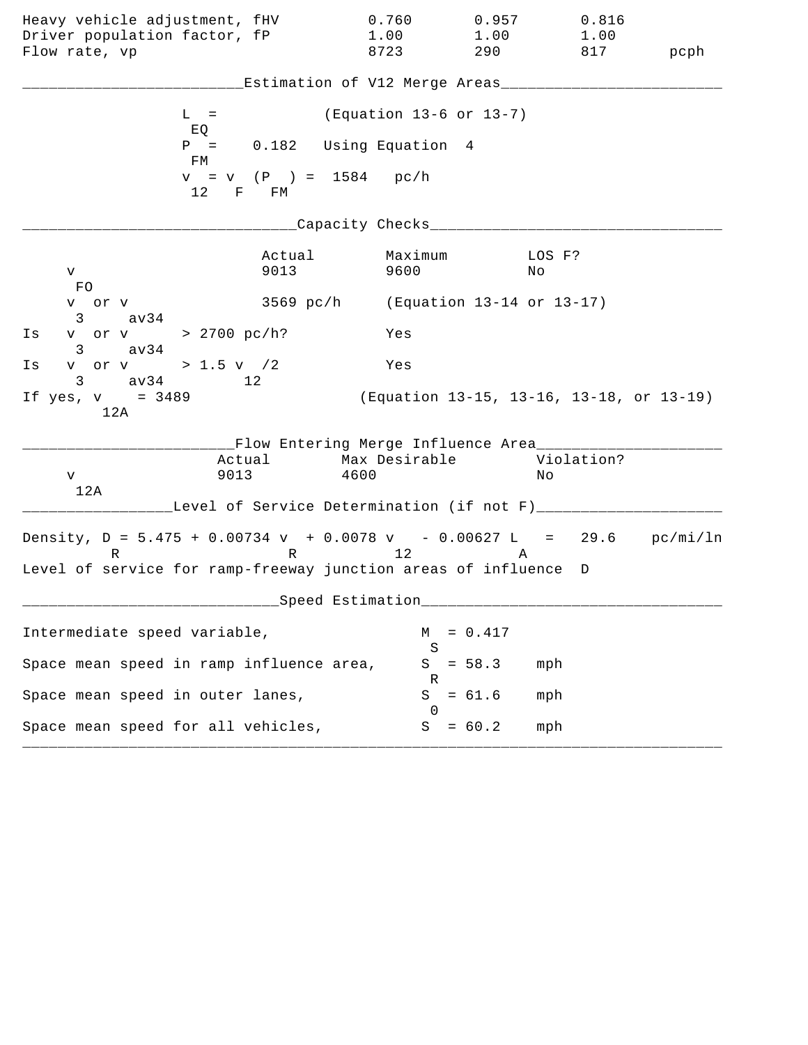| | | | | |
|---|---|---|---|---|
| Heavy vehicle adjustment, fHV | 0.760 | 0.957 | 0.816 | |
| Driver population factor, fP | 1.00 | 1.00 | 1.00 | |
| Flow rate, vp | 8723 | 290 | 817 | pcph |

## Estimation of V12 Merge Areas

$L_{EQ}$ = (Equation 13-6 or 13-7)

$P_{FM}$ = 0.182 Using Equation 4

$v_{12} = v_F (P_{FM})$ = 1584 pc/h

## Capacity Checks

| | Actual | Maximum | LOS F? |
|---|---|---|---|
| $v_{FO}$ | 9013 | 9600 | No |
| $v_3$ or $v_{av34}$ | 3569 pc/h | (Equation 13-14 or 13-17) | |
| Is $v_3$ or $v_{av34}$ > 2700 pc/h? | | Yes | |
| Is $v_3$ or $v_{av34}$ > 1.5 $v_{12}$/2 | | Yes | |

If yes, $v_{12A}$ = 3489 (Equation 13-15, 13-16, 13-18, or 13-19)

## Flow Entering Merge Influence Area

| | Actual | Max Desirable | Violation? |
|---|---|---|---|
| $v_{12A}$ | 9013 | 4600 | No |

## Level of Service Determination (if not F)

Density, $D_R = 5.475 + 0.00734\ v_R + 0.0078\ v_{12} - 0.00627\ L_A$ = 29.6 pc/mi/ln

Level of service for ramp-freeway junction areas of influence D

## Speed Estimation

Intermediate speed variable, $M_S$ = 0.417

Space mean speed in ramp influence area, $S_R$ = 58.3 mph

Space mean speed in outer lanes, $S_0$ = 61.6 mph

Space mean speed for all vehicles, $S$ = 60.2 mph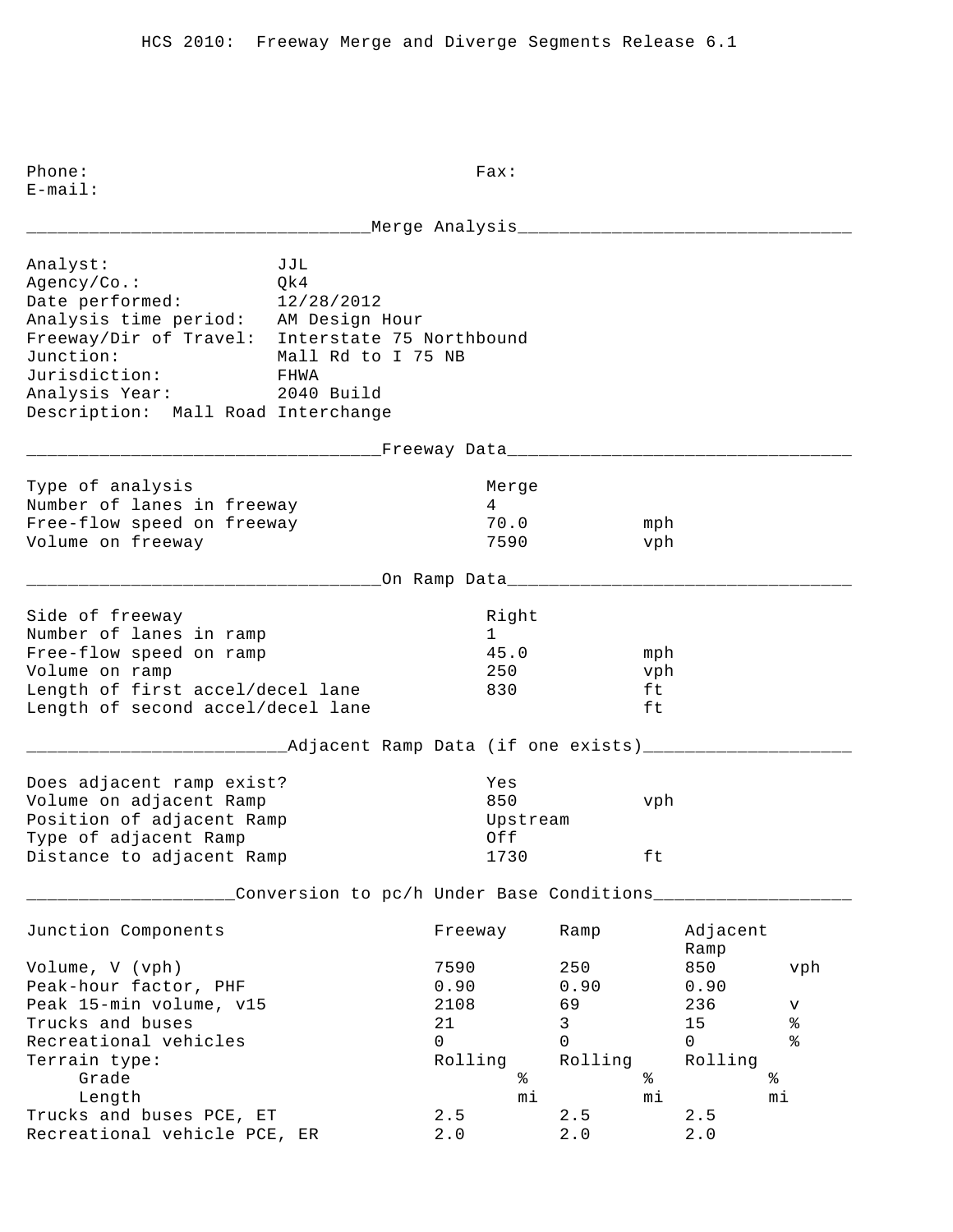HCS 2010: Freeway Merge and Diverge Segments Release 6.1

Phone: Fax:
E-mail:

## Merge Analysis

| | |
|---|---|
| Analyst: | JJL |
| Agency/Co.: | Qk4 |
| Date performed: | 12/28/2012 |
| Analysis time period: | AM Design Hour |
| Freeway/Dir of Travel: | Interstate 75 Northbound |
| Junction: | Mall Rd to I 75 NB |
| Jurisdiction: | FHWA |
| Analysis Year: | 2040 Build |

Description: Mall Road Interchange

## Freeway Data

| | | |
|---|---|---|
| Type of analysis | Merge | |
| Number of lanes in freeway | 4 | |
| Free-flow speed on freeway | 70.0 | mph |
| Volume on freeway | 7590 | vph |

## On Ramp Data

| | | |
|---|---|---|
| Side of freeway | Right | |
| Number of lanes in ramp | 1 | |
| Free-flow speed on ramp | 45.0 | mph |
| Volume on ramp | 250 | vph |
| Length of first accel/decel lane | 830 | ft |
| Length of second accel/decel lane | | ft |

## Adjacent Ramp Data (if one exists)

| | | |
|---|---|---|
| Does adjacent ramp exist? | Yes | |
| Volume on adjacent Ramp | 850 | vph |
| Position of adjacent Ramp | Upstream | |
| Type of adjacent Ramp | Off | |
| Distance to adjacent Ramp | 1730 | ft |

## Conversion to pc/h Under Base Conditions

| Junction Components | Freeway | Ramp | Adjacent Ramp | |
|---|---|---|---|---|
| Volume, V (vph) | 7590 | 250 | 850 | vph |
| Peak-hour factor, PHF | 0.90 | 0.90 | 0.90 | |
| Peak 15-min volume, v15 | 2108 | 69 | 236 | v |
| Trucks and buses | 21 | 3 | 15 | % |
| Recreational vehicles | 0 | 0 | 0 | % |
| Terrain type: | Rolling | Rolling | Rolling | |
| Grade | % | % | % | |
| Length | mi | mi | mi | |
| Trucks and buses PCE, ET | 2.5 | 2.5 | 2.5 | |
| Recreational vehicle PCE, ER | 2.0 | 2.0 | 2.0 | |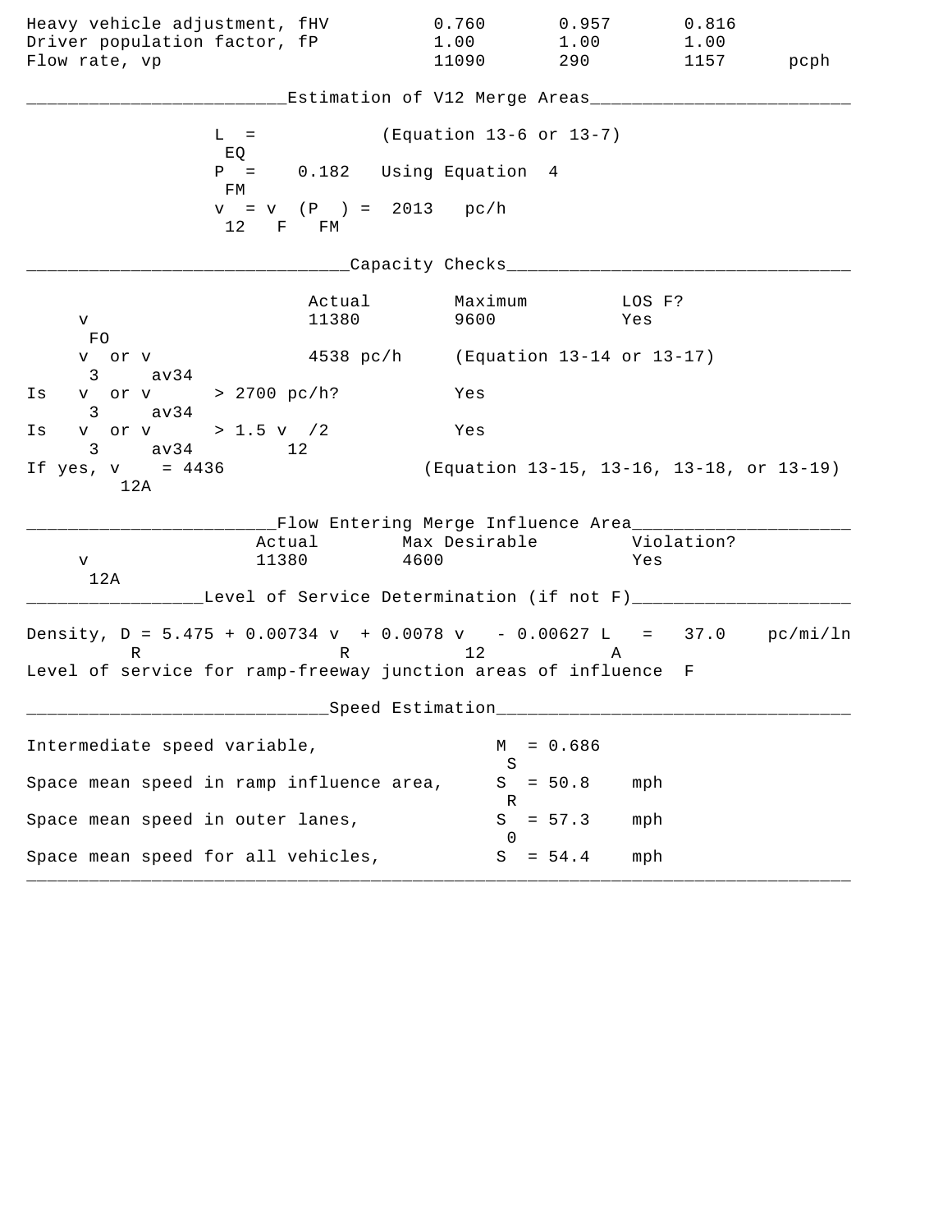| | | | | |
|---|---|---|---|---|
| Heavy vehicle adjustment, fHV | 0.760 | 0.957 | 0.816 | |
| Driver population factor, fP | 1.00 | 1.00 | 1.00 | |
| Flow rate, vp | 11090 | 290 | 1157 | pcph |

## Estimation of V12 Merge Areas

$L_{EQ}$ = (Equation 13-6 or 13-7)

$P_{FM}$ = 0.182 Using Equation 4

$v_{12} = v_F (P_{FM})$ = 2013 pc/h

## Capacity Checks

| | Actual | Maximum | LOS F? |
|---|---|---|---|
| $v_{FO}$ | 11380 | 9600 | Yes |
| $v_3$ or $v_{av34}$ | 4538 pc/h | (Equation 13-14 or 13-17) | |
| Is $v_3$ or $v_{av34}$ > 2700 pc/h? | | Yes | |
| Is $v_3$ or $v_{av34}$ > 1.5 $v_{12}$/2 | | Yes | |
| If yes, $v_{12A}$ = 4436 | | (Equation 13-15, 13-16, 13-18, or 13-19) | |

## Flow Entering Merge Influence Area

| | Actual | Max Desirable | Violation? |
|---|---|---|---|
| $v_{12A}$ | 11380 | 4600 | Yes |

## Level of Service Determination (if not F)

Density, $D_R = 5.475 + 0.00734\ v_R + 0.0078\ v_{12} - 0.00627\ L_A$ = 37.0 pc/mi/ln

Level of service for ramp-freeway junction areas of influence F

## Speed Estimation

| | | |
|---|---|---|
| Intermediate speed variable, | $M_S$ = 0.686 | |
| Space mean speed in ramp influence area, | $S_R$ = 50.8 | mph |
| Space mean speed in outer lanes, | $S_0$ = 57.3 | mph |
| Space mean speed for all vehicles, | $S$ = 54.4 | mph |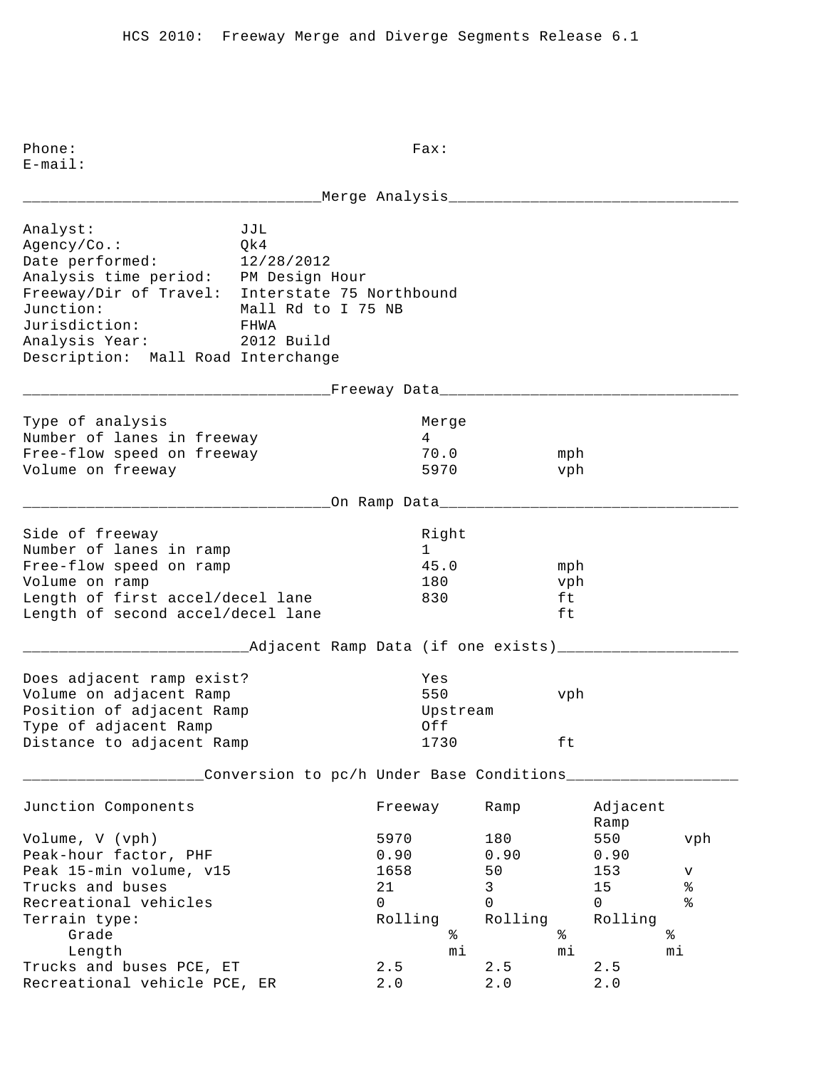HCS 2010: Freeway Merge and Diverge Segments Release 6.1

Phone: Fax:
E-mail:

## Merge Analysis

Analyst: JJL
Agency/Co.: Qk4
Date performed: 12/28/2012
Analysis time period: PM Design Hour
Freeway/Dir of Travel: Interstate 75 Northbound
Junction: Mall Rd to I 75 NB
Jurisdiction: FHWA
Analysis Year: 2012 Build
Description: Mall Road Interchange

## Freeway Data

| | | |
|---|---|---|
| Type of analysis | Merge | |
| Number of lanes in freeway | 4 | |
| Free-flow speed on freeway | 70.0 | mph |
| Volume on freeway | 5970 | vph |

## On Ramp Data

| | | |
|---|---|---|
| Side of freeway | Right | |
| Number of lanes in ramp | 1 | |
| Free-flow speed on ramp | 45.0 | mph |
| Volume on ramp | 180 | vph |
| Length of first accel/decel lane | 830 | ft |
| Length of second accel/decel lane | | ft |

## Adjacent Ramp Data (if one exists)

| | | |
|---|---|---|
| Does adjacent ramp exist? | Yes | |
| Volume on adjacent Ramp | 550 | vph |
| Position of adjacent Ramp | Upstream | |
| Type of adjacent Ramp | Off | |
| Distance to adjacent Ramp | 1730 | ft |

## Conversion to pc/h Under Base Conditions

| Junction Components | Freeway | Ramp | Adjacent Ramp | |
|---|---|---|---|---|
| Volume, V (vph) | 5970 | 180 | 550 | vph |
| Peak-hour factor, PHF | 0.90 | 0.90 | 0.90 | |
| Peak 15-min volume, v15 | 1658 | 50 | 153 | v |
| Trucks and buses | 21 | 3 | 15 | % |
| Recreational vehicles | 0 | 0 | 0 | % |
| Terrain type: | Rolling | Rolling | Rolling | |
| Grade | % | % | % | |
| Length | mi | mi | mi | |
| Trucks and buses PCE, ET | 2.5 | 2.5 | 2.5 | |
| Recreational vehicle PCE, ER | 2.0 | 2.0 | 2.0 | |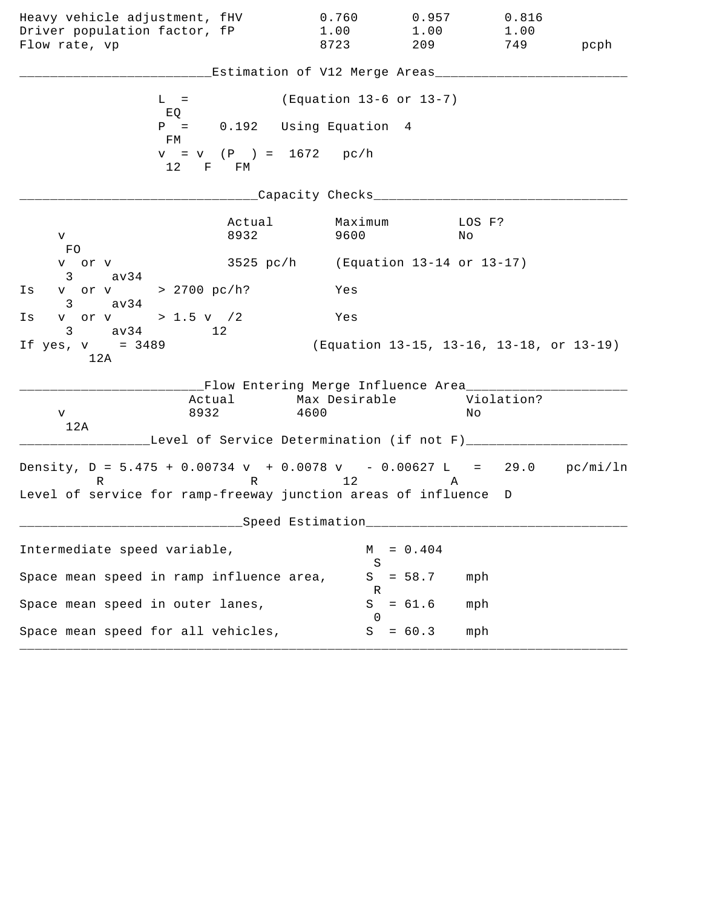| | | | | |
|---|---|---|---|---|
| Heavy vehicle adjustment, fHV | 0.760 | 0.957 | 0.816 | |
| Driver population factor, fP | 1.00 | 1.00 | 1.00 | |
| Flow rate, vp | 8723 | 209 | 749 | pcph |

## Estimation of V12 Merge Areas

$L_{EQ}$ = (Equation 13-6 or 13-7)

$P_{FM}$ = 0.192 Using Equation 4

$v_{12} = v_F (P_{FM})$ = 1672 pc/h

## Capacity Checks

| | Actual | Maximum | LOS F? |
|---|---|---|---|
| $v_{FO}$ | 8932 | 9600 | No |
| $v_3$ or $v_{av34}$ | 3525 pc/h | (Equation 13-14 or 13-17) | |
| Is $v_3$ or $v_{av34}$ > 2700 pc/h? | | Yes | |
| Is $v_3$ or $v_{av34}$ > 1.5 $v_{12}$/2 | | Yes | |
| If yes, $v_{12A}$ = 3489 | | (Equation 13-15, 13-16, 13-18, or 13-19) | |

## Flow Entering Merge Influence Area

| | Actual | Max Desirable | Violation? |
|---|---|---|---|
| $v_{12A}$ | 8932 | 4600 | No |

## Level of Service Determination (if not F)

Density, $D_R = 5.475 + 0.00734\, v_R + 0.0078\, v_{12} - 0.00627\, L_A$ = 29.0 pc/mi/ln

Level of service for ramp-freeway junction areas of influence D

## Speed Estimation

| | | |
|---|---|---|
| Intermediate speed variable, | $M_S$ = 0.404 | |
| Space mean speed in ramp influence area, | $S_R$ = 58.7 | mph |
| Space mean speed in outer lanes, | $S_0$ = 61.6 | mph |
| Space mean speed for all vehicles, | $S$ = 60.3 | mph |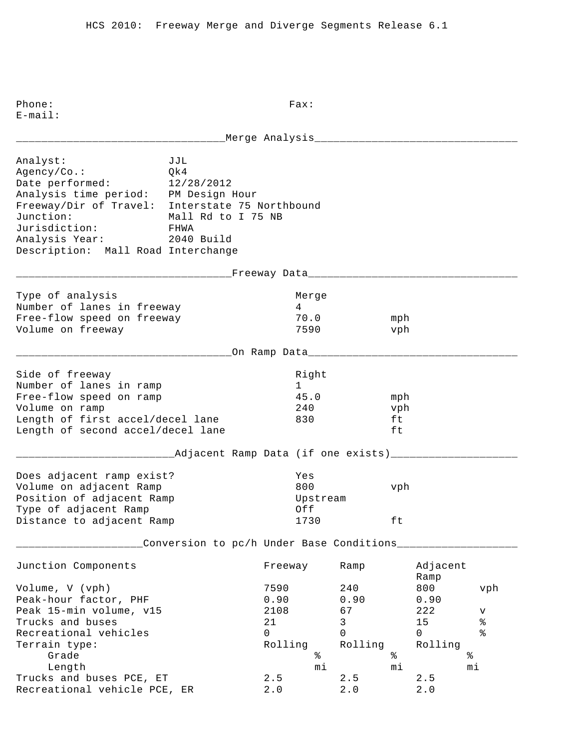HCS 2010: Freeway Merge and Diverge Segments Release 6.1

Phone: Fax:
E-mail:

## Merge Analysis

Analyst: JJL
Agency/Co.: Qk4
Date performed: 12/28/2012
Analysis time period: PM Design Hour
Freeway/Dir of Travel: Interstate 75 Northbound
Junction: Mall Rd to I 75 NB
Jurisdiction: FHWA
Analysis Year: 2040 Build
Description: Mall Road Interchange

## Freeway Data

| | | |
|---|---|---|
| Type of analysis | Merge | |
| Number of lanes in freeway | 4 | |
| Free-flow speed on freeway | 70.0 | mph |
| Volume on freeway | 7590 | vph |

## On Ramp Data

| | | |
|---|---|---|
| Side of freeway | Right | |
| Number of lanes in ramp | 1 | |
| Free-flow speed on ramp | 45.0 | mph |
| Volume on ramp | 240 | vph |
| Length of first accel/decel lane | 830 | ft |
| Length of second accel/decel lane | | ft |

## Adjacent Ramp Data (if one exists)

| | | |
|---|---|---|
| Does adjacent ramp exist? | Yes | |
| Volume on adjacent Ramp | 800 | vph |
| Position of adjacent Ramp | Upstream | |
| Type of adjacent Ramp | Off | |
| Distance to adjacent Ramp | 1730 | ft |

## Conversion to pc/h Under Base Conditions

| Junction Components | Freeway | Ramp | Adjacent Ramp | |
|---|---|---|---|---|
| Volume, V (vph) | 7590 | 240 | 800 | vph |
| Peak-hour factor, PHF | 0.90 | 0.90 | 0.90 | |
| Peak 15-min volume, v15 | 2108 | 67 | 222 | v |
| Trucks and buses | 21 | 3 | 15 | % |
| Recreational vehicles | 0 | 0 | 0 | % |
| Terrain type: | Rolling | Rolling | Rolling | |
| Grade | % | % | % | |
| Length | mi | mi | mi | |
| Trucks and buses PCE, ET | 2.5 | 2.5 | 2.5 | |
| Recreational vehicle PCE, ER | 2.0 | 2.0 | 2.0 | |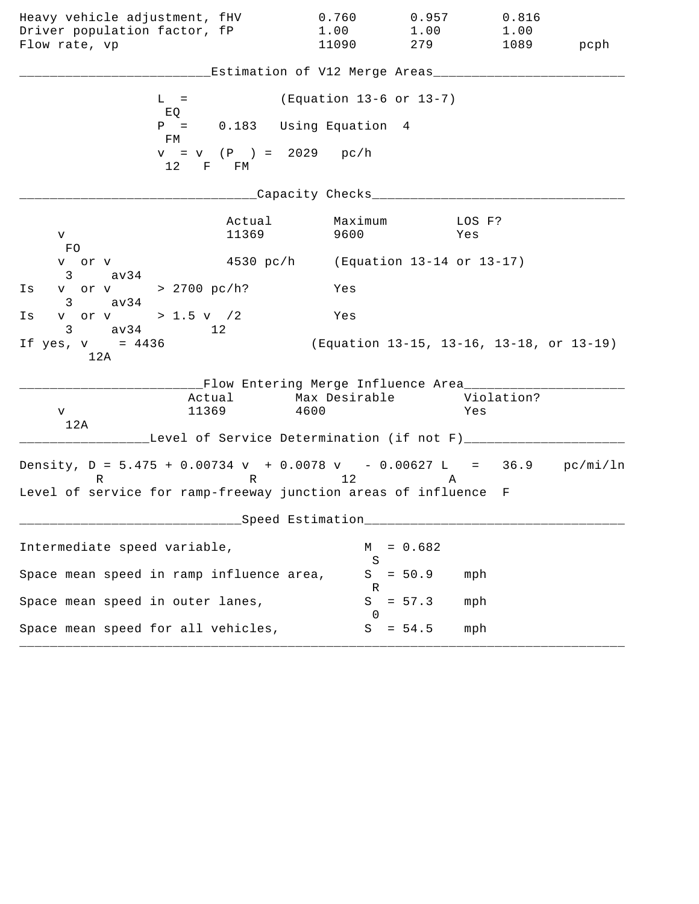| | | | | |
|---|---|---|---|---|
| Heavy vehicle adjustment, fHV | 0.760 | 0.957 | 0.816 | |
| Driver population factor, fP | 1.00 | 1.00 | 1.00 | |
| Flow rate, vp | 11090 | 279 | 1089 | pcph |

## Estimation of V12 Merge Areas

$L_{EQ}$ = (Equation 13-6 or 13-7)

$P_{FM}$ = 0.183 Using Equation 4

$v_{12} = v_F (P_{FM})$ = 2029 pc/h

## Capacity Checks

| | Actual | Maximum | LOS F? |
|---|---|---|---|
| $v_{FO}$ | 11369 | 9600 | Yes |
| $v_3$ or $v_{av34}$ | 4530 pc/h | (Equation 13-14 or 13-17) | |
| Is $v_3$ or $v_{av34}$ > 2700 pc/h? | | Yes | |
| Is $v_3$ or $v_{av34}$ > 1.5 $v_{12}$/2 | | Yes | |

If yes, $v_{12A}$ = 4436 (Equation 13-15, 13-16, 13-18, or 13-19)

## Flow Entering Merge Influence Area

| | Actual | Max Desirable | Violation? |
|---|---|---|---|
| $v_{12A}$ | 11369 | 4600 | Yes |

## Level of Service Determination (if not F)

Density, $D_R = 5.475 + 0.00734\ v_R + 0.0078\ v_{12} - 0.00627\ L_A$ = 36.9 pc/mi/ln

Level of service for ramp-freeway junction areas of influence F

## Speed Estimation

Intermediate speed variable, $M_S$ = 0.682

Space mean speed in ramp influence area, $S_R$ = 50.9 mph

Space mean speed in outer lanes, $S_0$ = 57.3 mph

Space mean speed for all vehicles, $S$ = 54.5 mph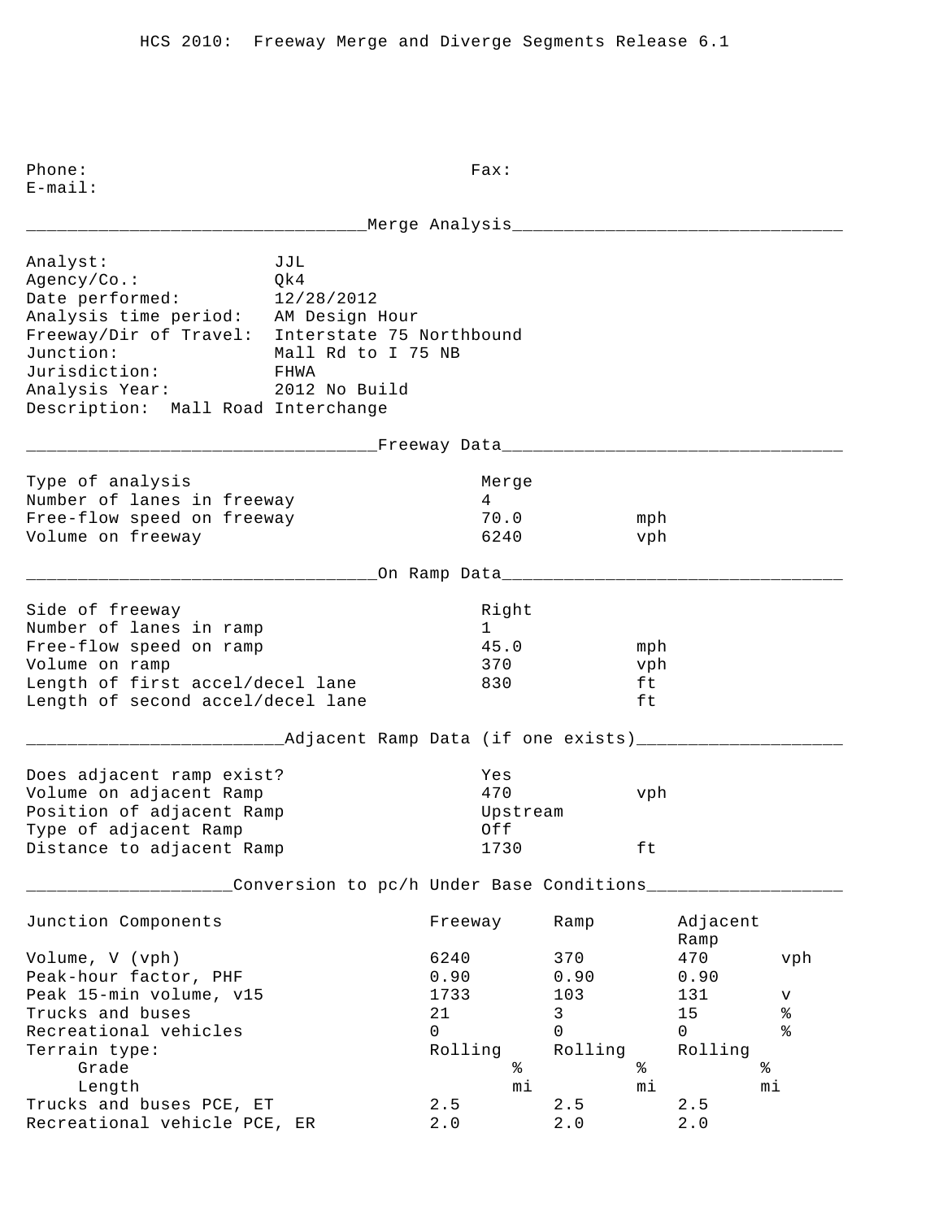HCS 2010: Freeway Merge and Diverge Segments Release 6.1

Phone: Fax:
E-mail:

## Merge Analysis

Analyst: JJL
Agency/Co.: Qk4
Date performed: 12/28/2012
Analysis time period: AM Design Hour
Freeway/Dir of Travel: Interstate 75 Northbound
Junction: Mall Rd to I 75 NB
Jurisdiction: FHWA
Analysis Year: 2012 No Build
Description: Mall Road Interchange

## Freeway Data

| | | |
|---|---|---|
| Type of analysis | Merge | |
| Number of lanes in freeway | 4 | |
| Free-flow speed on freeway | 70.0 | mph |
| Volume on freeway | 6240 | vph |

## On Ramp Data

| | | |
|---|---|---|
| Side of freeway | Right | |
| Number of lanes in ramp | 1 | |
| Free-flow speed on ramp | 45.0 | mph |
| Volume on ramp | 370 | vph |
| Length of first accel/decel lane | 830 | ft |
| Length of second accel/decel lane | | ft |

## Adjacent Ramp Data (if one exists)

| | | |
|---|---|---|
| Does adjacent ramp exist? | Yes | |
| Volume on adjacent Ramp | 470 | vph |
| Position of adjacent Ramp | Upstream | |
| Type of adjacent Ramp | Off | |
| Distance to adjacent Ramp | 1730 | ft |

## Conversion to pc/h Under Base Conditions

| Junction Components | Freeway | Ramp | Adjacent Ramp | |
|---|---|---|---|---|
| Volume, V (vph) | 6240 | 370 | 470 | vph |
| Peak-hour factor, PHF | 0.90 | 0.90 | 0.90 | |
| Peak 15-min volume, v15 | 1733 | 103 | 131 | v |
| Trucks and buses | 21 | 3 | 15 | % |
| Recreational vehicles | 0 | 0 | 0 | % |
| Terrain type: | Rolling | Rolling | Rolling | |
| Grade | % | % | % | |
| Length | mi | mi | mi | |
| Trucks and buses PCE, ET | 2.5 | 2.5 | 2.5 | |
| Recreational vehicle PCE, ER | 2.0 | 2.0 | 2.0 | |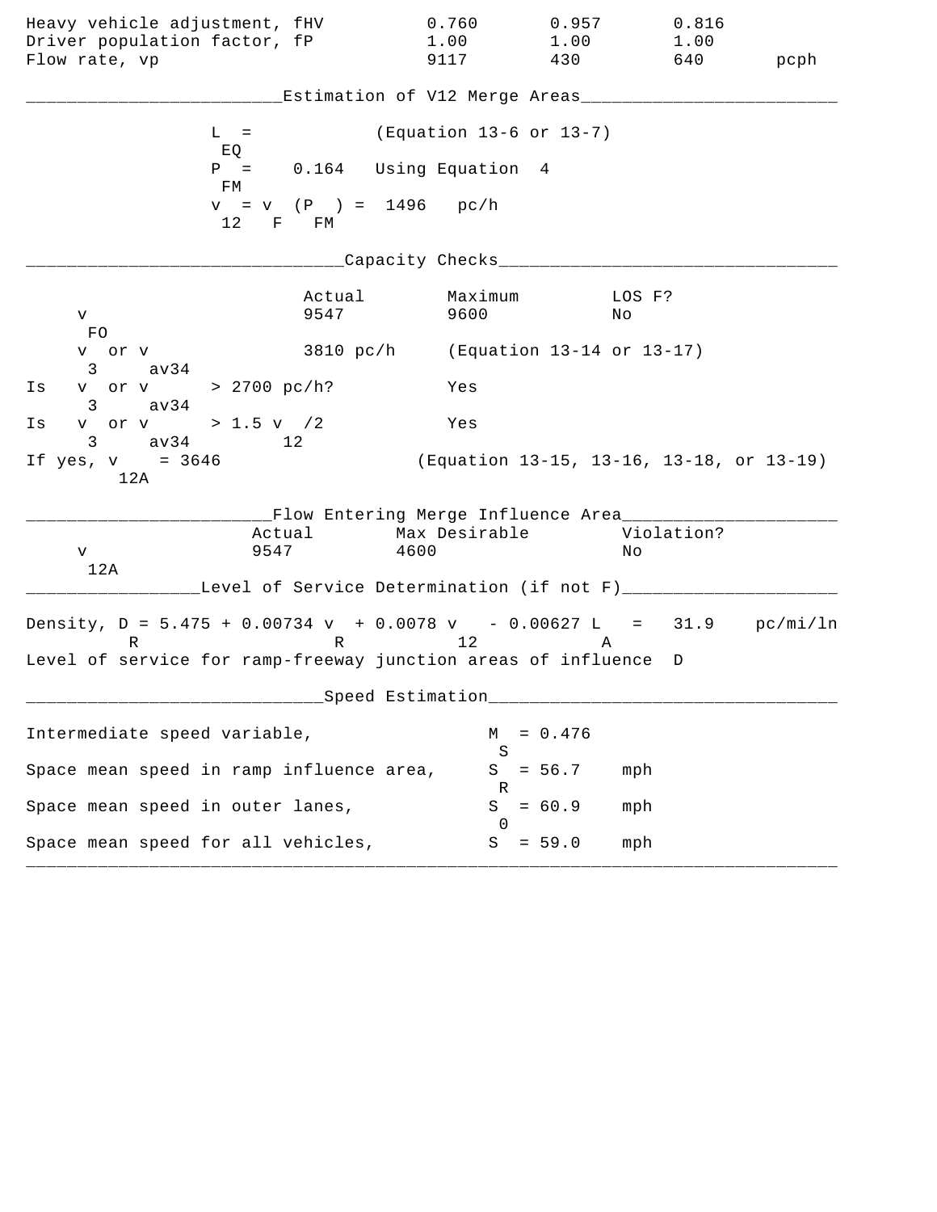| | | | | |
|---|---|---|---|---|
| Heavy vehicle adjustment, fHV | 0.760 | 0.957 | 0.816 | |
| Driver population factor, fP | 1.00 | 1.00 | 1.00 | |
| Flow rate, vp | 9117 | 430 | 640 | pcph |

## Estimation of V12 Merge Areas

$L_{EQ}$ = (Equation 13-6 or 13-7)

$P_{FM}$ = 0.164 Using Equation 4

$v_{12} = v_F (P_{FM})$ = 1496 pc/h

## Capacity Checks

| | Actual | Maximum | LOS F? |
|---|---|---|---|
| $v_{FO}$ | 9547 | 9600 | No |
| $v_3$ or $v_{av34}$ | 3810 pc/h | (Equation 13-14 or 13-17) | |
| Is $v_3$ or $v_{av34}$ > 2700 pc/h? | | Yes | |
| Is $v_3$ or $v_{av34}$ > 1.5 $v_{12}$/2 | | Yes | |
| If yes, $v_{12A}$ = 3646 | | (Equation 13-15, 13-16, 13-18, or 13-19) | |

## Flow Entering Merge Influence Area

| | Actual | Max Desirable | Violation? |
|---|---|---|---|
| $v_{12A}$ | 9547 | 4600 | No |

## Level of Service Determination (if not F)

Density, $D_R = 5.475 + 0.00734\, v_R + 0.0078\, v_{12} - 0.00627\, L_A$ = 31.9 pc/mi/ln

Level of service for ramp-freeway junction areas of influence D

## Speed Estimation

| | | |
|---|---|---|
| Intermediate speed variable, | $M_S$ = 0.476 | |
| Space mean speed in ramp influence area, | $S_R$ = 56.7 | mph |
| Space mean speed in outer lanes, | $S_0$ = 60.9 | mph |
| Space mean speed for all vehicles, | $S$ = 59.0 | mph |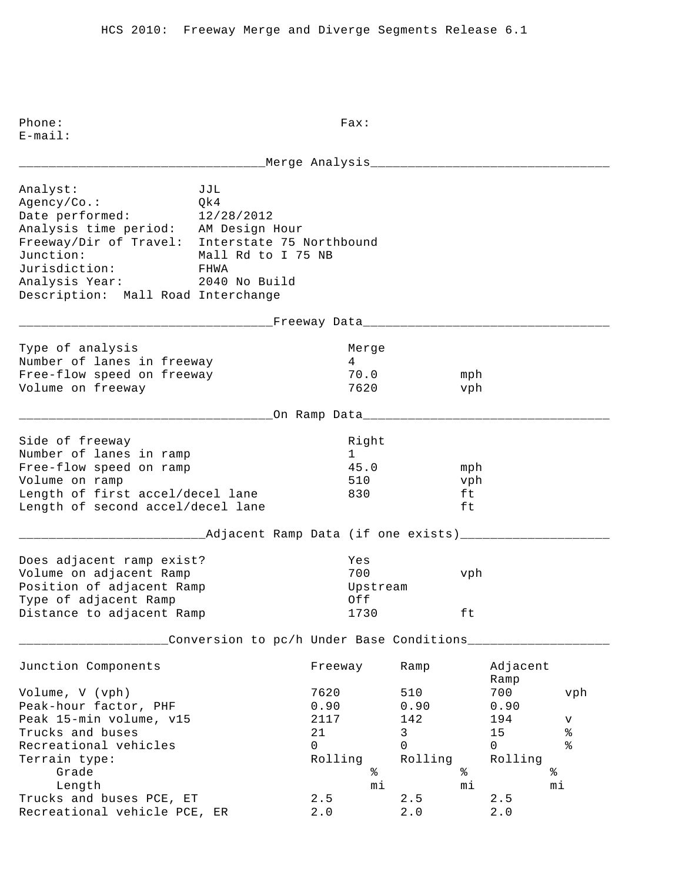HCS 2010: Freeway Merge and Diverge Segments Release 6.1

Phone: Fax:
E-mail:

## Merge Analysis

| | |
|---|---|
| Analyst: | JJL |
| Agency/Co.: | Qk4 |
| Date performed: | 12/28/2012 |
| Analysis time period: | AM Design Hour |
| Freeway/Dir of Travel: | Interstate 75 Northbound |
| Junction: | Mall Rd to I 75 NB |
| Jurisdiction: | FHWA |
| Analysis Year: | 2040 No Build |

Description: Mall Road Interchange

## Freeway Data

| | | |
|---|---|---|
| Type of analysis | Merge | |
| Number of lanes in freeway | 4 | |
| Free-flow speed on freeway | 70.0 | mph |
| Volume on freeway | 7620 | vph |

## On Ramp Data

| | | |
|---|---|---|
| Side of freeway | Right | |
| Number of lanes in ramp | 1 | |
| Free-flow speed on ramp | 45.0 | mph |
| Volume on ramp | 510 | vph |
| Length of first accel/decel lane | 830 | ft |
| Length of second accel/decel lane | | ft |

## Adjacent Ramp Data (if one exists)

| | | |
|---|---|---|
| Does adjacent ramp exist? | Yes | |
| Volume on adjacent Ramp | 700 | vph |
| Position of adjacent Ramp | Upstream | |
| Type of adjacent Ramp | Off | |
| Distance to adjacent Ramp | 1730 | ft |

## Conversion to pc/h Under Base Conditions

| Junction Components | Freeway | Ramp | Adjacent Ramp | |
|---|---|---|---|---|
| Volume, V (vph) | 7620 | 510 | 700 | vph |
| Peak-hour factor, PHF | 0.90 | 0.90 | 0.90 | |
| Peak 15-min volume, v15 | 2117 | 142 | 194 | v |
| Trucks and buses | 21 | 3 | 15 | % |
| Recreational vehicles | 0 | 0 | 0 | % |
| Terrain type: | Rolling | Rolling | Rolling | |
| Grade | % | % | % | |
| Length | mi | mi | mi | |
| Trucks and buses PCE, ET | 2.5 | 2.5 | 2.5 | |
| Recreational vehicle PCE, ER | 2.0 | 2.0 | 2.0 | |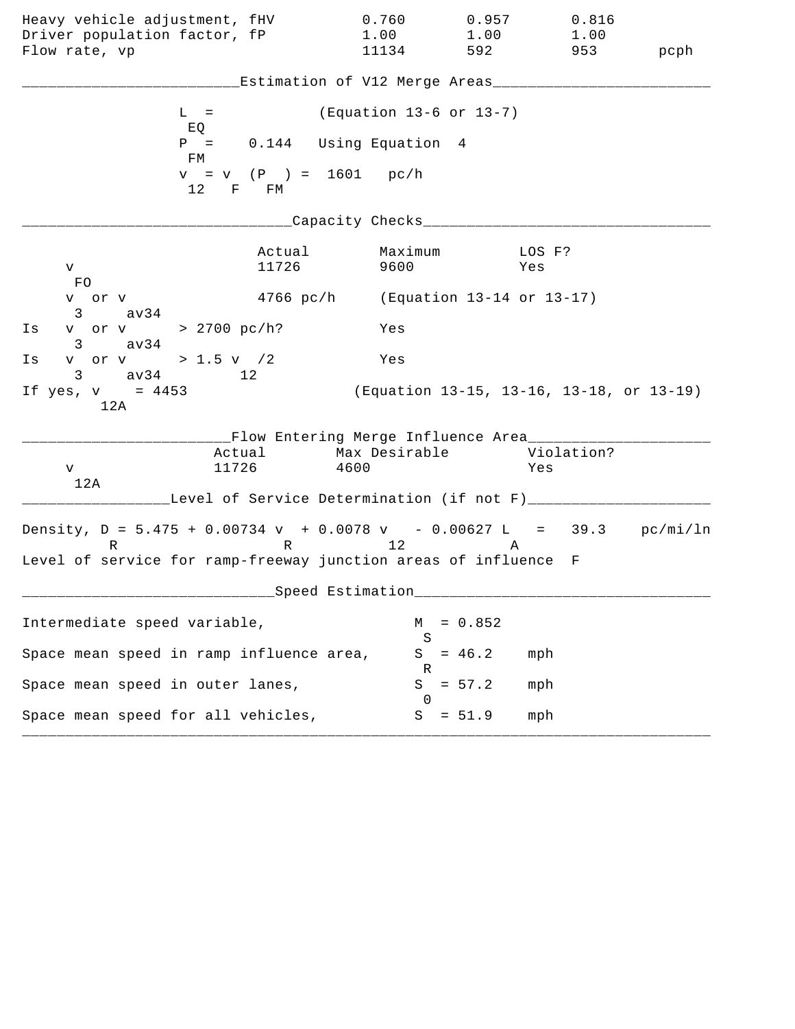| | | | | |
|---|---|---|---|---|
| Heavy vehicle adjustment, fHV | 0.760 | 0.957 | 0.816 | |
| Driver population factor, fP | 1.00 | 1.00 | 1.00 | |
| Flow rate, vp | 11134 | 592 | 953 | pcph |

## Estimation of V12 Merge Areas

$L_{EQ}$ = (Equation 13-6 or 13-7)

$P_{FM}$ = 0.144 Using Equation 4

$v_{12} = v_F (P_{FM})$ = 1601 pc/h

## Capacity Checks

| | Actual | Maximum | LOS F? |
|---|---|---|---|
| $v_{FO}$ | 11726 | 9600 | Yes |
| $v_3$ or $v_{av34}$ | 4766 pc/h | (Equation 13-14 or 13-17) | |
| Is $v_3$ or $v_{av34}$ > 2700 pc/h? | | Yes | |
| Is $v_3$ or $v_{av34}$ > 1.5 $v_{12}$/2 | | Yes | |

If yes, $v_{12A}$ = 4453 (Equation 13-15, 13-16, 13-18, or 13-19)

## Flow Entering Merge Influence Area

| | Actual | Max Desirable | Violation? |
|---|---|---|---|
| $v_{12A}$ | 11726 | 4600 | Yes |

## Level of Service Determination (if not F)

Density, $D_R = 5.475 + 0.00734\, v_R + 0.0078\, v_{12} - 0.00627\, L_A$ = 39.3 pc/mi/ln

Level of service for ramp-freeway junction areas of influence F

## Speed Estimation

Intermediate speed variable, $M_S$ = 0.852

Space mean speed in ramp influence area, $S_R$ = 46.2 mph

Space mean speed in outer lanes, $S_0$ = 57.2 mph

Space mean speed for all vehicles, $S$ = 51.9 mph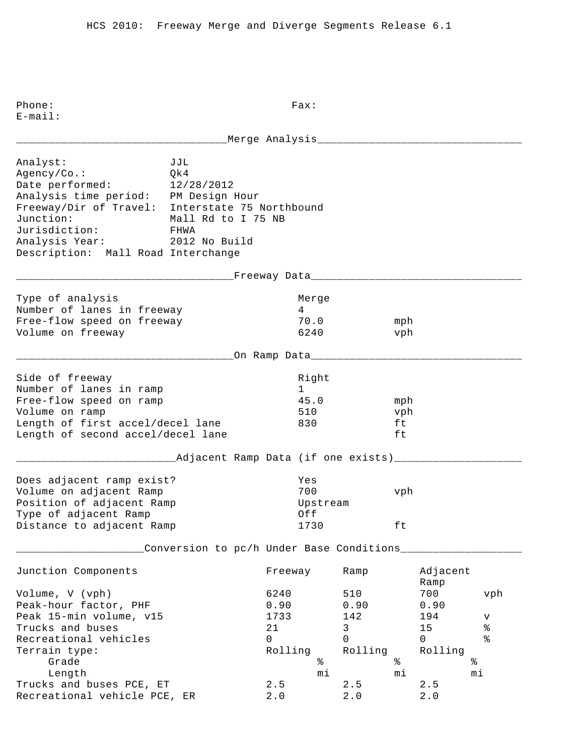HCS 2010: Freeway Merge and Diverge Segments Release 6.1

Phone: Fax:
E-mail:

## Merge Analysis

| | |
|---|---|
| Analyst: | JJL |
| Agency/Co.: | Qk4 |
| Date performed: | 12/28/2012 |
| Analysis time period: | PM Design Hour |
| Freeway/Dir of Travel: | Interstate 75 Northbound |
| Junction: | Mall Rd to I 75 NB |
| Jurisdiction: | FHWA |
| Analysis Year: | 2012 No Build |

Description: Mall Road Interchange

## Freeway Data

| | | |
|---|---|---|
| Type of analysis | Merge | |
| Number of lanes in freeway | 4 | |
| Free-flow speed on freeway | 70.0 | mph |
| Volume on freeway | 6240 | vph |

## On Ramp Data

| | | |
|---|---|---|
| Side of freeway | Right | |
| Number of lanes in ramp | 1 | |
| Free-flow speed on ramp | 45.0 | mph |
| Volume on ramp | 510 | vph |
| Length of first accel/decel lane | 830 | ft |
| Length of second accel/decel lane | | ft |

## Adjacent Ramp Data (if one exists)

| | | |
|---|---|---|
| Does adjacent ramp exist? | Yes | |
| Volume on adjacent Ramp | 700 | vph |
| Position of adjacent Ramp | Upstream | |
| Type of adjacent Ramp | Off | |
| Distance to adjacent Ramp | 1730 | ft |

## Conversion to pc/h Under Base Conditions

| Junction Components | Freeway | Ramp | Adjacent Ramp | |
|---|---|---|---|---|
| Volume, V (vph) | 6240 | 510 | 700 | vph |
| Peak-hour factor, PHF | 0.90 | 0.90 | 0.90 | |
| Peak 15-min volume, v15 | 1733 | 142 | 194 | v |
| Trucks and buses | 21 | 3 | 15 | % |
| Recreational vehicles | 0 | 0 | 0 | % |
| Terrain type: | Rolling | Rolling | Rolling | |
| Grade | % | % | % | |
| Length | mi | mi | mi | |
| Trucks and buses PCE, ET | 2.5 | 2.5 | 2.5 | |
| Recreational vehicle PCE, ER | 2.0 | 2.0 | 2.0 | |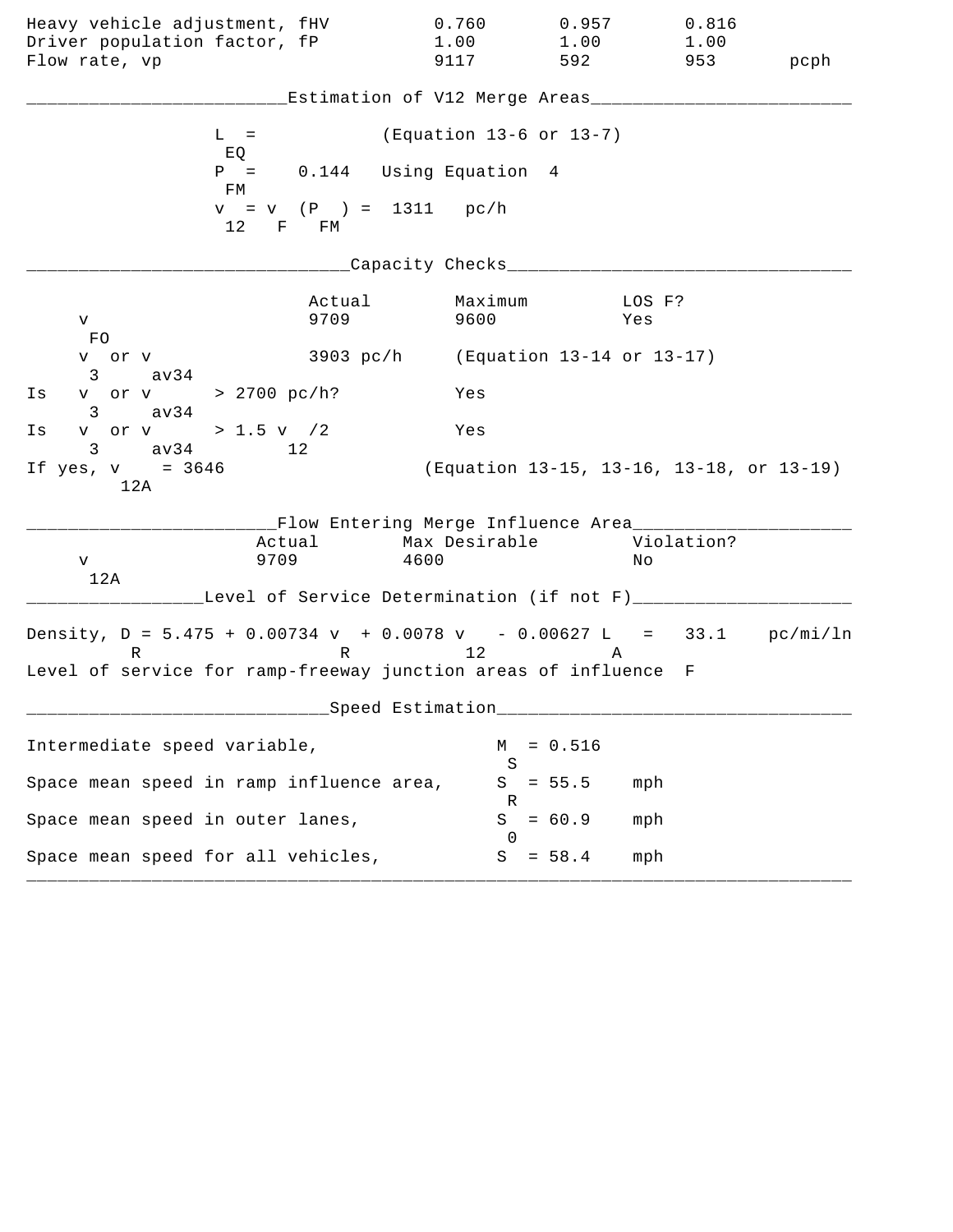| | | | | |
|---|---|---|---|---|
| Heavy vehicle adjustment, fHV | 0.760 | 0.957 | 0.816 | |
| Driver population factor, fP | 1.00 | 1.00 | 1.00 | |
| Flow rate, vp | 9117 | 592 | 953 | pcph |

## Estimation of V12 Merge Areas

$L_{EQ}$ = (Equation 13-6 or 13-7)

$P_{FM}$ = 0.144 Using Equation 4

$v_{12} = v_F (P_{FM})$ = 1311 pc/h

## Capacity Checks

| | Actual | Maximum | LOS F? |
|---|---|---|---|
| $v_{FO}$ | 9709 | 9600 | Yes |
| $v_3$ or $v_{av34}$ | 3903 pc/h | (Equation 13-14 or 13-17) | |
| Is $v_3$ or $v_{av34}$ > 2700 pc/h? | | Yes | |
| Is $v_3$ or $v_{av34}$ > 1.5 $v_{12}$/2 | | Yes | |
| If yes, $v_{12A}$ = 3646 | | (Equation 13-15, 13-16, 13-18, or 13-19) | |

## Flow Entering Merge Influence Area

| | Actual | Max Desirable | Violation? |
|---|---|---|---|
| $v_{12A}$ | 9709 | 4600 | No |

## Level of Service Determination (if not F)

Density, $D_R = 5.475 + 0.00734\ v_R + 0.0078\ v_{12} - 0.00627\ L_A$ = 33.1 pc/mi/ln

Level of service for ramp-freeway junction areas of influence F

## Speed Estimation

| | | |
|---|---|---|
| Intermediate speed variable, | $M_S$ = 0.516 | |
| Space mean speed in ramp influence area, | $S_R$ = 55.5 | mph |
| Space mean speed in outer lanes, | $S_0$ = 60.9 | mph |
| Space mean speed for all vehicles, | $S$ = 58.4 | mph |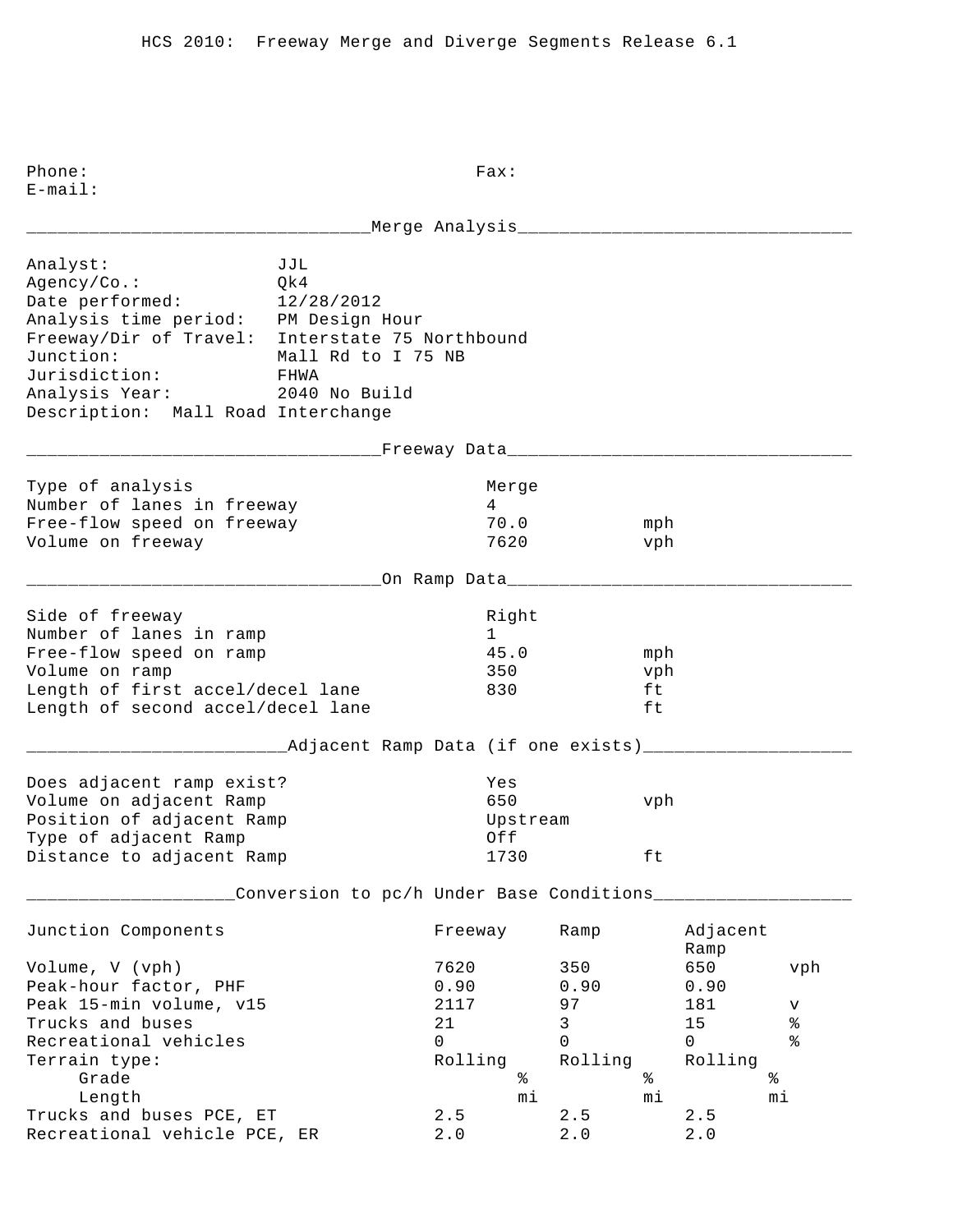HCS 2010: Freeway Merge and Diverge Segments Release 6.1

Phone: Fax:
E-mail:

## Merge Analysis

| | |
|---|---|
| Analyst: | JJL |
| Agency/Co.: | Qk4 |
| Date performed: | 12/28/2012 |
| Analysis time period: | PM Design Hour |
| Freeway/Dir of Travel: | Interstate 75 Northbound |
| Junction: | Mall Rd to I 75 NB |
| Jurisdiction: | FHWA |
| Analysis Year: | 2040 No Build |

Description: Mall Road Interchange

## Freeway Data

| | | |
|---|---|---|
| Type of analysis | Merge | |
| Number of lanes in freeway | 4 | |
| Free-flow speed on freeway | 70.0 | mph |
| Volume on freeway | 7620 | vph |

## On Ramp Data

| | | |
|---|---|---|
| Side of freeway | Right | |
| Number of lanes in ramp | 1 | |
| Free-flow speed on ramp | 45.0 | mph |
| Volume on ramp | 350 | vph |
| Length of first accel/decel lane | 830 | ft |
| Length of second accel/decel lane | | ft |

## Adjacent Ramp Data (if one exists)

| | | |
|---|---|---|
| Does adjacent ramp exist? | Yes | |
| Volume on adjacent Ramp | 650 | vph |
| Position of adjacent Ramp | Upstream | |
| Type of adjacent Ramp | Off | |
| Distance to adjacent Ramp | 1730 | ft |

## Conversion to pc/h Under Base Conditions

| Junction Components | Freeway | Ramp | Adjacent Ramp | |
|---|---|---|---|---|
| Volume, V (vph) | 7620 | 350 | 650 | vph |
| Peak-hour factor, PHF | 0.90 | 0.90 | 0.90 | |
| Peak 15-min volume, v15 | 2117 | 97 | 181 | v |
| Trucks and buses | 21 | 3 | 15 | % |
| Recreational vehicles | 0 | 0 | 0 | % |
| Terrain type: | Rolling | Rolling | Rolling | |
| Grade | % | % | % | |
| Length | mi | mi | mi | |
| Trucks and buses PCE, ET | 2.5 | 2.5 | 2.5 | |
| Recreational vehicle PCE, ER | 2.0 | 2.0 | 2.0 | |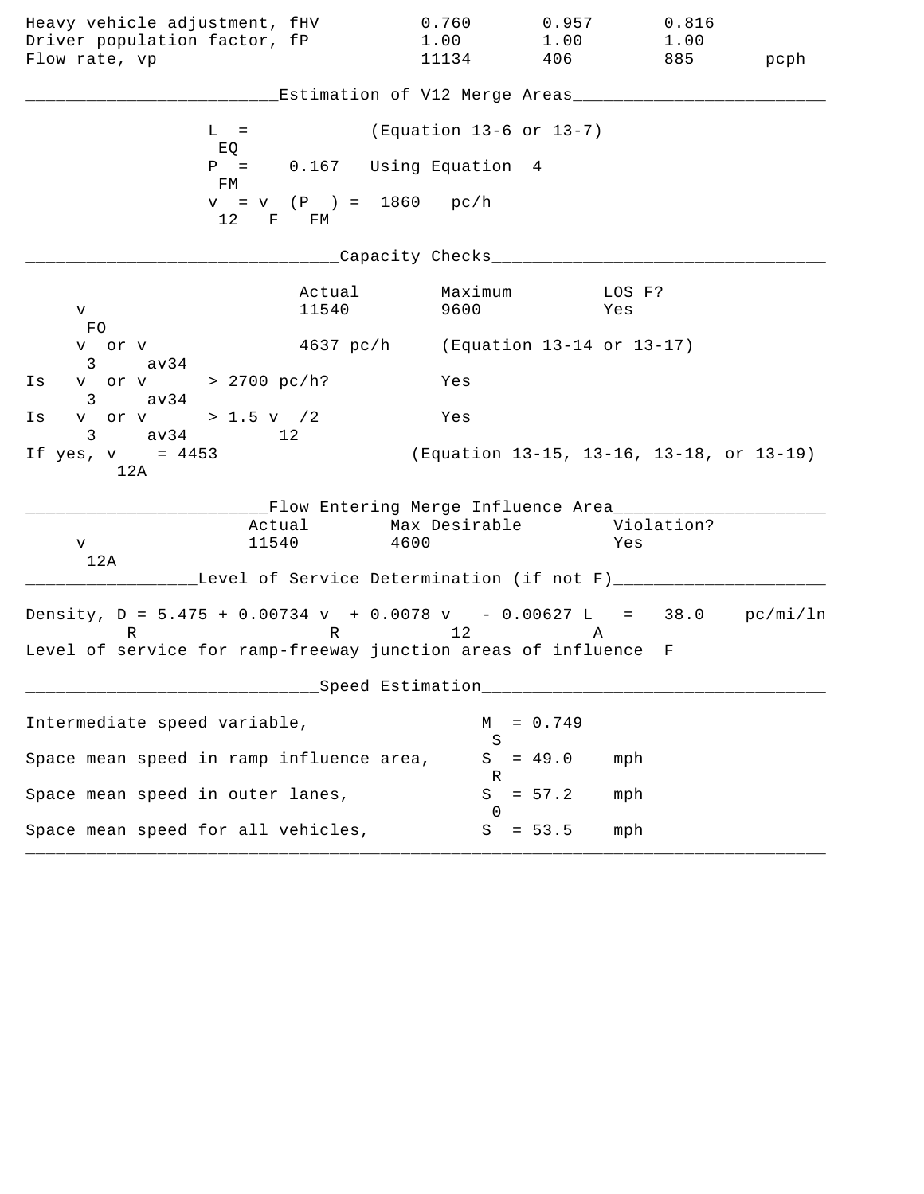| | | | | |
|---|---|---|---|---|
| Heavy vehicle adjustment, fHV | 0.760 | 0.957 | 0.816 | |
| Driver population factor, fP | 1.00 | 1.00 | 1.00 | |
| Flow rate, vp | 11134 | 406 | 885 | pcph |

## Estimation of V12 Merge Areas

$L_{EQ}$ = (Equation 13-6 or 13-7)

$P_{FM}$ = 0.167 Using Equation 4

$v_{12} = v_F (P_{FM})$ = 1860 pc/h

## Capacity Checks

| | Actual | Maximum | LOS F? |
|---|---|---|---|
| $v_{FO}$ | 11540 | 9600 | Yes |
| $v_3$ or $v_{av34}$ | 4637 pc/h | (Equation 13-14 or 13-17) | |
| Is $v_3$ or $v_{av34}$ > 2700 pc/h? | | Yes | |
| Is $v_3$ or $v_{av34}$ > 1.5 $v_{12}$/2 | | Yes | |
| If yes, $v_{12A}$ = 4453 | | (Equation 13-15, 13-16, 13-18, or 13-19) | |

## Flow Entering Merge Influence Area

| | Actual | Max Desirable | Violation? |
|---|---|---|---|
| $v_{12A}$ | 11540 | 4600 | Yes |

## Level of Service Determination (if not F)

Density, $D_R = 5.475 + 0.00734\, v_R + 0.0078\, v_{12} - 0.00627\, L_A$ = 38.0 pc/mi/ln

Level of service for ramp-freeway junction areas of influence F

## Speed Estimation

| | | |
|---|---|---|
| Intermediate speed variable, | $M_S$ = 0.749 | |
| Space mean speed in ramp influence area, | $S_R$ = 49.0 | mph |
| Space mean speed in outer lanes, | $S_0$ = 57.2 | mph |
| Space mean speed for all vehicles, | $S$ = 53.5 | mph |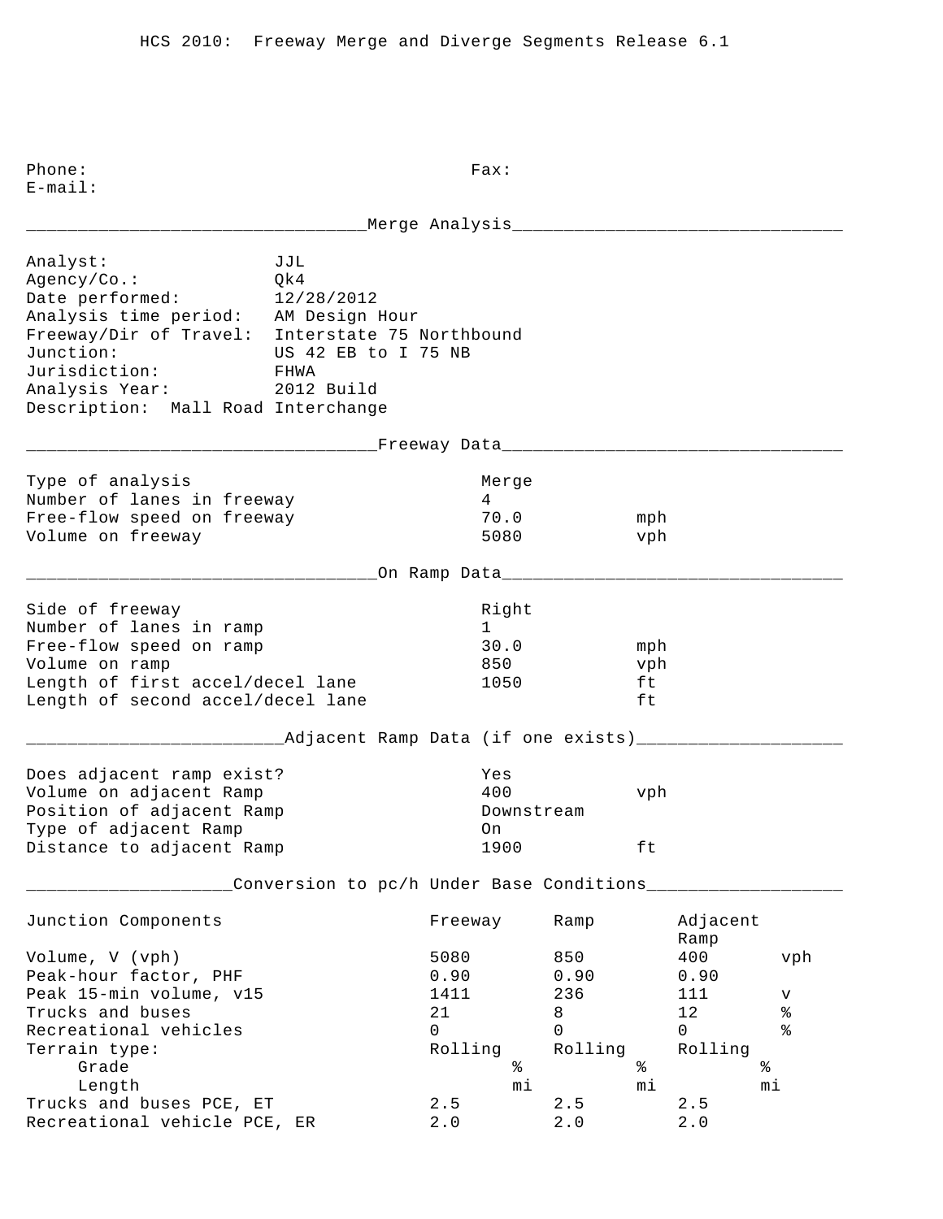HCS 2010: Freeway Merge and Diverge Segments Release 6.1

Phone: Fax:
E-mail:

## Merge Analysis

Analyst: JJL
Agency/Co.: Qk4
Date performed: 12/28/2012
Analysis time period: AM Design Hour
Freeway/Dir of Travel: Interstate 75 Northbound
Junction: US 42 EB to I 75 NB
Jurisdiction: FHWA
Analysis Year: 2012 Build
Description: Mall Road Interchange

## Freeway Data

| | | |
|---|---|---|
| Type of analysis | Merge | |
| Number of lanes in freeway | 4 | |
| Free-flow speed on freeway | 70.0 | mph |
| Volume on freeway | 5080 | vph |

## On Ramp Data

| | | |
|---|---|---|
| Side of freeway | Right | |
| Number of lanes in ramp | 1 | |
| Free-flow speed on ramp | 30.0 | mph |
| Volume on ramp | 850 | vph |
| Length of first accel/decel lane | 1050 | ft |
| Length of second accel/decel lane | | ft |

## Adjacent Ramp Data (if one exists)

| | | |
|---|---|---|
| Does adjacent ramp exist? | Yes | |
| Volume on adjacent Ramp | 400 | vph |
| Position of adjacent Ramp | Downstream | |
| Type of adjacent Ramp | On | |
| Distance to adjacent Ramp | 1900 | ft |

## Conversion to pc/h Under Base Conditions

| Junction Components | Freeway | Ramp | Adjacent Ramp | |
|---|---|---|---|---|
| Volume, V (vph) | 5080 | 850 | 400 | vph |
| Peak-hour factor, PHF | 0.90 | 0.90 | 0.90 | |
| Peak 15-min volume, v15 | 1411 | 236 | 111 | v |
| Trucks and buses | 21 | 8 | 12 | % |
| Recreational vehicles | 0 | 0 | 0 | % |
| Terrain type: | Rolling | Rolling | Rolling | |
| Grade | % | % | % | |
| Length | mi | mi | mi | |
| Trucks and buses PCE, ET | 2.5 | 2.5 | 2.5 | |
| Recreational vehicle PCE, ER | 2.0 | 2.0 | 2.0 | |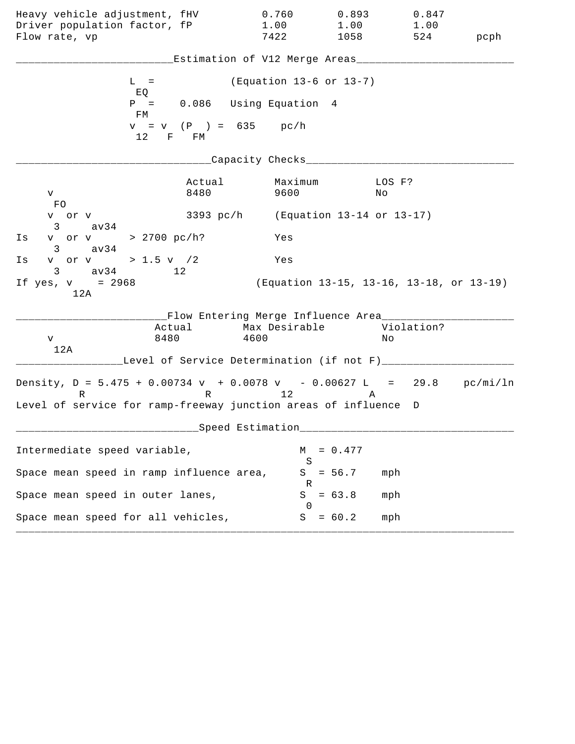| | | | | |
|---|---|---|---|---|
| Heavy vehicle adjustment, fHV | 0.760 | 0.893 | 0.847 | |
| Driver population factor, fP | 1.00 | 1.00 | 1.00 | |
| Flow rate, vp | 7422 | 1058 | 524 | pcph |

## Estimation of V12 Merge Areas

$L_{EQ}$ = (Equation 13-6 or 13-7)

$P_{FM}$ = 0.086 Using Equation 4

$v_{12} = v_F (P_{FM})$ = 635 pc/h

## Capacity Checks

| | Actual | Maximum | LOS F? |
|---|---|---|---|
| $v_{FO}$ | 8480 | 9600 | No |
| $v_3$ or $v_{av34}$ | 3393 pc/h | (Equation 13-14 or 13-17) | |
| Is $v_3$ or $v_{av34}$ > 2700 pc/h? | | Yes | |
| Is $v_3$ or $v_{av34}$ > 1.5 $v_{12}$/2 | | Yes | |
| If yes, $v_{12A}$ = 2968 | | (Equation 13-15, 13-16, 13-18, or 13-19) | |

## Flow Entering Merge Influence Area

| | Actual | Max Desirable | Violation? |
|---|---|---|---|
| $v_{12A}$ | 8480 | 4600 | No |

## Level of Service Determination (if not F)

Density, $D_R = 5.475 + 0.00734\ v_R + 0.0078\ v_{12} - 0.00627\ L_A$ = 29.8 pc/mi/ln

Level of service for ramp-freeway junction areas of influence D

## Speed Estimation

Intermediate speed variable, $M_S$ = 0.477

Space mean speed in ramp influence area, $S_R$ = 56.7 mph

Space mean speed in outer lanes, $S_0$ = 63.8 mph

Space mean speed for all vehicles, $S$ = 60.2 mph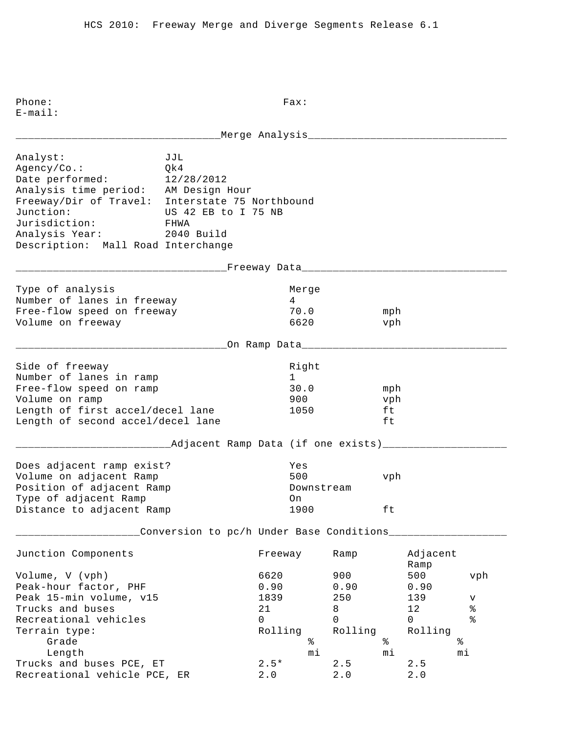HCS 2010: Freeway Merge and Diverge Segments Release 6.1

Phone: Fax:
E-mail:

## Merge Analysis

Analyst: JJL
Agency/Co.: Qk4
Date performed: 12/28/2012
Analysis time period: AM Design Hour
Freeway/Dir of Travel: Interstate 75 Northbound
Junction: US 42 EB to I 75 NB
Jurisdiction: FHWA
Analysis Year: 2040 Build
Description: Mall Road Interchange

## Freeway Data

| | | |
|---|---|---|
| Type of analysis | Merge | |
| Number of lanes in freeway | 4 | |
| Free-flow speed on freeway | 70.0 | mph |
| Volume on freeway | 6620 | vph |

## On Ramp Data

| | | |
|---|---|---|
| Side of freeway | Right | |
| Number of lanes in ramp | 1 | |
| Free-flow speed on ramp | 30.0 | mph |
| Volume on ramp | 900 | vph |
| Length of first accel/decel lane | 1050 | ft |
| Length of second accel/decel lane | | ft |

## Adjacent Ramp Data (if one exists)

| | | |
|---|---|---|
| Does adjacent ramp exist? | Yes | |
| Volume on adjacent Ramp | 500 | vph |
| Position of adjacent Ramp | Downstream | |
| Type of adjacent Ramp | On | |
| Distance to adjacent Ramp | 1900 | ft |

## Conversion to pc/h Under Base Conditions

| Junction Components | Freeway | Ramp | Adjacent Ramp | |
|---|---|---|---|---|
| Volume, V (vph) | 6620 | 900 | 500 | vph |
| Peak-hour factor, PHF | 0.90 | 0.90 | 0.90 | |
| Peak 15-min volume, v15 | 1839 | 250 | 139 | v |
| Trucks and buses | 21 | 8 | 12 | % |
| Recreational vehicles | 0 | 0 | 0 | % |
| Terrain type: | Rolling | Rolling | Rolling | |
| Grade | % | % | % | |
| Length | mi | mi | mi | |
| Trucks and buses PCE, ET | 2.5* | 2.5 | 2.5 | |
| Recreational vehicle PCE, ER | 2.0 | 2.0 | 2.0 | |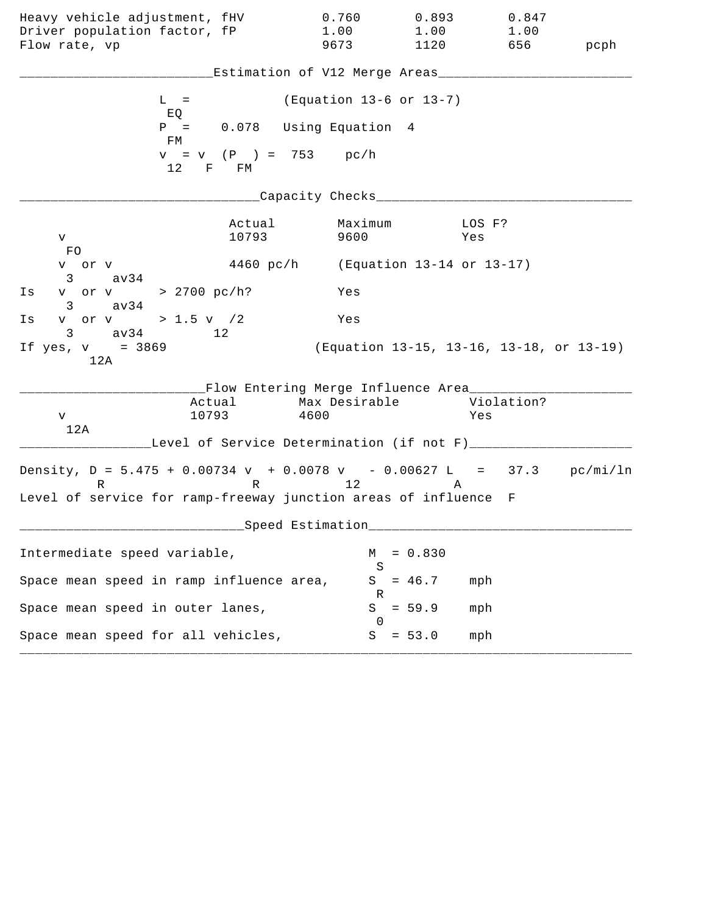| | | | | |
|---|---|---|---|---|
| Heavy vehicle adjustment, fHV | 0.760 | 0.893 | 0.847 | |
| Driver population factor, fP | 1.00 | 1.00 | 1.00 | |
| Flow rate, vp | 9673 | 1120 | 656 | pcph |

## Estimation of V12 Merge Areas

$L_{EQ}$ = (Equation 13-6 or 13-7)

$P_{FM}$ = 0.078 Using Equation 4

$v_{12} = v_F (P_{FM})$ = 753 pc/h

## Capacity Checks

| | Actual | Maximum | LOS F? |
|---|---|---|---|
| $v_{FO}$ | 10793 | 9600 | Yes |
| $v_3$ or $v_{av34}$ | 4460 pc/h | (Equation 13-14 or 13-17) | |
| Is $v_3$ or $v_{av34}$ > 2700 pc/h? | | Yes | |
| Is $v_3$ or $v_{av34}$ > 1.5 $v_{12}$/2 | | Yes | |
| If yes, $v_{12A}$ = 3869 | | (Equation 13-15, 13-16, 13-18, or 13-19) | |

## Flow Entering Merge Influence Area

| | Actual | Max Desirable | Violation? |
|---|---|---|---|
| $v_{12A}$ | 10793 | 4600 | Yes |

## Level of Service Determination (if not F)

Density, $D_R = 5.475 + 0.00734\ v_R + 0.0078\ v_{12} - 0.00627\ L_A$ = 37.3 pc/mi/ln

Level of service for ramp-freeway junction areas of influence F

## Speed Estimation

| | | |
|---|---|---|
| Intermediate speed variable, | $M_S$ = 0.830 | |
| Space mean speed in ramp influence area, | $S_R$ = 46.7 | mph |
| Space mean speed in outer lanes, | $S_0$ = 59.9 | mph |
| Space mean speed for all vehicles, | $S$ = 53.0 | mph |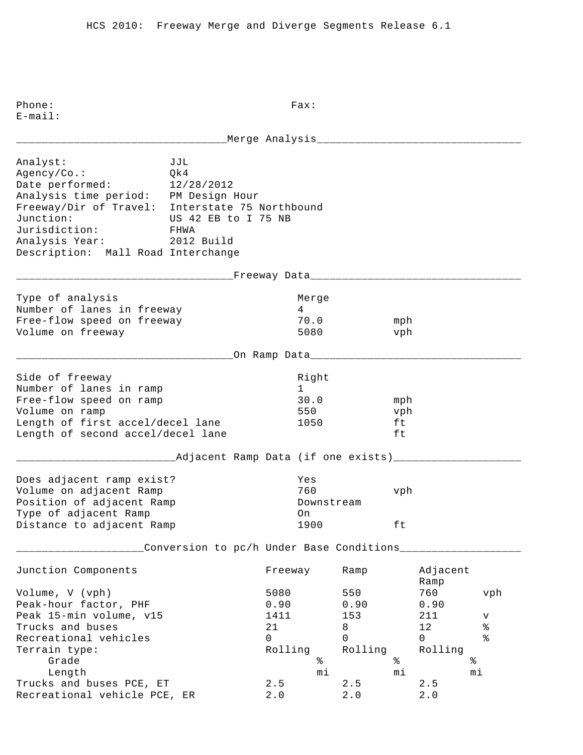HCS 2010: Freeway Merge and Diverge Segments Release 6.1

Phone: Fax:
E-mail:

## Merge Analysis

Analyst: JJL
Agency/Co.: Qk4
Date performed: 12/28/2012
Analysis time period: PM Design Hour
Freeway/Dir of Travel: Interstate 75 Northbound
Junction: US 42 EB to I 75 NB
Jurisdiction: FHWA
Analysis Year: 2012 Build
Description: Mall Road Interchange

## Freeway Data

| | | |
|---|---|---|
| Type of analysis | Merge | |
| Number of lanes in freeway | 4 | |
| Free-flow speed on freeway | 70.0 | mph |
| Volume on freeway | 5080 | vph |

## On Ramp Data

| | | |
|---|---|---|
| Side of freeway | Right | |
| Number of lanes in ramp | 1 | |
| Free-flow speed on ramp | 30.0 | mph |
| Volume on ramp | 550 | vph |
| Length of first accel/decel lane | 1050 | ft |
| Length of second accel/decel lane | | ft |

## Adjacent Ramp Data (if one exists)

| | | |
|---|---|---|
| Does adjacent ramp exist? | Yes | |
| Volume on adjacent Ramp | 760 | vph |
| Position of adjacent Ramp | Downstream | |
| Type of adjacent Ramp | On | |
| Distance to adjacent Ramp | 1900 | ft |

## Conversion to pc/h Under Base Conditions

| Junction Components | Freeway | Ramp | Adjacent Ramp | |
|---|---|---|---|---|
| Volume, V (vph) | 5080 | 550 | 760 | vph |
| Peak-hour factor, PHF | 0.90 | 0.90 | 0.90 | |
| Peak 15-min volume, v15 | 1411 | 153 | 211 | v |
| Trucks and buses | 21 | 8 | 12 | % |
| Recreational vehicles | 0 | 0 | 0 | % |
| Terrain type: | Rolling | Rolling | Rolling | |
| Grade | % | % | % | |
| Length | mi | mi | mi | |
| Trucks and buses PCE, ET | 2.5 | 2.5 | 2.5 | |
| Recreational vehicle PCE, ER | 2.0 | 2.0 | 2.0 | |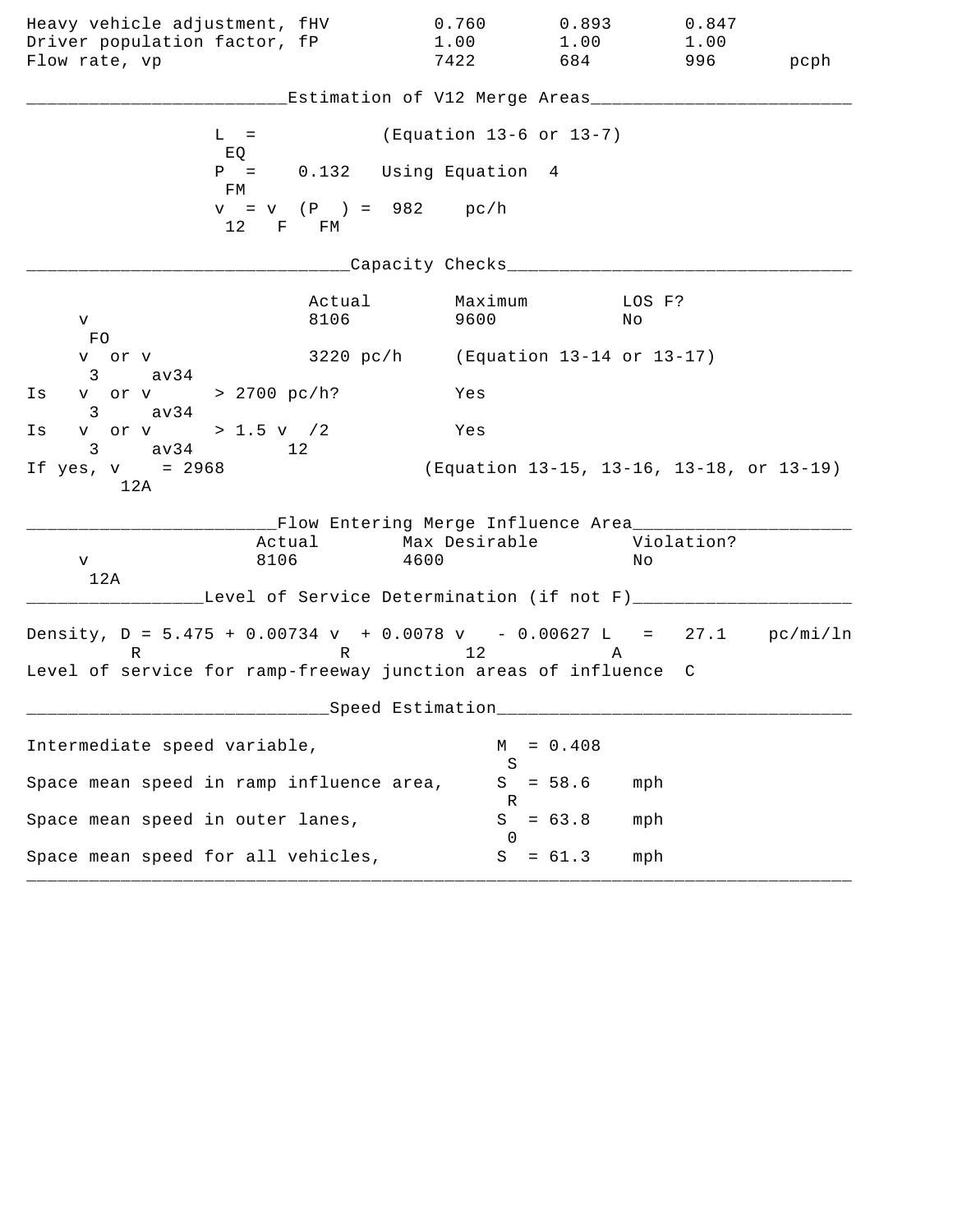| | | | | |
|---|---|---|---|---|
| Heavy vehicle adjustment, fHV | 0.760 | 0.893 | 0.847 | |
| Driver population factor, fP | 1.00 | 1.00 | 1.00 | |
| Flow rate, vp | 7422 | 684 | 996 | pcph |

## Estimation of V12 Merge Areas

$L_{EQ}$ = (Equation 13-6 or 13-7)

$P_{FM}$ = 0.132 Using Equation 4

$v_{12} = v_F (P_{FM})$ = 982 pc/h

## Capacity Checks

| | Actual | Maximum | LOS F? |
|---|---|---|---|
| $v_{FO}$ | 8106 | 9600 | No |
| $v_3$ or $v_{av34}$ | 3220 pc/h | (Equation 13-14 or 13-17) | |
| Is $v_3$ or $v_{av34}$ > 2700 pc/h? | | Yes | |
| Is $v_3$ or $v_{av34}$ > 1.5 $v_{12}$/2 | | Yes | |
| If yes, $v_{12A}$ = 2968 | | (Equation 13-15, 13-16, 13-18, or 13-19) | |

## Flow Entering Merge Influence Area

| | Actual | Max Desirable | Violation? |
|---|---|---|---|
| $v_{12A}$ | 8106 | 4600 | No |

## Level of Service Determination (if not F)

Density, $D_R = 5.475 + 0.00734\ v_R + 0.0078\ v_{12} - 0.00627\ L_A$ = 27.1 pc/mi/ln

Level of service for ramp-freeway junction areas of influence C

## Speed Estimation

| | | |
|---|---|---|
| Intermediate speed variable, | $M_S$ = 0.408 | |
| Space mean speed in ramp influence area, | $S_R$ = 58.6 | mph |
| Space mean speed in outer lanes, | $S_0$ = 63.8 | mph |
| Space mean speed for all vehicles, | $S$ = 61.3 | mph |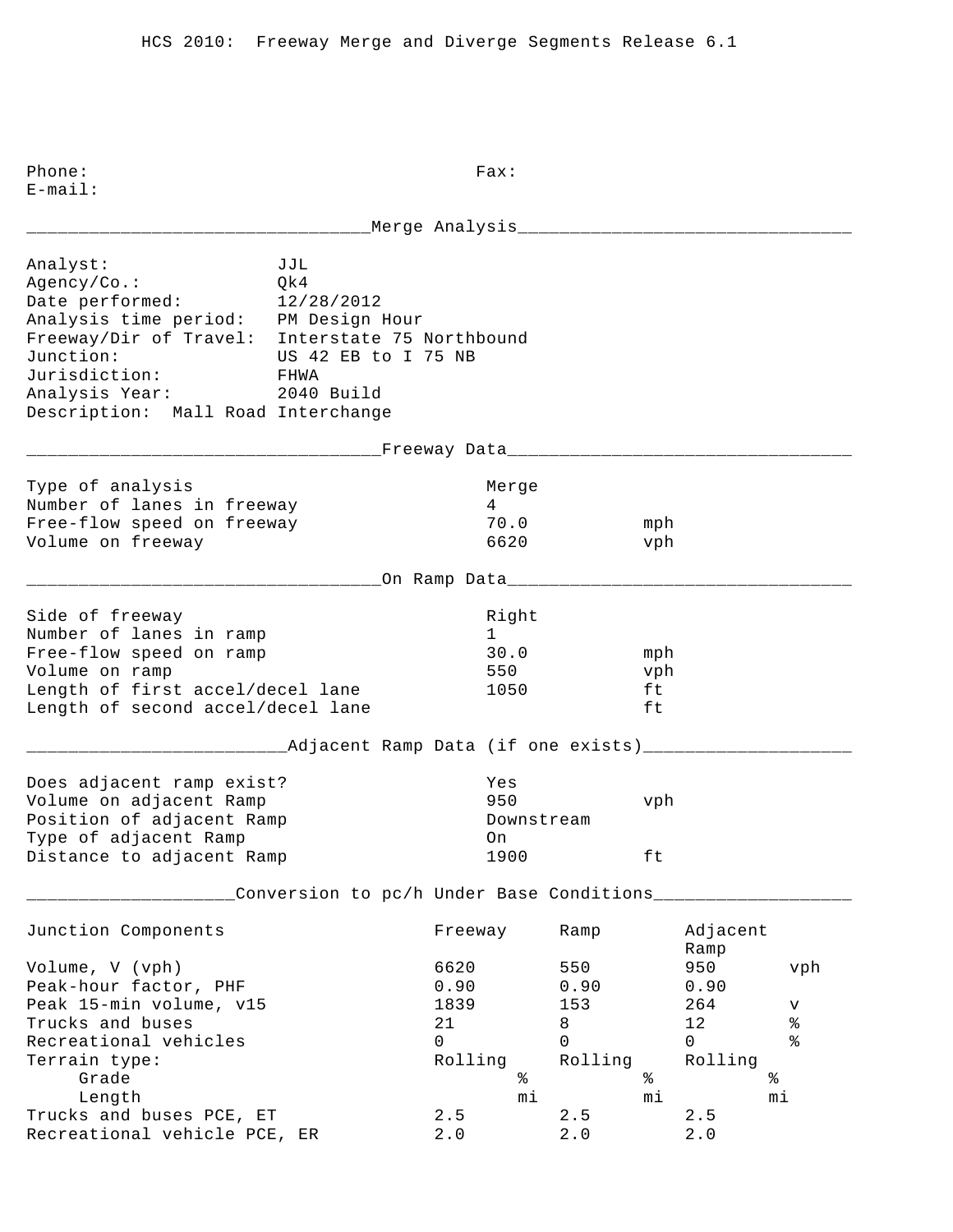HCS 2010: Freeway Merge and Diverge Segments Release 6.1

Phone: Fax:
E-mail:

## Merge Analysis

Analyst: JJL
Agency/Co.: Qk4
Date performed: 12/28/2012
Analysis time period: PM Design Hour
Freeway/Dir of Travel: Interstate 75 Northbound
Junction: US 42 EB to I 75 NB
Jurisdiction: FHWA
Analysis Year: 2040 Build
Description: Mall Road Interchange

## Freeway Data

| | | |
|---|---|---|
| Type of analysis | Merge | |
| Number of lanes in freeway | 4 | |
| Free-flow speed on freeway | 70.0 | mph |
| Volume on freeway | 6620 | vph |

## On Ramp Data

| | | |
|---|---|---|
| Side of freeway | Right | |
| Number of lanes in ramp | 1 | |
| Free-flow speed on ramp | 30.0 | mph |
| Volume on ramp | 550 | vph |
| Length of first accel/decel lane | 1050 | ft |
| Length of second accel/decel lane | | ft |

## Adjacent Ramp Data (if one exists)

| | | |
|---|---|---|
| Does adjacent ramp exist? | Yes | |
| Volume on adjacent Ramp | 950 | vph |
| Position of adjacent Ramp | Downstream | |
| Type of adjacent Ramp | On | |
| Distance to adjacent Ramp | 1900 | ft |

## Conversion to pc/h Under Base Conditions

| Junction Components | Freeway | Ramp | Adjacent Ramp | |
|---|---|---|---|---|
| Volume, V (vph) | 6620 | 550 | 950 | vph |
| Peak-hour factor, PHF | 0.90 | 0.90 | 0.90 | |
| Peak 15-min volume, v15 | 1839 | 153 | 264 | v |
| Trucks and buses | 21 | 8 | 12 | % |
| Recreational vehicles | 0 | 0 | 0 | % |
| Terrain type: | Rolling | Rolling | Rolling | |
| Grade | % | % | % | |
| Length | mi | mi | mi | |
| Trucks and buses PCE, ET | 2.5 | 2.5 | 2.5 | |
| Recreational vehicle PCE, ER | 2.0 | 2.0 | 2.0 | |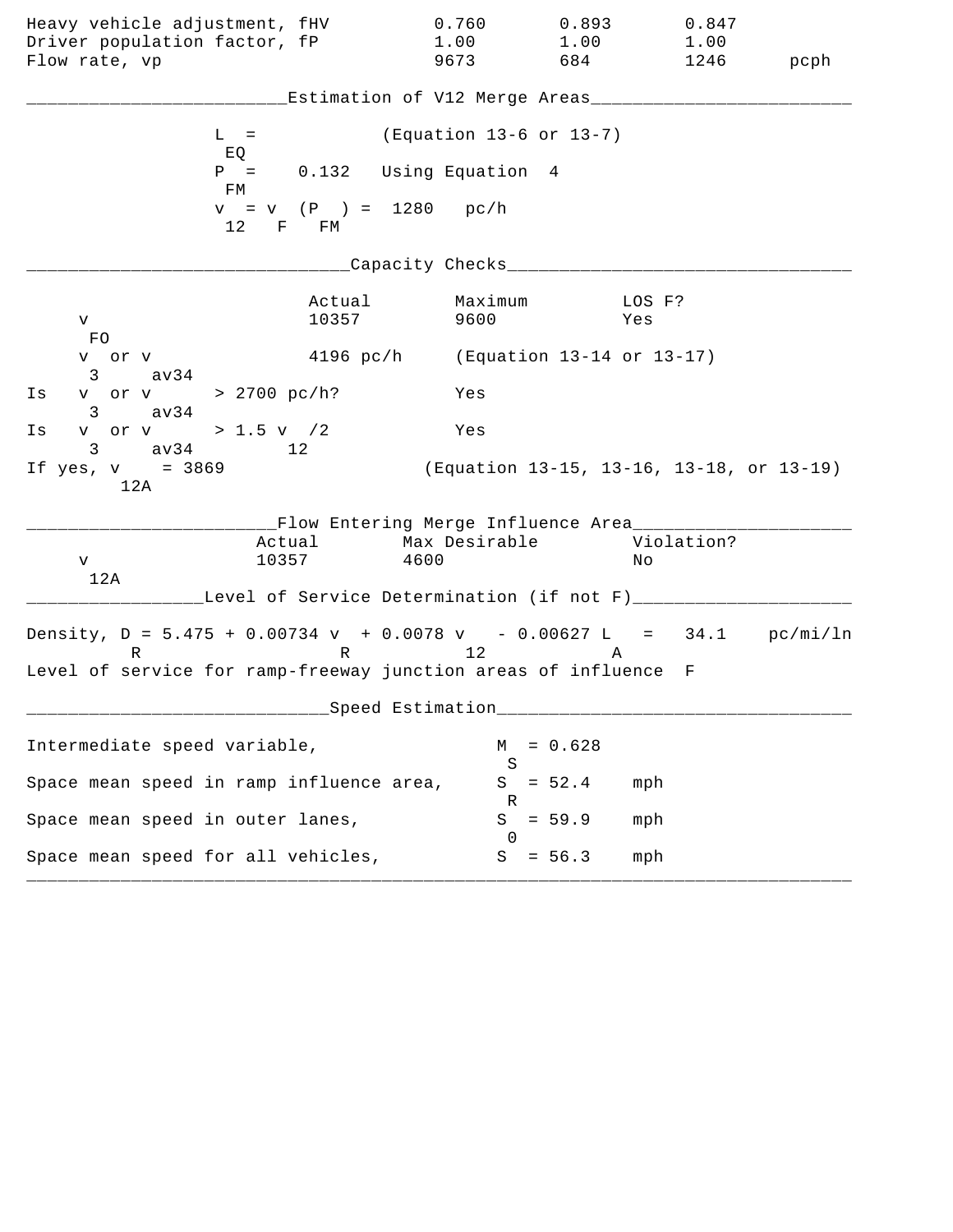| | | | | |
|---|---|---|---|---|
| Heavy vehicle adjustment, fHV | 0.760 | 0.893 | 0.847 | |
| Driver population factor, fP | 1.00 | 1.00 | 1.00 | |
| Flow rate, vp | 9673 | 684 | 1246 | pcph |

## Estimation of V12 Merge Areas

$L_{EQ}$ = (Equation 13-6 or 13-7)

$P_{FM}$ = 0.132 Using Equation 4

$v_{12} = v_F (P_{FM})$ = 1280 pc/h

## Capacity Checks

| | Actual | Maximum | LOS F? |
|---|---|---|---|
| $v_{FO}$ | 10357 | 9600 | Yes |
| $v_3$ or $v_{av34}$ | 4196 pc/h | (Equation 13-14 or 13-17) | |
| Is $v_3$ or $v_{av34}$ > 2700 pc/h? | | Yes | |
| Is $v_3$ or $v_{av34}$ > 1.5 $v_{12}$/2 | | Yes | |
| If yes, $v_{12A}$ = 3869 | | (Equation 13-15, 13-16, 13-18, or 13-19) | |

## Flow Entering Merge Influence Area

| | Actual | Max Desirable | Violation? |
|---|---|---|---|
| $v_{12A}$ | 10357 | 4600 | No |

## Level of Service Determination (if not F)

Density, $D_R = 5.475 + 0.00734\, v_R + 0.0078\, v_{12} - 0.00627\, L_A$ = 34.1 pc/mi/ln

Level of service for ramp-freeway junction areas of influence F

## Speed Estimation

Intermediate speed variable, $M_S$ = 0.628

Space mean speed in ramp influence area, $S_R$ = 52.4 mph

Space mean speed in outer lanes, $S_0$ = 59.9 mph

Space mean speed for all vehicles, $S$ = 56.3 mph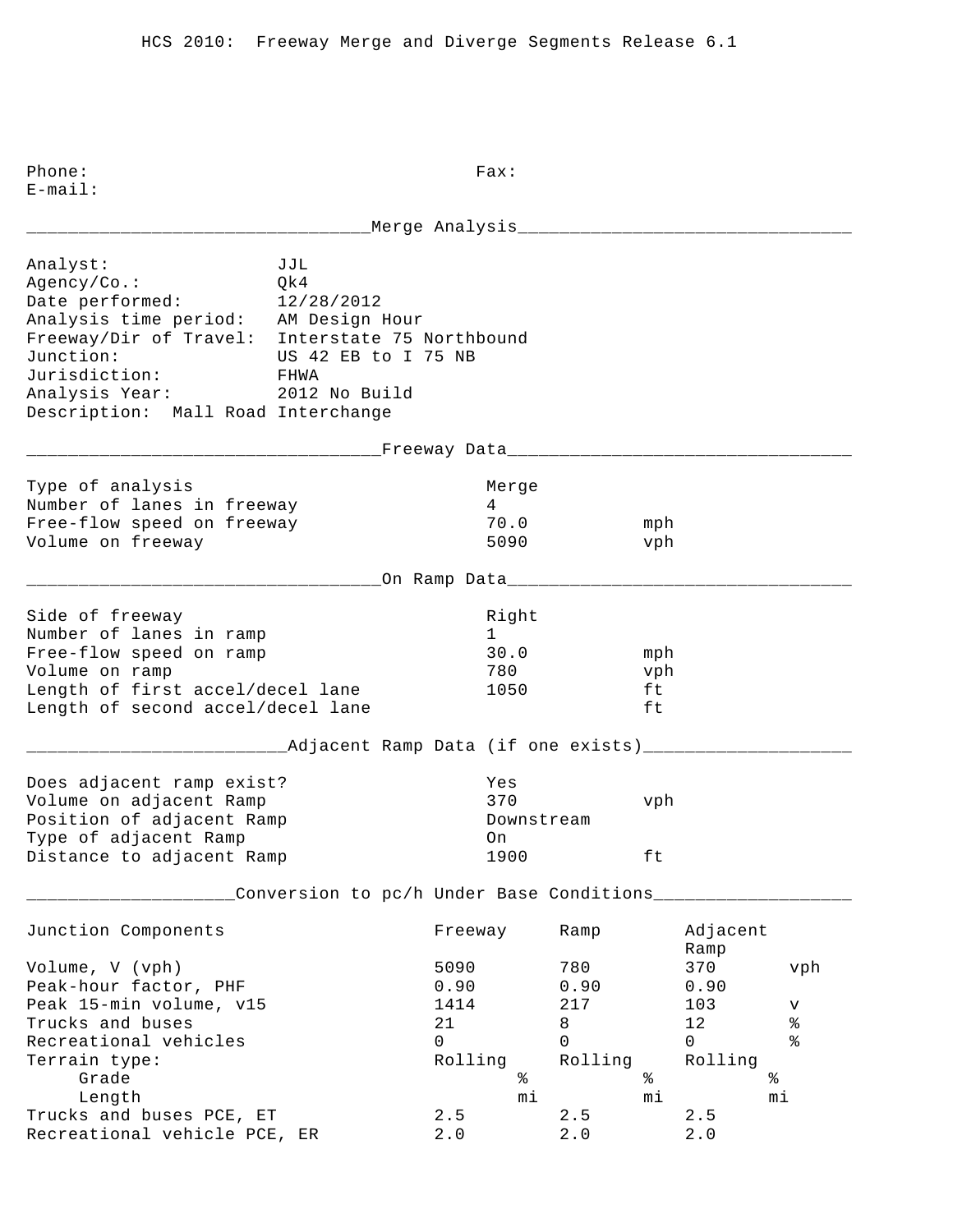HCS 2010: Freeway Merge and Diverge Segments Release 6.1

Phone: Fax:
E-mail:

## Merge Analysis

| | |
|---|---|
| Analyst: | JJL |
| Agency/Co.: | Qk4 |
| Date performed: | 12/28/2012 |
| Analysis time period: | AM Design Hour |
| Freeway/Dir of Travel: | Interstate 75 Northbound |
| Junction: | US 42 EB to I 75 NB |
| Jurisdiction: | FHWA |
| Analysis Year: | 2012 No Build |

Description: Mall Road Interchange

## Freeway Data

| | | |
|---|---|---|
| Type of analysis | Merge | |
| Number of lanes in freeway | 4 | |
| Free-flow speed on freeway | 70.0 | mph |
| Volume on freeway | 5090 | vph |

## On Ramp Data

| | | |
|---|---|---|
| Side of freeway | Right | |
| Number of lanes in ramp | 1 | |
| Free-flow speed on ramp | 30.0 | mph |
| Volume on ramp | 780 | vph |
| Length of first accel/decel lane | 1050 | ft |
| Length of second accel/decel lane | | ft |

## Adjacent Ramp Data (if one exists)

| | | |
|---|---|---|
| Does adjacent ramp exist? | Yes | |
| Volume on adjacent Ramp | 370 | vph |
| Position of adjacent Ramp | Downstream | |
| Type of adjacent Ramp | On | |
| Distance to adjacent Ramp | 1900 | ft |

## Conversion to pc/h Under Base Conditions

| Junction Components | Freeway | Ramp | Adjacent Ramp | |
|---|---|---|---|---|
| Volume, V (vph) | 5090 | 780 | 370 | vph |
| Peak-hour factor, PHF | 0.90 | 0.90 | 0.90 | |
| Peak 15-min volume, v15 | 1414 | 217 | 103 | v |
| Trucks and buses | 21 | 8 | 12 | % |
| Recreational vehicles | 0 | 0 | 0 | % |
| Terrain type: | Rolling | Rolling | Rolling | |
| Grade | % | % | % | |
| Length | mi | mi | mi | |
| Trucks and buses PCE, ET | 2.5 | 2.5 | 2.5 | |
| Recreational vehicle PCE, ER | 2.0 | 2.0 | 2.0 | |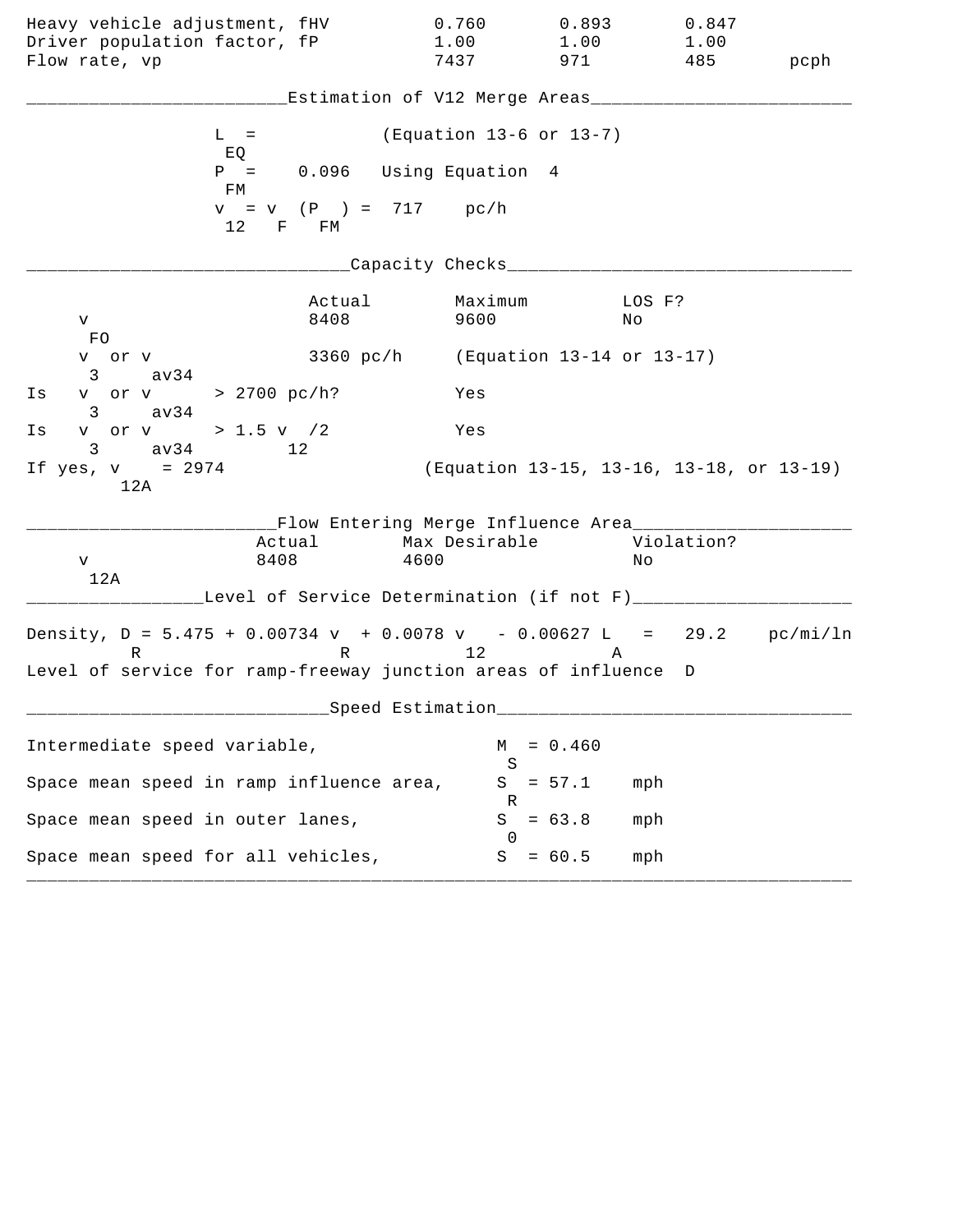| | | | | |
|---|---|---|---|---|
| Heavy vehicle adjustment, fHV | 0.760 | 0.893 | 0.847 | |
| Driver population factor, fP | 1.00 | 1.00 | 1.00 | |
| Flow rate, vp | 7437 | 971 | 485 | pcph |

## Estimation of V12 Merge Areas

$L_{EQ}$ = (Equation 13-6 or 13-7)

$P_{FM}$ = 0.096 Using Equation 4

$v_{12} = v_F (P_{FM})$ = 717 pc/h

## Capacity Checks

| | Actual | Maximum | LOS F? |
|---|---|---|---|
| $v_{FO}$ | 8408 | 9600 | No |
| $v_3$ or $v_{av34}$ | 3360 pc/h | (Equation 13-14 or 13-17) | |
| Is $v_3$ or $v_{av34}$ > 2700 pc/h? | | Yes | |
| Is $v_3$ or $v_{av34}$ > 1.5 $v_{12}$/2 | | Yes | |
| If yes, $v_{12A}$ = 2974 | | (Equation 13-15, 13-16, 13-18, or 13-19) | |

## Flow Entering Merge Influence Area

| | Actual | Max Desirable | Violation? |
|---|---|---|---|
| $v_{12A}$ | 8408 | 4600 | No |

## Level of Service Determination (if not F)

Density, $D_R = 5.475 + 0.00734\ v_R + 0.0078\ v_{12} - 0.00627\ L_A$ = 29.2 pc/mi/ln

Level of service for ramp-freeway junction areas of influence D

## Speed Estimation

| | | |
|---|---|---|
| Intermediate speed variable, | $M_S$ = 0.460 | |
| Space mean speed in ramp influence area, | $S_R$ = 57.1 | mph |
| Space mean speed in outer lanes, | $S_0$ = 63.8 | mph |
| Space mean speed for all vehicles, | $S$ = 60.5 | mph |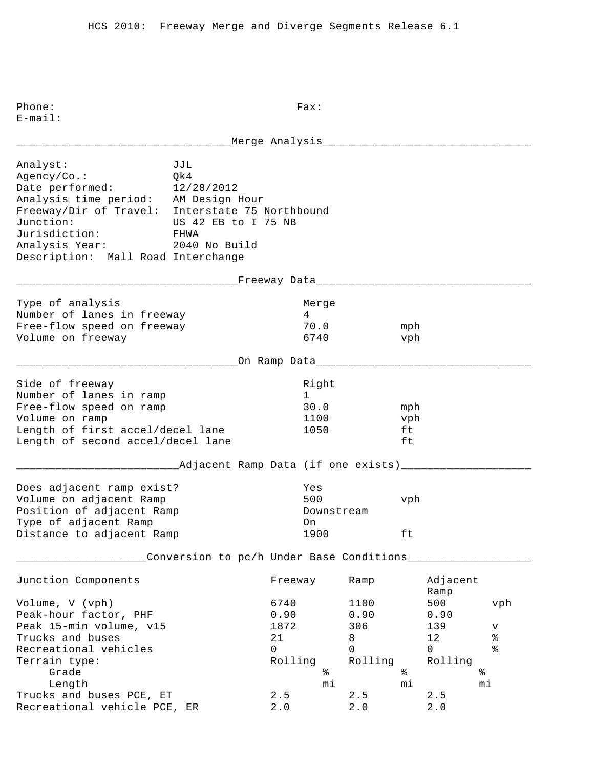HCS 2010: Freeway Merge and Diverge Segments Release 6.1

Phone: Fax:
E-mail:

## Merge Analysis

| | |
|---|---|
| Analyst: | JJL |
| Agency/Co.: | Qk4 |
| Date performed: | 12/28/2012 |
| Analysis time period: | AM Design Hour |
| Freeway/Dir of Travel: | Interstate 75 Northbound |
| Junction: | US 42 EB to I 75 NB |
| Jurisdiction: | FHWA |
| Analysis Year: | 2040 No Build |

Description: Mall Road Interchange

## Freeway Data

| | | |
|---|---|---|
| Type of analysis | Merge | |
| Number of lanes in freeway | 4 | |
| Free-flow speed on freeway | 70.0 | mph |
| Volume on freeway | 6740 | vph |

## On Ramp Data

| | | |
|---|---|---|
| Side of freeway | Right | |
| Number of lanes in ramp | 1 | |
| Free-flow speed on ramp | 30.0 | mph |
| Volume on ramp | 1100 | vph |
| Length of first accel/decel lane | 1050 | ft |
| Length of second accel/decel lane | | ft |

## Adjacent Ramp Data (if one exists)

| | | |
|---|---|---|
| Does adjacent ramp exist? | Yes | |
| Volume on adjacent Ramp | 500 | vph |
| Position of adjacent Ramp | Downstream | |
| Type of adjacent Ramp | On | |
| Distance to adjacent Ramp | 1900 | ft |

## Conversion to pc/h Under Base Conditions

| Junction Components | Freeway | Ramp | Adjacent Ramp | |
|---|---|---|---|---|
| Volume, V (vph) | 6740 | 1100 | 500 | vph |
| Peak-hour factor, PHF | 0.90 | 0.90 | 0.90 | |
| Peak 15-min volume, v15 | 1872 | 306 | 139 | v |
| Trucks and buses | 21 | 8 | 12 | % |
| Recreational vehicles | 0 | 0 | 0 | % |
| Terrain type: | Rolling | Rolling | Rolling | |
| Grade | % | % | % | |
| Length | mi | mi | mi | |
| Trucks and buses PCE, ET | 2.5 | 2.5 | 2.5 | |
| Recreational vehicle PCE, ER | 2.0 | 2.0 | 2.0 | |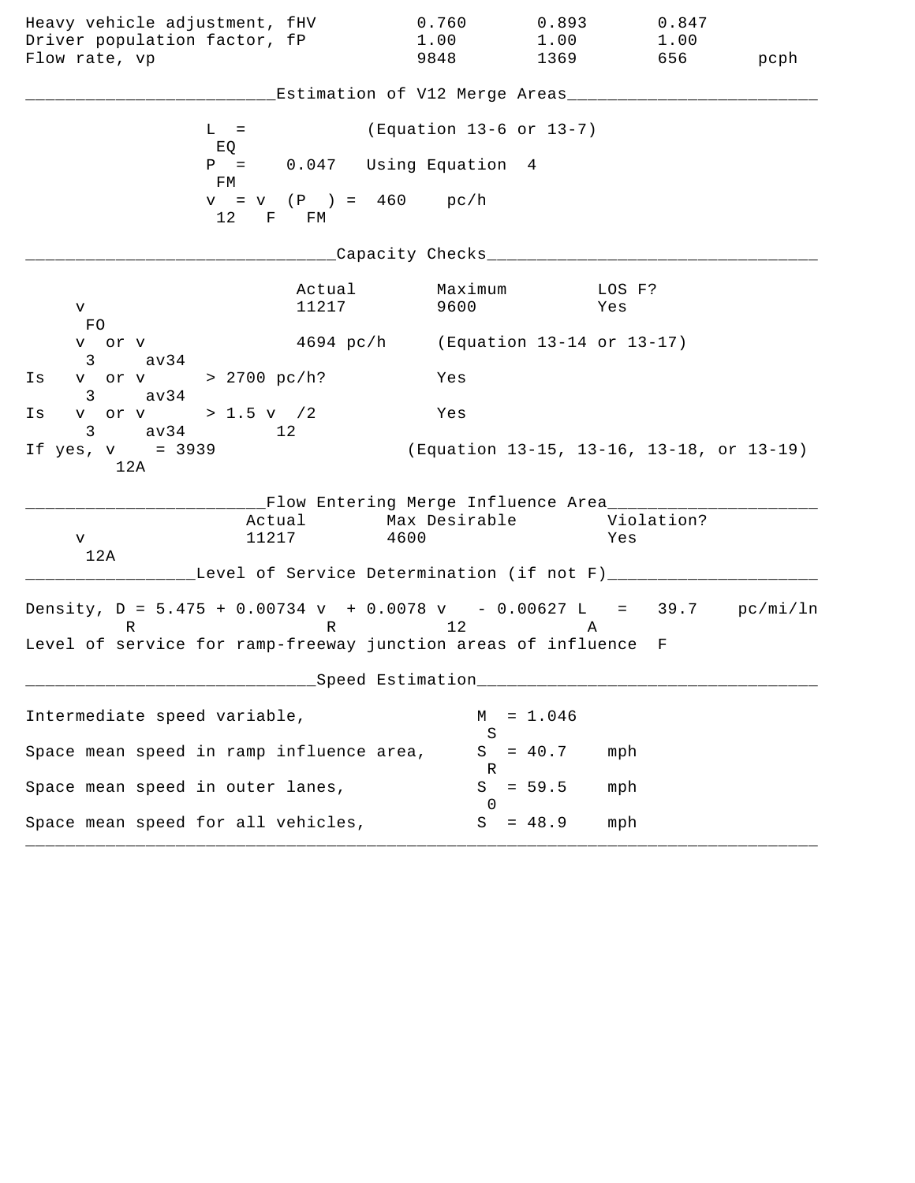| | | | | |
|---|---|---|---|---|
| Heavy vehicle adjustment, fHV | 0.760 | 0.893 | 0.847 | |
| Driver population factor, fP | 1.00 | 1.00 | 1.00 | |
| Flow rate, vp | 9848 | 1369 | 656 | pcph |

## Estimation of V12 Merge Areas

$L_{EQ}$ = (Equation 13-6 or 13-7)

$P_{FM}$ = 0.047 Using Equation 4

$v_{12} = v_F (P_{FM})$ = 460 pc/h

## Capacity Checks

| | Actual | Maximum | LOS F? |
|---|---|---|---|
| $v_{FO}$ | 11217 | 9600 | Yes |
| $v_3$ or $v_{av34}$ | 4694 pc/h | (Equation 13-14 or 13-17) | |
| Is $v_3$ or $v_{av34}$ > 2700 pc/h? | | Yes | |
| Is $v_3$ or $v_{av34}$ > 1.5 $v_{12}$/2 | | Yes | |
| If yes, $v_{12A}$ = 3939 | | (Equation 13-15, 13-16, 13-18, or 13-19) | |

## Flow Entering Merge Influence Area

| | Actual | Max Desirable | Violation? |
|---|---|---|---|
| $v_{12A}$ | 11217 | 4600 | Yes |

## Level of Service Determination (if not F)

Density, $D_R = 5.475 + 0.00734\, v_R + 0.0078\, v_{12} - 0.00627\, L_A$ = 39.7 pc/mi/ln

Level of service for ramp-freeway junction areas of influence F

## Speed Estimation

| | | |
|---|---|---|
| Intermediate speed variable, | $M_S$ = 1.046 | |
| Space mean speed in ramp influence area, | $S_R$ = 40.7 | mph |
| Space mean speed in outer lanes, | $S_0$ = 59.5 | mph |
| Space mean speed for all vehicles, | $S$ = 48.9 | mph |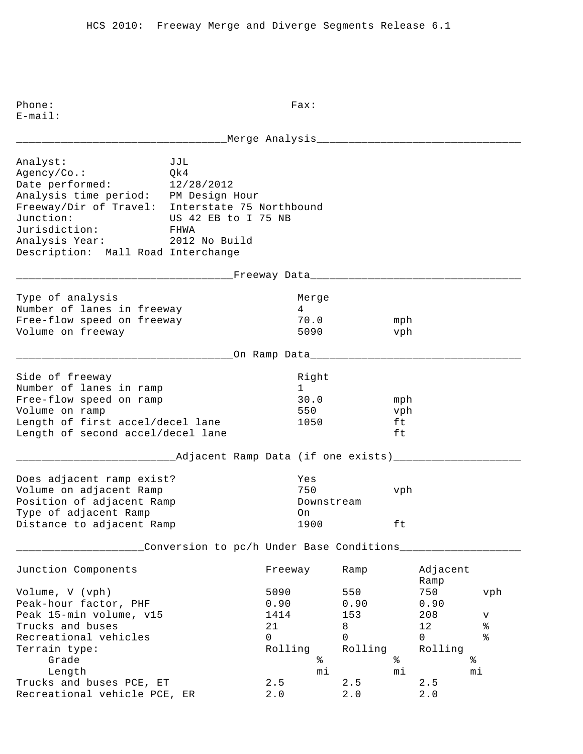HCS 2010: Freeway Merge and Diverge Segments Release 6.1

Phone: Fax:
E-mail:

## Merge Analysis

| | |
|---|---|
| Analyst: | JJL |
| Agency/Co.: | Qk4 |
| Date performed: | 12/28/2012 |
| Analysis time period: | PM Design Hour |
| Freeway/Dir of Travel: | Interstate 75 Northbound |
| Junction: | US 42 EB to I 75 NB |
| Jurisdiction: | FHWA |
| Analysis Year: | 2012 No Build |

Description: Mall Road Interchange

## Freeway Data

| | | |
|---|---|---|
| Type of analysis | Merge | |
| Number of lanes in freeway | 4 | |
| Free-flow speed on freeway | 70.0 | mph |
| Volume on freeway | 5090 | vph |

## On Ramp Data

| | | |
|---|---|---|
| Side of freeway | Right | |
| Number of lanes in ramp | 1 | |
| Free-flow speed on ramp | 30.0 | mph |
| Volume on ramp | 550 | vph |
| Length of first accel/decel lane | 1050 | ft |
| Length of second accel/decel lane | | ft |

## Adjacent Ramp Data (if one exists)

| | | |
|---|---|---|
| Does adjacent ramp exist? | Yes | |
| Volume on adjacent Ramp | 750 | vph |
| Position of adjacent Ramp | Downstream | |
| Type of adjacent Ramp | On | |
| Distance to adjacent Ramp | 1900 | ft |

## Conversion to pc/h Under Base Conditions

| Junction Components | Freeway | Ramp | Adjacent Ramp | |
|---|---|---|---|---|
| Volume, V (vph) | 5090 | 550 | 750 | vph |
| Peak-hour factor, PHF | 0.90 | 0.90 | 0.90 | |
| Peak 15-min volume, v15 | 1414 | 153 | 208 | v |
| Trucks and buses | 21 | 8 | 12 | % |
| Recreational vehicles | 0 | 0 | 0 | % |
| Terrain type: | Rolling | Rolling | Rolling | |
| Grade | % | % | % | |
| Length | mi | mi | mi | |
| Trucks and buses PCE, ET | 2.5 | 2.5 | 2.5 | |
| Recreational vehicle PCE, ER | 2.0 | 2.0 | 2.0 | |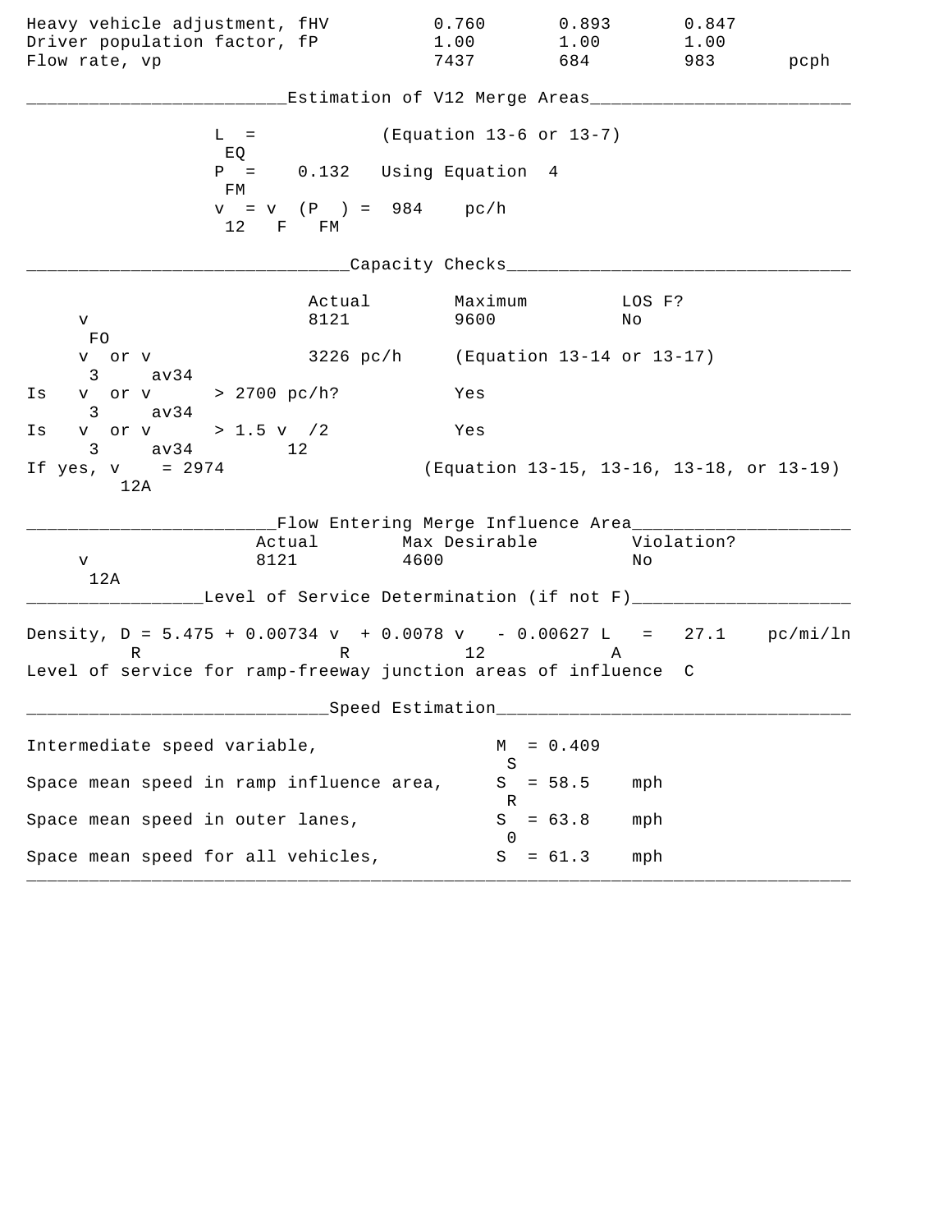| | | | | |
|---|---|---|---|---|
| Heavy vehicle adjustment, fHV | 0.760 | 0.893 | 0.847 | |
| Driver population factor, fP | 1.00 | 1.00 | 1.00 | |
| Flow rate, vp | 7437 | 684 | 983 | pcph |

## Estimation of V12 Merge Areas

$L_{EQ}$ = (Equation 13-6 or 13-7)

$P_{FM}$ = 0.132 Using Equation 4

$v_{12} = v_F (P_{FM})$ = 984 pc/h

## Capacity Checks

| | Actual | Maximum | LOS F? |
|---|---|---|---|
| $v_{FO}$ | 8121 | 9600 | No |

$v_3$ or $v_{av34}$ 3226 pc/h (Equation 13-14 or 13-17)

Is $v_3$ or $v_{av34}$ > 2700 pc/h? Yes

Is $v_3$ or $v_{av34}$ > 1.5 $v_{12}$/2 Yes

If yes, $v_{12A}$ = 2974 (Equation 13-15, 13-16, 13-18, or 13-19)

## Flow Entering Merge Influence Area

| | Actual | Max Desirable | Violation? |
|---|---|---|---|
| $v_{12A}$ | 8121 | 4600 | No |

## Level of Service Determination (if not F)

Density, $D_R = 5.475 + 0.00734\, v_R + 0.0078\, v_{12} - 0.00627\, L_A$ = 27.1 pc/mi/ln

Level of service for ramp-freeway junction areas of influence C

## Speed Estimation

| | | |
|---|---|---|
| Intermediate speed variable, | $M_S$ = 0.409 | |
| Space mean speed in ramp influence area, | $S_R$ = 58.5 | mph |
| Space mean speed in outer lanes, | $S_0$ = 63.8 | mph |
| Space mean speed for all vehicles, | $S$ = 61.3 | mph |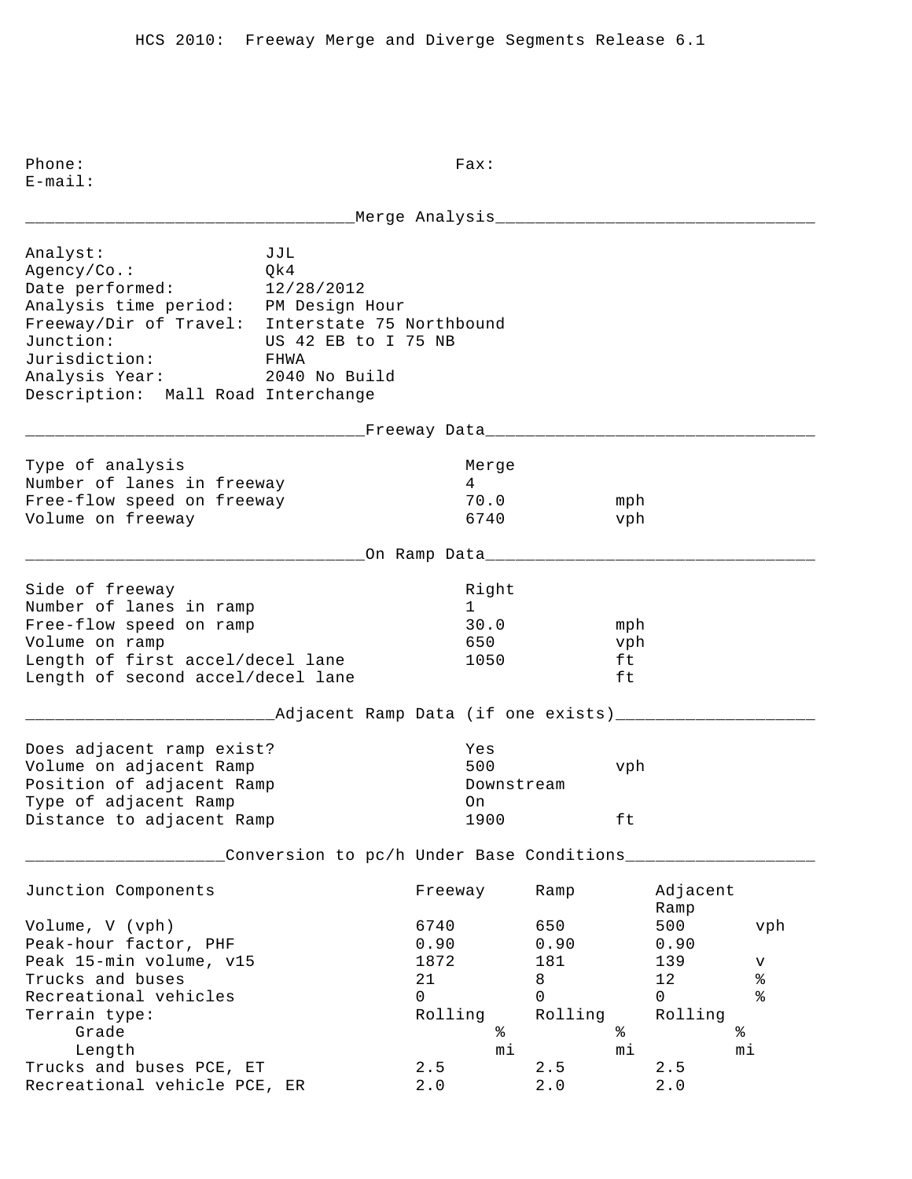HCS 2010: Freeway Merge and Diverge Segments Release 6.1

Phone: Fax:
E-mail:

## Merge Analysis

Analyst: JJL
Agency/Co.: Qk4
Date performed: 12/28/2012
Analysis time period: PM Design Hour
Freeway/Dir of Travel: Interstate 75 Northbound
Junction: US 42 EB to I 75 NB
Jurisdiction: FHWA
Analysis Year: 2040 No Build
Description: Mall Road Interchange

## Freeway Data

| | | |
|---|---|---|
| Type of analysis | Merge | |
| Number of lanes in freeway | 4 | |
| Free-flow speed on freeway | 70.0 | mph |
| Volume on freeway | 6740 | vph |

## On Ramp Data

| | | |
|---|---|---|
| Side of freeway | Right | |
| Number of lanes in ramp | 1 | |
| Free-flow speed on ramp | 30.0 | mph |
| Volume on ramp | 650 | vph |
| Length of first accel/decel lane | 1050 | ft |
| Length of second accel/decel lane | | ft |

## Adjacent Ramp Data (if one exists)

| | | |
|---|---|---|
| Does adjacent ramp exist? | Yes | |
| Volume on adjacent Ramp | 500 | vph |
| Position of adjacent Ramp | Downstream | |
| Type of adjacent Ramp | On | |
| Distance to adjacent Ramp | 1900 | ft |

## Conversion to pc/h Under Base Conditions

| Junction Components | Freeway | Ramp | Adjacent Ramp | |
|---|---|---|---|---|
| Volume, V (vph) | 6740 | 650 | 500 | vph |
| Peak-hour factor, PHF | 0.90 | 0.90 | 0.90 | |
| Peak 15-min volume, v15 | 1872 | 181 | 139 | v |
| Trucks and buses | 21 | 8 | 12 | % |
| Recreational vehicles | 0 | 0 | 0 | % |
| Terrain type: | Rolling | Rolling | Rolling | |
| Grade | % | % | % | |
| Length | mi | mi | mi | |
| Trucks and buses PCE, ET | 2.5 | 2.5 | 2.5 | |
| Recreational vehicle PCE, ER | 2.0 | 2.0 | 2.0 | |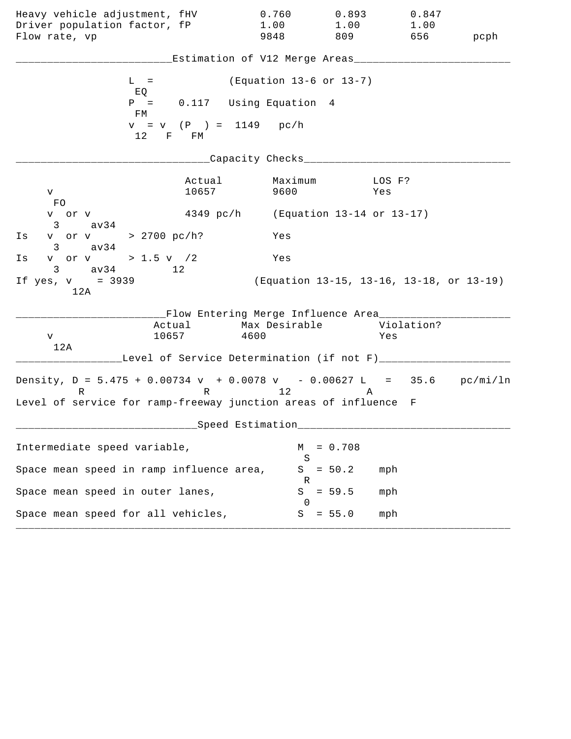| | | | | |
|---|---|---|---|---|
| Heavy vehicle adjustment, fHV | 0.760 | 0.893 | 0.847 | |
| Driver population factor, fP | 1.00 | 1.00 | 1.00 | |
| Flow rate, vp | 9848 | 809 | 656 | pcph |

## Estimation of V12 Merge Areas

$L_{EQ}$ = (Equation 13-6 or 13-7)

$P_{FM}$ = 0.117 Using Equation 4

$v_{12} = v_F (P_{FM})$ = 1149 pc/h

## Capacity Checks

| | Actual | Maximum | LOS F? |
|---|---|---|---|
| $v_{FO}$ | 10657 | 9600 | Yes |

$v_3$ or $v_{av34}$ 4349 pc/h (Equation 13-14 or 13-17)

Is $v_3$ or $v_{av34}$ > 2700 pc/h? Yes

Is $v_3$ or $v_{av34}$ > 1.5 $v_{12}$/2 Yes

If yes, $v_{12A}$ = 3939 (Equation 13-15, 13-16, 13-18, or 13-19)

## Flow Entering Merge Influence Area

| | Actual | Max Desirable | Violation? |
|---|---|---|---|
| $v_{12A}$ | 10657 | 4600 | Yes |

## Level of Service Determination (if not F)

Density, $D_R = 5.475 + 0.00734\, v_R + 0.0078\, v_{12} - 0.00627\, L_A$ = 35.6 pc/mi/ln

Level of service for ramp-freeway junction areas of influence F

## Speed Estimation

| | | |
|---|---|---|
| Intermediate speed variable, | $M_S$ = 0.708 | |
| Space mean speed in ramp influence area, | $S_R$ = 50.2 | mph |
| Space mean speed in outer lanes, | $S_0$ = 59.5 | mph |
| Space mean speed for all vehicles, | $S$ = 55.0 | mph |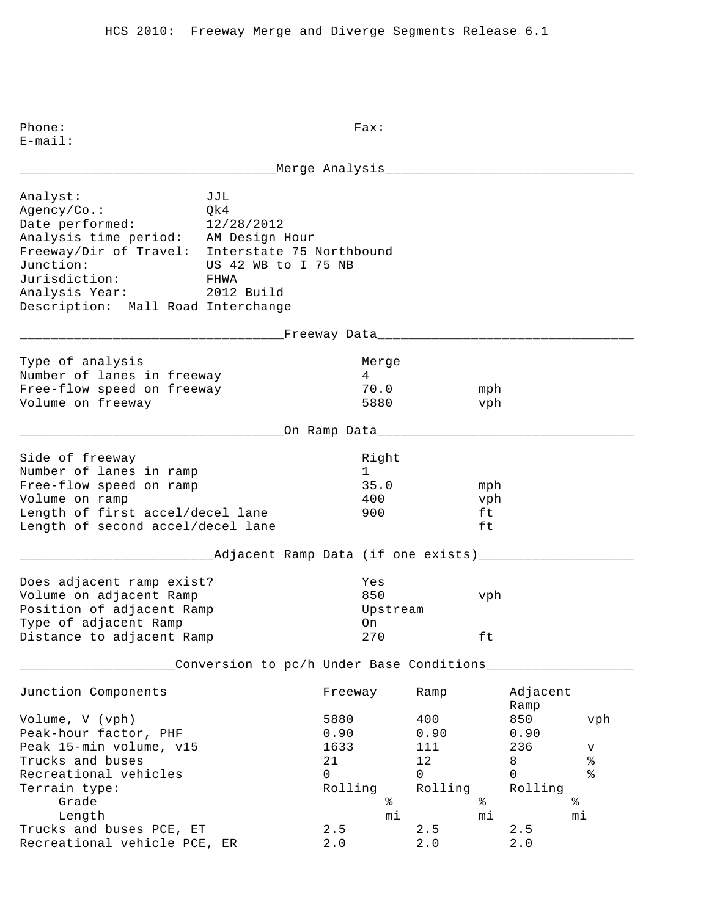HCS 2010: Freeway Merge and Diverge Segments Release 6.1

Phone: Fax:
E-mail:

## Merge Analysis

| | |
|---|---|
| Analyst: | JJL |
| Agency/Co.: | Qk4 |
| Date performed: | 12/28/2012 |
| Analysis time period: | AM Design Hour |
| Freeway/Dir of Travel: | Interstate 75 Northbound |
| Junction: | US 42 WB to I 75 NB |
| Jurisdiction: | FHWA |
| Analysis Year: | 2012 Build |

Description: Mall Road Interchange

## Freeway Data

| | | |
|---|---|---|
| Type of analysis | Merge | |
| Number of lanes in freeway | 4 | |
| Free-flow speed on freeway | 70.0 | mph |
| Volume on freeway | 5880 | vph |

## On Ramp Data

| | | |
|---|---|---|
| Side of freeway | Right | |
| Number of lanes in ramp | 1 | |
| Free-flow speed on ramp | 35.0 | mph |
| Volume on ramp | 400 | vph |
| Length of first accel/decel lane | 900 | ft |
| Length of second accel/decel lane | | ft |

## Adjacent Ramp Data (if one exists)

| | | |
|---|---|---|
| Does adjacent ramp exist? | Yes | |
| Volume on adjacent Ramp | 850 | vph |
| Position of adjacent Ramp | Upstream | |
| Type of adjacent Ramp | On | |
| Distance to adjacent Ramp | 270 | ft |

## Conversion to pc/h Under Base Conditions

| Junction Components | Freeway | Ramp | Adjacent Ramp | |
|---|---|---|---|---|
| Volume, V (vph) | 5880 | 400 | 850 | vph |
| Peak-hour factor, PHF | 0.90 | 0.90 | 0.90 | |
| Peak 15-min volume, v15 | 1633 | 111 | 236 | v |
| Trucks and buses | 21 | 12 | 8 | % |
| Recreational vehicles | 0 | 0 | 0 | % |
| Terrain type: | Rolling | Rolling | Rolling | |
| Grade | % | % | % | |
| Length | mi | mi | mi | |
| Trucks and buses PCE, ET | 2.5 | 2.5 | 2.5 | |
| Recreational vehicle PCE, ER | 2.0 | 2.0 | 2.0 | |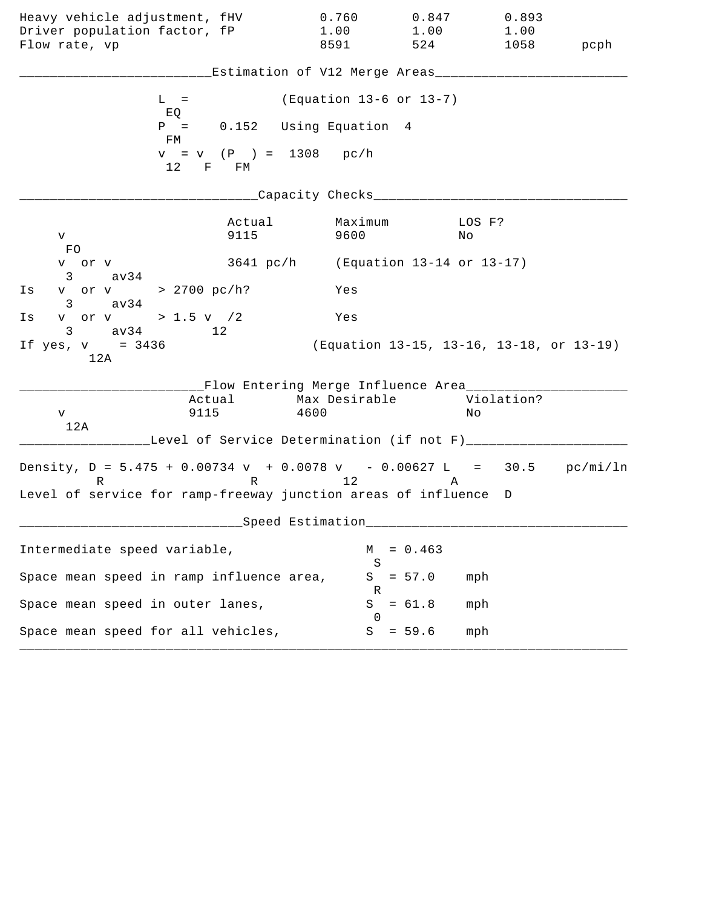| | | | | |
|---|---|---|---|---|
| Heavy vehicle adjustment, fHV | 0.760 | 0.847 | 0.893 | |
| Driver population factor, fP | 1.00 | 1.00 | 1.00 | |
| Flow rate, vp | 8591 | 524 | 1058 | pcph |

## Estimation of V12 Merge Areas

$L_{EQ}$ = (Equation 13-6 or 13-7)

$P_{FM}$ = 0.152 Using Equation 4

$v_{12} = v_F (P_{FM})$ = 1308 pc/h

## Capacity Checks

| | Actual | Maximum | LOS F? |
|---|---|---|---|
| $v_{FO}$ | 9115 | 9600 | No |
| $v_3$ or $v_{av34}$ | 3641 pc/h | (Equation 13-14 or 13-17) | |
| Is $v_3$ or $v_{av34}$ > 2700 pc/h? | | Yes | |
| Is $v_3$ or $v_{av34}$ > 1.5 $v_{12}$/2 | | Yes | |
| If yes, $v_{12A}$ = 3436 | | (Equation 13-15, 13-16, 13-18, or 13-19) | |

## Flow Entering Merge Influence Area

| | Actual | Max Desirable | Violation? |
|---|---|---|---|
| $v_{12A}$ | 9115 | 4600 | No |

## Level of Service Determination (if not F)

Density, $D_R = 5.475 + 0.00734 v_R + 0.0078 v_{12} - 0.00627 L_A$ = 30.5 pc/mi/ln

Level of service for ramp-freeway junction areas of influence D

## Speed Estimation

| | | |
|---|---|---|
| Intermediate speed variable, | $M_S$ = 0.463 | |
| Space mean speed in ramp influence area, | $S_R$ = 57.0 | mph |
| Space mean speed in outer lanes, | $S_0$ = 61.8 | mph |
| Space mean speed for all vehicles, | $S$ = 59.6 | mph |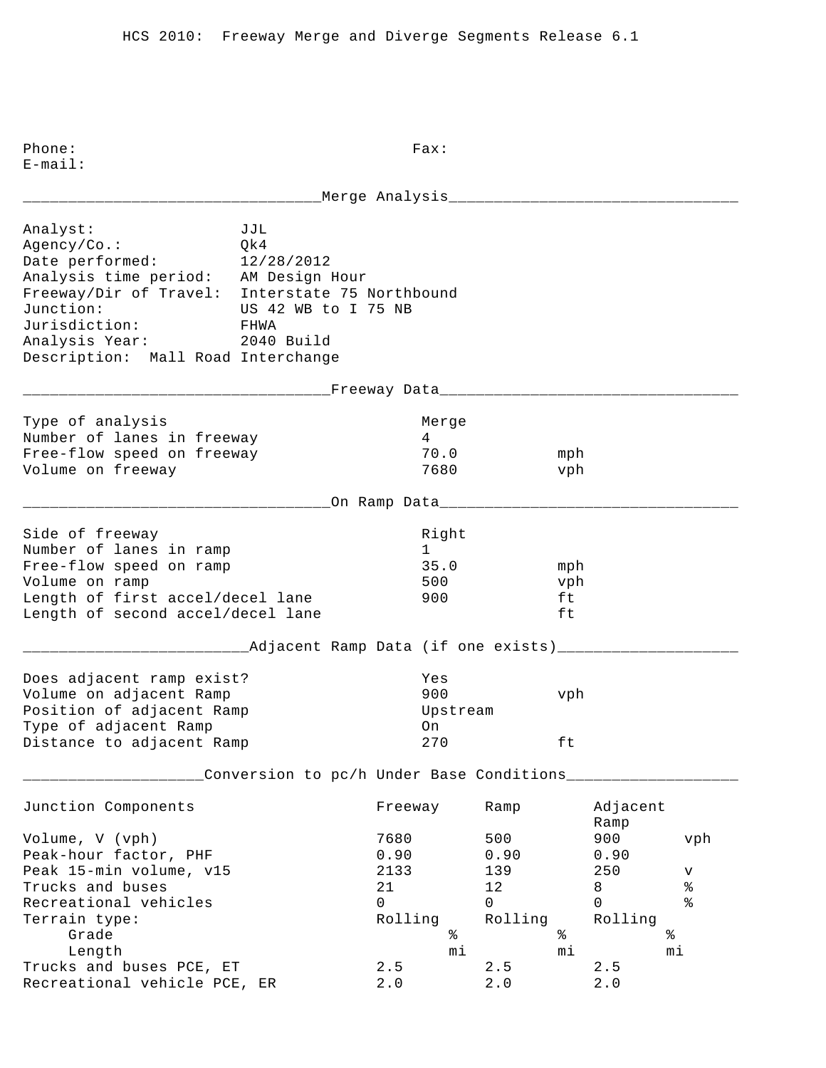HCS 2010: Freeway Merge and Diverge Segments Release 6.1

Phone: Fax:
E-mail:

## Merge Analysis

Analyst: JJL
Agency/Co.: Qk4
Date performed: 12/28/2012
Analysis time period: AM Design Hour
Freeway/Dir of Travel: Interstate 75 Northbound
Junction: US 42 WB to I 75 NB
Jurisdiction: FHWA
Analysis Year: 2040 Build
Description: Mall Road Interchange

## Freeway Data

| | | |
|---|---|---|
| Type of analysis | Merge | |
| Number of lanes in freeway | 4 | |
| Free-flow speed on freeway | 70.0 | mph |
| Volume on freeway | 7680 | vph |

## On Ramp Data

| | | |
|---|---|---|
| Side of freeway | Right | |
| Number of lanes in ramp | 1 | |
| Free-flow speed on ramp | 35.0 | mph |
| Volume on ramp | 500 | vph |
| Length of first accel/decel lane | 900 | ft |
| Length of second accel/decel lane | | ft |

## Adjacent Ramp Data (if one exists)

| | | |
|---|---|---|
| Does adjacent ramp exist? | Yes | |
| Volume on adjacent Ramp | 900 | vph |
| Position of adjacent Ramp | Upstream | |
| Type of adjacent Ramp | On | |
| Distance to adjacent Ramp | 270 | ft |

## Conversion to pc/h Under Base Conditions

| Junction Components | Freeway | Ramp | Adjacent Ramp | |
|---|---|---|---|---|
| Volume, V (vph) | 7680 | 500 | 900 | vph |
| Peak-hour factor, PHF | 0.90 | 0.90 | 0.90 | |
| Peak 15-min volume, v15 | 2133 | 139 | 250 | v |
| Trucks and buses | 21 | 12 | 8 | % |
| Recreational vehicles | 0 | 0 | 0 | % |
| Terrain type: | Rolling | Rolling | Rolling | |
| Grade | % | % | % | |
| Length | mi | mi | mi | |
| Trucks and buses PCE, ET | 2.5 | 2.5 | 2.5 | |
| Recreational vehicle PCE, ER | 2.0 | 2.0 | 2.0 | |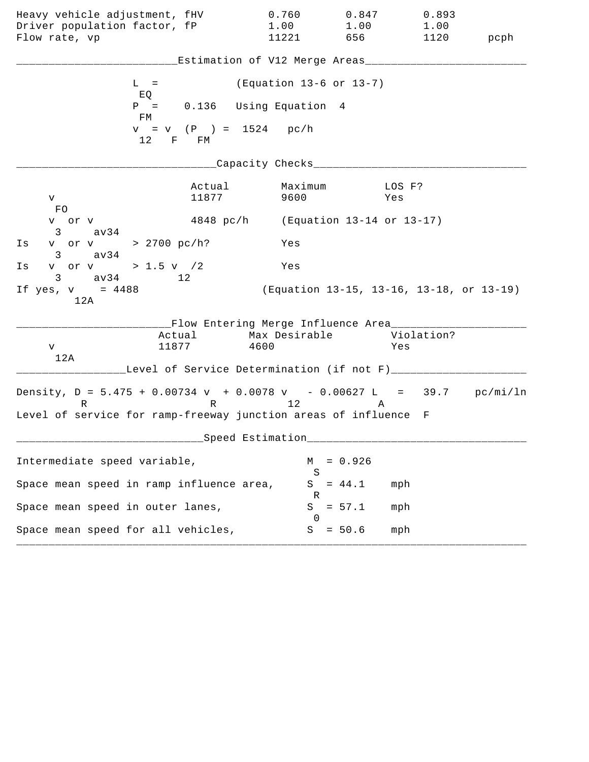| | | | | |
|---|---|---|---|---|
| Heavy vehicle adjustment, fHV | 0.760 | 0.847 | 0.893 | |
| Driver population factor, fP | 1.00 | 1.00 | 1.00 | |
| Flow rate, vp | 11221 | 656 | 1120 | pcph |

## Estimation of V12 Merge Areas

$L_{EQ}$ = (Equation 13-6 or 13-7)

$P_{FM}$ = 0.136 Using Equation 4

$v_{12} = v_F (P_{FM})$ = 1524 pc/h

## Capacity Checks

| | Actual | Maximum | LOS F? |
|---|---|---|---|
| $v_{FO}$ | 11877 | 9600 | Yes |
| $v_3$ or $v_{av34}$ | 4848 pc/h | (Equation 13-14 or 13-17) | |
| Is $v_3$ or $v_{av34}$ > 2700 pc/h? | | Yes | |
| Is $v_3$ or $v_{av34}$ > 1.5 $v_{12}$/2 | | Yes | |
| If yes, $v_{12A}$ = 4488 | | (Equation 13-15, 13-16, 13-18, or 13-19) | |

## Flow Entering Merge Influence Area

| | Actual | Max Desirable | Violation? |
|---|---|---|---|
| $v_{12A}$ | 11877 | 4600 | Yes |

## Level of Service Determination (if not F)

Density, $D_R = 5.475 + 0.00734\, v_R + 0.0078\, v_{12} - 0.00627\, L_A$ = 39.7 pc/mi/ln

Level of service for ramp-freeway junction areas of influence F

## Speed Estimation

Intermediate speed variable, $M_S$ = 0.926

Space mean speed in ramp influence area, $S_R$ = 44.1 mph

Space mean speed in outer lanes, $S_0$ = 57.1 mph

Space mean speed for all vehicles, $S$ = 50.6 mph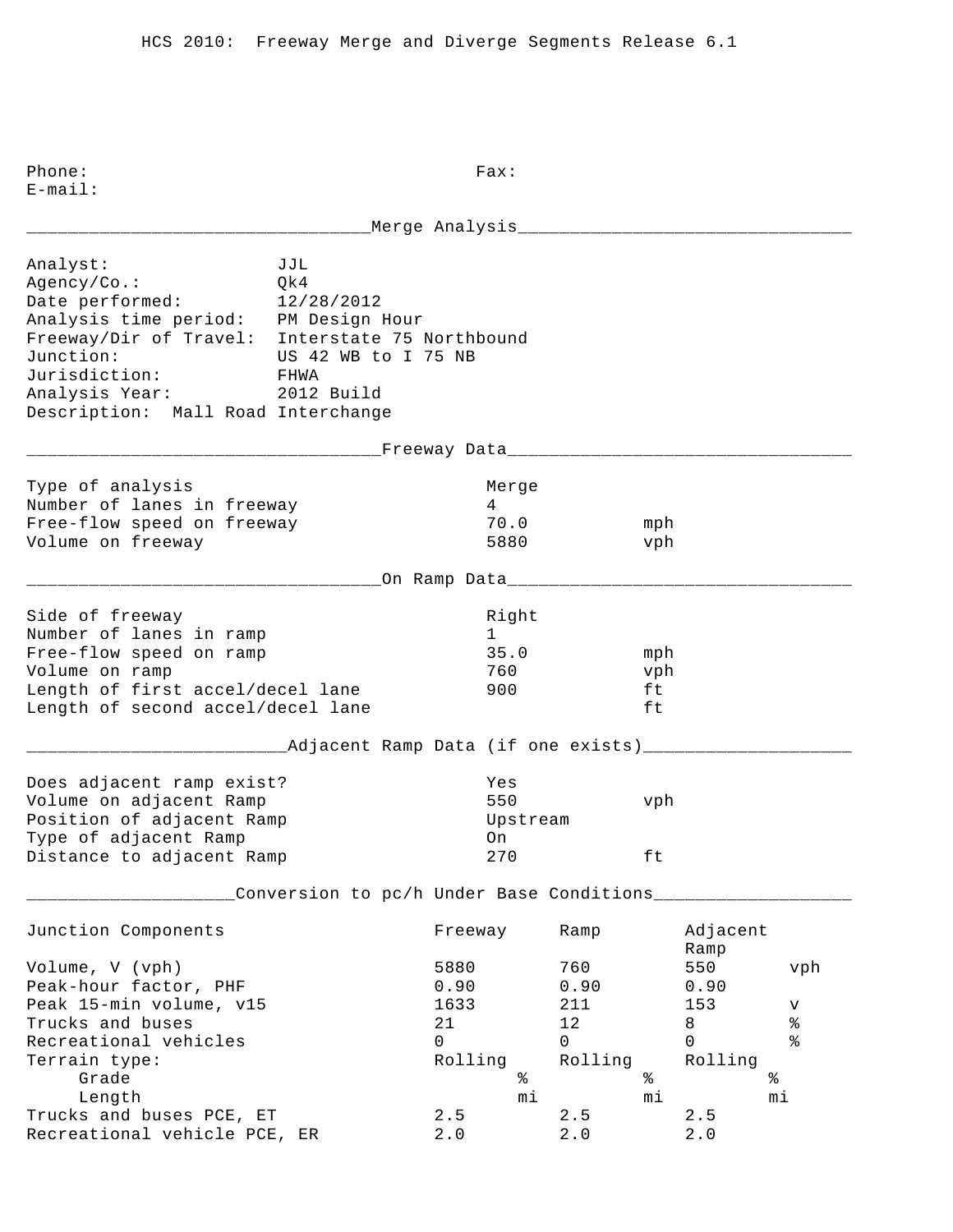HCS 2010: Freeway Merge and Diverge Segments Release 6.1

Phone: Fax:
E-mail:

## Merge Analysis

Analyst: JJL
Agency/Co.: Qk4
Date performed: 12/28/2012
Analysis time period: PM Design Hour
Freeway/Dir of Travel: Interstate 75 Northbound
Junction: US 42 WB to I 75 NB
Jurisdiction: FHWA
Analysis Year: 2012 Build
Description: Mall Road Interchange

## Freeway Data

| | | |
|---|---|---|
| Type of analysis | Merge | |
| Number of lanes in freeway | 4 | |
| Free-flow speed on freeway | 70.0 | mph |
| Volume on freeway | 5880 | vph |

## On Ramp Data

| | | |
|---|---|---|
| Side of freeway | Right | |
| Number of lanes in ramp | 1 | |
| Free-flow speed on ramp | 35.0 | mph |
| Volume on ramp | 760 | vph |
| Length of first accel/decel lane | 900 | ft |
| Length of second accel/decel lane | | ft |

## Adjacent Ramp Data (if one exists)

| | | |
|---|---|---|
| Does adjacent ramp exist? | Yes | |
| Volume on adjacent Ramp | 550 | vph |
| Position of adjacent Ramp | Upstream | |
| Type of adjacent Ramp | On | |
| Distance to adjacent Ramp | 270 | ft |

## Conversion to pc/h Under Base Conditions

| Junction Components | Freeway | Ramp | Adjacent Ramp | |
|---|---|---|---|---|
| Volume, V (vph) | 5880 | 760 | 550 | vph |
| Peak-hour factor, PHF | 0.90 | 0.90 | 0.90 | |
| Peak 15-min volume, v15 | 1633 | 211 | 153 | v |
| Trucks and buses | 21 | 12 | 8 | % |
| Recreational vehicles | 0 | 0 | 0 | % |
| Terrain type: | Rolling | Rolling | Rolling | |
| Grade | % | % | % | |
| Length | mi | mi | mi | |
| Trucks and buses PCE, ET | 2.5 | 2.5 | 2.5 | |
| Recreational vehicle PCE, ER | 2.0 | 2.0 | 2.0 | |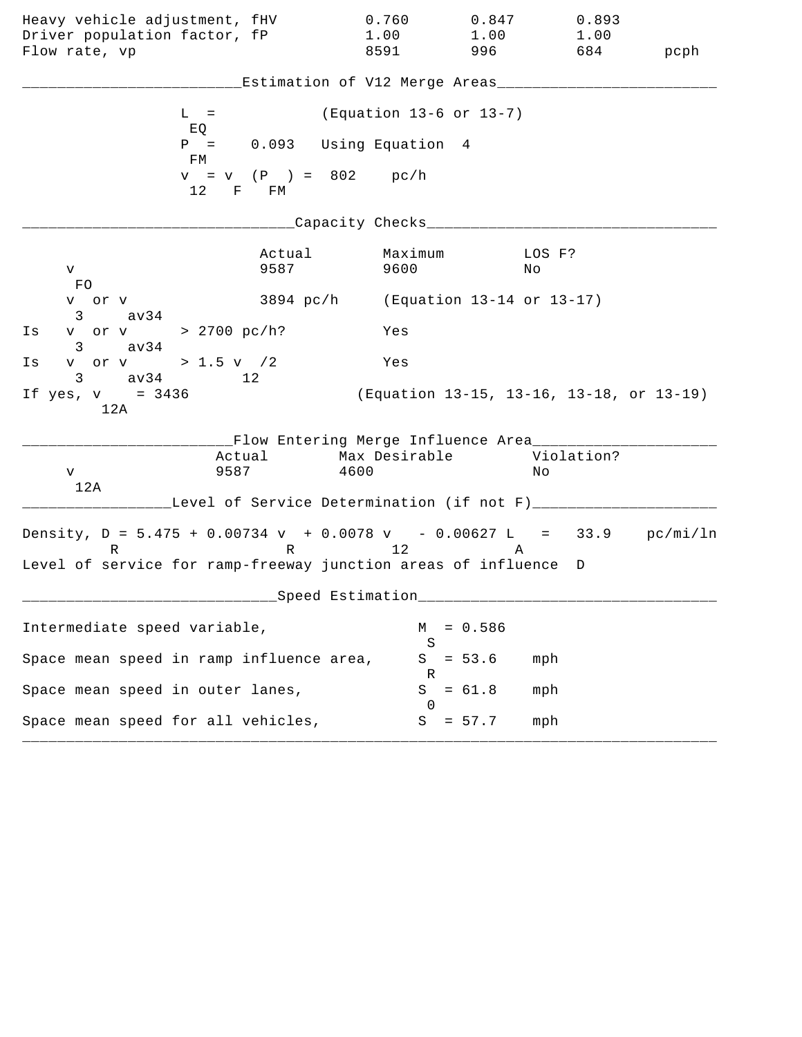| | | | | |
|---|---|---|---|---|
| Heavy vehicle adjustment, fHV | 0.760 | 0.847 | 0.893 | |
| Driver population factor, fP | 1.00 | 1.00 | 1.00 | |
| Flow rate, vp | 8591 | 996 | 684 | pcph |

## Estimation of V12 Merge Areas

$L_{EQ}$ = (Equation 13-6 or 13-7)

$P_{FM}$ = 0.093 Using Equation 4

$v_{12} = v_F (P_{FM})$ = 802 pc/h

## Capacity Checks

| | Actual | Maximum | LOS F? |
|---|---|---|---|
| $v_{FO}$ | 9587 | 9600 | No |
| $v_3$ or $v_{av34}$ | 3894 pc/h | (Equation 13-14 or 13-17) | |
| Is $v_3$ or $v_{av34}$ > 2700 pc/h? | | Yes | |
| Is $v_3$ or $v_{av34}$ > 1.5 $v_{12}$/2 | | Yes | |
| If yes, $v_{12A}$ = 3436 | | (Equation 13-15, 13-16, 13-18, or 13-19) | |

## Flow Entering Merge Influence Area

| | Actual | Max Desirable | Violation? |
|---|---|---|---|
| $v_{12A}$ | 9587 | 4600 | No |

## Level of Service Determination (if not F)

Density, $D_R = 5.475 + 0.00734 v_R + 0.0078 v_{12} - 0.00627 L_A$ = 33.9 pc/mi/ln

Level of service for ramp-freeway junction areas of influence D

## Speed Estimation

| | | |
|---|---|---|
| Intermediate speed variable, | $M_S$ = 0.586 | |
| Space mean speed in ramp influence area, | $S_R$ = 53.6 | mph |
| Space mean speed in outer lanes, | $S_0$ = 61.8 | mph |
| Space mean speed for all vehicles, | $S$ = 57.7 | mph |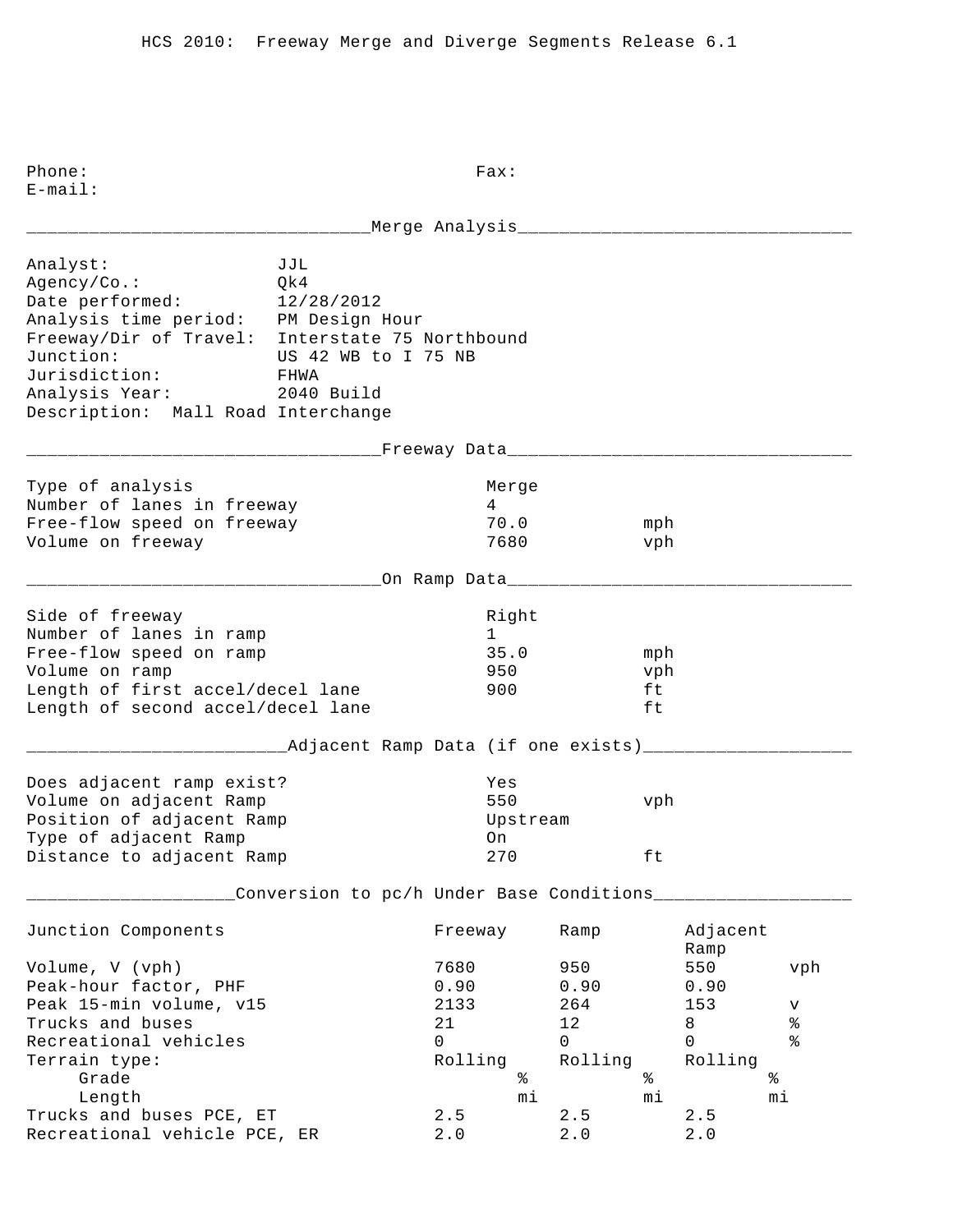HCS 2010: Freeway Merge and Diverge Segments Release 6.1

Phone: Fax:
E-mail:

## Merge Analysis

Analyst: JJL
Agency/Co.: Qk4
Date performed: 12/28/2012
Analysis time period: PM Design Hour
Freeway/Dir of Travel: Interstate 75 Northbound
Junction: US 42 WB to I 75 NB
Jurisdiction: FHWA
Analysis Year: 2040 Build
Description: Mall Road Interchange

## Freeway Data

| | | |
|---|---|---|
| Type of analysis | Merge | |
| Number of lanes in freeway | 4 | |
| Free-flow speed on freeway | 70.0 | mph |
| Volume on freeway | 7680 | vph |

## On Ramp Data

| | | |
|---|---|---|
| Side of freeway | Right | |
| Number of lanes in ramp | 1 | |
| Free-flow speed on ramp | 35.0 | mph |
| Volume on ramp | 950 | vph |
| Length of first accel/decel lane | 900 | ft |
| Length of second accel/decel lane | | ft |

## Adjacent Ramp Data (if one exists)

| | | |
|---|---|---|
| Does adjacent ramp exist? | Yes | |
| Volume on adjacent Ramp | 550 | vph |
| Position of adjacent Ramp | Upstream | |
| Type of adjacent Ramp | On | |
| Distance to adjacent Ramp | 270 | ft |

## Conversion to pc/h Under Base Conditions

| Junction Components | Freeway | Ramp | Adjacent Ramp | |
|---|---|---|---|---|
| Volume, V (vph) | 7680 | 950 | 550 | vph |
| Peak-hour factor, PHF | 0.90 | 0.90 | 0.90 | |
| Peak 15-min volume, v15 | 2133 | 264 | 153 | v |
| Trucks and buses | 21 | 12 | 8 | % |
| Recreational vehicles | 0 | 0 | 0 | % |
| Terrain type: | Rolling | Rolling | Rolling | |
| Grade | % | % | % | |
| Length | mi | mi | mi | |
| Trucks and buses PCE, ET | 2.5 | 2.5 | 2.5 | |
| Recreational vehicle PCE, ER | 2.0 | 2.0 | 2.0 | |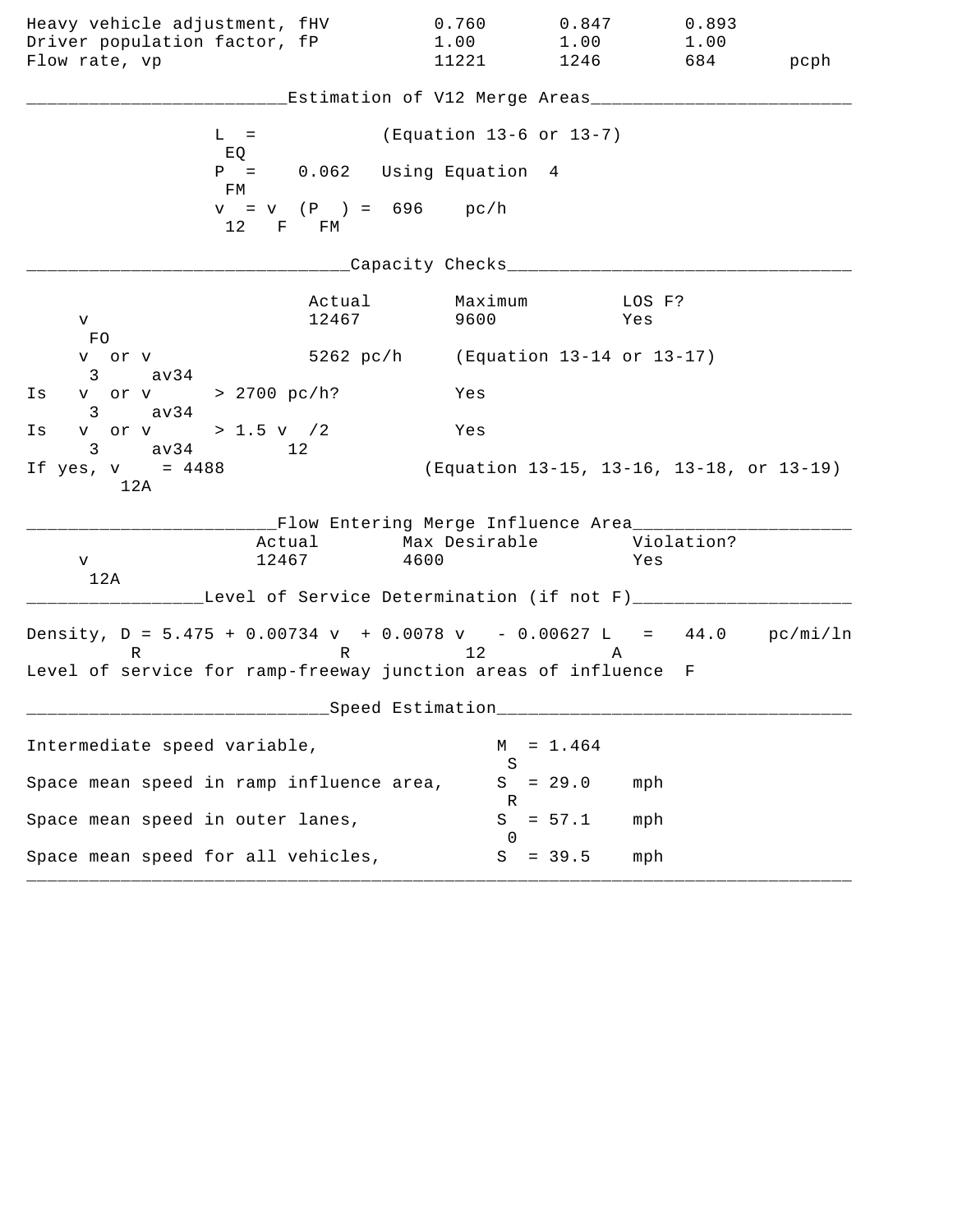| | | | | |
|---|---|---|---|---|
| Heavy vehicle adjustment, fHV | 0.760 | 0.847 | 0.893 | |
| Driver population factor, fP | 1.00 | 1.00 | 1.00 | |
| Flow rate, vp | 11221 | 1246 | 684 | pcph |

## Estimation of V12 Merge Areas

$L_{EQ}$ = (Equation 13-6 or 13-7)

$P_{FM}$ = 0.062 Using Equation 4

$v_{12} = v_F (P_{FM})$ = 696 pc/h

## Capacity Checks

| | Actual | Maximum | LOS F? |
|---|---|---|---|
| $v_{FO}$ | 12467 | 9600 | Yes |
| $v_3$ or $v_{av34}$ | 5262 pc/h | (Equation 13-14 or 13-17) | |
| Is $v_3$ or $v_{av34}$ > 2700 pc/h? | | Yes | |
| Is $v_3$ or $v_{av34}$ > 1.5 $v_{12}$/2 | | Yes | |
| If yes, $v_{12A}$ = 4488 | | (Equation 13-15, 13-16, 13-18, or 13-19) | |

## Flow Entering Merge Influence Area

| | Actual | Max Desirable | Violation? |
|---|---|---|---|
| $v_{12A}$ | 12467 | 4600 | Yes |

## Level of Service Determination (if not F)

Density, $D_R = 5.475 + 0.00734 v_R + 0.0078 v_{12} - 0.00627 L_A$ = 44.0 pc/mi/ln

Level of service for ramp-freeway junction areas of influence F

## Speed Estimation

| | | |
|---|---|---|
| Intermediate speed variable, | $M_S$ = 1.464 | |
| Space mean speed in ramp influence area, | $S_R$ = 29.0 | mph |
| Space mean speed in outer lanes, | $S_0$ = 57.1 | mph |
| Space mean speed for all vehicles, | $S$ = 39.5 | mph |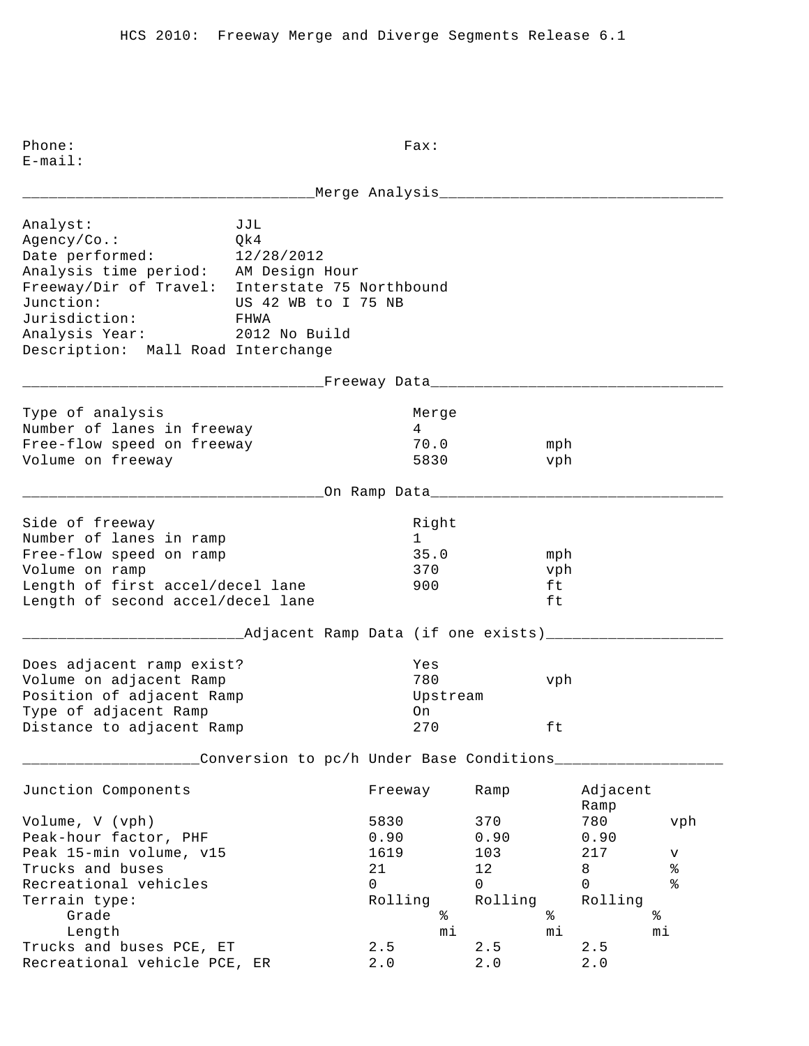HCS 2010: Freeway Merge and Diverge Segments Release 6.1

Phone: Fax:
E-mail:

## Merge Analysis

Analyst: JJL
Agency/Co.: Qk4
Date performed: 12/28/2012
Analysis time period: AM Design Hour
Freeway/Dir of Travel: Interstate 75 Northbound
Junction: US 42 WB to I 75 NB
Jurisdiction: FHWA
Analysis Year: 2012 No Build
Description: Mall Road Interchange

## Freeway Data

| | | |
|---|---|---|
| Type of analysis | Merge | |
| Number of lanes in freeway | 4 | |
| Free-flow speed on freeway | 70.0 | mph |
| Volume on freeway | 5830 | vph |

## On Ramp Data

| | | |
|---|---|---|
| Side of freeway | Right | |
| Number of lanes in ramp | 1 | |
| Free-flow speed on ramp | 35.0 | mph |
| Volume on ramp | 370 | vph |
| Length of first accel/decel lane | 900 | ft |
| Length of second accel/decel lane | | ft |

## Adjacent Ramp Data (if one exists)

| | | |
|---|---|---|
| Does adjacent ramp exist? | Yes | |
| Volume on adjacent Ramp | 780 | vph |
| Position of adjacent Ramp | Upstream | |
| Type of adjacent Ramp | On | |
| Distance to adjacent Ramp | 270 | ft |

## Conversion to pc/h Under Base Conditions

| Junction Components | Freeway | Ramp | Adjacent Ramp | |
|---|---|---|---|---|
| Volume, V (vph) | 5830 | 370 | 780 | vph |
| Peak-hour factor, PHF | 0.90 | 0.90 | 0.90 | |
| Peak 15-min volume, v15 | 1619 | 103 | 217 | v |
| Trucks and buses | 21 | 12 | 8 | % |
| Recreational vehicles | 0 | 0 | 0 | % |
| Terrain type: | Rolling | Rolling | Rolling | |
| Grade | % | % | % | |
| Length | mi | mi | mi | |
| Trucks and buses PCE, ET | 2.5 | 2.5 | 2.5 | |
| Recreational vehicle PCE, ER | 2.0 | 2.0 | 2.0 | |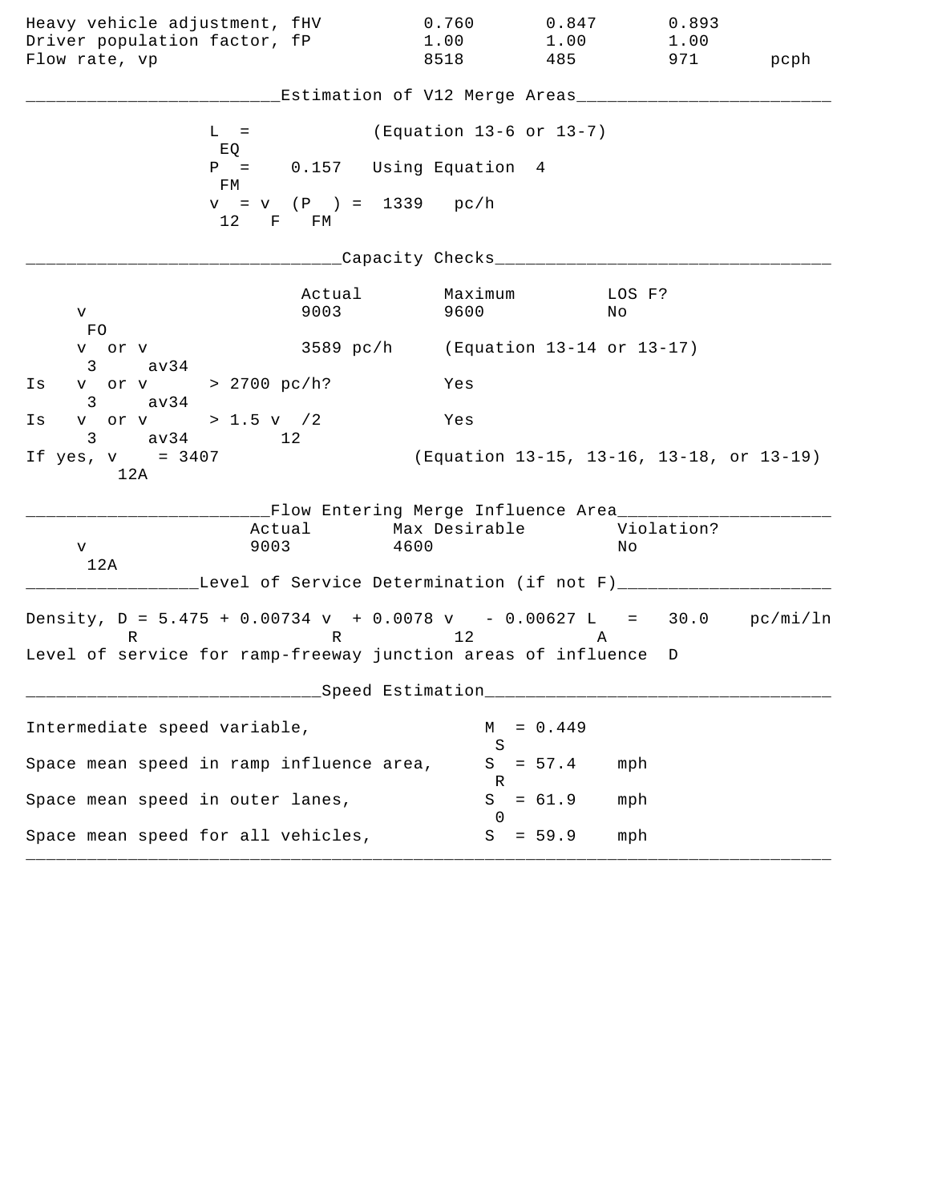| | | | | |
|---|---|---|---|---|
| Heavy vehicle adjustment, fHV | 0.760 | 0.847 | 0.893 | |
| Driver population factor, fP | 1.00 | 1.00 | 1.00 | |
| Flow rate, vp | 8518 | 485 | 971 | pcph |

## Estimation of V12 Merge Areas

$L_{EQ}$ = (Equation 13-6 or 13-7)

$P_{FM}$ = 0.157 Using Equation 4

$v_{12} = v_F (P_{FM})$ = 1339 pc/h

## Capacity Checks

| | Actual | Maximum | LOS F? |
|---|---|---|---|
| $v_{FO}$ | 9003 | 9600 | No |
| $v_3$ or $v_{av34}$ | 3589 pc/h | (Equation 13-14 or 13-17) | |
| Is $v_3$ or $v_{av34}$ > 2700 pc/h? | | Yes | |
| Is $v_3$ or $v_{av34}$ > 1.5 $v_{12}$/2 | | Yes | |
| If yes, $v_{12A}$ = 3407 | | (Equation 13-15, 13-16, 13-18, or 13-19) | |

## Flow Entering Merge Influence Area

| | Actual | Max Desirable | Violation? |
|---|---|---|---|
| $v_{12A}$ | 9003 | 4600 | No |

## Level of Service Determination (if not F)

Density, $D_R = 5.475 + 0.00734\, v_R + 0.0078\, v_{12} - 0.00627\, L_A$ = 30.0 pc/mi/ln

Level of service for ramp-freeway junction areas of influence D

## Speed Estimation

| | | |
|---|---|---|
| Intermediate speed variable, | $M_S$ = 0.449 | |
| Space mean speed in ramp influence area, | $S_R$ = 57.4 | mph |
| Space mean speed in outer lanes, | $S_0$ = 61.9 | mph |
| Space mean speed for all vehicles, | $S$ = 59.9 | mph |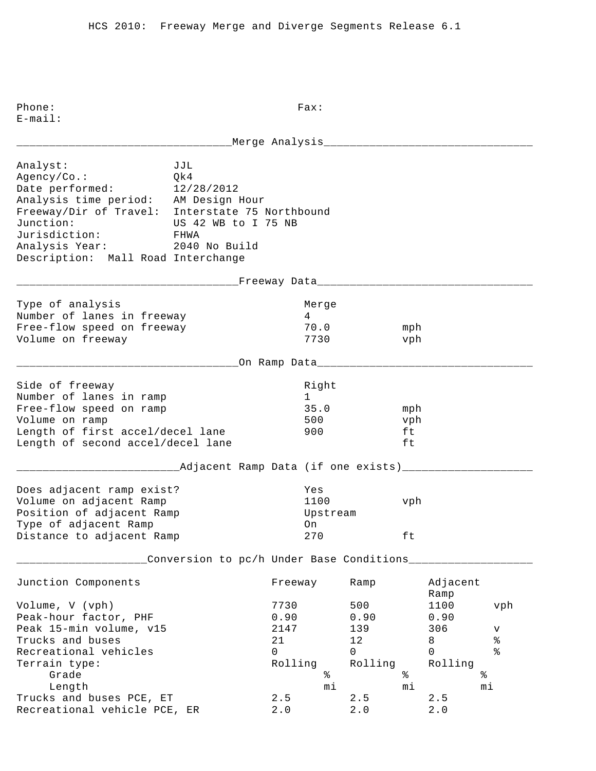HCS 2010: Freeway Merge and Diverge Segments Release 6.1

Phone: Fax:
E-mail:

## Merge Analysis

Analyst: JJL
Agency/Co.: Qk4
Date performed: 12/28/2012
Analysis time period: AM Design Hour
Freeway/Dir of Travel: Interstate 75 Northbound
Junction: US 42 WB to I 75 NB
Jurisdiction: FHWA
Analysis Year: 2040 No Build
Description: Mall Road Interchange

## Freeway Data

| | | |
|---|---|---|
| Type of analysis | Merge | |
| Number of lanes in freeway | 4 | |
| Free-flow speed on freeway | 70.0 | mph |
| Volume on freeway | 7730 | vph |

## On Ramp Data

| | | |
|---|---|---|
| Side of freeway | Right | |
| Number of lanes in ramp | 1 | |
| Free-flow speed on ramp | 35.0 | mph |
| Volume on ramp | 500 | vph |
| Length of first accel/decel lane | 900 | ft |
| Length of second accel/decel lane | | ft |

## Adjacent Ramp Data (if one exists)

| | | |
|---|---|---|
| Does adjacent ramp exist? | Yes | |
| Volume on adjacent Ramp | 1100 | vph |
| Position of adjacent Ramp | Upstream | |
| Type of adjacent Ramp | On | |
| Distance to adjacent Ramp | 270 | ft |

## Conversion to pc/h Under Base Conditions

| Junction Components | Freeway | Ramp | Adjacent Ramp | |
|---|---|---|---|---|
| Volume, V (vph) | 7730 | 500 | 1100 | vph |
| Peak-hour factor, PHF | 0.90 | 0.90 | 0.90 | |
| Peak 15-min volume, v15 | 2147 | 139 | 306 | v |
| Trucks and buses | 21 | 12 | 8 | % |
| Recreational vehicles | 0 | 0 | 0 | % |
| Terrain type: | Rolling | Rolling | Rolling | |
| Grade | % | % | % | |
| Length | mi | mi | mi | |
| Trucks and buses PCE, ET | 2.5 | 2.5 | 2.5 | |
| Recreational vehicle PCE, ER | 2.0 | 2.0 | 2.0 | |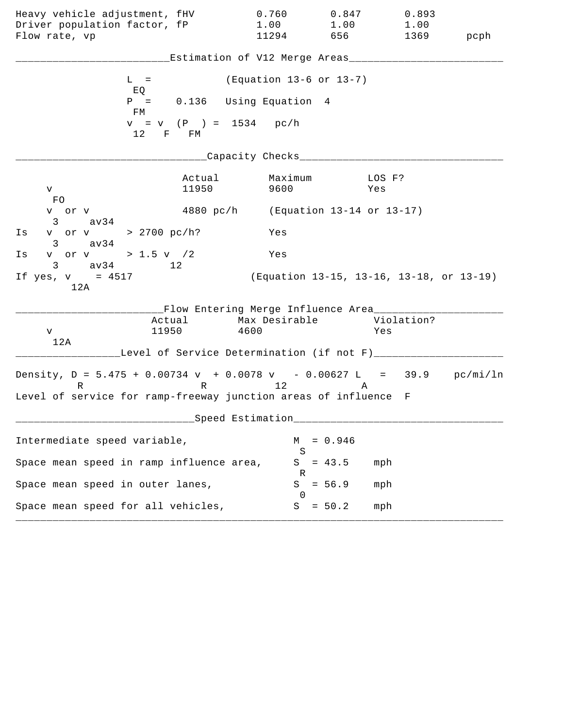| | | | | |
|---|---|---|---|---|
| Heavy vehicle adjustment, fHV | 0.760 | 0.847 | 0.893 | |
| Driver population factor, fP | 1.00 | 1.00 | 1.00 | |
| Flow rate, vp | 11294 | 656 | 1369 | pcph |

## Estimation of V12 Merge Areas

$L_{EQ}$ = (Equation 13-6 or 13-7)

$P_{FM}$ = 0.136 Using Equation 4

$v_{12} = v_F (P_{FM})$ = 1534 pc/h

## Capacity Checks

| | Actual | Maximum | LOS F? |
|---|---|---|---|
| $v_{FO}$ | 11950 | 9600 | Yes |
| $v_3$ or $v_{av34}$ | 4880 pc/h | (Equation 13-14 or 13-17) | |

Is $v_3$ or $v_{av34}$ > 2700 pc/h? Yes

Is $v_3$ or $v_{av34}$ > 1.5 $v_{12}$/2 Yes

If yes, $v_{12A}$ = 4517 (Equation 13-15, 13-16, 13-18, or 13-19)

## Flow Entering Merge Influence Area

| | Actual | Max Desirable | Violation? |
|---|---|---|---|
| $v_{12A}$ | 11950 | 4600 | Yes |

## Level of Service Determination (if not F)

Density, $D_R = 5.475 + 0.00734\ v_R + 0.0078\ v_{12} - 0.00627\ L_A$ = 39.9 pc/mi/ln

Level of service for ramp-freeway junction areas of influence F

## Speed Estimation

| | | |
|---|---|---|
| Intermediate speed variable, | $M_S$ = 0.946 | |
| Space mean speed in ramp influence area, | $S_R$ = 43.5 | mph |
| Space mean speed in outer lanes, | $S_0$ = 56.9 | mph |
| Space mean speed for all vehicles, | $S$ = 50.2 | mph |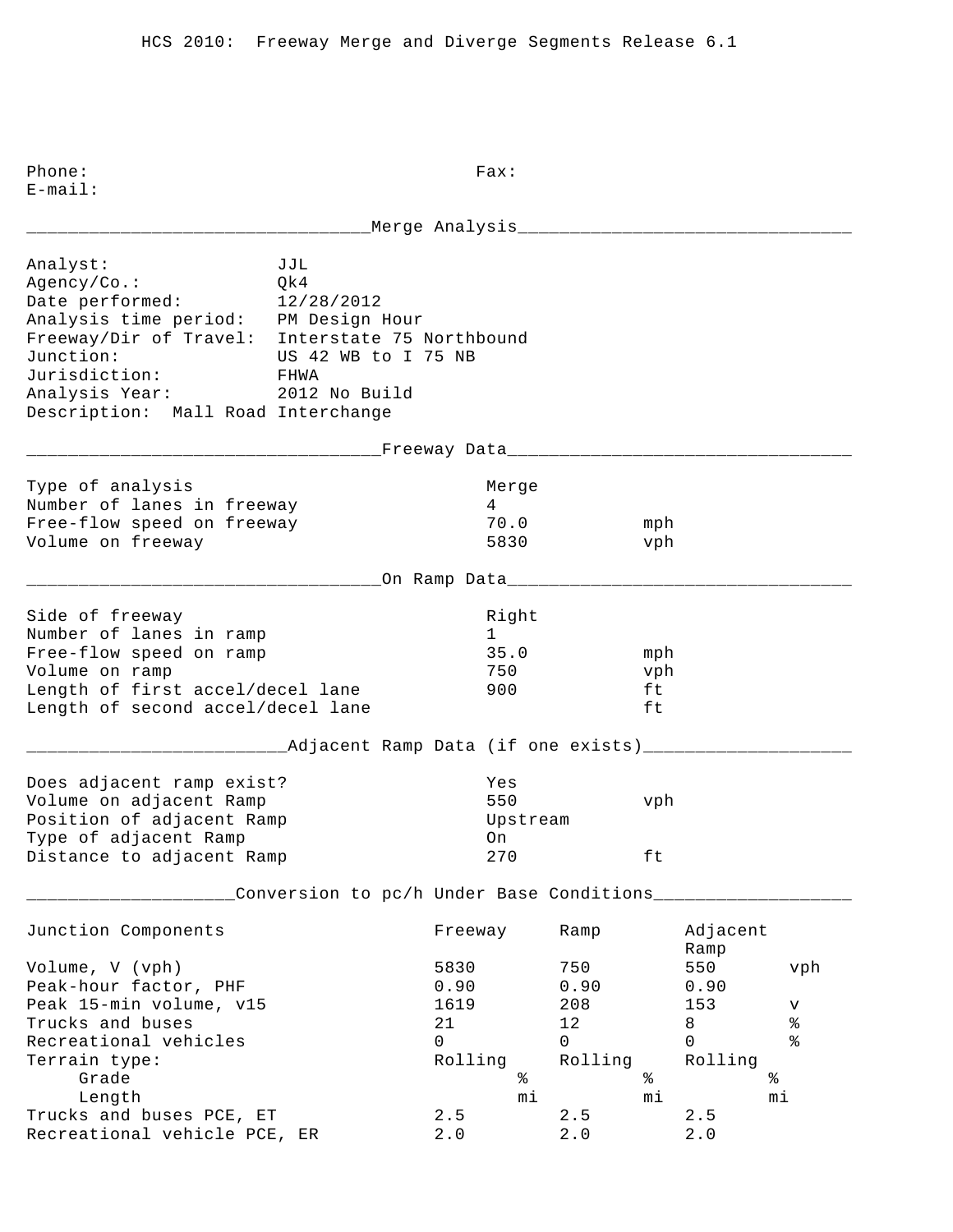HCS 2010: Freeway Merge and Diverge Segments Release 6.1

Phone: Fax:
E-mail:

## Merge Analysis

| | |
|---|---|
| Analyst: | JJL |
| Agency/Co.: | Qk4 |
| Date performed: | 12/28/2012 |
| Analysis time period: | PM Design Hour |
| Freeway/Dir of Travel: | Interstate 75 Northbound |
| Junction: | US 42 WB to I 75 NB |
| Jurisdiction: | FHWA |
| Analysis Year: | 2012 No Build |

Description: Mall Road Interchange

## Freeway Data

| | | |
|---|---|---|
| Type of analysis | Merge | |
| Number of lanes in freeway | 4 | |
| Free-flow speed on freeway | 70.0 | mph |
| Volume on freeway | 5830 | vph |

## On Ramp Data

| | | |
|---|---|---|
| Side of freeway | Right | |
| Number of lanes in ramp | 1 | |
| Free-flow speed on ramp | 35.0 | mph |
| Volume on ramp | 750 | vph |
| Length of first accel/decel lane | 900 | ft |
| Length of second accel/decel lane | | ft |

## Adjacent Ramp Data (if one exists)

| | | |
|---|---|---|
| Does adjacent ramp exist? | Yes | |
| Volume on adjacent Ramp | 550 | vph |
| Position of adjacent Ramp | Upstream | |
| Type of adjacent Ramp | On | |
| Distance to adjacent Ramp | 270 | ft |

## Conversion to pc/h Under Base Conditions

| Junction Components | Freeway | Ramp | Adjacent Ramp | |
|---|---|---|---|---|
| Volume, V (vph) | 5830 | 750 | 550 | vph |
| Peak-hour factor, PHF | 0.90 | 0.90 | 0.90 | |
| Peak 15-min volume, v15 | 1619 | 208 | 153 | v |
| Trucks and buses | 21 | 12 | 8 | % |
| Recreational vehicles | 0 | 0 | 0 | % |
| Terrain type: | Rolling | Rolling | Rolling | |
| Grade | % | % | % | |
| Length | mi | mi | mi | |
| Trucks and buses PCE, ET | 2.5 | 2.5 | 2.5 | |
| Recreational vehicle PCE, ER | 2.0 | 2.0 | 2.0 | |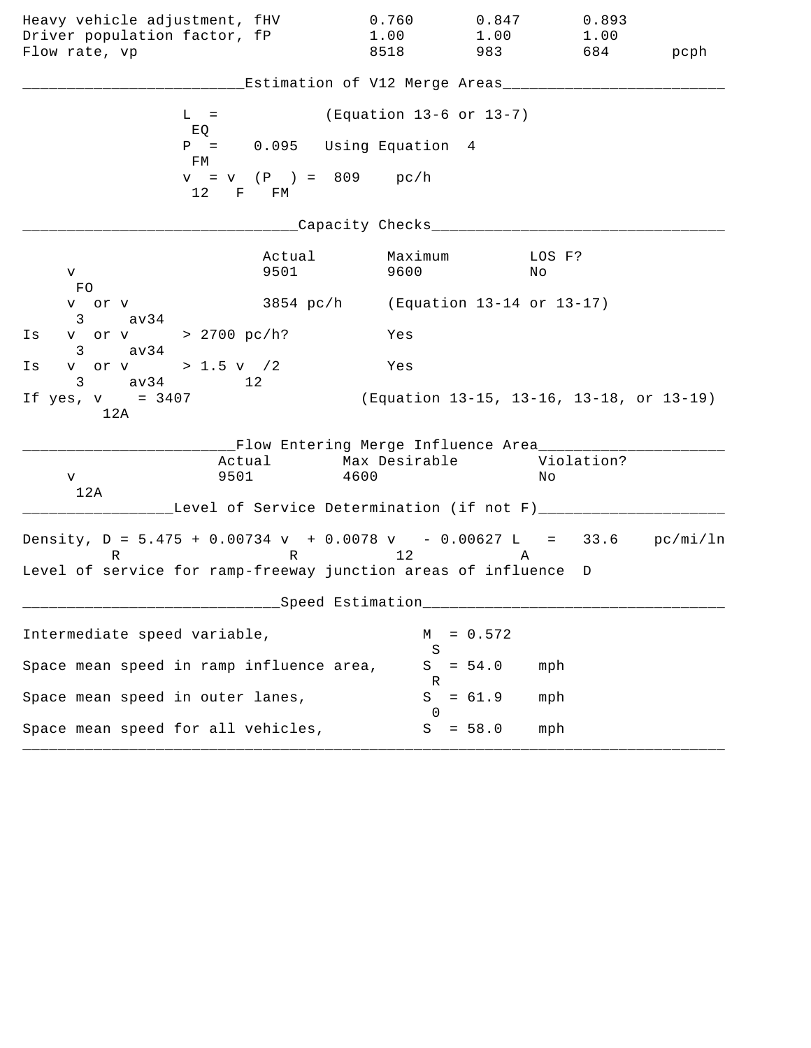| | | | | |
|---|---|---|---|---|
| Heavy vehicle adjustment, fHV | 0.760 | 0.847 | 0.893 | |
| Driver population factor, fP | 1.00 | 1.00 | 1.00 | |
| Flow rate, vp | 8518 | 983 | 684 | pcph |

## Estimation of V12 Merge Areas

$L_{EQ}$ = (Equation 13-6 or 13-7)

$P_{FM}$ = 0.095 Using Equation 4

$v_{12} = v_F (P_{FM})$ = 809 pc/h

## Capacity Checks

| | Actual | Maximum | LOS F? |
|---|---|---|---|
| $v_{FO}$ | 9501 | 9600 | No |
| $v_3$ or $v_{av34}$ | 3854 pc/h | (Equation 13-14 or 13-17) | |
| Is $v_3$ or $v_{av34}$ > 2700 pc/h? | | Yes | |
| Is $v_3$ or $v_{av34}$ > 1.5 $v_{12}$/2 | | Yes | |
| If yes, $v_{12A}$ = 3407 | | (Equation 13-15, 13-16, 13-18, or 13-19) | |

## Flow Entering Merge Influence Area

| | Actual | Max Desirable | Violation? |
|---|---|---|---|
| $v_{12A}$ | 9501 | 4600 | No |

## Level of Service Determination (if not F)

Density, $D_R = 5.475 + 0.00734\, v_R + 0.0078\, v_{12} - 0.00627\, L_A$ = 33.6 pc/mi/ln

Level of service for ramp-freeway junction areas of influence D

## Speed Estimation

| | | |
|---|---|---|
| Intermediate speed variable, | $M_S$ = 0.572 | |
| Space mean speed in ramp influence area, | $S_R$ = 54.0 | mph |
| Space mean speed in outer lanes, | $S_0$ = 61.9 | mph |
| Space mean speed for all vehicles, | $S$ = 58.0 | mph |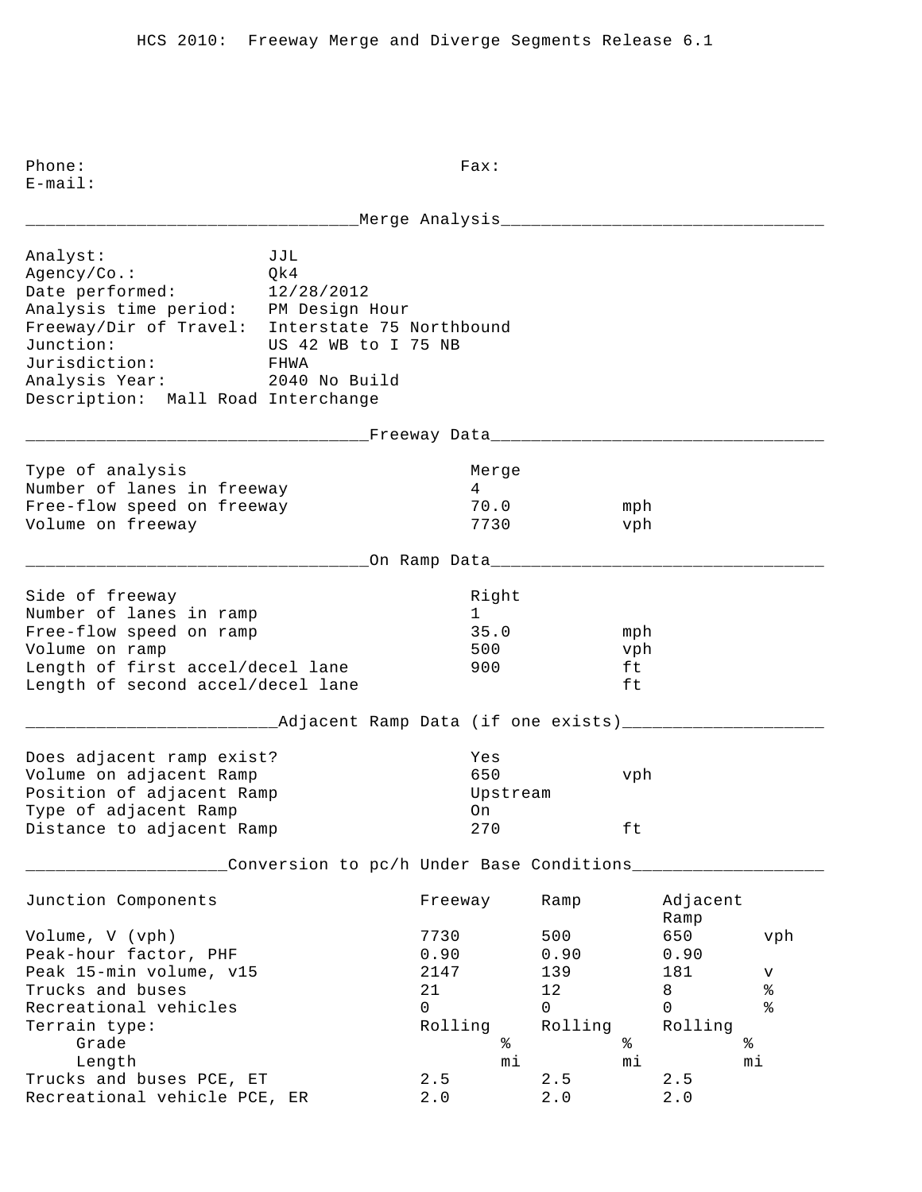HCS 2010: Freeway Merge and Diverge Segments Release 6.1

Phone: Fax:
E-mail:

## Merge Analysis

Analyst: JJL
Agency/Co.: Qk4
Date performed: 12/28/2012
Analysis time period: PM Design Hour
Freeway/Dir of Travel: Interstate 75 Northbound
Junction: US 42 WB to I 75 NB
Jurisdiction: FHWA
Analysis Year: 2040 No Build
Description: Mall Road Interchange

## Freeway Data

| | | |
|---|---|---|
| Type of analysis | Merge | |
| Number of lanes in freeway | 4 | |
| Free-flow speed on freeway | 70.0 | mph |
| Volume on freeway | 7730 | vph |

## On Ramp Data

| | | |
|---|---|---|
| Side of freeway | Right | |
| Number of lanes in ramp | 1 | |
| Free-flow speed on ramp | 35.0 | mph |
| Volume on ramp | 500 | vph |
| Length of first accel/decel lane | 900 | ft |
| Length of second accel/decel lane | | ft |

## Adjacent Ramp Data (if one exists)

| | | |
|---|---|---|
| Does adjacent ramp exist? | Yes | |
| Volume on adjacent Ramp | 650 | vph |
| Position of adjacent Ramp | Upstream | |
| Type of adjacent Ramp | On | |
| Distance to adjacent Ramp | 270 | ft |

## Conversion to pc/h Under Base Conditions

| Junction Components | Freeway | Ramp | Adjacent Ramp | |
|---|---|---|---|---|
| Volume, V (vph) | 7730 | 500 | 650 | vph |
| Peak-hour factor, PHF | 0.90 | 0.90 | 0.90 | |
| Peak 15-min volume, v15 | 2147 | 139 | 181 | v |
| Trucks and buses | 21 | 12 | 8 | % |
| Recreational vehicles | 0 | 0 | 0 | % |
| Terrain type: | Rolling | Rolling | Rolling | |
| Grade | % | % | % | |
| Length | mi | mi | mi | |
| Trucks and buses PCE, ET | 2.5 | 2.5 | 2.5 | |
| Recreational vehicle PCE, ER | 2.0 | 2.0 | 2.0 | |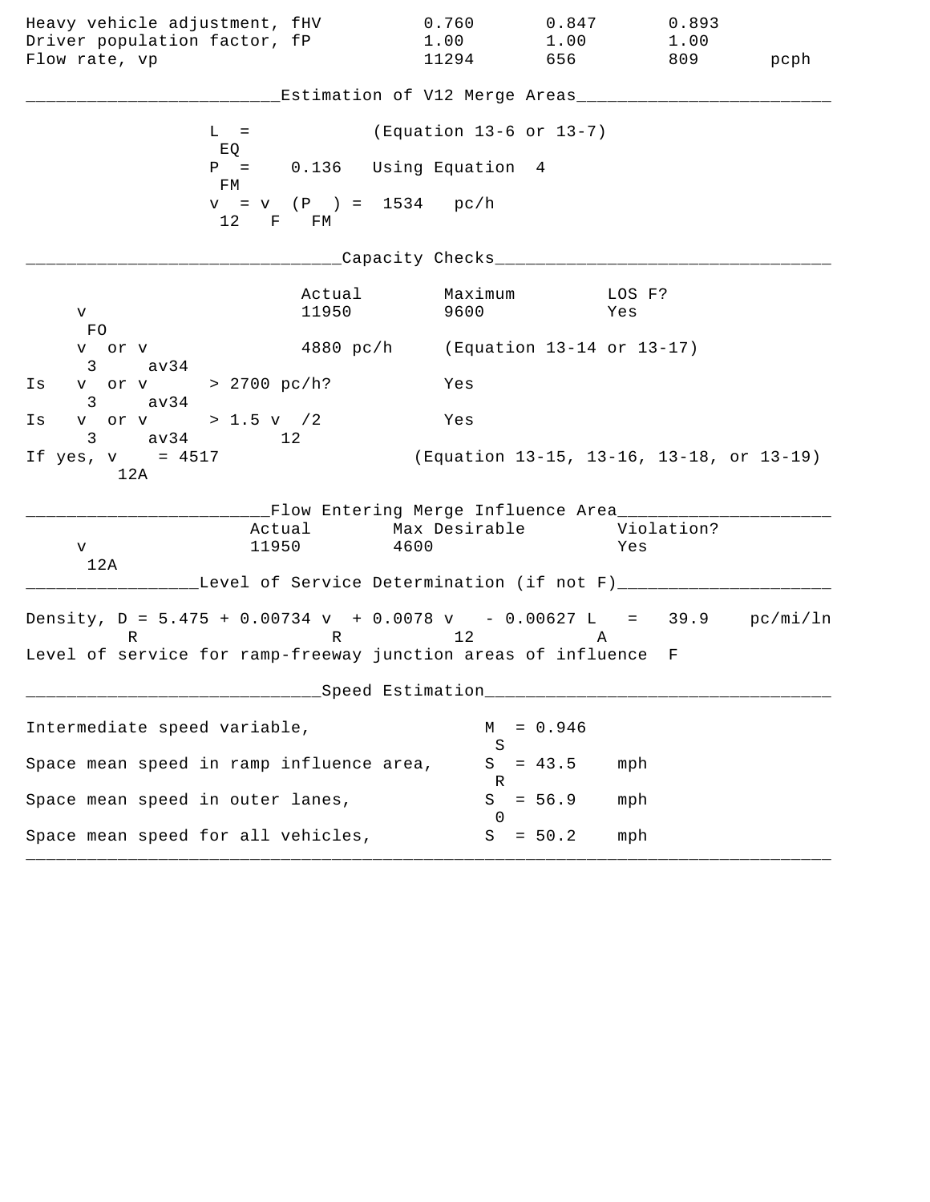| | | | | |
|---|---|---|---|---|
| Heavy vehicle adjustment, fHV | 0.760 | 0.847 | 0.893 | |
| Driver population factor, fP | 1.00 | 1.00 | 1.00 | |
| Flow rate, vp | 11294 | 656 | 809 | pcph |

## Estimation of V12 Merge Areas

$L_{EQ}$ = (Equation 13-6 or 13-7)

$P_{FM}$ = 0.136 Using Equation 4

$v_{12} = v_F (P_{FM})$ = 1534 pc/h

## Capacity Checks

| | Actual | Maximum | LOS F? |
|---|---|---|---|
| $v_{FO}$ | 11950 | 9600 | Yes |
| $v_3$ or $v_{av34}$ | 4880 pc/h | (Equation 13-14 or 13-17) | |
| Is $v_3$ or $v_{av34}$ > 2700 pc/h? | | Yes | |
| Is $v_3$ or $v_{av34}$ > 1.5 $v_{12}$/2 | | Yes | |
| If yes, $v_{12A}$ = 4517 | | (Equation 13-15, 13-16, 13-18, or 13-19) | |

## Flow Entering Merge Influence Area

| | Actual | Max Desirable | Violation? |
|---|---|---|---|
| $v_{12A}$ | 11950 | 4600 | Yes |

## Level of Service Determination (if not F)

Density, $D_R = 5.475 + 0.00734\, v_R + 0.0078\, v_{12} - 0.00627\, L_A$ = 39.9 pc/mi/ln

Level of service for ramp-freeway junction areas of influence F

## Speed Estimation

| | | |
|---|---|---|
| Intermediate speed variable, | $M_S$ = 0.946 | |
| Space mean speed in ramp influence area, | $S_R$ = 43.5 | mph |
| Space mean speed in outer lanes, | $S_0$ = 56.9 | mph |
| Space mean speed for all vehicles, | $S$ = 50.2 | mph |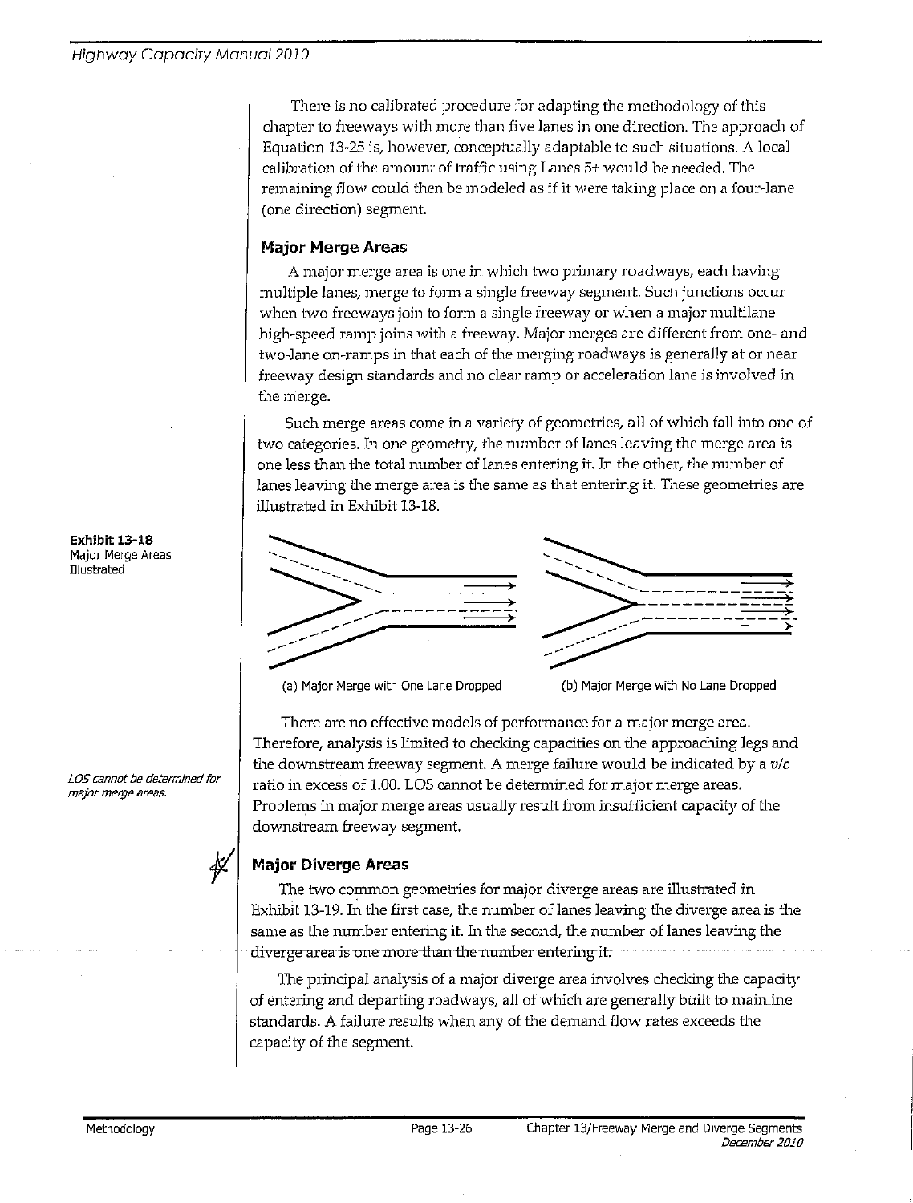There is no calibrated procedure for adapting the methodology of this chapter to freeways with more than five lanes in one direction. The approach of Equation 13-25 is, however, conceptually adaptable to such situations. A local calibration of the amount of traffic using Lanes 5+ would be needed. The remaining flow could then be modeled as if it were taking place on a four-lane (one direction) segment.

### Major Merge Areas

A major merge area is one in which two primary roadways, each having multiple lanes, merge to form a single freeway segment. Such junctions occur when two freeways join to form a single freeway or when a major multilane high-speed ramp joins with a freeway. Major merges are different from one- and two-lane on-ramps in that each of the merging roadways is generally at or near freeway design standards and no clear ramp or acceleration lane is involved in the merge.

Such merge areas come in a variety of geometries, all of which fall into one of two categories. In one geometry, the number of lanes leaving the merge area is one less than the total number of lanes entering it. In the other, the number of lanes leaving the merge area is the same as that entering it. These geometries are illustrated in Exhibit 13-18.

**Exhibit 13-18** Major Merge Areas Illustrated

(a) Major Merge with One Lane Dropped

(b) Major Merge with No Lane Dropped

There are no effective models of performance for a major merge area. Therefore, analysis is limited to checking capacities on the approaching legs and the downstream freeway segment. A merge failure would be indicated by a *v/c* ratio in excess of 1.00. LOS cannot be determined for major merge areas. Problems in major merge areas usually result from insufficient capacity of the downstream freeway segment.

*LOS cannot be determined for major merge areas.*

### Major Diverge Areas

The two common geometries for major diverge areas are illustrated in Exhibit 13-19. In the first case, the number of lanes leaving the diverge area is the same as the number entering it. In the second, the number of lanes leaving the diverge area is one more than the number entering it.

The principal analysis of a major diverge area involves checking the capacity of entering and departing roadways, all of which are generally built to mainline standards. A failure results when any of the demand flow rates exceeds the capacity of the segment.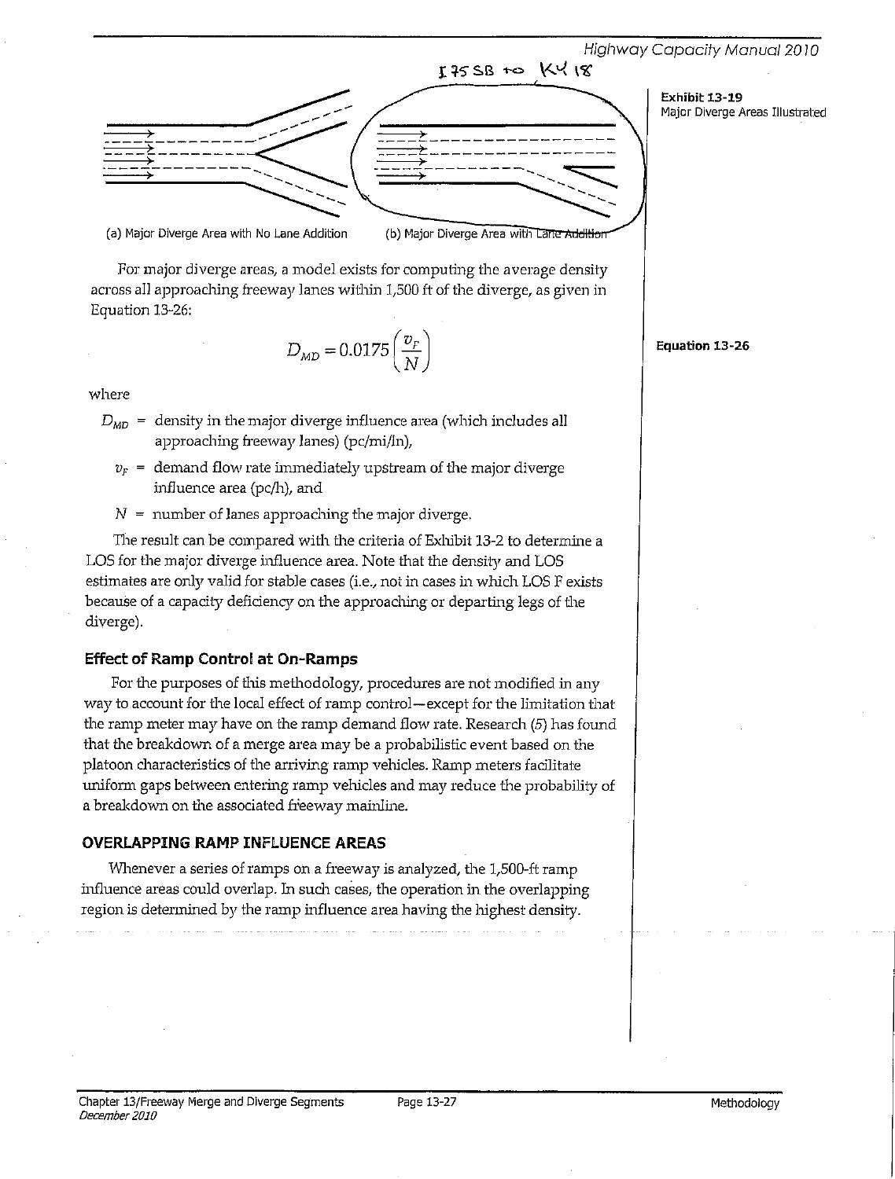**Exhibit 13-19**
Major Diverge Areas Illustrated

I 75 SB to KY 18

(a) Major Diverge Area with No Lane Addition (b) Major Diverge Area with Lane Addition

For major diverge areas, a model exists for computing the average density across all approaching freeway lanes within 1,500 ft of the diverge, as given in Equation 13-26:

**Equation 13-26**

$$D_{MD} = 0.0175\left(\frac{v_F}{N}\right)$$

where

- $D_{MD}$ = density in the major diverge influence area (which includes all approaching freeway lanes) (pc/mi/ln),
- $v_F$ = demand flow rate immediately upstream of the major diverge influence area (pc/h), and
- $N$ = number of lanes approaching the major diverge.

The result can be compared with the criteria of Exhibit 13-2 to determine a LOS for the major diverge influence area. Note that the density and LOS estimates are only valid for stable cases (i.e., not in cases in which LOS F exists because of a capacity deficiency on the approaching or departing legs of the diverge).

### Effect of Ramp Control at On-Ramps

For the purposes of this methodology, procedures are not modified in any way to account for the local effect of ramp control—except for the limitation that the ramp meter may have on the ramp demand flow rate. Research (5) has found that the breakdown of a merge area may be a probabilistic event based on the platoon characteristics of the arriving ramp vehicles. Ramp meters facilitate uniform gaps between entering ramp vehicles and may reduce the probability of a breakdown on the associated freeway mainline.

## OVERLAPPING RAMP INFLUENCE AREAS

Whenever a series of ramps on a freeway is analyzed, the 1,500-ft ramp influence areas could overlap. In such cases, the operation in the overlapping region is determined by the ramp influence area having the highest density.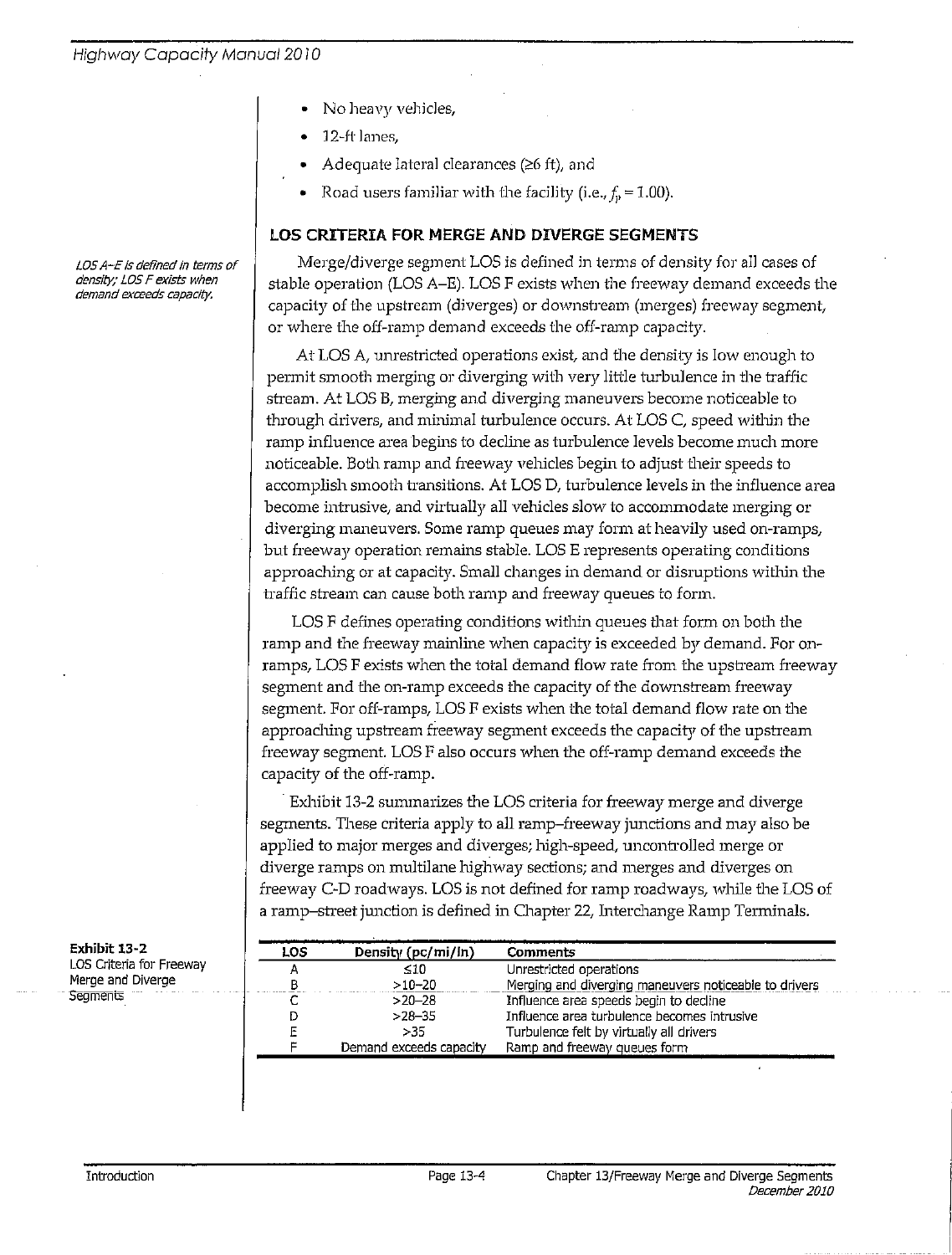- No heavy vehicles,
- 12-ft lanes,
- Adequate lateral clearances (≥6 ft), and
- Road users familiar with the facility (i.e., $f_p = 1.00$).

## LOS CRITERIA FOR MERGE AND DIVERGE SEGMENTS

*LOS A–E is defined in terms of density; LOS F exists when demand exceeds capacity.*

Merge/diverge segment LOS is defined in terms of density for all cases of stable operation (LOS A–E). LOS F exists when the freeway demand exceeds the capacity of the upstream (diverges) or downstream (merges) freeway segment, or where the off-ramp demand exceeds the off-ramp capacity.

At LOS A, unrestricted operations exist, and the density is low enough to permit smooth merging or diverging with very little turbulence in the traffic stream. At LOS B, merging and diverging maneuvers become noticeable to through drivers, and minimal turbulence occurs. At LOS C, speed within the ramp influence area begins to decline as turbulence levels become much more noticeable. Both ramp and freeway vehicles begin to adjust their speeds to accomplish smooth transitions. At LOS D, turbulence levels in the influence area become intrusive, and virtually all vehicles slow to accommodate merging or diverging maneuvers. Some ramp queues may form at heavily used on-ramps, but freeway operation remains stable. LOS E represents operating conditions approaching or at capacity. Small changes in demand or disruptions within the traffic stream can cause both ramp and freeway queues to form.

LOS F defines operating conditions within queues that form on both the ramp and the freeway mainline when capacity is exceeded by demand. For on-ramps, LOS F exists when the total demand flow rate from the upstream freeway segment and the on-ramp exceeds the capacity of the downstream freeway segment. For off-ramps, LOS F exists when the total demand flow rate on the approaching upstream freeway segment exceeds the capacity of the upstream freeway segment. LOS F also occurs when the off-ramp demand exceeds the capacity of the off-ramp.

Exhibit 13-2 summarizes the LOS criteria for freeway merge and diverge segments. These criteria apply to all ramp–freeway junctions and may also be applied to major merges and diverges; high-speed, uncontrolled merge or diverge ramps on multilane highway sections; and merges and diverges on freeway C-D roadways. LOS is not defined for ramp roadways, while the LOS of a ramp–street junction is defined in Chapter 22, Interchange Ramp Terminals.

**Exhibit 13-2**
LOS Criteria for Freeway Merge and Diverge Segments

| LOS | Density (pc/mi/ln) | Comments |
|---|---|---|
| A | ≤10 | Unrestricted operations |
| B | >10–20 | Merging and diverging maneuvers noticeable to drivers |
| C | >20–28 | Influence area speeds begin to decline |
| D | >28–35 | Influence area turbulence becomes intrusive |
| E | >35 | Turbulence felt by virtually all drivers |
| F | Demand exceeds capacity | Ramp and freeway queues form |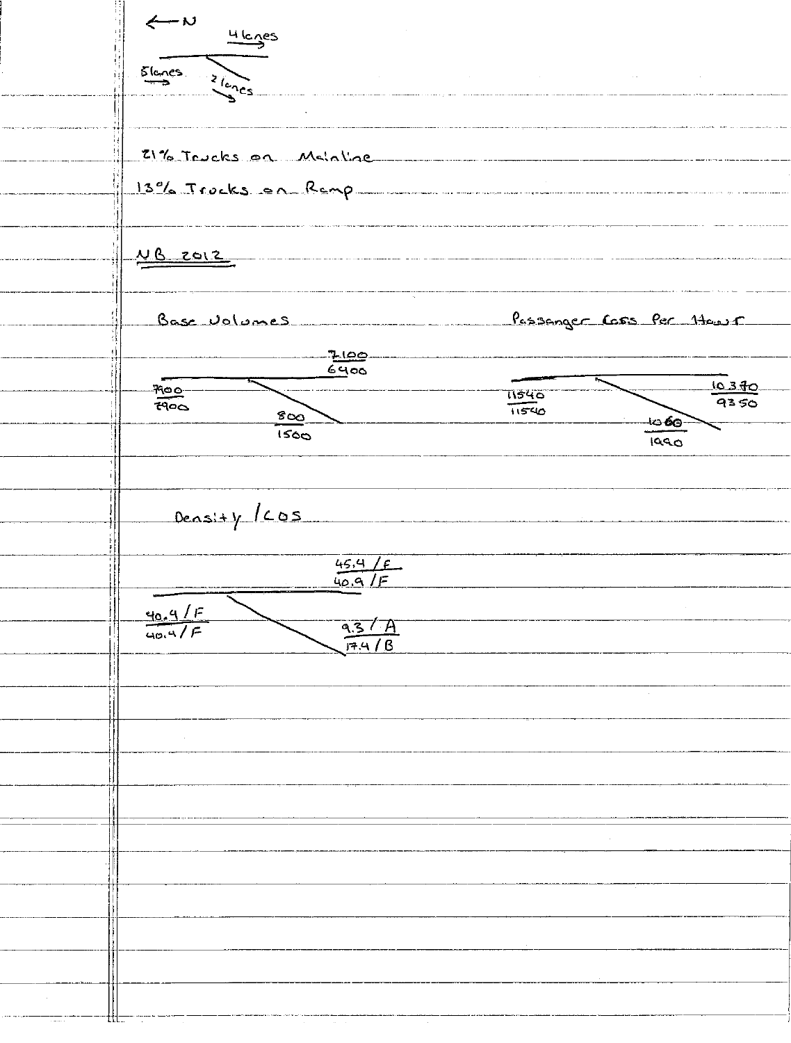←N

4 lanes →

5 lanes →

2 lanes ↘

21% Trucks on Mainline

13% Trucks on Ramp

**NB 2012**

Base Volumes

| Location | Upper | Lower |
| --- | --- | --- |
| Mainline upstream (5 lanes) | 7900 | 7900 |
| Mainline downstream (4 lanes) | 7100 | 6400 |
| Ramp (2 lanes) | 800 | 1500 |

Passenger Cars Per Hour

| Location | Upper | Lower |
| --- | --- | --- |
| Mainline upstream (5 lanes) | 11540 | 11540 |
| Mainline downstream (4 lanes) | 10370 | 9350 |
| Ramp (2 lanes) | 1060 | 1990 |

Density / LOS

| Location | Upper | Lower |
| --- | --- | --- |
| Mainline upstream (5 lanes) | 40.4 / F | 40.4 / F |
| Mainline downstream (4 lanes) | 45.4 / F | 40.9 / F |
| Ramp (2 lanes) | 9.3 / A | 17.4 / B |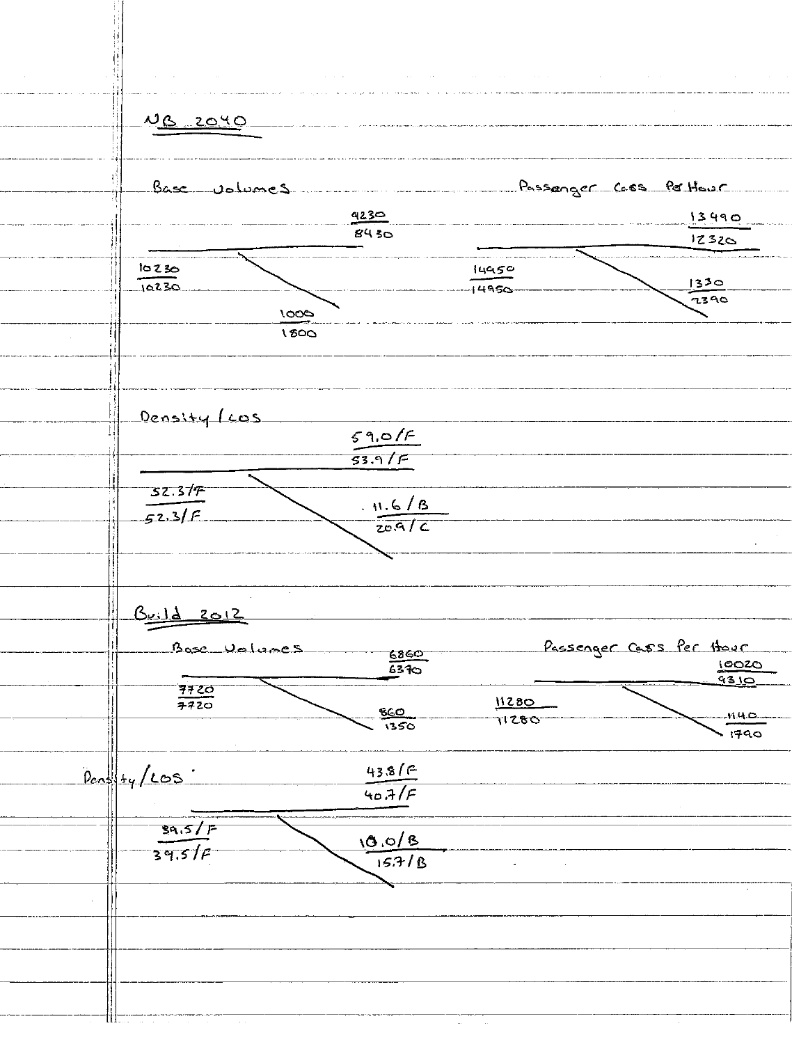## NB 2040

**Base Volumes**

| Location | Value |
|---|---|
| Upstream mainline | 10230 / 10230 |
| Downstream mainline | 9230 / 8430 |
| Diverge ramp | 1000 / 1800 |

**Passenger Cars Per Hour**

| Location | Value |
|---|---|
| Upstream mainline | 14950 / 14950 |
| Downstream mainline | 13490 / 12320 |
| Diverge ramp | 1330 / 2390 |

**Density / LOS**

| Location | Value |
|---|---|
| Upstream mainline | 52.3/F / 52.3/F |
| Downstream mainline | 59.0/F / 53.9/F |
| Diverge ramp | 11.6/B / 20.9/C |

## Build 2012

**Base Volumes**

| Location | Value |
|---|---|
| Upstream mainline | 7720 / 7720 |
| Downstream mainline | 6860 / 6370 |
| Diverge ramp | 860 / 1350 |

**Passenger Cars Per Hour**

| Location | Value |
|---|---|
| Upstream mainline | 11280 / 11280 |
| Downstream mainline | 10020 / 9310 |
| Diverge ramp | 1140 / 1790 |

**Density / LOS**

| Location | Value |
|---|---|
| Upstream mainline | 39.5/F / 39.5/F |
| Downstream mainline | 43.8/F / 40.7/F |
| Diverge ramp | 10.0/B / 15.7/B |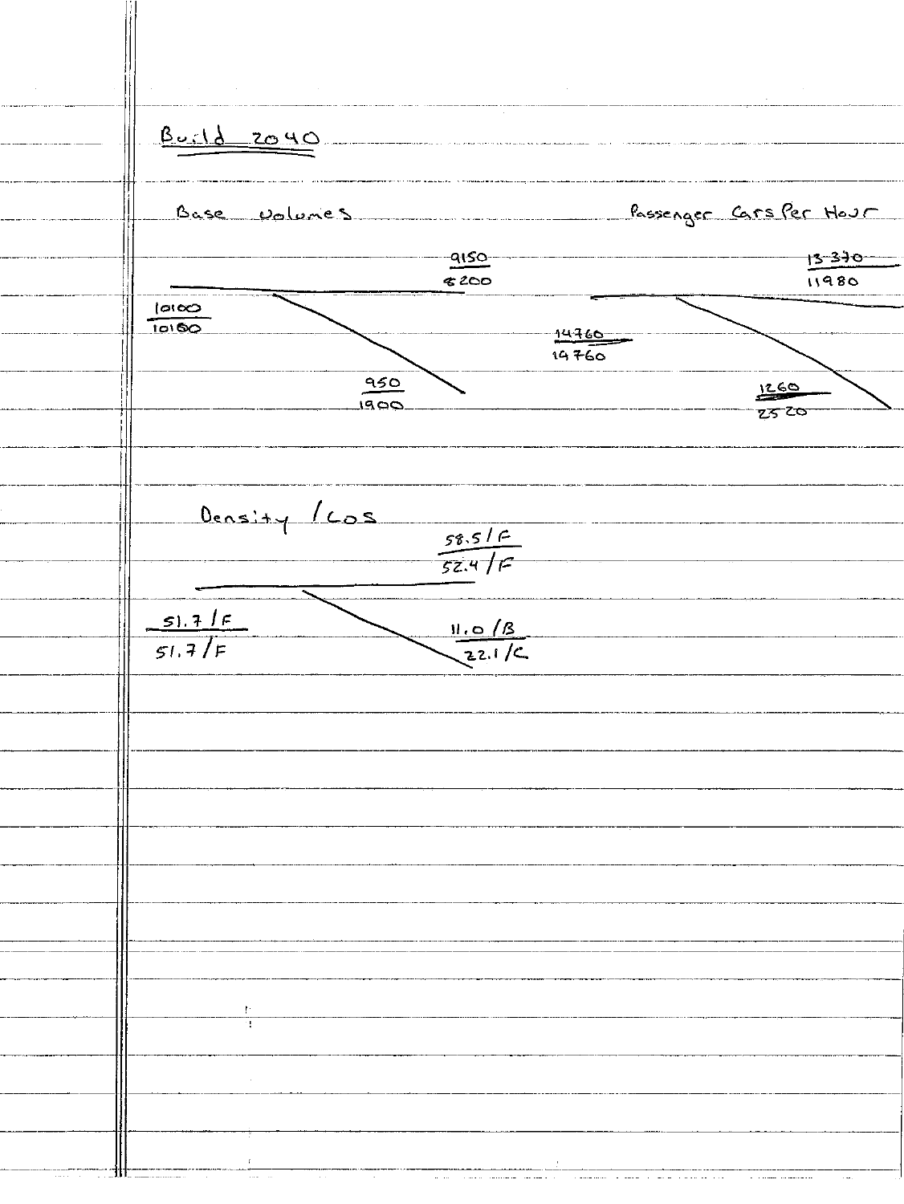## Build 2040

Base Volumes

9150
8200

10100
10100

950
1900

Passenger Cars Per Hour

13370
11980

14760
14760

1260
2520

Density / LOS

58.5 / F
52.4 / F

51.7 / F
51.7 / F

11.0 / B
22.1 / C